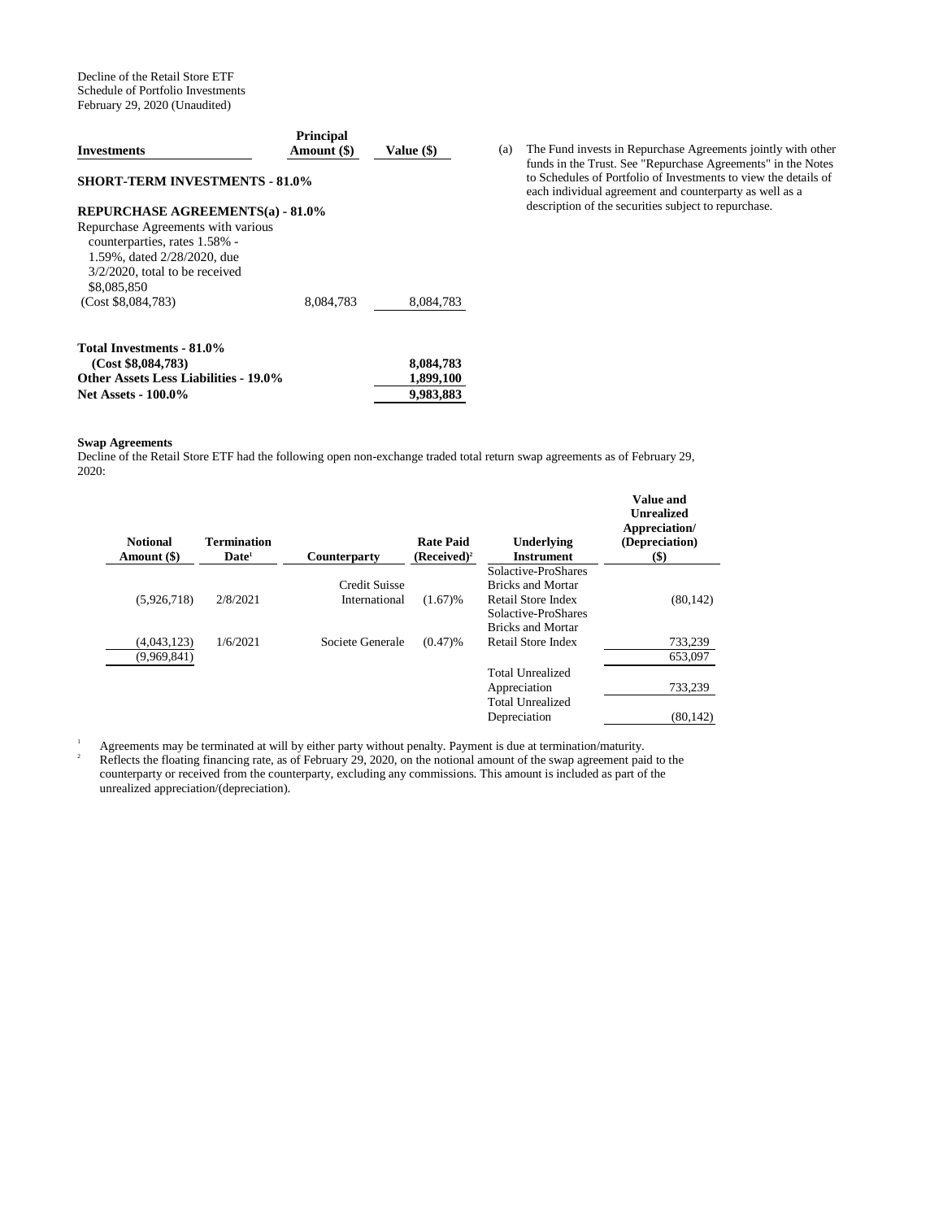Decline of the Retail Store ETF
Schedule of Portfolio Investments
February 29, 2020 (Unaudited)

| Investments | Principal Amount ($) | Value ($) |
|---|---|---|
| **SHORT-TERM INVESTMENTS - 81.0%** | | |
| **REPURCHASE AGREEMENTS(a) - 81.0%** | | |
| Repurchase Agreements with various counterparties, rates 1.58% - 1.59%, dated 2/28/2020, due 3/2/2020, total to be received $8,085,850 (Cost $8,084,783) | 8,084,783 | 8,084,783 |
| **Total Investments - 81.0% (Cost $8,084,783)** | | **8,084,783** |
| **Other Assets Less Liabilities - 19.0%** | | **1,899,100** |
| **Net Assets - 100.0%** | | **9,983,883** |

(a) The Fund invests in Repurchase Agreements jointly with other funds in the Trust. See "Repurchase Agreements" in the Notes to Schedules of Portfolio of Investments to view the details of each individual agreement and counterparty as well as a description of the securities subject to repurchase.

**Swap Agreements**

Decline of the Retail Store ETF had the following open non-exchange traded total return swap agreements as of February 29, 2020:

| Notional Amount ($) | Termination Date[1] | Counterparty | Rate Paid (Received)[2] | Underlying Instrument | Value and Unrealized Appreciation/ (Depreciation) ($) |
|---|---|---|---|---|---|
| (5,926,718) | 2/8/2021 | Credit Suisse International | (1.67)% | Solactive-ProShares Bricks and Mortar Retail Store Index | (80,142) |
| (4,043,123) | 1/6/2021 | Societe Generale | (0.47)% | Solactive-ProShares Bricks and Mortar Retail Store Index | 733,239 |
| (9,969,841) | | | | | 653,097 |
| | | | | Total Unrealized Appreciation | 733,239 |
| | | | | Total Unrealized Depreciation | (80,142) |

[1] Agreements may be terminated at will by either party without penalty. Payment is due at termination/maturity.

[2] Reflects the floating financing rate, as of February 29, 2020, on the notional amount of the swap agreement paid to the counterparty or received from the counterparty, excluding any commissions. This amount is included as part of the unrealized appreciation/(depreciation).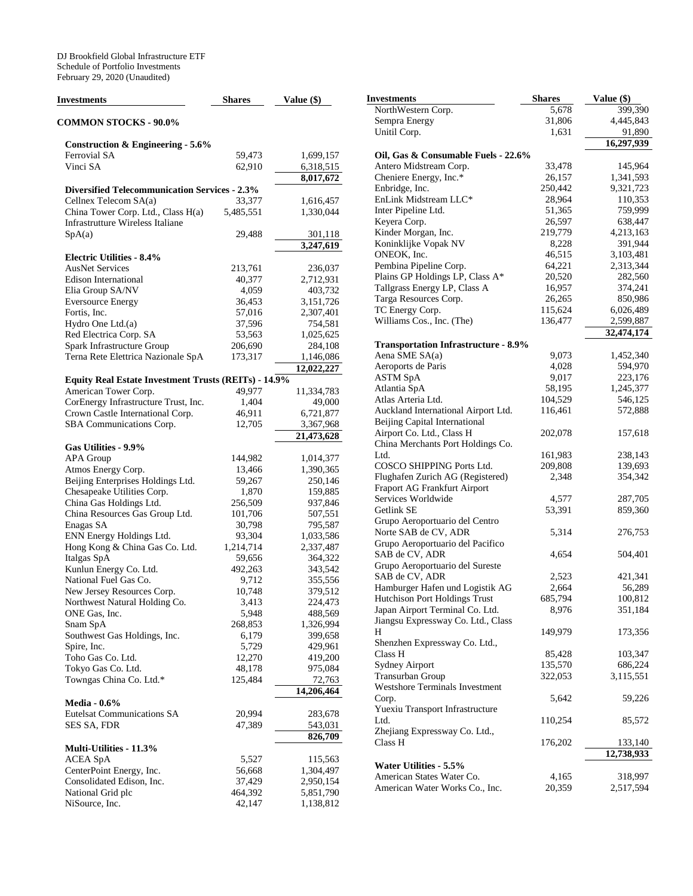DJ Brookfield Global Infrastructure ETF
Schedule of Portfolio Investments
February 29, 2020 (Unaudited)

| Investments | Shares | Value ($) |
|---|---|---|
| **COMMON STOCKS - 90.0%** | | |
| **Construction & Engineering - 5.6%** | | |
| Ferrovial SA | 59,473 | 1,699,157 |
| Vinci SA | 62,910 | 6,318,515 |
| | | 8,017,672 |
| **Diversified Telecommunication Services - 2.3%** | | |
| Cellnex Telecom SA(a) | 33,377 | 1,616,457 |
| China Tower Corp. Ltd., Class H(a) | 5,485,551 | 1,330,044 |
| Infrastrutture Wireless Italiane SpA(a) | 29,488 | 301,118 |
| | | 3,247,619 |
| **Electric Utilities - 8.4%** | | |
| AusNet Services | 213,761 | 236,037 |
| Edison International | 40,377 | 2,712,931 |
| Elia Group SA/NV | 4,059 | 403,732 |
| Eversource Energy | 36,453 | 3,151,726 |
| Fortis, Inc. | 57,016 | 2,307,401 |
| Hydro One Ltd.(a) | 37,596 | 754,581 |
| Red Electrica Corp. SA | 53,563 | 1,025,625 |
| Spark Infrastructure Group | 206,690 | 284,108 |
| Terna Rete Elettrica Nazionale SpA | 173,317 | 1,146,086 |
| | | 12,022,227 |
| **Equity Real Estate Investment Trusts (REITs) - 14.9%** | | |
| American Tower Corp. | 49,977 | 11,334,783 |
| CorEnergy Infrastructure Trust, Inc. | 1,404 | 49,000 |
| Crown Castle International Corp. | 46,911 | 6,721,877 |
| SBA Communications Corp. | 12,705 | 3,367,968 |
| | | 21,473,628 |
| **Gas Utilities - 9.9%** | | |
| APA Group | 144,982 | 1,014,377 |
| Atmos Energy Corp. | 13,466 | 1,390,365 |
| Beijing Enterprises Holdings Ltd. | 59,267 | 250,146 |
| Chesapeake Utilities Corp. | 1,870 | 159,885 |
| China Gas Holdings Ltd. | 256,509 | 937,846 |
| China Resources Gas Group Ltd. | 101,706 | 507,551 |
| Enagas SA | 30,798 | 795,587 |
| ENN Energy Holdings Ltd. | 93,304 | 1,033,586 |
| Hong Kong & China Gas Co. Ltd. | 1,214,714 | 2,337,487 |
| Italgas SpA | 59,656 | 364,322 |
| Kunlun Energy Co. Ltd. | 492,263 | 343,542 |
| National Fuel Gas Co. | 9,712 | 355,556 |
| New Jersey Resources Corp. | 10,748 | 379,512 |
| Northwest Natural Holding Co. | 3,413 | 224,473 |
| ONE Gas, Inc. | 5,948 | 488,569 |
| Snam SpA | 268,853 | 1,326,994 |
| Southwest Gas Holdings, Inc. | 6,179 | 399,658 |
| Spire, Inc. | 5,729 | 429,961 |
| Toho Gas Co. Ltd. | 12,270 | 419,200 |
| Tokyo Gas Co. Ltd. | 48,178 | 975,084 |
| Towngas China Co. Ltd.* | 125,484 | 72,763 |
| | | 14,206,464 |
| **Media - 0.6%** | | |
| Eutelsat Communications SA | 20,994 | 283,678 |
| SES SA, FDR | 47,389 | 543,031 |
| | | 826,709 |
| **Multi-Utilities - 11.3%** | | |
| ACEA SpA | 5,527 | 115,563 |
| CenterPoint Energy, Inc. | 56,668 | 1,304,497 |
| Consolidated Edison, Inc. | 37,429 | 2,950,154 |
| National Grid plc | 464,392 | 5,851,790 |
| NiSource, Inc. | 42,147 | 1,138,812 |
| NorthWestern Corp. | 5,678 | 399,390 |
| Sempra Energy | 31,806 | 4,445,843 |
| Unitil Corp. | 1,631 | 91,890 |
| | | 16,297,939 |
| **Oil, Gas & Consumable Fuels - 22.6%** | | |
| Antero Midstream Corp. | 33,478 | 145,964 |
| Cheniere Energy, Inc.* | 26,157 | 1,341,593 |
| Enbridge, Inc. | 250,442 | 9,321,723 |
| EnLink Midstream LLC* | 28,964 | 110,353 |
| Inter Pipeline Ltd. | 51,365 | 759,999 |
| Keyera Corp. | 26,597 | 638,447 |
| Kinder Morgan, Inc. | 219,779 | 4,213,163 |
| Koninklijke Vopak NV | 8,228 | 391,944 |
| ONEOK, Inc. | 46,515 | 3,103,481 |
| Pembina Pipeline Corp. | 64,221 | 2,313,344 |
| Plains GP Holdings LP, Class A* | 20,520 | 282,560 |
| Tallgrass Energy LP, Class A | 16,957 | 374,241 |
| Targa Resources Corp. | 26,265 | 850,986 |
| TC Energy Corp. | 115,624 | 6,026,489 |
| Williams Cos., Inc. (The) | 136,477 | 2,599,887 |
| | | 32,474,174 |
| **Transportation Infrastructure - 8.9%** | | |
| Aena SME SA(a) | 9,073 | 1,452,340 |
| Aeroports de Paris | 4,028 | 594,970 |
| ASTM SpA | 9,017 | 223,176 |
| Atlantia SpA | 58,195 | 1,245,377 |
| Atlas Arteria Ltd. | 104,529 | 546,125 |
| Auckland International Airport Ltd. | 116,461 | 572,888 |
| Beijing Capital International Airport Co. Ltd., Class H | 202,078 | 157,618 |
| China Merchants Port Holdings Co. Ltd. | 161,983 | 238,143 |
| COSCO SHIPPING Ports Ltd. | 209,808 | 139,693 |
| Flughafen Zurich AG (Registered) | 2,348 | 354,342 |
| Fraport AG Frankfurt Airport Services Worldwide | 4,577 | 287,705 |
| Getlink SE | 53,391 | 859,360 |
| Grupo Aeroportuario del Centro Norte SAB de CV, ADR | 5,314 | 276,753 |
| Grupo Aeroportuario del Pacifico SAB de CV, ADR | 4,654 | 504,401 |
| Grupo Aeroportuario del Sureste SAB de CV, ADR | 2,523 | 421,341 |
| Hamburger Hafen und Logistik AG | 2,664 | 56,289 |
| Hutchison Port Holdings Trust | 685,794 | 100,812 |
| Japan Airport Terminal Co. Ltd. | 8,976 | 351,184 |
| Jiangsu Expressway Co. Ltd., Class H | 149,979 | 173,356 |
| Shenzhen Expressway Co. Ltd., Class H | 85,428 | 103,347 |
| Sydney Airport | 135,570 | 686,224 |
| Transurban Group | 322,053 | 3,115,551 |
| Westshore Terminals Investment Corp. | 5,642 | 59,226 |
| Yuexiu Transport Infrastructure Ltd. | 110,254 | 85,572 |
| Zhejiang Expressway Co. Ltd., Class H | 176,202 | 133,140 |
| | | 12,738,933 |
| **Water Utilities - 5.5%** | | |
| American States Water Co. | 4,165 | 318,997 |
| American Water Works Co., Inc. | 20,359 | 2,517,594 |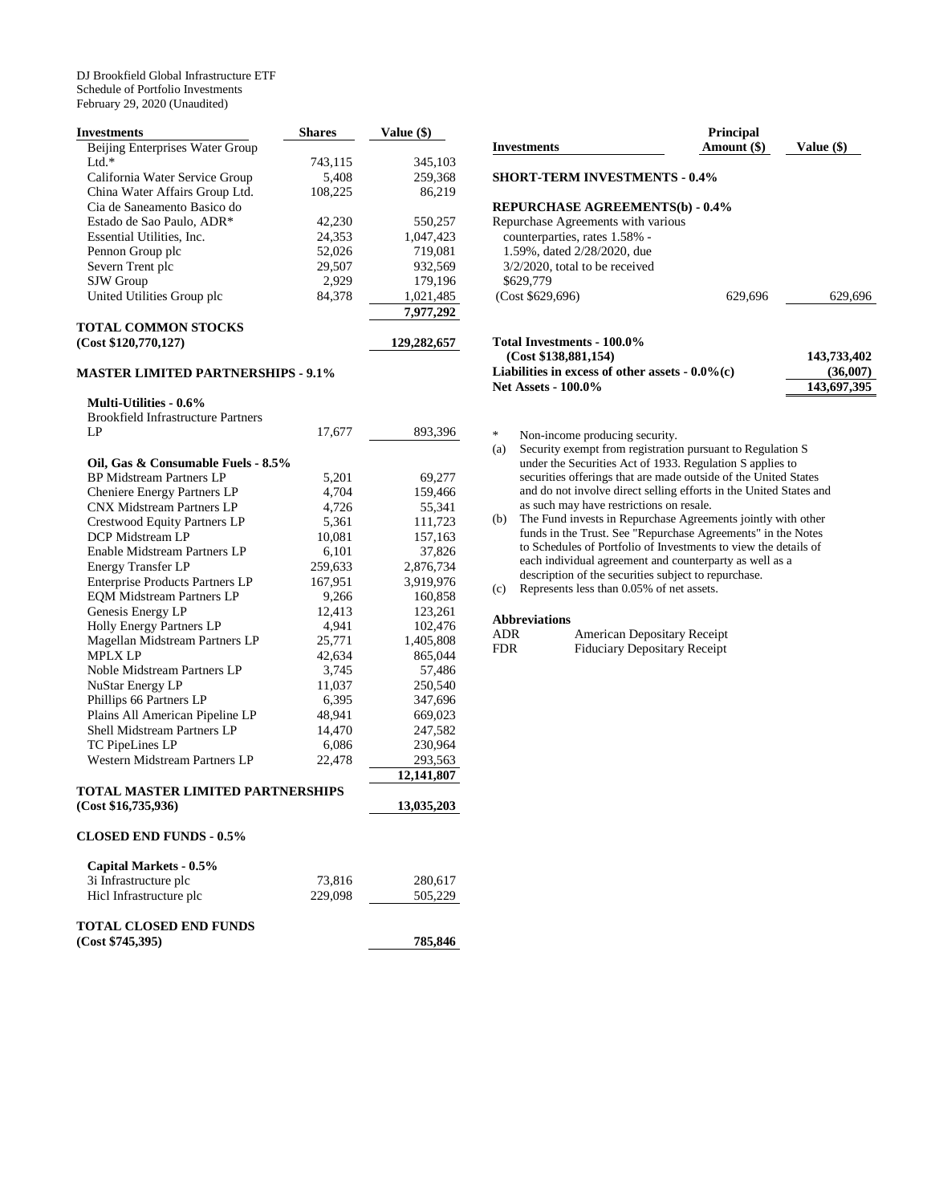DJ Brookfield Global Infrastructure ETF
Schedule of Portfolio Investments
February 29, 2020 (Unaudited)

| Investments | Shares | Value ($) |
|---|---|---|
| Beijing Enterprises Water Group Ltd.* | 743,115 | 345,103 |
| California Water Service Group | 5,408 | 259,368 |
| China Water Affairs Group Ltd. | 108,225 | 86,219 |
| Cia de Saneamento Basico do Estado de Sao Paulo, ADR* | 42,230 | 550,257 |
| Essential Utilities, Inc. | 24,353 | 1,047,423 |
| Pennon Group plc | 52,026 | 719,081 |
| Severn Trent plc | 29,507 | 932,569 |
| SJW Group | 2,929 | 179,196 |
| United Utilities Group plc | 84,378 | 1,021,485 |
| | | **7,977,292** |
| **TOTAL COMMON STOCKS (Cost $120,770,127)** | | **129,282,657** |
| **MASTER LIMITED PARTNERSHIPS - 9.1%** | | |
| **Multi-Utilities - 0.6%** | | |
| Brookfield Infrastructure Partners LP | 17,677 | 893,396 |
| **Oil, Gas & Consumable Fuels - 8.5%** | | |
| BP Midstream Partners LP | 5,201 | 69,277 |
| Cheniere Energy Partners LP | 4,704 | 159,466 |
| CNX Midstream Partners LP | 4,726 | 55,341 |
| Crestwood Equity Partners LP | 5,361 | 111,723 |
| DCP Midstream LP | 10,081 | 157,163 |
| Enable Midstream Partners LP | 6,101 | 37,826 |
| Energy Transfer LP | 259,633 | 2,876,734 |
| Enterprise Products Partners LP | 167,951 | 3,919,976 |
| EQM Midstream Partners LP | 9,266 | 160,858 |
| Genesis Energy LP | 12,413 | 123,261 |
| Holly Energy Partners LP | 4,941 | 102,476 |
| Magellan Midstream Partners LP | 25,771 | 1,405,808 |
| MPLX LP | 42,634 | 865,044 |
| Noble Midstream Partners LP | 3,745 | 57,486 |
| NuStar Energy LP | 11,037 | 250,540 |
| Phillips 66 Partners LP | 6,395 | 347,696 |
| Plains All American Pipeline LP | 48,941 | 669,023 |
| Shell Midstream Partners LP | 14,470 | 247,582 |
| TC PipeLines LP | 6,086 | 230,964 |
| Western Midstream Partners LP | 22,478 | 293,563 |
| | | **12,141,807** |
| **TOTAL MASTER LIMITED PARTNERSHIPS (Cost $16,735,936)** | | **13,035,203** |
| **CLOSED END FUNDS - 0.5%** | | |
| **Capital Markets - 0.5%** | | |
| 3i Infrastructure plc | 73,816 | 280,617 |
| Hicl Infrastructure plc | 229,098 | 505,229 |
| **TOTAL CLOSED END FUNDS (Cost $745,395)** | | **785,846** |

| Investments | Principal Amount ($) | Value ($) |
|---|---|---|
| **SHORT-TERM INVESTMENTS - 0.4%** | | |
| **REPURCHASE AGREEMENTS(b) - 0.4%** | | |
| Repurchase Agreements with various counterparties, rates 1.58% - 1.59%, dated 2/28/2020, due 3/2/2020, total to be received $629,779 (Cost $629,696) | 629,696 | 629,696 |
| **Total Investments - 100.0% (Cost $138,881,154)** | | **143,733,402** |
| **Liabilities in excess of other assets - 0.0%(c)** | | **(36,007)** |
| **Net Assets - 100.0%** | | **143,697,395** |

\* Non-income producing security.

(a) Security exempt from registration pursuant to Regulation S under the Securities Act of 1933. Regulation S applies to securities offerings that are made outside of the United States and do not involve direct selling efforts in the United States and as such may have restrictions on resale.

(b) The Fund invests in Repurchase Agreements jointly with other funds in the Trust. See "Repurchase Agreements" in the Notes to Schedules of Portfolio of Investments to view the details of each individual agreement and counterparty as well as a description of the securities subject to repurchase.

(c) Represents less than 0.05% of net assets.

**Abbreviations**

| | |
|---|---|
| ADR | American Depositary Receipt |
| FDR | Fiduciary Depositary Receipt |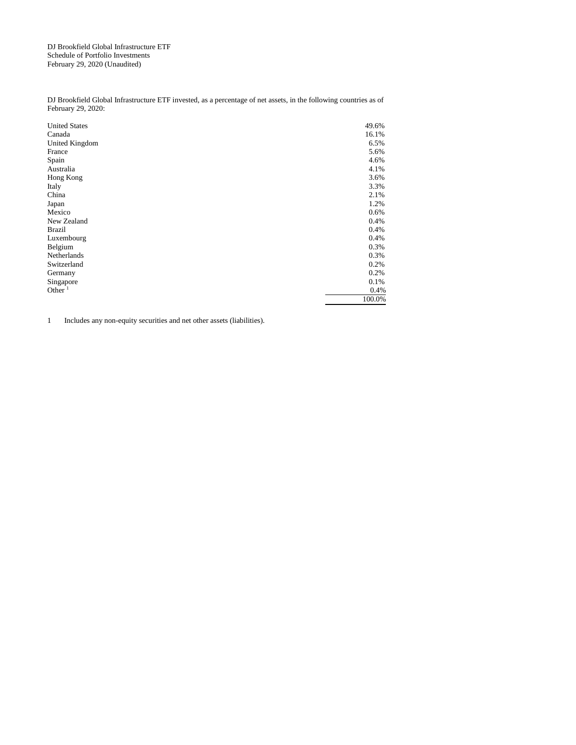DJ Brookfield Global Infrastructure ETF
Schedule of Portfolio Investments
February 29, 2020 (Unaudited)

DJ Brookfield Global Infrastructure ETF invested, as a percentage of net assets, in the following countries as of February 29, 2020:

| Country | % |
|---|---|
| United States | 49.6% |
| Canada | 16.1% |
| United Kingdom | 6.5% |
| France | 5.6% |
| Spain | 4.6% |
| Australia | 4.1% |
| Hong Kong | 3.6% |
| Italy | 3.3% |
| China | 2.1% |
| Japan | 1.2% |
| Mexico | 0.6% |
| New Zealand | 0.4% |
| Brazil | 0.4% |
| Luxembourg | 0.4% |
| Belgium | 0.3% |
| Netherlands | 0.3% |
| Switzerland | 0.2% |
| Germany | 0.2% |
| Singapore | 0.1% |
| Other [1] | 0.4% |
| | 100.0% |

1 Includes any non-equity securities and net other assets (liabilities).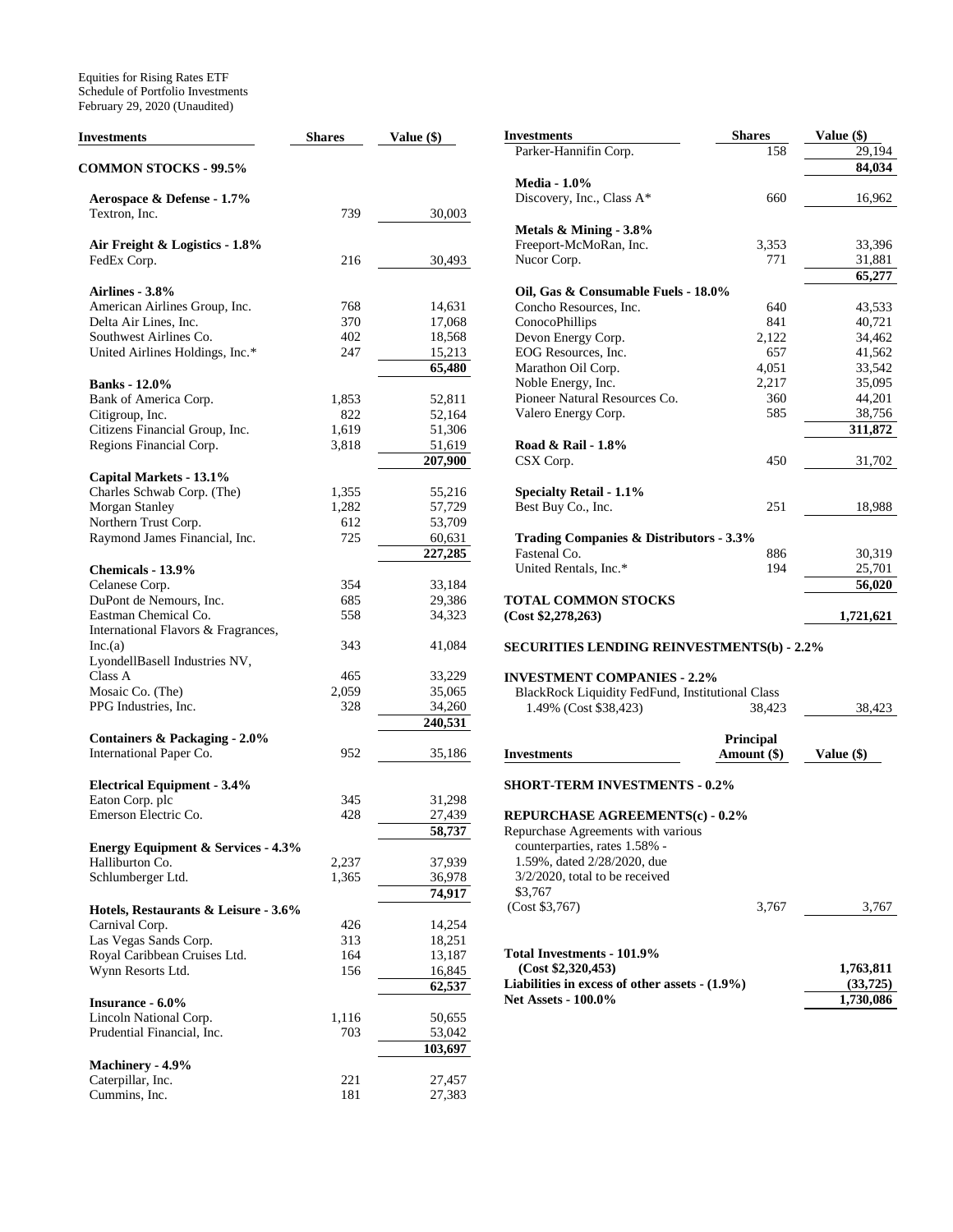Equities for Rising Rates ETF
Schedule of Portfolio Investments
February 29, 2020 (Unaudited)

| Investments | Shares | Value ($) |
|---|---|---|
| **COMMON STOCKS - 99.5%** | | |
| **Aerospace & Defense - 1.7%** | | |
| Textron, Inc. | 739 | 30,003 |
| **Air Freight & Logistics - 1.8%** | | |
| FedEx Corp. | 216 | 30,493 |
| **Airlines - 3.8%** | | |
| American Airlines Group, Inc. | 768 | 14,631 |
| Delta Air Lines, Inc. | 370 | 17,068 |
| Southwest Airlines Co. | 402 | 18,568 |
| United Airlines Holdings, Inc.* | 247 | 15,213 |
| | | **65,480** |
| **Banks - 12.0%** | | |
| Bank of America Corp. | 1,853 | 52,811 |
| Citigroup, Inc. | 822 | 52,164 |
| Citizens Financial Group, Inc. | 1,619 | 51,306 |
| Regions Financial Corp. | 3,818 | 51,619 |
| | | **207,900** |
| **Capital Markets - 13.1%** | | |
| Charles Schwab Corp. (The) | 1,355 | 55,216 |
| Morgan Stanley | 1,282 | 57,729 |
| Northern Trust Corp. | 612 | 53,709 |
| Raymond James Financial, Inc. | 725 | 60,631 |
| | | **227,285** |
| **Chemicals - 13.9%** | | |
| Celanese Corp. | 354 | 33,184 |
| DuPont de Nemours, Inc. | 685 | 29,386 |
| Eastman Chemical Co. | 558 | 34,323 |
| International Flavors & Fragrances, Inc.(a) | 343 | 41,084 |
| LyondellBasell Industries NV, Class A | 465 | 33,229 |
| Mosaic Co. (The) | 2,059 | 35,065 |
| PPG Industries, Inc. | 328 | 34,260 |
| | | **240,531** |
| **Containers & Packaging - 2.0%** | | |
| International Paper Co. | 952 | 35,186 |
| **Electrical Equipment - 3.4%** | | |
| Eaton Corp. plc | 345 | 31,298 |
| Emerson Electric Co. | 428 | 27,439 |
| | | **58,737** |
| **Energy Equipment & Services - 4.3%** | | |
| Halliburton Co. | 2,237 | 37,939 |
| Schlumberger Ltd. | 1,365 | 36,978 |
| | | **74,917** |
| **Hotels, Restaurants & Leisure - 3.6%** | | |
| Carnival Corp. | 426 | 14,254 |
| Las Vegas Sands Corp. | 313 | 18,251 |
| Royal Caribbean Cruises Ltd. | 164 | 13,187 |
| Wynn Resorts Ltd. | 156 | 16,845 |
| | | **62,537** |
| **Insurance - 6.0%** | | |
| Lincoln National Corp. | 1,116 | 50,655 |
| Prudential Financial, Inc. | 703 | 53,042 |
| | | **103,697** |
| **Machinery - 4.9%** | | |
| Caterpillar, Inc. | 221 | 27,457 |
| Cummins, Inc. | 181 | 27,383 |
| Parker-Hannifin Corp. | 158 | 29,194 |
| | | **84,034** |
| **Media - 1.0%** | | |
| Discovery, Inc., Class A* | 660 | 16,962 |
| **Metals & Mining - 3.8%** | | |
| Freeport-McMoRan, Inc. | 3,353 | 33,396 |
| Nucor Corp. | 771 | 31,881 |
| | | **65,277** |
| **Oil, Gas & Consumable Fuels - 18.0%** | | |
| Concho Resources, Inc. | 640 | 43,533 |
| ConocoPhillips | 841 | 40,721 |
| Devon Energy Corp. | 2,122 | 34,462 |
| EOG Resources, Inc. | 657 | 41,562 |
| Marathon Oil Corp. | 4,051 | 33,542 |
| Noble Energy, Inc. | 2,217 | 35,095 |
| Pioneer Natural Resources Co. | 360 | 44,201 |
| Valero Energy Corp. | 585 | 38,756 |
| | | **311,872** |
| **Road & Rail - 1.8%** | | |
| CSX Corp. | 450 | 31,702 |
| **Specialty Retail - 1.1%** | | |
| Best Buy Co., Inc. | 251 | 18,988 |
| **Trading Companies & Distributors - 3.3%** | | |
| Fastenal Co. | 886 | 30,319 |
| United Rentals, Inc.* | 194 | 25,701 |
| | | **56,020** |
| **TOTAL COMMON STOCKS (Cost $2,278,263)** | | **1,721,621** |
| **SECURITIES LENDING REINVESTMENTS(b) - 2.2%** | | |
| **INVESTMENT COMPANIES - 2.2%** | | |
| BlackRock Liquidity FedFund, Institutional Class 1.49% (Cost $38,423) | 38,423 | 38,423 |

| Investments | Principal Amount ($) | Value ($) |
|---|---|---|
| **SHORT-TERM INVESTMENTS - 0.2%** | | |
| **REPURCHASE AGREEMENTS(c) - 0.2%** | | |
| Repurchase Agreements with various counterparties, rates 1.58% - 1.59%, dated 2/28/2020, due 3/2/2020, total to be received $3,767 (Cost $3,767) | 3,767 | 3,767 |
| **Total Investments - 101.9% (Cost $2,320,453)** | | **1,763,811** |
| **Liabilities in excess of other assets - (1.9%)** | | **(33,725)** |
| **Net Assets - 100.0%** | | **1,730,086** |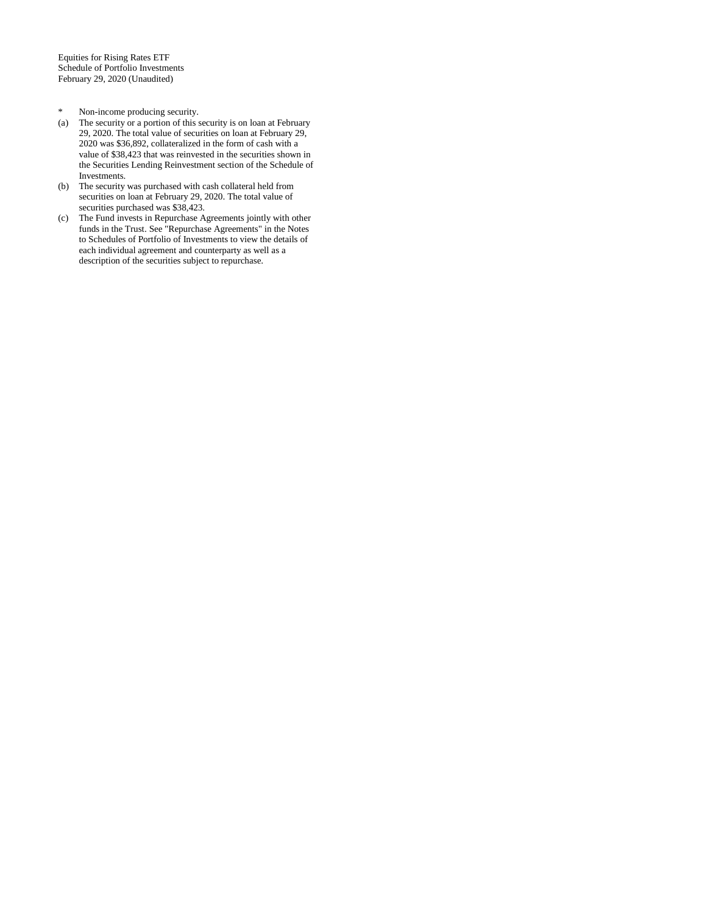Equities for Rising Rates ETF
Schedule of Portfolio Investments
February 29, 2020 (Unaudited)

- \* Non-income producing security.
- (a) The security or a portion of this security is on loan at February 29, 2020. The total value of securities on loan at February 29, 2020 was $36,892, collateralized in the form of cash with a value of $38,423 that was reinvested in the securities shown in the Securities Lending Reinvestment section of the Schedule of Investments.
- (b) The security was purchased with cash collateral held from securities on loan at February 29, 2020. The total value of securities purchased was $38,423.
- (c) The Fund invests in Repurchase Agreements jointly with other funds in the Trust. See "Repurchase Agreements" in the Notes to Schedules of Portfolio of Investments to view the details of each individual agreement and counterparty as well as a description of the securities subject to repurchase.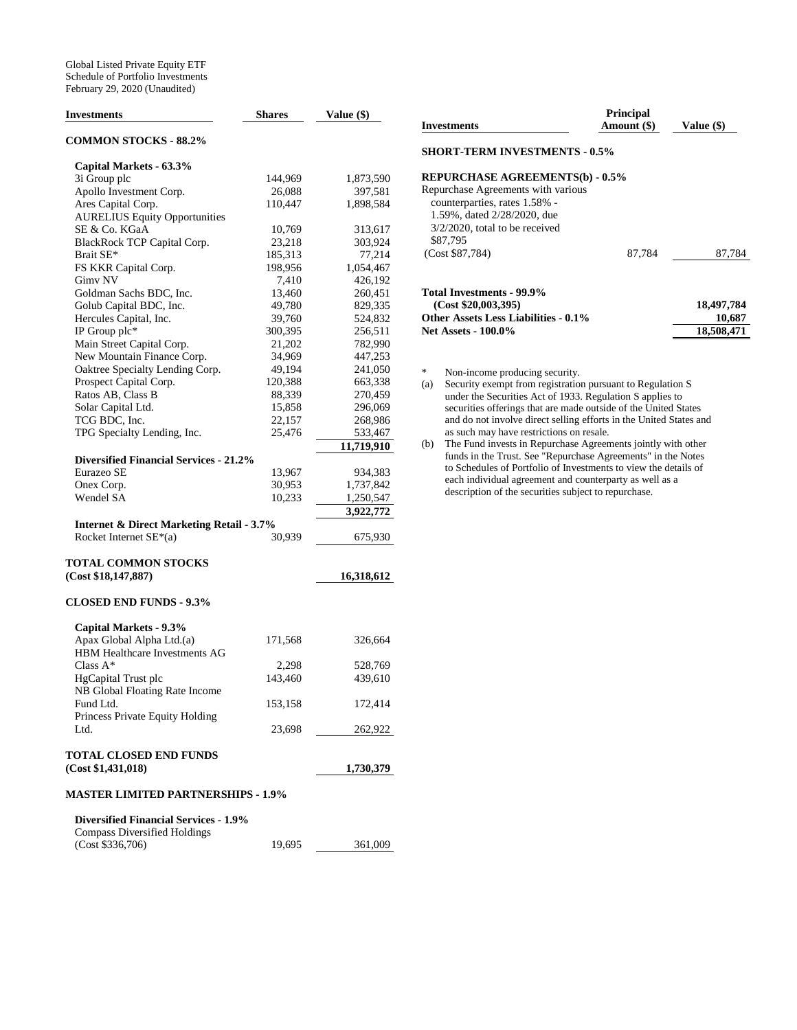Global Listed Private Equity ETF
Schedule of Portfolio Investments
February 29, 2020 (Unaudited)

| Investments | Shares | Value ($) |
|---|---|---|
| **COMMON STOCKS - 88.2%** | | |
| **Capital Markets - 63.3%** | | |
| 3i Group plc | 144,969 | 1,873,590 |
| Apollo Investment Corp. | 26,088 | 397,581 |
| Ares Capital Corp. | 110,447 | 1,898,584 |
| AURELIUS Equity Opportunities SE & Co. KGaA | 10,769 | 313,617 |
| BlackRock TCP Capital Corp. | 23,218 | 303,924 |
| Brait SE* | 185,313 | 77,214 |
| FS KKR Capital Corp. | 198,956 | 1,054,467 |
| Gimv NV | 7,410 | 426,192 |
| Goldman Sachs BDC, Inc. | 13,460 | 260,451 |
| Golub Capital BDC, Inc. | 49,780 | 829,335 |
| Hercules Capital, Inc. | 39,760 | 524,832 |
| IP Group plc* | 300,395 | 256,511 |
| Main Street Capital Corp. | 21,202 | 782,990 |
| New Mountain Finance Corp. | 34,969 | 447,253 |
| Oaktree Specialty Lending Corp. | 49,194 | 241,050 |
| Prospect Capital Corp. | 120,388 | 663,338 |
| Ratos AB, Class B | 88,339 | 270,459 |
| Solar Capital Ltd. | 15,858 | 296,069 |
| TCG BDC, Inc. | 22,157 | 268,986 |
| TPG Specialty Lending, Inc. | 25,476 | 533,467 |
| | | **11,719,910** |
| **Diversified Financial Services - 21.2%** | | |
| Eurazeo SE | 13,967 | 934,383 |
| Onex Corp. | 30,953 | 1,737,842 |
| Wendel SA | 10,233 | 1,250,547 |
| | | **3,922,772** |
| **Internet & Direct Marketing Retail - 3.7%** | | |
| Rocket Internet SE*(a) | 30,939 | 675,930 |
| **TOTAL COMMON STOCKS (Cost $18,147,887)** | | **16,318,612** |
| **CLOSED END FUNDS - 9.3%** | | |
| **Capital Markets - 9.3%** | | |
| Apax Global Alpha Ltd.(a) | 171,568 | 326,664 |
| HBM Healthcare Investments AG Class A* | 2,298 | 528,769 |
| HgCapital Trust plc | 143,460 | 439,610 |
| NB Global Floating Rate Income Fund Ltd. | 153,158 | 172,414 |
| Princess Private Equity Holding Ltd. | 23,698 | 262,922 |
| **TOTAL CLOSED END FUNDS (Cost $1,431,018)** | | **1,730,379** |
| **MASTER LIMITED PARTNERSHIPS - 1.9%** | | |
| **Diversified Financial Services - 1.9%** | | |
| Compass Diversified Holdings (Cost $336,706) | 19,695 | 361,009 |

| Investments | Principal Amount ($) | Value ($) |
|---|---|---|
| **SHORT-TERM INVESTMENTS - 0.5%** | | |
| **REPURCHASE AGREEMENTS(b) - 0.5%** | | |
| Repurchase Agreements with various counterparties, rates 1.58% - 1.59%, dated 2/28/2020, due 3/2/2020, total to be received $87,795 (Cost $87,784) | 87,784 | 87,784 |
| **Total Investments - 99.9% (Cost $20,003,395)** | | **18,497,784** |
| **Other Assets Less Liabilities - 0.1%** | | **10,687** |
| **Net Assets - 100.0%** | | **18,508,471** |

\* Non-income producing security.

(a) Security exempt from registration pursuant to Regulation S under the Securities Act of 1933. Regulation S applies to securities offerings that are made outside of the United States and do not involve direct selling efforts in the United States and as such may have restrictions on resale.

(b) The Fund invests in Repurchase Agreements jointly with other funds in the Trust. See "Repurchase Agreements" in the Notes to Schedules of Portfolio of Investments to view the details of each individual agreement and counterparty as well as a description of the securities subject to repurchase.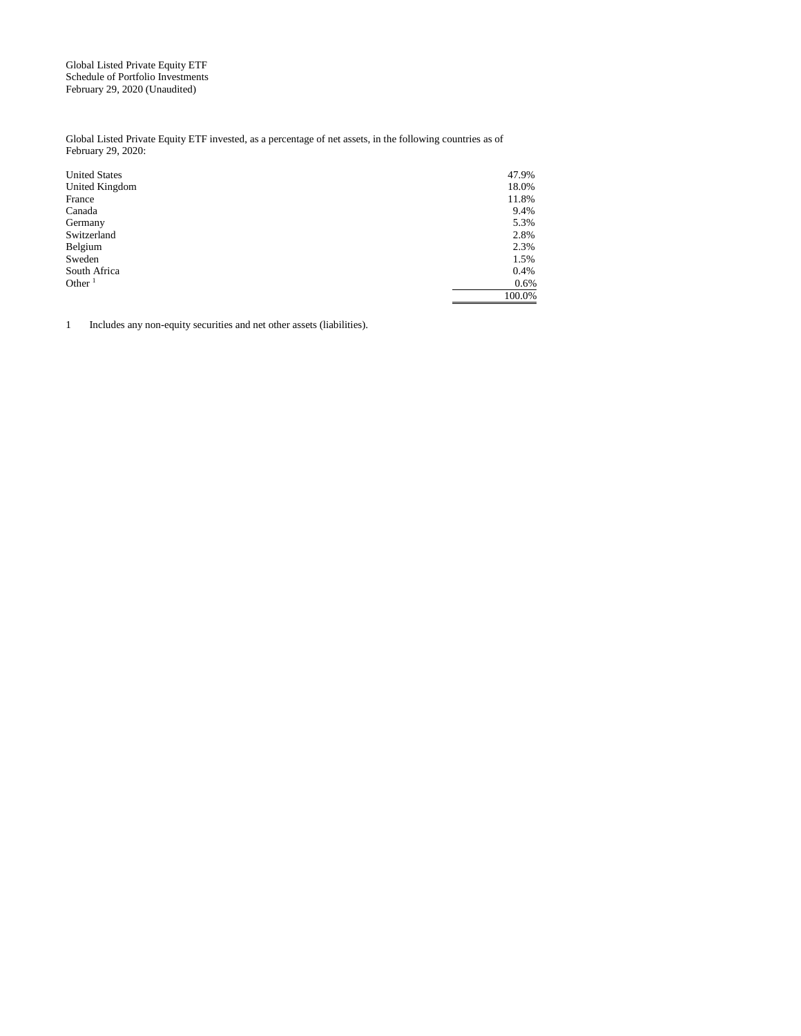Global Listed Private Equity ETF
Schedule of Portfolio Investments
February 29, 2020 (Unaudited)

Global Listed Private Equity ETF invested, as a percentage of net assets, in the following countries as of February 29, 2020:

| | |
|---|---|
| United States | 47.9% |
| United Kingdom | 18.0% |
| France | 11.8% |
| Canada | 9.4% |
| Germany | 5.3% |
| Switzerland | 2.8% |
| Belgium | 2.3% |
| Sweden | 1.5% |
| South Africa | 0.4% |
| Other [1] | 0.6% |
| | 100.0% |

1 Includes any non-equity securities and net other assets (liabilities).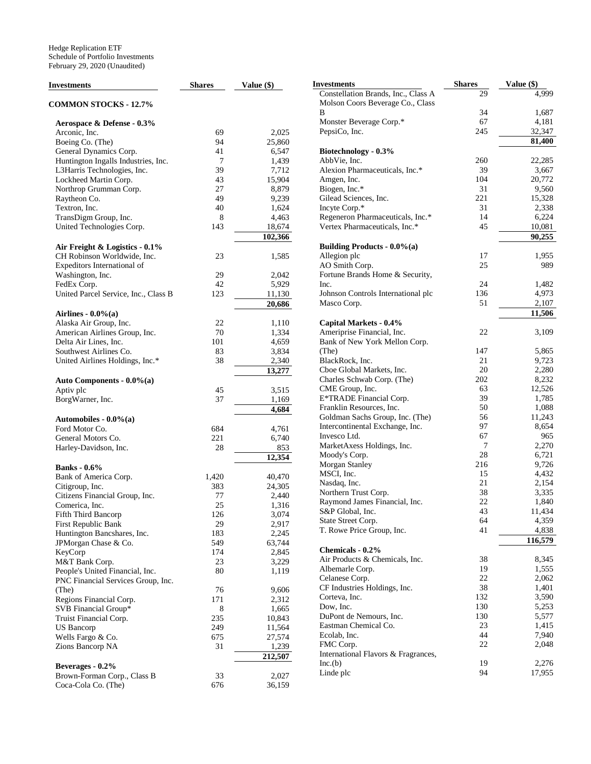Hedge Replication ETF
Schedule of Portfolio Investments
February 29, 2020 (Unaudited)

| Investments | Shares | Value ($) |
|---|---|---|
| **COMMON STOCKS - 12.7%** | | |
| **Aerospace & Defense - 0.3%** | | |
| Arconic, Inc. | 69 | 2,025 |
| Boeing Co. (The) | 94 | 25,860 |
| General Dynamics Corp. | 41 | 6,547 |
| Huntington Ingalls Industries, Inc. | 7 | 1,439 |
| L3Harris Technologies, Inc. | 39 | 7,712 |
| Lockheed Martin Corp. | 43 | 15,904 |
| Northrop Grumman Corp. | 27 | 8,879 |
| Raytheon Co. | 49 | 9,239 |
| Textron, Inc. | 40 | 1,624 |
| TransDigm Group, Inc. | 8 | 4,463 |
| United Technologies Corp. | 143 | 18,674 |
| | | **102,366** |
| **Air Freight & Logistics - 0.1%** | | |
| CH Robinson Worldwide, Inc. | 23 | 1,585 |
| Expeditors International of Washington, Inc. | 29 | 2,042 |
| FedEx Corp. | 42 | 5,929 |
| United Parcel Service, Inc., Class B | 123 | 11,130 |
| | | **20,686** |
| **Airlines - 0.0%(a)** | | |
| Alaska Air Group, Inc. | 22 | 1,110 |
| American Airlines Group, Inc. | 70 | 1,334 |
| Delta Air Lines, Inc. | 101 | 4,659 |
| Southwest Airlines Co. | 83 | 3,834 |
| United Airlines Holdings, Inc.* | 38 | 2,340 |
| | | **13,277** |
| **Auto Components - 0.0%(a)** | | |
| Aptiv plc | 45 | 3,515 |
| BorgWarner, Inc. | 37 | 1,169 |
| | | **4,684** |
| **Automobiles - 0.0%(a)** | | |
| Ford Motor Co. | 684 | 4,761 |
| General Motors Co. | 221 | 6,740 |
| Harley-Davidson, Inc. | 28 | 853 |
| | | **12,354** |
| **Banks - 0.6%** | | |
| Bank of America Corp. | 1,420 | 40,470 |
| Citigroup, Inc. | 383 | 24,305 |
| Citizens Financial Group, Inc. | 77 | 2,440 |
| Comerica, Inc. | 25 | 1,316 |
| Fifth Third Bancorp | 126 | 3,074 |
| First Republic Bank | 29 | 2,917 |
| Huntington Bancshares, Inc. | 183 | 2,245 |
| JPMorgan Chase & Co. | 549 | 63,744 |
| KeyCorp | 174 | 2,845 |
| M&T Bank Corp. | 23 | 3,229 |
| People's United Financial, Inc. | 80 | 1,119 |
| PNC Financial Services Group, Inc. (The) | 76 | 9,606 |
| Regions Financial Corp. | 171 | 2,312 |
| SVB Financial Group* | 8 | 1,665 |
| Truist Financial Corp. | 235 | 10,843 |
| US Bancorp | 249 | 11,564 |
| Wells Fargo & Co. | 675 | 27,574 |
| Zions Bancorp NA | 31 | 1,239 |
| | | **212,507** |
| **Beverages - 0.2%** | | |
| Brown-Forman Corp., Class B | 33 | 2,027 |
| Coca-Cola Co. (The) | 676 | 36,159 |
| Constellation Brands, Inc., Class A | 29 | 4,999 |
| Molson Coors Beverage Co., Class B | 34 | 1,687 |
| Monster Beverage Corp.* | 67 | 4,181 |
| PepsiCo, Inc. | 245 | 32,347 |
| | | **81,400** |
| **Biotechnology - 0.3%** | | |
| AbbVie, Inc. | 260 | 22,285 |
| Alexion Pharmaceuticals, Inc.* | 39 | 3,667 |
| Amgen, Inc. | 104 | 20,772 |
| Biogen, Inc.* | 31 | 9,560 |
| Gilead Sciences, Inc. | 221 | 15,328 |
| Incyte Corp.* | 31 | 2,338 |
| Regeneron Pharmaceuticals, Inc.* | 14 | 6,224 |
| Vertex Pharmaceuticals, Inc.* | 45 | 10,081 |
| | | **90,255** |
| **Building Products - 0.0%(a)** | | |
| Allegion plc | 17 | 1,955 |
| AO Smith Corp. | 25 | 989 |
| Fortune Brands Home & Security, Inc. | 24 | 1,482 |
| Johnson Controls International plc | 136 | 4,973 |
| Masco Corp. | 51 | 2,107 |
| | | **11,506** |
| **Capital Markets - 0.4%** | | |
| Ameriprise Financial, Inc. | 22 | 3,109 |
| Bank of New York Mellon Corp. (The) | 147 | 5,865 |
| BlackRock, Inc. | 21 | 9,723 |
| Cboe Global Markets, Inc. | 20 | 2,280 |
| Charles Schwab Corp. (The) | 202 | 8,232 |
| CME Group, Inc. | 63 | 12,526 |
| E*TRADE Financial Corp. | 39 | 1,785 |
| Franklin Resources, Inc. | 50 | 1,088 |
| Goldman Sachs Group, Inc. (The) | 56 | 11,243 |
| Intercontinental Exchange, Inc. | 97 | 8,654 |
| Invesco Ltd. | 67 | 965 |
| MarketAxess Holdings, Inc. | 7 | 2,270 |
| Moody's Corp. | 28 | 6,721 |
| Morgan Stanley | 216 | 9,726 |
| MSCI, Inc. | 15 | 4,432 |
| Nasdaq, Inc. | 21 | 2,154 |
| Northern Trust Corp. | 38 | 3,335 |
| Raymond James Financial, Inc. | 22 | 1,840 |
| S&P Global, Inc. | 43 | 11,434 |
| State Street Corp. | 64 | 4,359 |
| T. Rowe Price Group, Inc. | 41 | 4,838 |
| | | **116,579** |
| **Chemicals - 0.2%** | | |
| Air Products & Chemicals, Inc. | 38 | 8,345 |
| Albemarle Corp. | 19 | 1,555 |
| Celanese Corp. | 22 | 2,062 |
| CF Industries Holdings, Inc. | 38 | 1,401 |
| Corteva, Inc. | 132 | 3,590 |
| Dow, Inc. | 130 | 5,253 |
| DuPont de Nemours, Inc. | 130 | 5,577 |
| Eastman Chemical Co. | 23 | 1,415 |
| Ecolab, Inc. | 44 | 7,940 |
| FMC Corp. | 22 | 2,048 |
| International Flavors & Fragrances, Inc.(b) | 19 | 2,276 |
| Linde plc | 94 | 17,955 |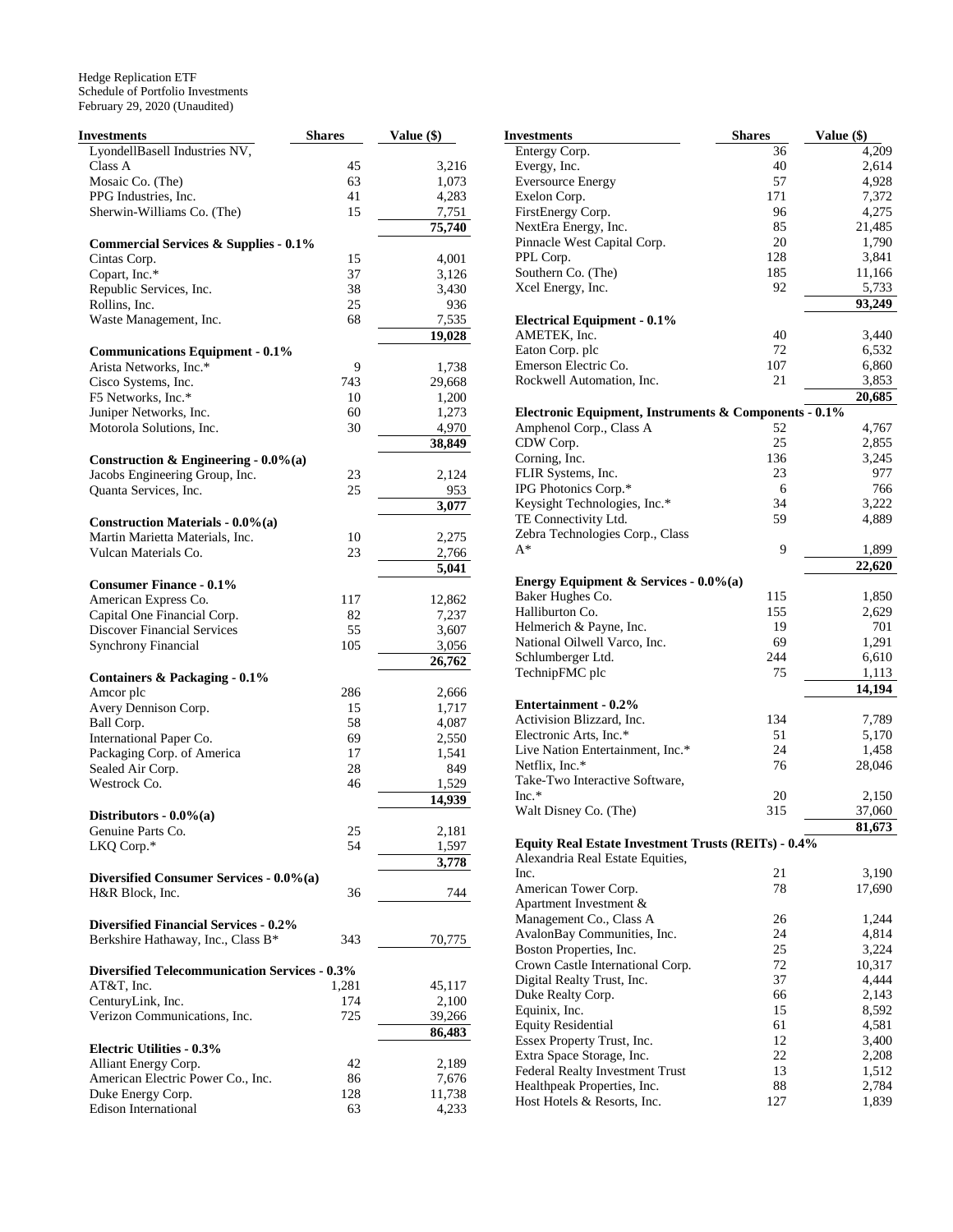Hedge Replication ETF
Schedule of Portfolio Investments
February 29, 2020 (Unaudited)

| Investments | Shares | Value ($) |
|---|---|---|
| LyondellBasell Industries NV, Class A | 45 | 3,216 |
| Mosaic Co. (The) | 63 | 1,073 |
| PPG Industries, Inc. | 41 | 4,283 |
| Sherwin-Williams Co. (The) | 15 | 7,751 |
| | | **75,740** |
| **Commercial Services & Supplies - 0.1%** | | |
| Cintas Corp. | 15 | 4,001 |
| Copart, Inc.* | 37 | 3,126 |
| Republic Services, Inc. | 38 | 3,430 |
| Rollins, Inc. | 25 | 936 |
| Waste Management, Inc. | 68 | 7,535 |
| | | **19,028** |
| **Communications Equipment - 0.1%** | | |
| Arista Networks, Inc.* | 9 | 1,738 |
| Cisco Systems, Inc. | 743 | 29,668 |
| F5 Networks, Inc.* | 10 | 1,200 |
| Juniper Networks, Inc. | 60 | 1,273 |
| Motorola Solutions, Inc. | 30 | 4,970 |
| | | **38,849** |
| **Construction & Engineering - 0.0%(a)** | | |
| Jacobs Engineering Group, Inc. | 23 | 2,124 |
| Quanta Services, Inc. | 25 | 953 |
| | | **3,077** |
| **Construction Materials - 0.0%(a)** | | |
| Martin Marietta Materials, Inc. | 10 | 2,275 |
| Vulcan Materials Co. | 23 | 2,766 |
| | | **5,041** |
| **Consumer Finance - 0.1%** | | |
| American Express Co. | 117 | 12,862 |
| Capital One Financial Corp. | 82 | 7,237 |
| Discover Financial Services | 55 | 3,607 |
| Synchrony Financial | 105 | 3,056 |
| | | **26,762** |
| **Containers & Packaging - 0.1%** | | |
| Amcor plc | 286 | 2,666 |
| Avery Dennison Corp. | 15 | 1,717 |
| Ball Corp. | 58 | 4,087 |
| International Paper Co. | 69 | 2,550 |
| Packaging Corp. of America | 17 | 1,541 |
| Sealed Air Corp. | 28 | 849 |
| Westrock Co. | 46 | 1,529 |
| | | **14,939** |
| **Distributors - 0.0%(a)** | | |
| Genuine Parts Co. | 25 | 2,181 |
| LKQ Corp.* | 54 | 1,597 |
| | | **3,778** |
| **Diversified Consumer Services - 0.0%(a)** | | |
| H&R Block, Inc. | 36 | 744 |
| **Diversified Financial Services - 0.2%** | | |
| Berkshire Hathaway, Inc., Class B* | 343 | 70,775 |
| **Diversified Telecommunication Services - 0.3%** | | |
| AT&T, Inc. | 1,281 | 45,117 |
| CenturyLink, Inc. | 174 | 2,100 |
| Verizon Communications, Inc. | 725 | 39,266 |
| | | **86,483** |
| **Electric Utilities - 0.3%** | | |
| Alliant Energy Corp. | 42 | 2,189 |
| American Electric Power Co., Inc. | 86 | 7,676 |
| Duke Energy Corp. | 128 | 11,738 |
| Edison International | 63 | 4,233 |
| Entergy Corp. | 36 | 4,209 |
| Evergy, Inc. | 40 | 2,614 |
| Eversource Energy | 57 | 4,928 |
| Exelon Corp. | 171 | 7,372 |
| FirstEnergy Corp. | 96 | 4,275 |
| NextEra Energy, Inc. | 85 | 21,485 |
| Pinnacle West Capital Corp. | 20 | 1,790 |
| PPL Corp. | 128 | 3,841 |
| Southern Co. (The) | 185 | 11,166 |
| Xcel Energy, Inc. | 92 | 5,733 |
| | | **93,249** |
| **Electrical Equipment - 0.1%** | | |
| AMETEK, Inc. | 40 | 3,440 |
| Eaton Corp. plc | 72 | 6,532 |
| Emerson Electric Co. | 107 | 6,860 |
| Rockwell Automation, Inc. | 21 | 3,853 |
| | | **20,685** |
| **Electronic Equipment, Instruments & Components - 0.1%** | | |
| Amphenol Corp., Class A | 52 | 4,767 |
| CDW Corp. | 25 | 2,855 |
| Corning, Inc. | 136 | 3,245 |
| FLIR Systems, Inc. | 23 | 977 |
| IPG Photonics Corp.* | 6 | 766 |
| Keysight Technologies, Inc.* | 34 | 3,222 |
| TE Connectivity Ltd. | 59 | 4,889 |
| Zebra Technologies Corp., Class A* | 9 | 1,899 |
| | | **22,620** |
| **Energy Equipment & Services - 0.0%(a)** | | |
| Baker Hughes Co. | 115 | 1,850 |
| Halliburton Co. | 155 | 2,629 |
| Helmerich & Payne, Inc. | 19 | 701 |
| National Oilwell Varco, Inc. | 69 | 1,291 |
| Schlumberger Ltd. | 244 | 6,610 |
| TechnipFMC plc | 75 | 1,113 |
| | | **14,194** |
| **Entertainment - 0.2%** | | |
| Activision Blizzard, Inc. | 134 | 7,789 |
| Electronic Arts, Inc.* | 51 | 5,170 |
| Live Nation Entertainment, Inc.* | 24 | 1,458 |
| Netflix, Inc.* | 76 | 28,046 |
| Take-Two Interactive Software, Inc.* | 20 | 2,150 |
| Walt Disney Co. (The) | 315 | 37,060 |
| | | **81,673** |
| **Equity Real Estate Investment Trusts (REITs) - 0.4%** | | |
| Alexandria Real Estate Equities, Inc. | 21 | 3,190 |
| American Tower Corp. | 78 | 17,690 |
| Apartment Investment & Management Co., Class A | 26 | 1,244 |
| AvalonBay Communities, Inc. | 24 | 4,814 |
| Boston Properties, Inc. | 25 | 3,224 |
| Crown Castle International Corp. | 72 | 10,317 |
| Digital Realty Trust, Inc. | 37 | 4,444 |
| Duke Realty Corp. | 66 | 2,143 |
| Equinix, Inc. | 15 | 8,592 |
| Equity Residential | 61 | 4,581 |
| Essex Property Trust, Inc. | 12 | 3,400 |
| Extra Space Storage, Inc. | 22 | 2,208 |
| Federal Realty Investment Trust | 13 | 1,512 |
| Healthpeak Properties, Inc. | 88 | 2,784 |
| Host Hotels & Resorts, Inc. | 127 | 1,839 |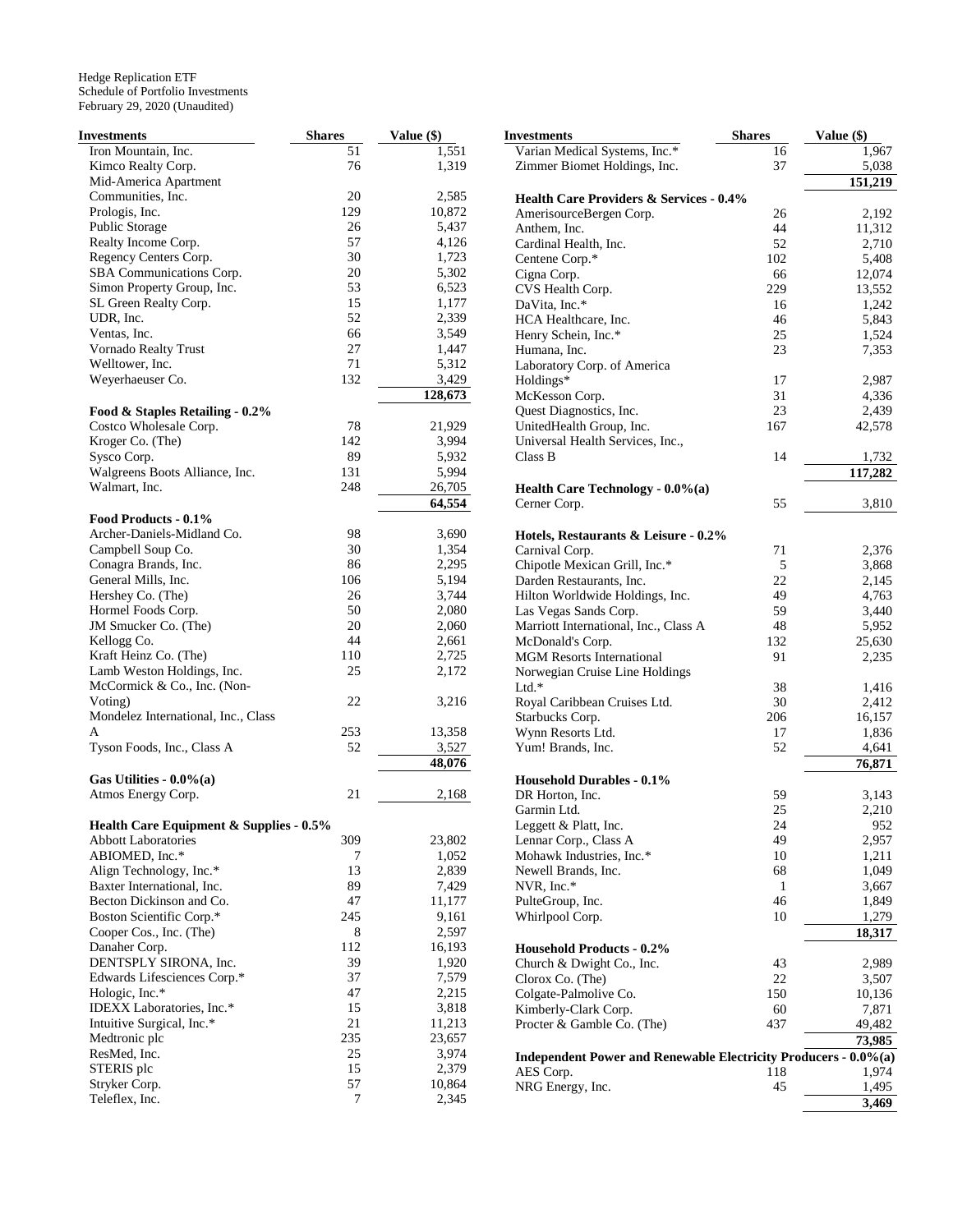Hedge Replication ETF
Schedule of Portfolio Investments
February 29, 2020 (Unaudited)

| Investments | Shares | Value ($) |
|---|---|---|
| Iron Mountain, Inc. | 51 | 1,551 |
| Kimco Realty Corp. | 76 | 1,319 |
| Mid-America Apartment Communities, Inc. | 20 | 2,585 |
| Prologis, Inc. | 129 | 10,872 |
| Public Storage | 26 | 5,437 |
| Realty Income Corp. | 57 | 4,126 |
| Regency Centers Corp. | 30 | 1,723 |
| SBA Communications Corp. | 20 | 5,302 |
| Simon Property Group, Inc. | 53 | 6,523 |
| SL Green Realty Corp. | 15 | 1,177 |
| UDR, Inc. | 52 | 2,339 |
| Ventas, Inc. | 66 | 3,549 |
| Vornado Realty Trust | 27 | 1,447 |
| Welltower, Inc. | 71 | 5,312 |
| Weyerhaeuser Co. | 132 | 3,429 |
| | | **128,673** |
| **Food & Staples Retailing - 0.2%** | | |
| Costco Wholesale Corp. | 78 | 21,929 |
| Kroger Co. (The) | 142 | 3,994 |
| Sysco Corp. | 89 | 5,932 |
| Walgreens Boots Alliance, Inc. | 131 | 5,994 |
| Walmart, Inc. | 248 | 26,705 |
| | | **64,554** |
| **Food Products - 0.1%** | | |
| Archer-Daniels-Midland Co. | 98 | 3,690 |
| Campbell Soup Co. | 30 | 1,354 |
| Conagra Brands, Inc. | 86 | 2,295 |
| General Mills, Inc. | 106 | 5,194 |
| Hershey Co. (The) | 26 | 3,744 |
| Hormel Foods Corp. | 50 | 2,080 |
| JM Smucker Co. (The) | 20 | 2,060 |
| Kellogg Co. | 44 | 2,661 |
| Kraft Heinz Co. (The) | 110 | 2,725 |
| Lamb Weston Holdings, Inc. | 25 | 2,172 |
| McCormick & Co., Inc. (Non-Voting) | 22 | 3,216 |
| Mondelez International, Inc., Class A | 253 | 13,358 |
| Tyson Foods, Inc., Class A | 52 | 3,527 |
| | | **48,076** |
| **Gas Utilities - 0.0%(a)** | | |
| Atmos Energy Corp. | 21 | 2,168 |
| **Health Care Equipment & Supplies - 0.5%** | | |
| Abbott Laboratories | 309 | 23,802 |
| ABIOMED, Inc.* | 7 | 1,052 |
| Align Technology, Inc.* | 13 | 2,839 |
| Baxter International, Inc. | 89 | 7,429 |
| Becton Dickinson and Co. | 47 | 11,177 |
| Boston Scientific Corp.* | 245 | 9,161 |
| Cooper Cos., Inc. (The) | 8 | 2,597 |
| Danaher Corp. | 112 | 16,193 |
| DENTSPLY SIRONA, Inc. | 39 | 1,920 |
| Edwards Lifesciences Corp.* | 37 | 7,579 |
| Hologic, Inc.* | 47 | 2,215 |
| IDEXX Laboratories, Inc.* | 15 | 3,818 |
| Intuitive Surgical, Inc.* | 21 | 11,213 |
| Medtronic plc | 235 | 23,657 |
| ResMed, Inc. | 25 | 3,974 |
| STERIS plc | 15 | 2,379 |
| Stryker Corp. | 57 | 10,864 |
| Teleflex, Inc. | 7 | 2,345 |
| Varian Medical Systems, Inc.* | 16 | 1,967 |
| Zimmer Biomet Holdings, Inc. | 37 | 5,038 |
| | | **151,219** |
| **Health Care Providers & Services - 0.4%** | | |
| AmerisourceBergen Corp. | 26 | 2,192 |
| Anthem, Inc. | 44 | 11,312 |
| Cardinal Health, Inc. | 52 | 2,710 |
| Centene Corp.* | 102 | 5,408 |
| Cigna Corp. | 66 | 12,074 |
| CVS Health Corp. | 229 | 13,552 |
| DaVita, Inc.* | 16 | 1,242 |
| HCA Healthcare, Inc. | 46 | 5,843 |
| Henry Schein, Inc.* | 25 | 1,524 |
| Humana, Inc. | 23 | 7,353 |
| Laboratory Corp. of America Holdings* | 17 | 2,987 |
| McKesson Corp. | 31 | 4,336 |
| Quest Diagnostics, Inc. | 23 | 2,439 |
| UnitedHealth Group, Inc. | 167 | 42,578 |
| Universal Health Services, Inc., Class B | 14 | 1,732 |
| | | **117,282** |
| **Health Care Technology - 0.0%(a)** | | |
| Cerner Corp. | 55 | 3,810 |
| **Hotels, Restaurants & Leisure - 0.2%** | | |
| Carnival Corp. | 71 | 2,376 |
| Chipotle Mexican Grill, Inc.* | 5 | 3,868 |
| Darden Restaurants, Inc. | 22 | 2,145 |
| Hilton Worldwide Holdings, Inc. | 49 | 4,763 |
| Las Vegas Sands Corp. | 59 | 3,440 |
| Marriott International, Inc., Class A | 48 | 5,952 |
| McDonald's Corp. | 132 | 25,630 |
| MGM Resorts International | 91 | 2,235 |
| Norwegian Cruise Line Holdings Ltd.* | 38 | 1,416 |
| Royal Caribbean Cruises Ltd. | 30 | 2,412 |
| Starbucks Corp. | 206 | 16,157 |
| Wynn Resorts Ltd. | 17 | 1,836 |
| Yum! Brands, Inc. | 52 | 4,641 |
| | | **76,871** |
| **Household Durables - 0.1%** | | |
| DR Horton, Inc. | 59 | 3,143 |
| Garmin Ltd. | 25 | 2,210 |
| Leggett & Platt, Inc. | 24 | 952 |
| Lennar Corp., Class A | 49 | 2,957 |
| Mohawk Industries, Inc.* | 10 | 1,211 |
| Newell Brands, Inc. | 68 | 1,049 |
| NVR, Inc.* | 1 | 3,667 |
| PulteGroup, Inc. | 46 | 1,849 |
| Whirlpool Corp. | 10 | 1,279 |
| | | **18,317** |
| **Household Products - 0.2%** | | |
| Church & Dwight Co., Inc. | 43 | 2,989 |
| Clorox Co. (The) | 22 | 3,507 |
| Colgate-Palmolive Co. | 150 | 10,136 |
| Kimberly-Clark Corp. | 60 | 7,871 |
| Procter & Gamble Co. (The) | 437 | 49,482 |
| | | **73,985** |
| **Independent Power and Renewable Electricity Producers - 0.0%(a)** | | |
| AES Corp. | 118 | 1,974 |
| NRG Energy, Inc. | 45 | 1,495 |
| | | **3,469** |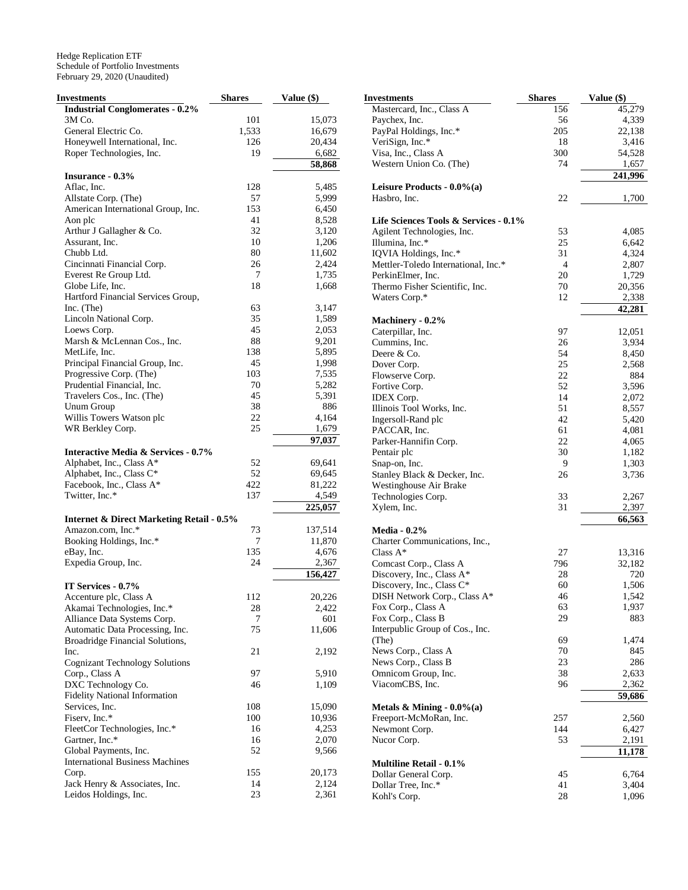Hedge Replication ETF
Schedule of Portfolio Investments
February 29, 2020 (Unaudited)

| Investments | Shares | Value ($) |
|---|---|---|
| **Industrial Conglomerates - 0.2%** | | |
| 3M Co. | 101 | 15,073 |
| General Electric Co. | 1,533 | 16,679 |
| Honeywell International, Inc. | 126 | 20,434 |
| Roper Technologies, Inc. | 19 | 6,682 |
| | | **58,868** |
| **Insurance - 0.3%** | | |
| Aflac, Inc. | 128 | 5,485 |
| Allstate Corp. (The) | 57 | 5,999 |
| American International Group, Inc. | 153 | 6,450 |
| Aon plc | 41 | 8,528 |
| Arthur J Gallagher & Co. | 32 | 3,120 |
| Assurant, Inc. | 10 | 1,206 |
| Chubb Ltd. | 80 | 11,602 |
| Cincinnati Financial Corp. | 26 | 2,424 |
| Everest Re Group Ltd. | 7 | 1,735 |
| Globe Life, Inc. | 18 | 1,668 |
| Hartford Financial Services Group, Inc. (The) | 63 | 3,147 |
| Lincoln National Corp. | 35 | 1,589 |
| Loews Corp. | 45 | 2,053 |
| Marsh & McLennan Cos., Inc. | 88 | 9,201 |
| MetLife, Inc. | 138 | 5,895 |
| Principal Financial Group, Inc. | 45 | 1,998 |
| Progressive Corp. (The) | 103 | 7,535 |
| Prudential Financial, Inc. | 70 | 5,282 |
| Travelers Cos., Inc. (The) | 45 | 5,391 |
| Unum Group | 38 | 886 |
| Willis Towers Watson plc | 22 | 4,164 |
| WR Berkley Corp. | 25 | 1,679 |
| | | **97,037** |
| **Interactive Media & Services - 0.7%** | | |
| Alphabet, Inc., Class A* | 52 | 69,641 |
| Alphabet, Inc., Class C* | 52 | 69,645 |
| Facebook, Inc., Class A* | 422 | 81,222 |
| Twitter, Inc.* | 137 | 4,549 |
| | | **225,057** |
| **Internet & Direct Marketing Retail - 0.5%** | | |
| Amazon.com, Inc.* | 73 | 137,514 |
| Booking Holdings, Inc.* | 7 | 11,870 |
| eBay, Inc. | 135 | 4,676 |
| Expedia Group, Inc. | 24 | 2,367 |
| | | **156,427** |
| **IT Services - 0.7%** | | |
| Accenture plc, Class A | 112 | 20,226 |
| Akamai Technologies, Inc.* | 28 | 2,422 |
| Alliance Data Systems Corp. | 7 | 601 |
| Automatic Data Processing, Inc. | 75 | 11,606 |
| Broadridge Financial Solutions, Inc. | 21 | 2,192 |
| Cognizant Technology Solutions Corp., Class A | 97 | 5,910 |
| DXC Technology Co. | 46 | 1,109 |
| Fidelity National Information Services, Inc. | 108 | 15,090 |
| Fiserv, Inc.* | 100 | 10,936 |
| FleetCor Technologies, Inc.* | 16 | 4,253 |
| Gartner, Inc.* | 16 | 2,070 |
| Global Payments, Inc. | 52 | 9,566 |
| International Business Machines Corp. | 155 | 20,173 |
| Jack Henry & Associates, Inc. | 14 | 2,124 |
| Leidos Holdings, Inc. | 23 | 2,361 |
| Mastercard, Inc., Class A | 156 | 45,279 |
| Paychex, Inc. | 56 | 4,339 |
| PayPal Holdings, Inc.* | 205 | 22,138 |
| VeriSign, Inc.* | 18 | 3,416 |
| Visa, Inc., Class A | 300 | 54,528 |
| Western Union Co. (The) | 74 | 1,657 |
| | | **241,996** |
| **Leisure Products - 0.0%(a)** | | |
| Hasbro, Inc. | 22 | 1,700 |
| **Life Sciences Tools & Services - 0.1%** | | |
| Agilent Technologies, Inc. | 53 | 4,085 |
| Illumina, Inc.* | 25 | 6,642 |
| IQVIA Holdings, Inc.* | 31 | 4,324 |
| Mettler-Toledo International, Inc.* | 4 | 2,807 |
| PerkinElmer, Inc. | 20 | 1,729 |
| Thermo Fisher Scientific, Inc. | 70 | 20,356 |
| Waters Corp.* | 12 | 2,338 |
| | | **42,281** |
| **Machinery - 0.2%** | | |
| Caterpillar, Inc. | 97 | 12,051 |
| Cummins, Inc. | 26 | 3,934 |
| Deere & Co. | 54 | 8,450 |
| Dover Corp. | 25 | 2,568 |
| Flowserve Corp. | 22 | 884 |
| Fortive Corp. | 52 | 3,596 |
| IDEX Corp. | 14 | 2,072 |
| Illinois Tool Works, Inc. | 51 | 8,557 |
| Ingersoll-Rand plc | 42 | 5,420 |
| PACCAR, Inc. | 61 | 4,081 |
| Parker-Hannifin Corp. | 22 | 4,065 |
| Pentair plc | 30 | 1,182 |
| Snap-on, Inc. | 9 | 1,303 |
| Stanley Black & Decker, Inc. | 26 | 3,736 |
| Westinghouse Air Brake Technologies Corp. | 33 | 2,267 |
| Xylem, Inc. | 31 | 2,397 |
| | | **66,563** |
| **Media - 0.2%** | | |
| Charter Communications, Inc., Class A* | 27 | 13,316 |
| Comcast Corp., Class A | 796 | 32,182 |
| Discovery, Inc., Class A* | 28 | 720 |
| Discovery, Inc., Class C* | 60 | 1,506 |
| DISH Network Corp., Class A* | 46 | 1,542 |
| Fox Corp., Class A | 63 | 1,937 |
| Fox Corp., Class B | 29 | 883 |
| Interpublic Group of Cos., Inc. (The) | 69 | 1,474 |
| News Corp., Class A | 70 | 845 |
| News Corp., Class B | 23 | 286 |
| Omnicom Group, Inc. | 38 | 2,633 |
| ViacomCBS, Inc. | 96 | 2,362 |
| | | **59,686** |
| **Metals & Mining - 0.0%(a)** | | |
| Freeport-McMoRan, Inc. | 257 | 2,560 |
| Newmont Corp. | 144 | 6,427 |
| Nucor Corp. | 53 | 2,191 |
| | | **11,178** |
| **Multiline Retail - 0.1%** | | |
| Dollar General Corp. | 45 | 6,764 |
| Dollar Tree, Inc.* | 41 | 3,404 |
| Kohl's Corp. | 28 | 1,096 |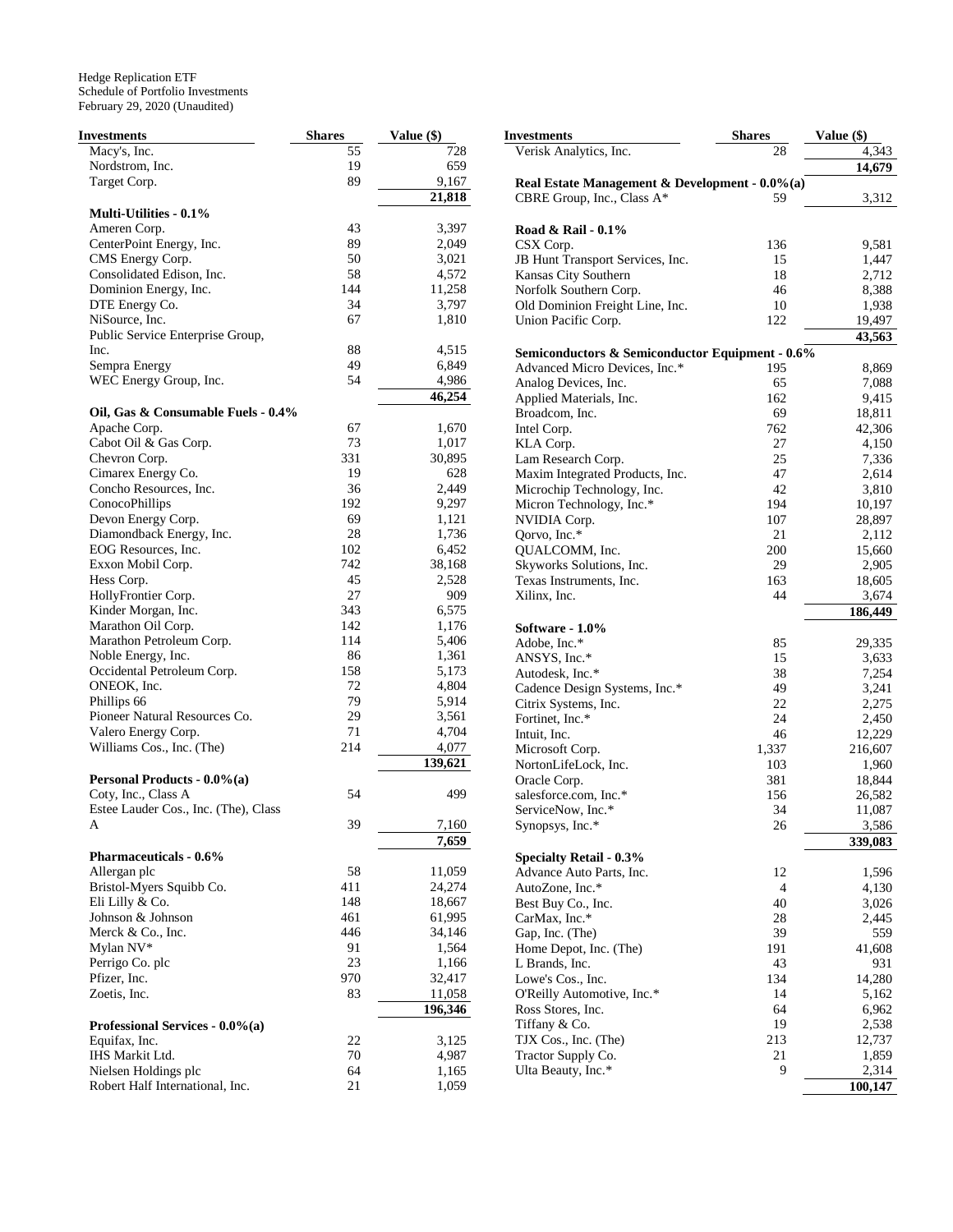Hedge Replication ETF
Schedule of Portfolio Investments
February 29, 2020 (Unaudited)

| Investments | Shares | Value ($) |
|---|---|---|
| Macy's, Inc. | 55 | 728 |
| Nordstrom, Inc. | 19 | 659 |
| Target Corp. | 89 | 9,167 |
| | | **21,818** |
| **Multi-Utilities - 0.1%** | | |
| Ameren Corp. | 43 | 3,397 |
| CenterPoint Energy, Inc. | 89 | 2,049 |
| CMS Energy Corp. | 50 | 3,021 |
| Consolidated Edison, Inc. | 58 | 4,572 |
| Dominion Energy, Inc. | 144 | 11,258 |
| DTE Energy Co. | 34 | 3,797 |
| NiSource, Inc. | 67 | 1,810 |
| Public Service Enterprise Group, Inc. | 88 | 4,515 |
| Sempra Energy | 49 | 6,849 |
| WEC Energy Group, Inc. | 54 | 4,986 |
| | | **46,254** |
| **Oil, Gas & Consumable Fuels - 0.4%** | | |
| Apache Corp. | 67 | 1,670 |
| Cabot Oil & Gas Corp. | 73 | 1,017 |
| Chevron Corp. | 331 | 30,895 |
| Cimarex Energy Co. | 19 | 628 |
| Concho Resources, Inc. | 36 | 2,449 |
| ConocoPhillips | 192 | 9,297 |
| Devon Energy Corp. | 69 | 1,121 |
| Diamondback Energy, Inc. | 28 | 1,736 |
| EOG Resources, Inc. | 102 | 6,452 |
| Exxon Mobil Corp. | 742 | 38,168 |
| Hess Corp. | 45 | 2,528 |
| HollyFrontier Corp. | 27 | 909 |
| Kinder Morgan, Inc. | 343 | 6,575 |
| Marathon Oil Corp. | 142 | 1,176 |
| Marathon Petroleum Corp. | 114 | 5,406 |
| Noble Energy, Inc. | 86 | 1,361 |
| Occidental Petroleum Corp. | 158 | 5,173 |
| ONEOK, Inc. | 72 | 4,804 |
| Phillips 66 | 79 | 5,914 |
| Pioneer Natural Resources Co. | 29 | 3,561 |
| Valero Energy Corp. | 71 | 4,704 |
| Williams Cos., Inc. (The) | 214 | 4,077 |
| | | **139,621** |
| **Personal Products - 0.0%(a)** | | |
| Coty, Inc., Class A | 54 | 499 |
| Estee Lauder Cos., Inc. (The), Class A | 39 | 7,160 |
| | | **7,659** |
| **Pharmaceuticals - 0.6%** | | |
| Allergan plc | 58 | 11,059 |
| Bristol-Myers Squibb Co. | 411 | 24,274 |
| Eli Lilly & Co. | 148 | 18,667 |
| Johnson & Johnson | 461 | 61,995 |
| Merck & Co., Inc. | 446 | 34,146 |
| Mylan NV* | 91 | 1,564 |
| Perrigo Co. plc | 23 | 1,166 |
| Pfizer, Inc. | 970 | 32,417 |
| Zoetis, Inc. | 83 | 11,058 |
| | | **196,346** |
| **Professional Services - 0.0%(a)** | | |
| Equifax, Inc. | 22 | 3,125 |
| IHS Markit Ltd. | 70 | 4,987 |
| Nielsen Holdings plc | 64 | 1,165 |
| Robert Half International, Inc. | 21 | 1,059 |
| Verisk Analytics, Inc. | 28 | 4,343 |
| | | **14,679** |
| **Real Estate Management & Development - 0.0%(a)** | | |
| CBRE Group, Inc., Class A* | 59 | 3,312 |
| **Road & Rail - 0.1%** | | |
| CSX Corp. | 136 | 9,581 |
| JB Hunt Transport Services, Inc. | 15 | 1,447 |
| Kansas City Southern | 18 | 2,712 |
| Norfolk Southern Corp. | 46 | 8,388 |
| Old Dominion Freight Line, Inc. | 10 | 1,938 |
| Union Pacific Corp. | 122 | 19,497 |
| | | **43,563** |
| **Semiconductors & Semiconductor Equipment - 0.6%** | | |
| Advanced Micro Devices, Inc.* | 195 | 8,869 |
| Analog Devices, Inc. | 65 | 7,088 |
| Applied Materials, Inc. | 162 | 9,415 |
| Broadcom, Inc. | 69 | 18,811 |
| Intel Corp. | 762 | 42,306 |
| KLA Corp. | 27 | 4,150 |
| Lam Research Corp. | 25 | 7,336 |
| Maxim Integrated Products, Inc. | 47 | 2,614 |
| Microchip Technology, Inc. | 42 | 3,810 |
| Micron Technology, Inc.* | 194 | 10,197 |
| NVIDIA Corp. | 107 | 28,897 |
| Qorvo, Inc.* | 21 | 2,112 |
| QUALCOMM, Inc. | 200 | 15,660 |
| Skyworks Solutions, Inc. | 29 | 2,905 |
| Texas Instruments, Inc. | 163 | 18,605 |
| Xilinx, Inc. | 44 | 3,674 |
| | | **186,449** |
| **Software - 1.0%** | | |
| Adobe, Inc.* | 85 | 29,335 |
| ANSYS, Inc.* | 15 | 3,633 |
| Autodesk, Inc.* | 38 | 7,254 |
| Cadence Design Systems, Inc.* | 49 | 3,241 |
| Citrix Systems, Inc. | 22 | 2,275 |
| Fortinet, Inc.* | 24 | 2,450 |
| Intuit, Inc. | 46 | 12,229 |
| Microsoft Corp. | 1,337 | 216,607 |
| NortonLifeLock, Inc. | 103 | 1,960 |
| Oracle Corp. | 381 | 18,844 |
| salesforce.com, Inc.* | 156 | 26,582 |
| ServiceNow, Inc.* | 34 | 11,087 |
| Synopsys, Inc.* | 26 | 3,586 |
| | | **339,083** |
| **Specialty Retail - 0.3%** | | |
| Advance Auto Parts, Inc. | 12 | 1,596 |
| AutoZone, Inc.* | 4 | 4,130 |
| Best Buy Co., Inc. | 40 | 3,026 |
| CarMax, Inc.* | 28 | 2,445 |
| Gap, Inc. (The) | 39 | 559 |
| Home Depot, Inc. (The) | 191 | 41,608 |
| L Brands, Inc. | 43 | 931 |
| Lowe's Cos., Inc. | 134 | 14,280 |
| O'Reilly Automotive, Inc.* | 14 | 5,162 |
| Ross Stores, Inc. | 64 | 6,962 |
| Tiffany & Co. | 19 | 2,538 |
| TJX Cos., Inc. (The) | 213 | 12,737 |
| Tractor Supply Co. | 21 | 1,859 |
| Ulta Beauty, Inc.* | 9 | 2,314 |
| | | **100,147** |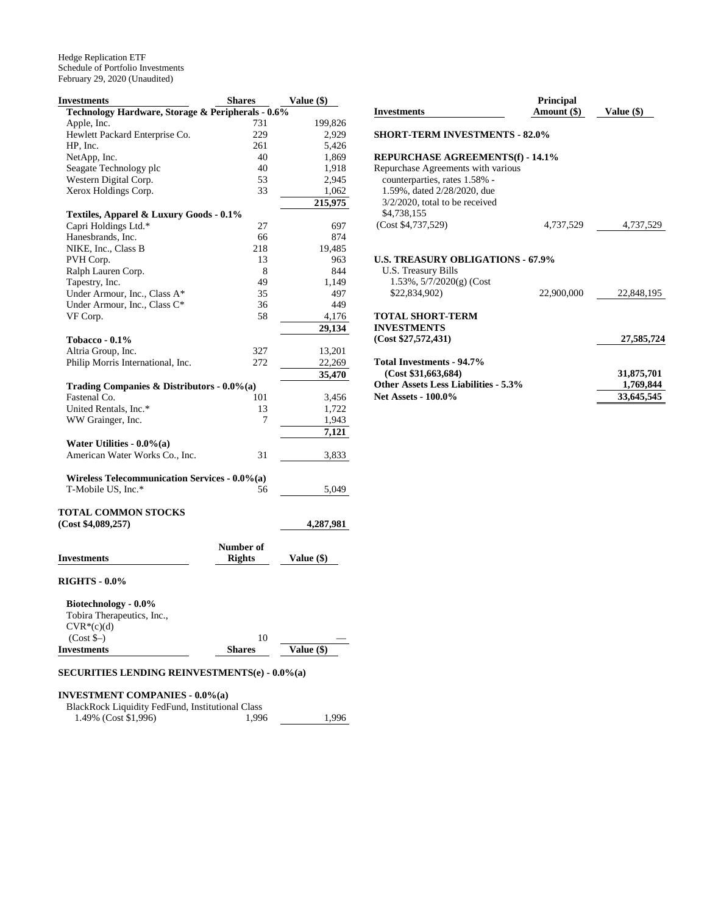Hedge Replication ETF
Schedule of Portfolio Investments
February 29, 2020 (Unaudited)

| Investments | Shares | Value ($) |
|---|---|---|
| **Technology Hardware, Storage & Peripherals - 0.6%** | | |
| Apple, Inc. | 731 | 199,826 |
| Hewlett Packard Enterprise Co. | 229 | 2,929 |
| HP, Inc. | 261 | 5,426 |
| NetApp, Inc. | 40 | 1,869 |
| Seagate Technology plc | 40 | 1,918 |
| Western Digital Corp. | 53 | 2,945 |
| Xerox Holdings Corp. | 33 | 1,062 |
| | | **215,975** |
| **Textiles, Apparel & Luxury Goods - 0.1%** | | |
| Capri Holdings Ltd.* | 27 | 697 |
| Hanesbrands, Inc. | 66 | 874 |
| NIKE, Inc., Class B | 218 | 19,485 |
| PVH Corp. | 13 | 963 |
| Ralph Lauren Corp. | 8 | 844 |
| Tapestry, Inc. | 49 | 1,149 |
| Under Armour, Inc., Class A* | 35 | 497 |
| Under Armour, Inc., Class C* | 36 | 449 |
| VF Corp. | 58 | 4,176 |
| | | **29,134** |
| **Tobacco - 0.1%** | | |
| Altria Group, Inc. | 327 | 13,201 |
| Philip Morris International, Inc. | 272 | 22,269 |
| | | **35,470** |
| **Trading Companies & Distributors - 0.0%(a)** | | |
| Fastenal Co. | 101 | 3,456 |
| United Rentals, Inc.* | 13 | 1,722 |
| WW Grainger, Inc. | 7 | 1,943 |
| | | **7,121** |
| **Water Utilities - 0.0%(a)** | | |
| American Water Works Co., Inc. | 31 | 3,833 |
| **Wireless Telecommunication Services - 0.0%(a)** | | |
| T-Mobile US, Inc.* | 56 | 5,049 |
| **TOTAL COMMON STOCKS (Cost $4,089,257)** | | **4,287,981** |

| Investments | Number of Rights | Value ($) |
|---|---|---|
| **RIGHTS - 0.0%** | | |
| **Biotechnology - 0.0%** | | |
| Tobira Therapeutics, Inc., CVR*(c)(d) (Cost $–) | 10 | — |

| Investments | Shares | Value ($) |
|---|---|---|
| **SECURITIES LENDING REINVESTMENTS(e) - 0.0%(a)** | | |
| **INVESTMENT COMPANIES - 0.0%(a)** | | |
| BlackRock Liquidity FedFund, Institutional Class 1.49% (Cost $1,996) | 1,996 | 1,996 |

| Investments | Principal Amount ($) | Value ($) |
|---|---|---|
| **SHORT-TERM INVESTMENTS - 82.0%** | | |
| **REPURCHASE AGREEMENTS(f) - 14.1%** | | |
| Repurchase Agreements with various counterparties, rates 1.58% - 1.59%, dated 2/28/2020, due 3/2/2020, total to be received $4,738,155 (Cost $4,737,529) | 4,737,529 | 4,737,529 |
| **U.S. TREASURY OBLIGATIONS - 67.9%** | | |
| U.S. Treasury Bills 1.53%, 5/7/2020(g) (Cost $22,834,902) | 22,900,000 | 22,848,195 |
| **TOTAL SHORT-TERM INVESTMENTS (Cost $27,572,431)** | | **27,585,724** |
| **Total Investments - 94.7% (Cost $31,663,684)** | | **31,875,701** |
| **Other Assets Less Liabilities - 5.3%** | | **1,769,844** |
| **Net Assets - 100.0%** | | **33,645,545** |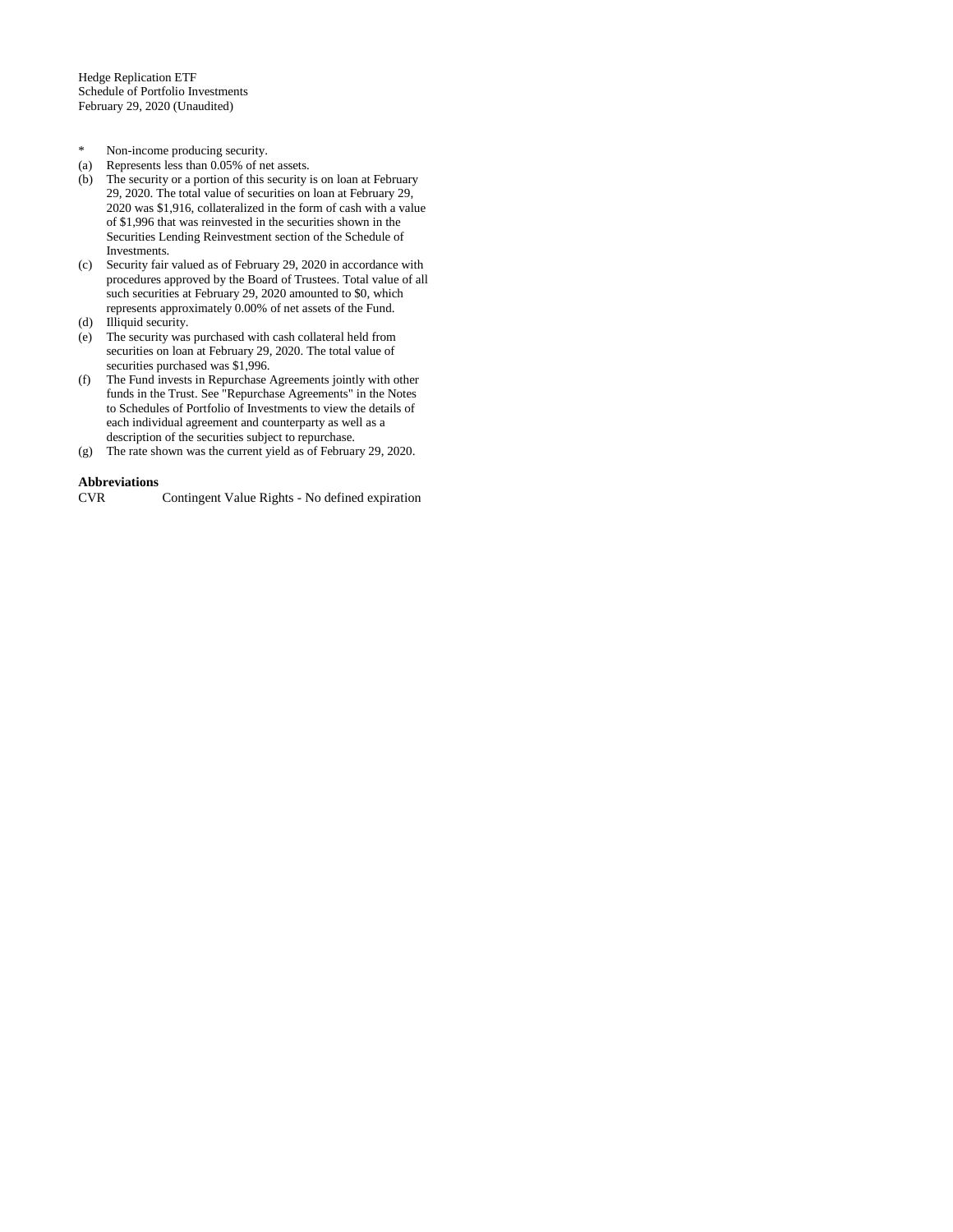Hedge Replication ETF
Schedule of Portfolio Investments
February 29, 2020 (Unaudited)

- \* Non-income producing security.
- (a) Represents less than 0.05% of net assets.
- (b) The security or a portion of this security is on loan at February 29, 2020. The total value of securities on loan at February 29, 2020 was $1,916, collateralized in the form of cash with a value of $1,996 that was reinvested in the securities shown in the Securities Lending Reinvestment section of the Schedule of Investments.
- (c) Security fair valued as of February 29, 2020 in accordance with procedures approved by the Board of Trustees. Total value of all such securities at February 29, 2020 amounted to $0, which represents approximately 0.00% of net assets of the Fund.
- (d) Illiquid security.
- (e) The security was purchased with cash collateral held from securities on loan at February 29, 2020. The total value of securities purchased was $1,996.
- (f) The Fund invests in Repurchase Agreements jointly with other funds in the Trust. See "Repurchase Agreements" in the Notes to Schedules of Portfolio of Investments to view the details of each individual agreement and counterparty as well as a description of the securities subject to repurchase.
- (g) The rate shown was the current yield as of February 29, 2020.

**Abbreviations**

| | |
|---|---|
| CVR | Contingent Value Rights - No defined expiration |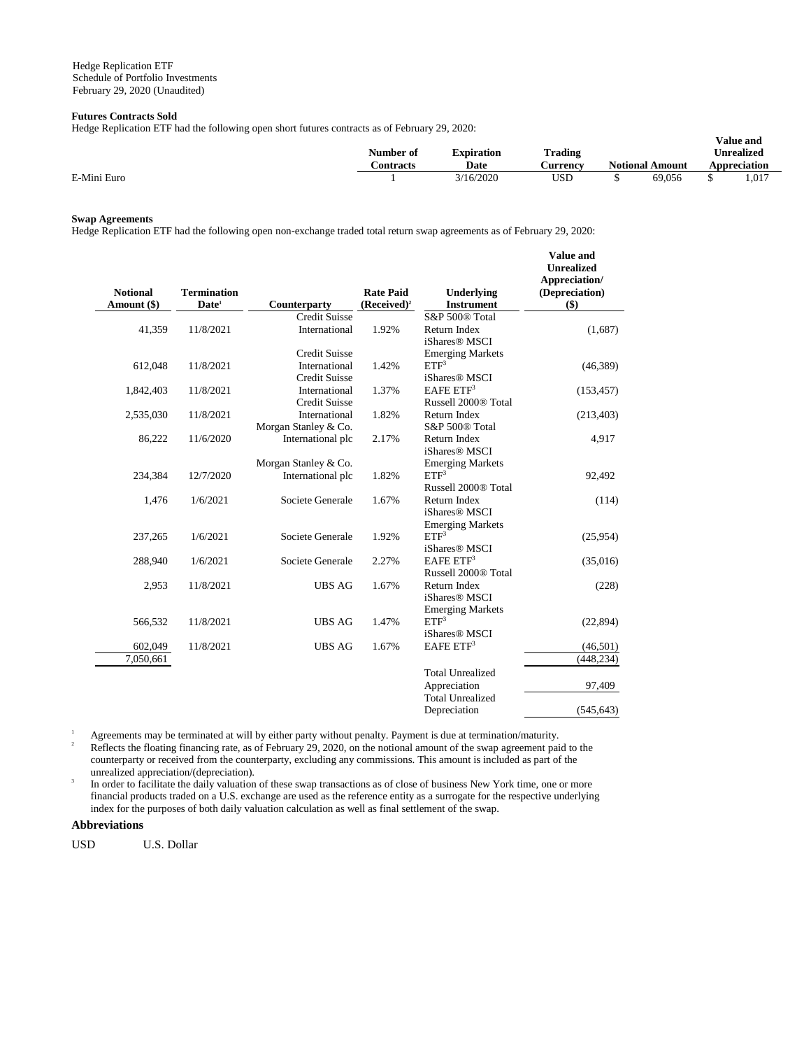Hedge Replication ETF
Schedule of Portfolio Investments
February 29, 2020 (Unaudited)

**Futures Contracts Sold**

Hedge Replication ETF had the following open short futures contracts as of February 29, 2020:

| | Number of Contracts | Expiration Date | Trading Currency | Notional Amount | Value and Unrealized Appreciation |
|---|---|---|---|---|---|
| E-Mini Euro | 1 | 3/16/2020 | USD | $ 69,056 | $ 1,017 |

**Swap Agreements**

Hedge Replication ETF had the following open non-exchange traded total return swap agreements as of February 29, 2020:

| Notional Amount ($) | Termination Date[1] | Counterparty | Rate Paid (Received)[2] | Underlying Instrument | Value and Unrealized Appreciation/ (Depreciation) ($) |
|---|---|---|---|---|---|
| 41,359 | 11/8/2021 | Credit Suisse International | 1.92% | S&P 500® Total Return Index | (1,687) |
| 612,048 | 11/8/2021 | Credit Suisse International | 1.42% | iShares® MSCI Emerging Markets ETF[3] | (46,389) |
| 1,842,403 | 11/8/2021 | Credit Suisse International | 1.37% | iShares® MSCI EAFE ETF[3] | (153,457) |
| 2,535,030 | 11/8/2021 | Credit Suisse International | 1.82% | Russell 2000® Total Return Index | (213,403) |
| 86,222 | 11/6/2020 | Morgan Stanley & Co. International plc | 2.17% | S&P 500® Total Return Index | 4,917 |
| 234,384 | 12/7/2020 | Morgan Stanley & Co. International plc | 1.82% | iShares® MSCI Emerging Markets ETF[3] | 92,492 |
| 1,476 | 1/6/2021 | Societe Generale | 1.67% | Russell 2000® Total Return Index | (114) |
| 237,265 | 1/6/2021 | Societe Generale | 1.92% | iShares® MSCI Emerging Markets ETF[3] | (25,954) |
| 288,940 | 1/6/2021 | Societe Generale | 2.27% | iShares® MSCI EAFE ETF[3] | (35,016) |
| 2,953 | 11/8/2021 | UBS AG | 1.67% | Russell 2000® Total Return Index | (228) |
| 566,532 | 11/8/2021 | UBS AG | 1.47% | iShares® MSCI Emerging Markets ETF[3] | (22,894) |
| 602,049 | 11/8/2021 | UBS AG | 1.67% | iShares® MSCI EAFE ETF[3] | (46,501) |
| 7,050,661 | | | | | (448,234) |
| | | | | Total Unrealized Appreciation | 97,409 |
| | | | | Total Unrealized Depreciation | (545,643) |

[1] Agreements may be terminated at will by either party without penalty. Payment is due at termination/maturity.

[2] Reflects the floating financing rate, as of February 29, 2020, on the notional amount of the swap agreement paid to the counterparty or received from the counterparty, excluding any commissions. This amount is included as part of the unrealized appreciation/(depreciation).

[3] In order to facilitate the daily valuation of these swap transactions as of close of business New York time, one or more financial products traded on a U.S. exchange are used as the reference entity as a surrogate for the respective underlying index for the purposes of both daily valuation calculation as well as final settlement of the swap.

**Abbreviations**

USD U.S. Dollar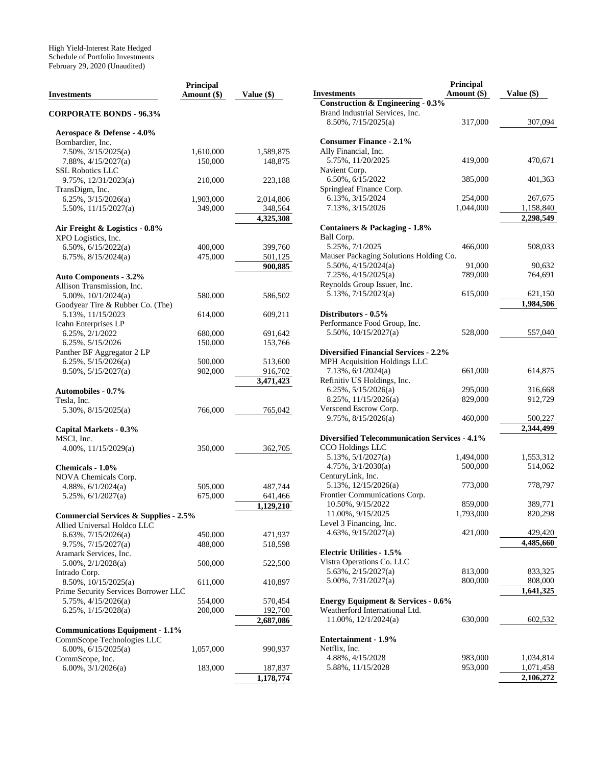High Yield-Interest Rate Hedged
Schedule of Portfolio Investments
February 29, 2020 (Unaudited)

| Investments | Principal Amount ($) | Value ($) |
|---|---|---|
| **CORPORATE BONDS - 96.3%** | | |
| **Aerospace & Defense - 4.0%** | | |
| Bombardier, Inc. | | |
| 7.50%, 3/15/2025(a) | 1,610,000 | 1,589,875 |
| 7.88%, 4/15/2027(a) | 150,000 | 148,875 |
| SSL Robotics LLC | | |
| 9.75%, 12/31/2023(a) | 210,000 | 223,188 |
| TransDigm, Inc. | | |
| 6.25%, 3/15/2026(a) | 1,903,000 | 2,014,806 |
| 5.50%, 11/15/2027(a) | 349,000 | 348,564 |
| | | 4,325,308 |
| **Air Freight & Logistics - 0.8%** | | |
| XPO Logistics, Inc. | | |
| 6.50%, 6/15/2022(a) | 400,000 | 399,760 |
| 6.75%, 8/15/2024(a) | 475,000 | 501,125 |
| | | 900,885 |
| **Auto Components - 3.2%** | | |
| Allison Transmission, Inc. | | |
| 5.00%, 10/1/2024(a) | 580,000 | 586,502 |
| Goodyear Tire & Rubber Co. (The) | | |
| 5.13%, 11/15/2023 | 614,000 | 609,211 |
| Icahn Enterprises LP | | |
| 6.25%, 2/1/2022 | 680,000 | 691,642 |
| 6.25%, 5/15/2026 | 150,000 | 153,766 |
| Panther BF Aggregator 2 LP | | |
| 6.25%, 5/15/2026(a) | 500,000 | 513,600 |
| 8.50%, 5/15/2027(a) | 902,000 | 916,702 |
| | | 3,471,423 |
| **Automobiles - 0.7%** | | |
| Tesla, Inc. | | |
| 5.30%, 8/15/2025(a) | 766,000 | 765,042 |
| **Capital Markets - 0.3%** | | |
| MSCI, Inc. | | |
| 4.00%, 11/15/2029(a) | 350,000 | 362,705 |
| **Chemicals - 1.0%** | | |
| NOVA Chemicals Corp. | | |
| 4.88%, 6/1/2024(a) | 505,000 | 487,744 |
| 5.25%, 6/1/2027(a) | 675,000 | 641,466 |
| | | 1,129,210 |
| **Commercial Services & Supplies - 2.5%** | | |
| Allied Universal Holdco LLC | | |
| 6.63%, 7/15/2026(a) | 450,000 | 471,937 |
| 9.75%, 7/15/2027(a) | 488,000 | 518,598 |
| Aramark Services, Inc. | | |
| 5.00%, 2/1/2028(a) | 500,000 | 522,500 |
| Intrado Corp. | | |
| 8.50%, 10/15/2025(a) | 611,000 | 410,897 |
| Prime Security Services Borrower LLC | | |
| 5.75%, 4/15/2026(a) | 554,000 | 570,454 |
| 6.25%, 1/15/2028(a) | 200,000 | 192,700 |
| | | 2,687,086 |
| **Communications Equipment - 1.1%** | | |
| CommScope Technologies LLC | | |
| 6.00%, 6/15/2025(a) | 1,057,000 | 990,937 |
| CommScope, Inc. | | |
| 6.00%, 3/1/2026(a) | 183,000 | 187,837 |
| | | 1,178,774 |
| **Construction & Engineering - 0.3%** | | |
| Brand Industrial Services, Inc. | | |
| 8.50%, 7/15/2025(a) | 317,000 | 307,094 |
| **Consumer Finance - 2.1%** | | |
| Ally Financial, Inc. | | |
| 5.75%, 11/20/2025 | 419,000 | 470,671 |
| Navient Corp. | | |
| 6.50%, 6/15/2022 | 385,000 | 401,363 |
| Springleaf Finance Corp. | | |
| 6.13%, 3/15/2024 | 254,000 | 267,675 |
| 7.13%, 3/15/2026 | 1,044,000 | 1,158,840 |
| | | 2,298,549 |
| **Containers & Packaging - 1.8%** | | |
| Ball Corp. | | |
| 5.25%, 7/1/2025 | 466,000 | 508,033 |
| Mauser Packaging Solutions Holding Co. | | |
| 5.50%, 4/15/2024(a) | 91,000 | 90,632 |
| 7.25%, 4/15/2025(a) | 789,000 | 764,691 |
| Reynolds Group Issuer, Inc. | | |
| 5.13%, 7/15/2023(a) | 615,000 | 621,150 |
| | | 1,984,506 |
| **Distributors - 0.5%** | | |
| Performance Food Group, Inc. | | |
| 5.50%, 10/15/2027(a) | 528,000 | 557,040 |
| **Diversified Financial Services - 2.2%** | | |
| MPH Acquisition Holdings LLC | | |
| 7.13%, 6/1/2024(a) | 661,000 | 614,875 |
| Refinitiv US Holdings, Inc. | | |
| 6.25%, 5/15/2026(a) | 295,000 | 316,668 |
| 8.25%, 11/15/2026(a) | 829,000 | 912,729 |
| Verscend Escrow Corp. | | |
| 9.75%, 8/15/2026(a) | 460,000 | 500,227 |
| | | 2,344,499 |
| **Diversified Telecommunication Services - 4.1%** | | |
| CCO Holdings LLC | | |
| 5.13%, 5/1/2027(a) | 1,494,000 | 1,553,312 |
| 4.75%, 3/1/2030(a) | 500,000 | 514,062 |
| CenturyLink, Inc. | | |
| 5.13%, 12/15/2026(a) | 773,000 | 778,797 |
| Frontier Communications Corp. | | |
| 10.50%, 9/15/2022 | 859,000 | 389,771 |
| 11.00%, 9/15/2025 | 1,793,000 | 820,298 |
| Level 3 Financing, Inc. | | |
| 4.63%, 9/15/2027(a) | 421,000 | 429,420 |
| | | 4,485,660 |
| **Electric Utilities - 1.5%** | | |
| Vistra Operations Co. LLC | | |
| 5.63%, 2/15/2027(a) | 813,000 | 833,325 |
| 5.00%, 7/31/2027(a) | 800,000 | 808,000 |
| | | 1,641,325 |
| **Energy Equipment & Services - 0.6%** | | |
| Weatherford International Ltd. | | |
| 11.00%, 12/1/2024(a) | 630,000 | 602,532 |
| **Entertainment - 1.9%** | | |
| Netflix, Inc. | | |
| 4.88%, 4/15/2028 | 983,000 | 1,034,814 |
| 5.88%, 11/15/2028 | 953,000 | 1,071,458 |
| | | 2,106,272 |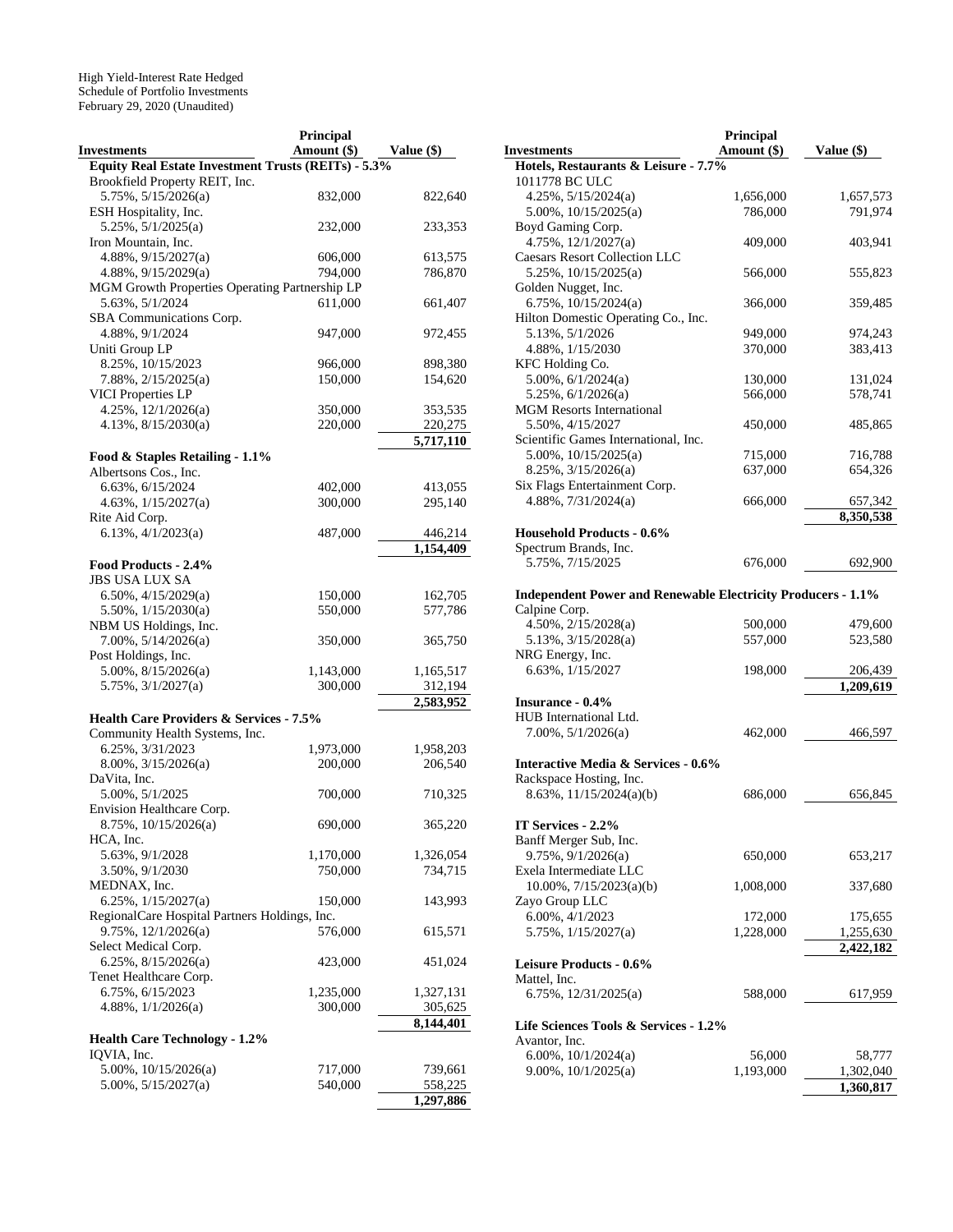High Yield-Interest Rate Hedged
Schedule of Portfolio Investments
February 29, 2020 (Unaudited)

| Investments | Principal Amount ($) | Value ($) |
|---|---|---|
| **Equity Real Estate Investment Trusts (REITs) - 5.3%** | | |
| Brookfield Property REIT, Inc. | | |
| 5.75%, 5/15/2026(a) | 832,000 | 822,640 |
| ESH Hospitality, Inc. | | |
| 5.25%, 5/1/2025(a) | 232,000 | 233,353 |
| Iron Mountain, Inc. | | |
| 4.88%, 9/15/2027(a) | 606,000 | 613,575 |
| 4.88%, 9/15/2029(a) | 794,000 | 786,870 |
| MGM Growth Properties Operating Partnership LP | | |
| 5.63%, 5/1/2024 | 611,000 | 661,407 |
| SBA Communications Corp. | | |
| 4.88%, 9/1/2024 | 947,000 | 972,455 |
| Uniti Group LP | | |
| 8.25%, 10/15/2023 | 966,000 | 898,380 |
| 7.88%, 2/15/2025(a) | 150,000 | 154,620 |
| VICI Properties LP | | |
| 4.25%, 12/1/2026(a) | 350,000 | 353,535 |
| 4.13%, 8/15/2030(a) | 220,000 | 220,275 |
| | | **5,717,110** |
| **Food & Staples Retailing - 1.1%** | | |
| Albertsons Cos., Inc. | | |
| 6.63%, 6/15/2024 | 402,000 | 413,055 |
| 4.63%, 1/15/2027(a) | 300,000 | 295,140 |
| Rite Aid Corp. | | |
| 6.13%, 4/1/2023(a) | 487,000 | 446,214 |
| | | **1,154,409** |
| **Food Products - 2.4%** | | |
| JBS USA LUX SA | | |
| 6.50%, 4/15/2029(a) | 150,000 | 162,705 |
| 5.50%, 1/15/2030(a) | 550,000 | 577,786 |
| NBM US Holdings, Inc. | | |
| 7.00%, 5/14/2026(a) | 350,000 | 365,750 |
| Post Holdings, Inc. | | |
| 5.00%, 8/15/2026(a) | 1,143,000 | 1,165,517 |
| 5.75%, 3/1/2027(a) | 300,000 | 312,194 |
| | | **2,583,952** |
| **Health Care Providers & Services - 7.5%** | | |
| Community Health Systems, Inc. | | |
| 6.25%, 3/31/2023 | 1,973,000 | 1,958,203 |
| 8.00%, 3/15/2026(a) | 200,000 | 206,540 |
| DaVita, Inc. | | |
| 5.00%, 5/1/2025 | 700,000 | 710,325 |
| Envision Healthcare Corp. | | |
| 8.75%, 10/15/2026(a) | 690,000 | 365,220 |
| HCA, Inc. | | |
| 5.63%, 9/1/2028 | 1,170,000 | 1,326,054 |
| 3.50%, 9/1/2030 | 750,000 | 734,715 |
| MEDNAX, Inc. | | |
| 6.25%, 1/15/2027(a) | 150,000 | 143,993 |
| RegionalCare Hospital Partners Holdings, Inc. | | |
| 9.75%, 12/1/2026(a) | 576,000 | 615,571 |
| Select Medical Corp. | | |
| 6.25%, 8/15/2026(a) | 423,000 | 451,024 |
| Tenet Healthcare Corp. | | |
| 6.75%, 6/15/2023 | 1,235,000 | 1,327,131 |
| 4.88%, 1/1/2026(a) | 300,000 | 305,625 |
| | | **8,144,401** |
| **Health Care Technology - 1.2%** | | |
| IQVIA, Inc. | | |
| 5.00%, 10/15/2026(a) | 717,000 | 739,661 |
| 5.00%, 5/15/2027(a) | 540,000 | 558,225 |
| | | **1,297,886** |
| **Hotels, Restaurants & Leisure - 7.7%** | | |
| 1011778 BC ULC | | |
| 4.25%, 5/15/2024(a) | 1,656,000 | 1,657,573 |
| 5.00%, 10/15/2025(a) | 786,000 | 791,974 |
| Boyd Gaming Corp. | | |
| 4.75%, 12/1/2027(a) | 409,000 | 403,941 |
| Caesars Resort Collection LLC | | |
| 5.25%, 10/15/2025(a) | 566,000 | 555,823 |
| Golden Nugget, Inc. | | |
| 6.75%, 10/15/2024(a) | 366,000 | 359,485 |
| Hilton Domestic Operating Co., Inc. | | |
| 5.13%, 5/1/2026 | 949,000 | 974,243 |
| 4.88%, 1/15/2030 | 370,000 | 383,413 |
| KFC Holding Co. | | |
| 5.00%, 6/1/2024(a) | 130,000 | 131,024 |
| 5.25%, 6/1/2026(a) | 566,000 | 578,741 |
| MGM Resorts International | | |
| 5.50%, 4/15/2027 | 450,000 | 485,865 |
| Scientific Games International, Inc. | | |
| 5.00%, 10/15/2025(a) | 715,000 | 716,788 |
| 8.25%, 3/15/2026(a) | 637,000 | 654,326 |
| Six Flags Entertainment Corp. | | |
| 4.88%, 7/31/2024(a) | 666,000 | 657,342 |
| | | **8,350,538** |
| **Household Products - 0.6%** | | |
| Spectrum Brands, Inc. | | |
| 5.75%, 7/15/2025 | 676,000 | 692,900 |
| **Independent Power and Renewable Electricity Producers - 1.1%** | | |
| Calpine Corp. | | |
| 4.50%, 2/15/2028(a) | 500,000 | 479,600 |
| 5.13%, 3/15/2028(a) | 557,000 | 523,580 |
| NRG Energy, Inc. | | |
| 6.63%, 1/15/2027 | 198,000 | 206,439 |
| | | **1,209,619** |
| **Insurance - 0.4%** | | |
| HUB International Ltd. | | |
| 7.00%, 5/1/2026(a) | 462,000 | 466,597 |
| **Interactive Media & Services - 0.6%** | | |
| Rackspace Hosting, Inc. | | |
| 8.63%, 11/15/2024(a)(b) | 686,000 | 656,845 |
| **IT Services - 2.2%** | | |
| Banff Merger Sub, Inc. | | |
| 9.75%, 9/1/2026(a) | 650,000 | 653,217 |
| Exela Intermediate LLC | | |
| 10.00%, 7/15/2023(a)(b) | 1,008,000 | 337,680 |
| Zayo Group LLC | | |
| 6.00%, 4/1/2023 | 172,000 | 175,655 |
| 5.75%, 1/15/2027(a) | 1,228,000 | 1,255,630 |
| | | **2,422,182** |
| **Leisure Products - 0.6%** | | |
| Mattel, Inc. | | |
| 6.75%, 12/31/2025(a) | 588,000 | 617,959 |
| **Life Sciences Tools & Services - 1.2%** | | |
| Avantor, Inc. | | |
| 6.00%, 10/1/2024(a) | 56,000 | 58,777 |
| 9.00%, 10/1/2025(a) | 1,193,000 | 1,302,040 |
| | | **1,360,817** |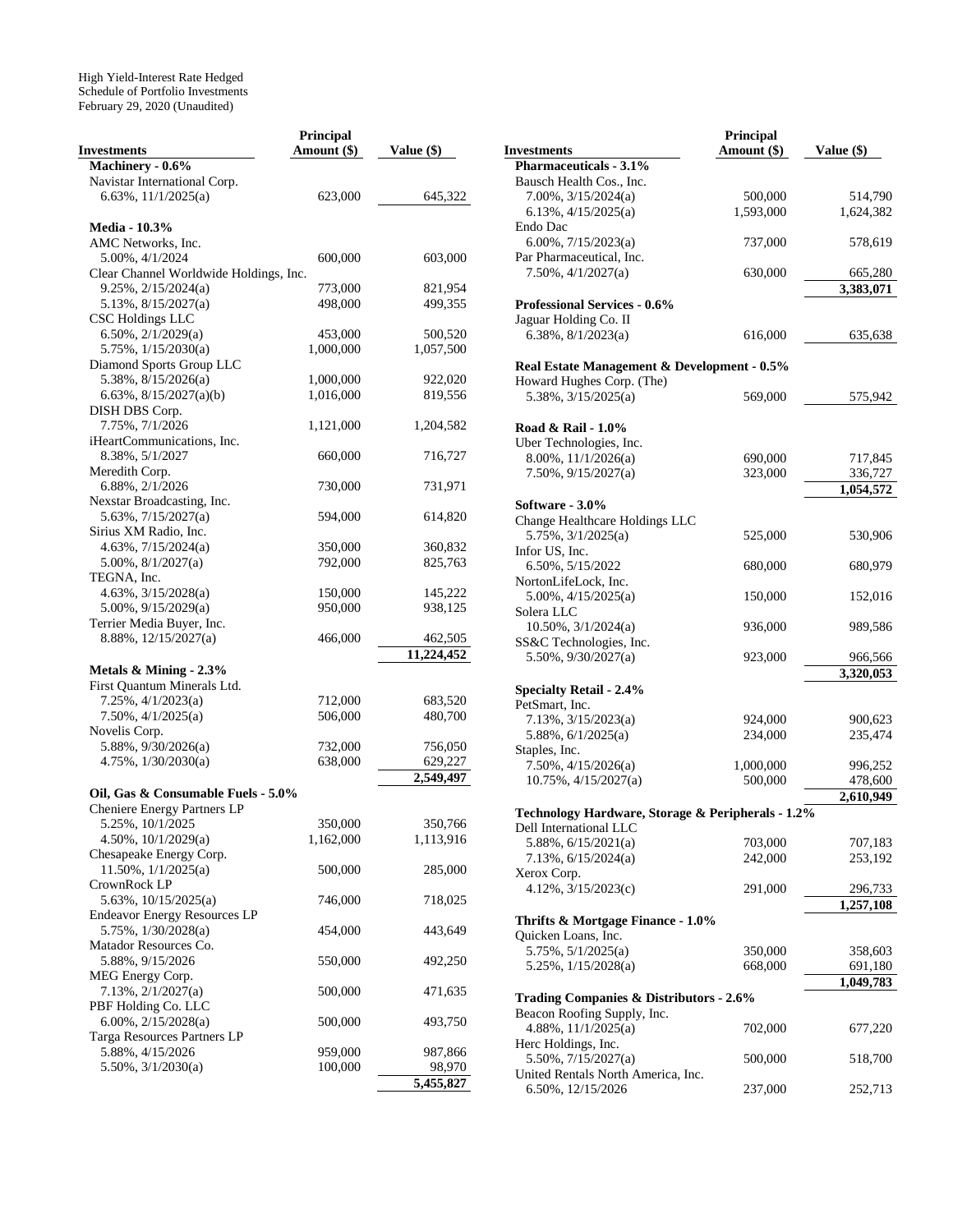High Yield-Interest Rate Hedged
Schedule of Portfolio Investments
February 29, 2020 (Unaudited)

| Investments | Principal Amount ($) | Value ($) |
|---|---|---|
| **Machinery - 0.6%** | | |
| Navistar International Corp. | | |
| 6.63%, 11/1/2025(a) | 623,000 | 645,322 |
| **Media - 10.3%** | | |
| AMC Networks, Inc. | | |
| 5.00%, 4/1/2024 | 600,000 | 603,000 |
| Clear Channel Worldwide Holdings, Inc. | | |
| 9.25%, 2/15/2024(a) | 773,000 | 821,954 |
| 5.13%, 8/15/2027(a) | 498,000 | 499,355 |
| CSC Holdings LLC | | |
| 6.50%, 2/1/2029(a) | 453,000 | 500,520 |
| 5.75%, 1/15/2030(a) | 1,000,000 | 1,057,500 |
| Diamond Sports Group LLC | | |
| 5.38%, 8/15/2026(a) | 1,000,000 | 922,020 |
| 6.63%, 8/15/2027(a)(b) | 1,016,000 | 819,556 |
| DISH DBS Corp. | | |
| 7.75%, 7/1/2026 | 1,121,000 | 1,204,582 |
| iHeartCommunications, Inc. | | |
| 8.38%, 5/1/2027 | 660,000 | 716,727 |
| Meredith Corp. | | |
| 6.88%, 2/1/2026 | 730,000 | 731,971 |
| Nexstar Broadcasting, Inc. | | |
| 5.63%, 7/15/2027(a) | 594,000 | 614,820 |
| Sirius XM Radio, Inc. | | |
| 4.63%, 7/15/2024(a) | 350,000 | 360,832 |
| 5.00%, 8/1/2027(a) | 792,000 | 825,763 |
| TEGNA, Inc. | | |
| 4.63%, 3/15/2028(a) | 150,000 | 145,222 |
| 5.00%, 9/15/2029(a) | 950,000 | 938,125 |
| Terrier Media Buyer, Inc. | | |
| 8.88%, 12/15/2027(a) | 466,000 | 462,505 |
| | | **11,224,452** |
| **Metals & Mining - 2.3%** | | |
| First Quantum Minerals Ltd. | | |
| 7.25%, 4/1/2023(a) | 712,000 | 683,520 |
| 7.50%, 4/1/2025(a) | 506,000 | 480,700 |
| Novelis Corp. | | |
| 5.88%, 9/30/2026(a) | 732,000 | 756,050 |
| 4.75%, 1/30/2030(a) | 638,000 | 629,227 |
| | | **2,549,497** |
| **Oil, Gas & Consumable Fuels - 5.0%** | | |
| Cheniere Energy Partners LP | | |
| 5.25%, 10/1/2025 | 350,000 | 350,766 |
| 4.50%, 10/1/2029(a) | 1,162,000 | 1,113,916 |
| Chesapeake Energy Corp. | | |
| 11.50%, 1/1/2025(a) | 500,000 | 285,000 |
| CrownRock LP | | |
| 5.63%, 10/15/2025(a) | 746,000 | 718,025 |
| Endeavor Energy Resources LP | | |
| 5.75%, 1/30/2028(a) | 454,000 | 443,649 |
| Matador Resources Co. | | |
| 5.88%, 9/15/2026 | 550,000 | 492,250 |
| MEG Energy Corp. | | |
| 7.13%, 2/1/2027(a) | 500,000 | 471,635 |
| PBF Holding Co. LLC | | |
| 6.00%, 2/15/2028(a) | 500,000 | 493,750 |
| Targa Resources Partners LP | | |
| 5.88%, 4/15/2026 | 959,000 | 987,866 |
| 5.50%, 3/1/2030(a) | 100,000 | 98,970 |
| | | **5,455,827** |
| **Pharmaceuticals - 3.1%** | | |
| Bausch Health Cos., Inc. | | |
| 7.00%, 3/15/2024(a) | 500,000 | 514,790 |
| 6.13%, 4/15/2025(a) | 1,593,000 | 1,624,382 |
| Endo Dac | | |
| 6.00%, 7/15/2023(a) | 737,000 | 578,619 |
| Par Pharmaceutical, Inc. | | |
| 7.50%, 4/1/2027(a) | 630,000 | 665,280 |
| | | **3,383,071** |
| **Professional Services - 0.6%** | | |
| Jaguar Holding Co. II | | |
| 6.38%, 8/1/2023(a) | 616,000 | 635,638 |
| **Real Estate Management & Development - 0.5%** | | |
| Howard Hughes Corp. (The) | | |
| 5.38%, 3/15/2025(a) | 569,000 | 575,942 |
| **Road & Rail - 1.0%** | | |
| Uber Technologies, Inc. | | |
| 8.00%, 11/1/2026(a) | 690,000 | 717,845 |
| 7.50%, 9/15/2027(a) | 323,000 | 336,727 |
| | | **1,054,572** |
| **Software - 3.0%** | | |
| Change Healthcare Holdings LLC | | |
| 5.75%, 3/1/2025(a) | 525,000 | 530,906 |
| Infor US, Inc. | | |
| 6.50%, 5/15/2022 | 680,000 | 680,979 |
| NortonLifeLock, Inc. | | |
| 5.00%, 4/15/2025(a) | 150,000 | 152,016 |
| Solera LLC | | |
| 10.50%, 3/1/2024(a) | 936,000 | 989,586 |
| SS&C Technologies, Inc. | | |
| 5.50%, 9/30/2027(a) | 923,000 | 966,566 |
| | | **3,320,053** |
| **Specialty Retail - 2.4%** | | |
| PetSmart, Inc. | | |
| 7.13%, 3/15/2023(a) | 924,000 | 900,623 |
| 5.88%, 6/1/2025(a) | 234,000 | 235,474 |
| Staples, Inc. | | |
| 7.50%, 4/15/2026(a) | 1,000,000 | 996,252 |
| 10.75%, 4/15/2027(a) | 500,000 | 478,600 |
| | | **2,610,949** |
| **Technology Hardware, Storage & Peripherals - 1.2%** | | |
| Dell International LLC | | |
| 5.88%, 6/15/2021(a) | 703,000 | 707,183 |
| 7.13%, 6/15/2024(a) | 242,000 | 253,192 |
| Xerox Corp. | | |
| 4.12%, 3/15/2023(c) | 291,000 | 296,733 |
| | | **1,257,108** |
| **Thrifts & Mortgage Finance - 1.0%** | | |
| Quicken Loans, Inc. | | |
| 5.75%, 5/1/2025(a) | 350,000 | 358,603 |
| 5.25%, 1/15/2028(a) | 668,000 | 691,180 |
| | | **1,049,783** |
| **Trading Companies & Distributors - 2.6%** | | |
| Beacon Roofing Supply, Inc. | | |
| 4.88%, 11/1/2025(a) | 702,000 | 677,220 |
| Herc Holdings, Inc. | | |
| 5.50%, 7/15/2027(a) | 500,000 | 518,700 |
| United Rentals North America, Inc. | | |
| 6.50%, 12/15/2026 | 237,000 | 252,713 |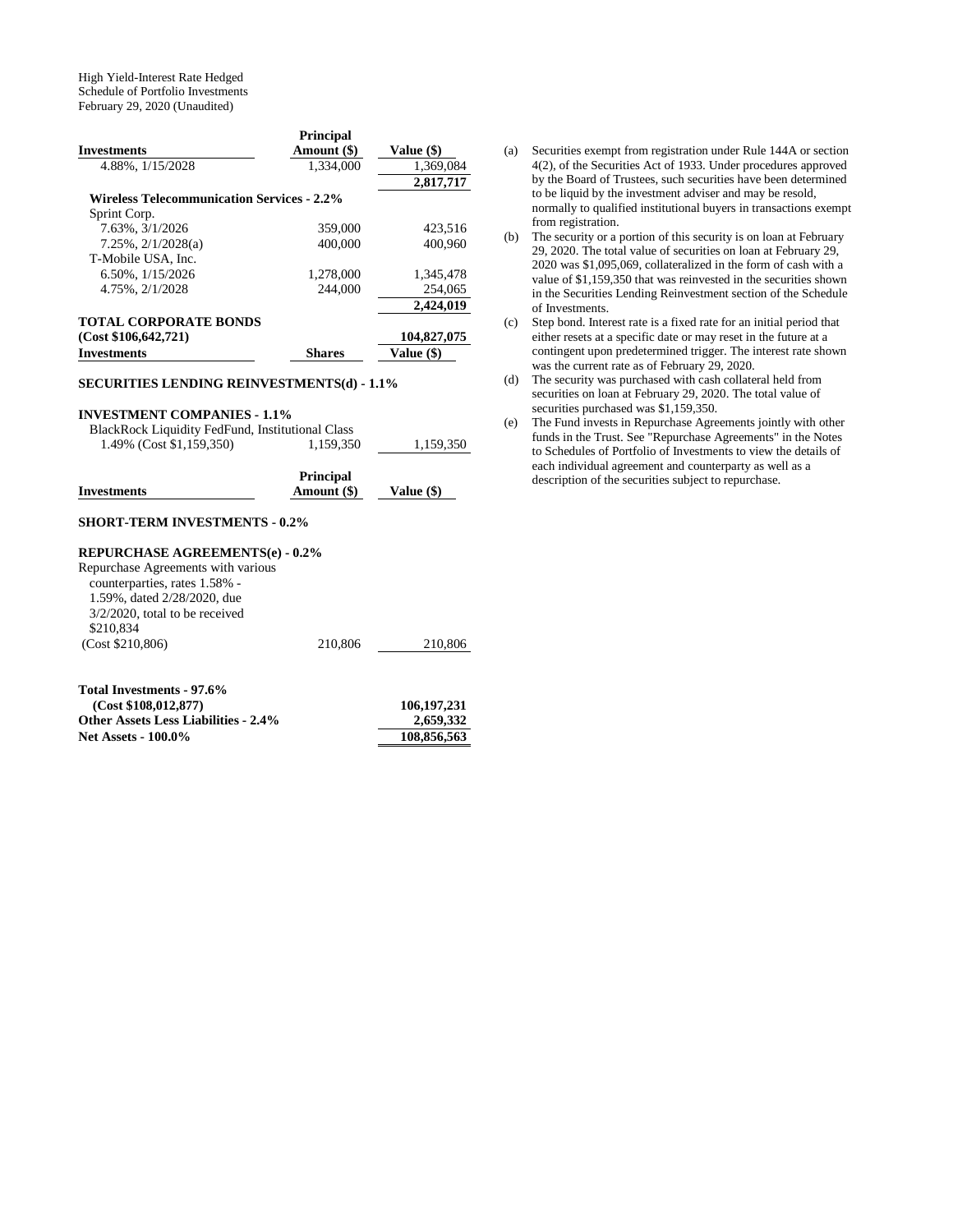High Yield-Interest Rate Hedged
Schedule of Portfolio Investments
February 29, 2020 (Unaudited)

| Investments | Principal Amount ($) | Value ($) |
|---|---|---|
| 4.88%, 1/15/2028 | 1,334,000 | 1,369,084 |
| | | **2,817,717** |
| **Wireless Telecommunication Services - 2.2%** | | |
| Sprint Corp. | | |
| 7.63%, 3/1/2026 | 359,000 | 423,516 |
| 7.25%, 2/1/2028(a) | 400,000 | 400,960 |
| T-Mobile USA, Inc. | | |
| 6.50%, 1/15/2026 | 1,278,000 | 1,345,478 |
| 4.75%, 2/1/2028 | 244,000 | 254,065 |
| | | **2,424,019** |
| **TOTAL CORPORATE BONDS (Cost $106,642,721)** | | **104,827,075** |

| Investments | Shares | Value ($) |
|---|---|---|
| **SECURITIES LENDING REINVESTMENTS(d) - 1.1%** | | |
| **INVESTMENT COMPANIES - 1.1%** | | |
| BlackRock Liquidity FedFund, Institutional Class 1.49% (Cost $1,159,350) | 1,159,350 | 1,159,350 |

| Investments | Principal Amount ($) | Value ($) |
|---|---|---|
| **SHORT-TERM INVESTMENTS - 0.2%** | | |
| **REPURCHASE AGREEMENTS(e) - 0.2%** | | |
| Repurchase Agreements with various counterparties, rates 1.58% - 1.59%, dated 2/28/2020, due 3/2/2020, total to be received $210,834 (Cost $210,806) | 210,806 | 210,806 |
| | | |
| **Total Investments - 97.6% (Cost $108,012,877)** | | **106,197,231** |
| **Other Assets Less Liabilities - 2.4%** | | **2,659,332** |
| **Net Assets - 100.0%** | | **108,856,563** |

(a) Securities exempt from registration under Rule 144A or section 4(2), of the Securities Act of 1933. Under procedures approved by the Board of Trustees, such securities have been determined to be liquid by the investment adviser and may be resold, normally to qualified institutional buyers in transactions exempt from registration.

(b) The security or a portion of this security is on loan at February 29, 2020. The total value of securities on loan at February 29, 2020 was $1,095,069, collateralized in the form of cash with a value of $1,159,350 that was reinvested in the securities shown in the Securities Lending Reinvestment section of the Schedule of Investments.

(c) Step bond. Interest rate is a fixed rate for an initial period that either resets at a specific date or may reset in the future at a contingent upon predetermined trigger. The interest rate shown was the current rate as of February 29, 2020.

(d) The security was purchased with cash collateral held from securities on loan at February 29, 2020. The total value of securities purchased was $1,159,350.

(e) The Fund invests in Repurchase Agreements jointly with other funds in the Trust. See "Repurchase Agreements" in the Notes to Schedules of Portfolio of Investments to view the details of each individual agreement and counterparty as well as a description of the securities subject to repurchase.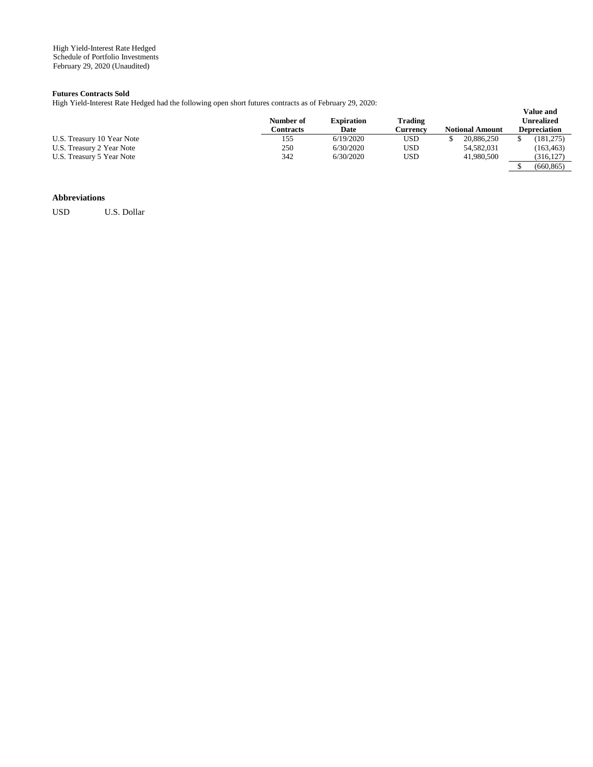High Yield-Interest Rate Hedged
Schedule of Portfolio Investments
February 29, 2020 (Unaudited)

**Futures Contracts Sold**

High Yield-Interest Rate Hedged had the following open short futures contracts as of February 29, 2020:

| | Number of Contracts | Expiration Date | Trading Currency | Notional Amount | Value and Unrealized Depreciation |
|---|---|---|---|---|---|
| U.S. Treasury 10 Year Note | 155 | 6/19/2020 | USD | $ 20,886,250 | $ (181,275) |
| U.S. Treasury 2 Year Note | 250 | 6/30/2020 | USD | 54,582,031 | (163,463) |
| U.S. Treasury 5 Year Note | 342 | 6/30/2020 | USD | 41,980,500 | (316,127) |
| | | | | | $ (660,865) |

**Abbreviations**

USD U.S. Dollar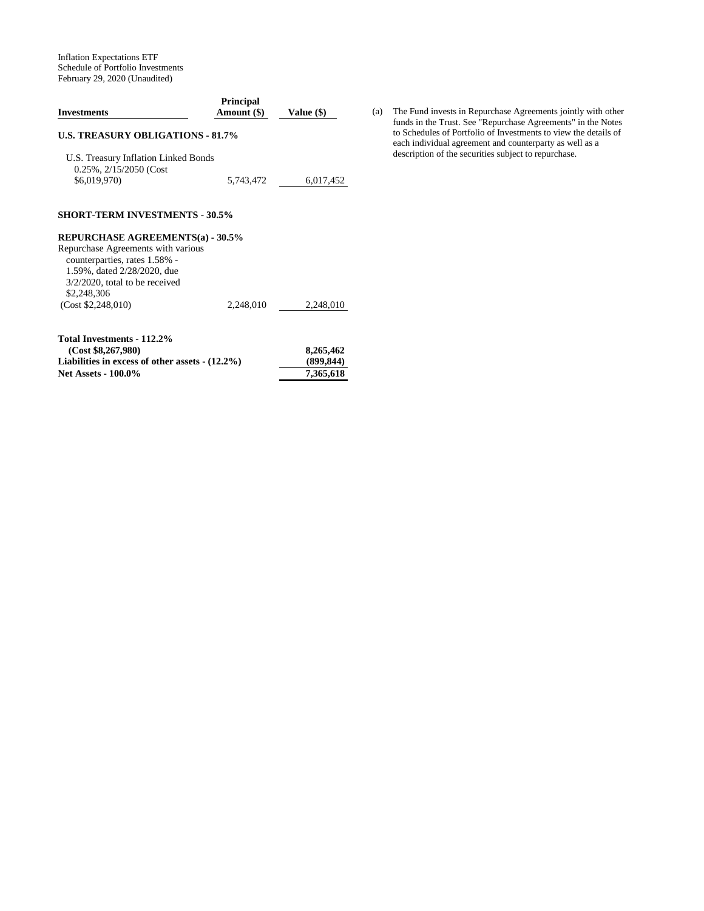Inflation Expectations ETF
Schedule of Portfolio Investments
February 29, 2020 (Unaudited)

| Investments | Principal Amount ($) | Value ($) |
|---|---|---|
| **U.S. TREASURY OBLIGATIONS - 81.7%** | | |
| U.S. Treasury Inflation Linked Bonds 0.25%, 2/15/2050 (Cost $6,019,970) | 5,743,472 | 6,017,452 |
| **SHORT-TERM INVESTMENTS - 30.5%** | | |
| **REPURCHASE AGREEMENTS(a) - 30.5%** | | |
| Repurchase Agreements with various counterparties, rates 1.58% - 1.59%, dated 2/28/2020, due 3/2/2020, total to be received $2,248,306 (Cost $2,248,010) | 2,248,010 | 2,248,010 |
| **Total Investments - 112.2% (Cost $8,267,980)** | | **8,265,462** |
| **Liabilities in excess of other assets - (12.2%)** | | **(899,844)** |
| **Net Assets - 100.0%** | | **7,365,618** |

(a) The Fund invests in Repurchase Agreements jointly with other funds in the Trust. See "Repurchase Agreements" in the Notes to Schedules of Portfolio of Investments to view the details of each individual agreement and counterparty as well as a description of the securities subject to repurchase.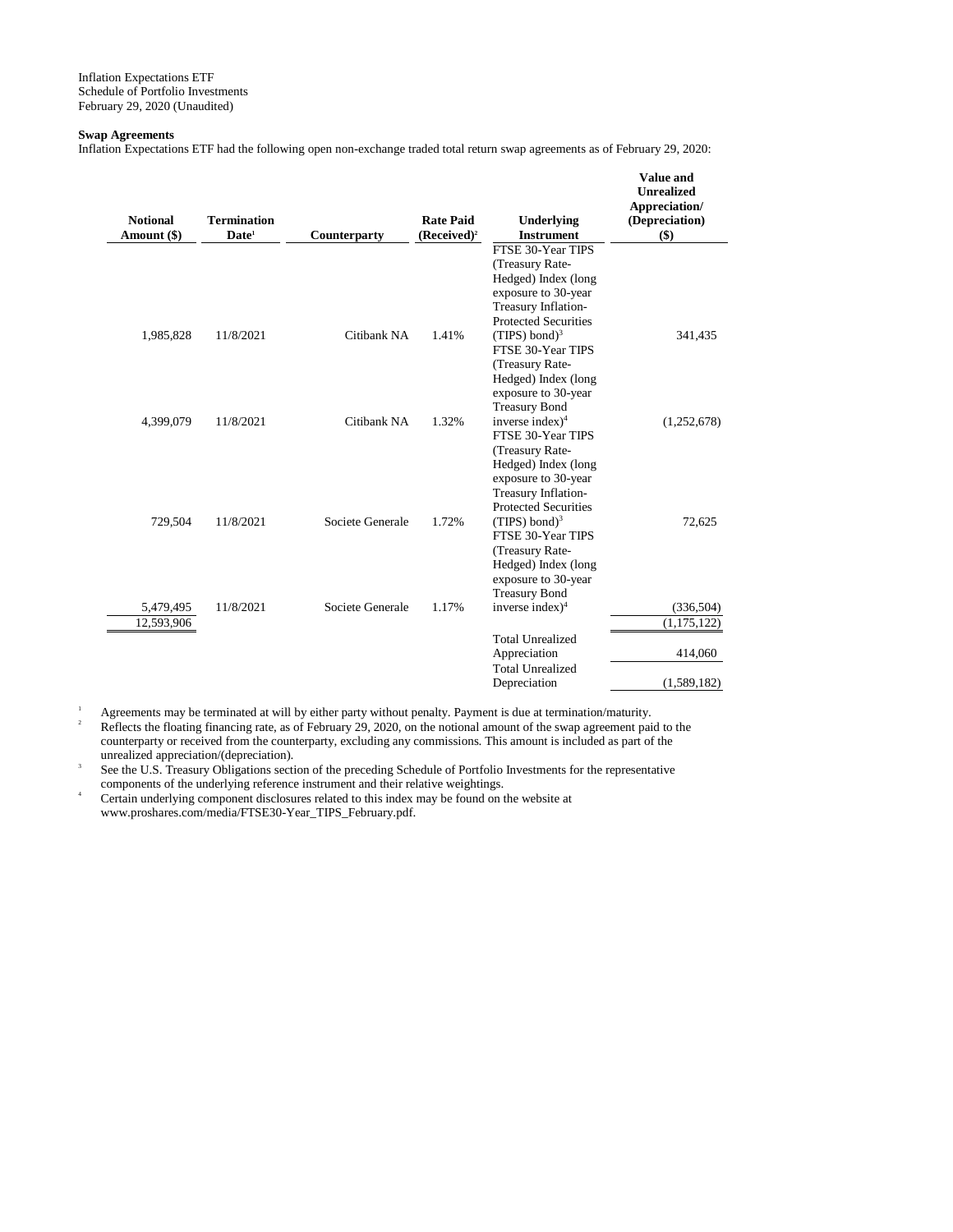Inflation Expectations ETF
Schedule of Portfolio Investments
February 29, 2020 (Unaudited)

**Swap Agreements**

Inflation Expectations ETF had the following open non-exchange traded total return swap agreements as of February 29, 2020:

| Notional Amount ($) | Termination Date[1] | Counterparty | Rate Paid (Received)[2] | Underlying Instrument | Value and Unrealized Appreciation/ (Depreciation) ($) |
|---|---|---|---|---|---|
| 1,985,828 | 11/8/2021 | Citibank NA | 1.41% | FTSE 30-Year TIPS (Treasury Rate-Hedged) Index (long exposure to 30-year Treasury Inflation-Protected Securities (TIPS) bond)[3] | 341,435 |
| 4,399,079 | 11/8/2021 | Citibank NA | 1.32% | FTSE 30-Year TIPS (Treasury Rate-Hedged) Index (long exposure to 30-year Treasury Bond inverse index)[4] | (1,252,678) |
| 729,504 | 11/8/2021 | Societe Generale | 1.72% | FTSE 30-Year TIPS (Treasury Rate-Hedged) Index (long exposure to 30-year Treasury Inflation-Protected Securities (TIPS) bond)[3] | 72,625 |
| 5,479,495 | 11/8/2021 | Societe Generale | 1.17% | FTSE 30-Year TIPS (Treasury Rate-Hedged) Index (long exposure to 30-year Treasury Bond inverse index)[4] | (336,504) |
| 12,593,906 | | | | | (1,175,122) |
| | | | | Total Unrealized Appreciation | 414,060 |
| | | | | Total Unrealized Depreciation | (1,589,182) |

[1] Agreements may be terminated at will by either party without penalty. Payment is due at termination/maturity.

[2] Reflects the floating financing rate, as of February 29, 2020, on the notional amount of the swap agreement paid to the counterparty or received from the counterparty, excluding any commissions. This amount is included as part of the unrealized appreciation/(depreciation).

[3] See the U.S. Treasury Obligations section of the preceding Schedule of Portfolio Investments for the representative components of the underlying reference instrument and their relative weightings.

[4] Certain underlying component disclosures related to this index may be found on the website at www.proshares.com/media/FTSE30-Year_TIPS_February.pdf.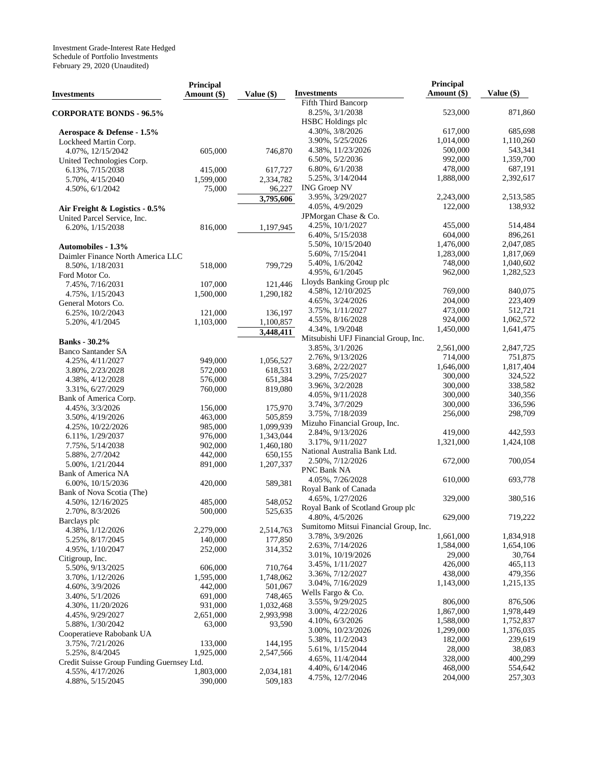Investment Grade-Interest Rate Hedged
Schedule of Portfolio Investments
February 29, 2020 (Unaudited)

| Investments | Principal Amount ($) | Value ($) |
|---|---|---|
| **CORPORATE BONDS - 96.5%** | | |
| **Aerospace & Defense - 1.5%** | | |
| Lockheed Martin Corp. | | |
| 4.07%, 12/15/2042 | 605,000 | 746,870 |
| United Technologies Corp. | | |
| 6.13%, 7/15/2038 | 415,000 | 617,727 |
| 5.70%, 4/15/2040 | 1,599,000 | 2,334,782 |
| 4.50%, 6/1/2042 | 75,000 | 96,227 |
| | | **3,795,606** |
| **Air Freight & Logistics - 0.5%** | | |
| United Parcel Service, Inc. | | |
| 6.20%, 1/15/2038 | 816,000 | 1,197,945 |
| **Automobiles - 1.3%** | | |
| Daimler Finance North America LLC | | |
| 8.50%, 1/18/2031 | 518,000 | 799,729 |
| Ford Motor Co. | | |
| 7.45%, 7/16/2031 | 107,000 | 121,446 |
| 4.75%, 1/15/2043 | 1,500,000 | 1,290,182 |
| General Motors Co. | | |
| 6.25%, 10/2/2043 | 121,000 | 136,197 |
| 5.20%, 4/1/2045 | 1,103,000 | 1,100,857 |
| | | **3,448,411** |
| **Banks - 30.2%** | | |
| Banco Santander SA | | |
| 4.25%, 4/11/2027 | 949,000 | 1,056,527 |
| 3.80%, 2/23/2028 | 572,000 | 618,531 |
| 4.38%, 4/12/2028 | 576,000 | 651,384 |
| 3.31%, 6/27/2029 | 760,000 | 819,080 |
| Bank of America Corp. | | |
| 4.45%, 3/3/2026 | 156,000 | 175,970 |
| 3.50%, 4/19/2026 | 463,000 | 505,859 |
| 4.25%, 10/22/2026 | 985,000 | 1,099,939 |
| 6.11%, 1/29/2037 | 976,000 | 1,343,044 |
| 7.75%, 5/14/2038 | 902,000 | 1,460,180 |
| 5.88%, 2/7/2042 | 442,000 | 650,155 |
| 5.00%, 1/21/2044 | 891,000 | 1,207,337 |
| Bank of America NA | | |
| 6.00%, 10/15/2036 | 420,000 | 589,381 |
| Bank of Nova Scotia (The) | | |
| 4.50%, 12/16/2025 | 485,000 | 548,052 |
| 2.70%, 8/3/2026 | 500,000 | 525,635 |
| Barclays plc | | |
| 4.38%, 1/12/2026 | 2,279,000 | 2,514,763 |
| 5.25%, 8/17/2045 | 140,000 | 177,850 |
| 4.95%, 1/10/2047 | 252,000 | 314,352 |
| Citigroup, Inc. | | |
| 5.50%, 9/13/2025 | 606,000 | 710,764 |
| 3.70%, 1/12/2026 | 1,595,000 | 1,748,062 |
| 4.60%, 3/9/2026 | 442,000 | 501,067 |
| 3.40%, 5/1/2026 | 691,000 | 748,465 |
| 4.30%, 11/20/2026 | 931,000 | 1,032,468 |
| 4.45%, 9/29/2027 | 2,651,000 | 2,993,998 |
| 5.88%, 1/30/2042 | 63,000 | 93,590 |
| Cooperatieve Rabobank UA | | |
| 3.75%, 7/21/2026 | 133,000 | 144,195 |
| 5.25%, 8/4/2045 | 1,925,000 | 2,547,566 |
| Credit Suisse Group Funding Guernsey Ltd. | | |
| 4.55%, 4/17/2026 | 1,803,000 | 2,034,181 |
| 4.88%, 5/15/2045 | 390,000 | 509,183 |
| Fifth Third Bancorp | | |
| 8.25%, 3/1/2038 | 523,000 | 871,860 |
| HSBC Holdings plc | | |
| 4.30%, 3/8/2026 | 617,000 | 685,698 |
| 3.90%, 5/25/2026 | 1,014,000 | 1,110,260 |
| 4.38%, 11/23/2026 | 500,000 | 543,341 |
| 6.50%, 5/2/2036 | 992,000 | 1,359,700 |
| 6.80%, 6/1/2038 | 478,000 | 687,191 |
| 5.25%, 3/14/2044 | 1,888,000 | 2,392,617 |
| ING Groep NV | | |
| 3.95%, 3/29/2027 | 2,243,000 | 2,513,585 |
| 4.05%, 4/9/2029 | 122,000 | 138,932 |
| JPMorgan Chase & Co. | | |
| 4.25%, 10/1/2027 | 455,000 | 514,484 |
| 6.40%, 5/15/2038 | 604,000 | 896,261 |
| 5.50%, 10/15/2040 | 1,476,000 | 2,047,085 |
| 5.60%, 7/15/2041 | 1,283,000 | 1,817,069 |
| 5.40%, 1/6/2042 | 748,000 | 1,040,602 |
| 4.95%, 6/1/2045 | 962,000 | 1,282,523 |
| Lloyds Banking Group plc | | |
| 4.58%, 12/10/2025 | 769,000 | 840,075 |
| 4.65%, 3/24/2026 | 204,000 | 223,409 |
| 3.75%, 1/11/2027 | 473,000 | 512,721 |
| 4.55%, 8/16/2028 | 924,000 | 1,062,572 |
| 4.34%, 1/9/2048 | 1,450,000 | 1,641,475 |
| Mitsubishi UFJ Financial Group, Inc. | | |
| 3.85%, 3/1/2026 | 2,561,000 | 2,847,725 |
| 2.76%, 9/13/2026 | 714,000 | 751,875 |
| 3.68%, 2/22/2027 | 1,646,000 | 1,817,404 |
| 3.29%, 7/25/2027 | 300,000 | 324,522 |
| 3.96%, 3/2/2028 | 300,000 | 338,582 |
| 4.05%, 9/11/2028 | 300,000 | 340,356 |
| 3.74%, 3/7/2029 | 300,000 | 336,596 |
| 3.75%, 7/18/2039 | 256,000 | 298,709 |
| Mizuho Financial Group, Inc. | | |
| 2.84%, 9/13/2026 | 419,000 | 442,593 |
| 3.17%, 9/11/2027 | 1,321,000 | 1,424,108 |
| National Australia Bank Ltd. | | |
| 2.50%, 7/12/2026 | 672,000 | 700,054 |
| PNC Bank NA | | |
| 4.05%, 7/26/2028 | 610,000 | 693,778 |
| Royal Bank of Canada | | |
| 4.65%, 1/27/2026 | 329,000 | 380,516 |
| Royal Bank of Scotland Group plc | | |
| 4.80%, 4/5/2026 | 629,000 | 719,222 |
| Sumitomo Mitsui Financial Group, Inc. | | |
| 3.78%, 3/9/2026 | 1,661,000 | 1,834,918 |
| 2.63%, 7/14/2026 | 1,584,000 | 1,654,106 |
| 3.01%, 10/19/2026 | 29,000 | 30,764 |
| 3.45%, 1/11/2027 | 426,000 | 465,113 |
| 3.36%, 7/12/2027 | 438,000 | 479,356 |
| 3.04%, 7/16/2029 | 1,143,000 | 1,215,135 |
| Wells Fargo & Co. | | |
| 3.55%, 9/29/2025 | 806,000 | 876,506 |
| 3.00%, 4/22/2026 | 1,867,000 | 1,978,449 |
| 4.10%, 6/3/2026 | 1,588,000 | 1,752,837 |
| 3.00%, 10/23/2026 | 1,299,000 | 1,376,035 |
| 5.38%, 11/2/2043 | 182,000 | 239,619 |
| 5.61%, 1/15/2044 | 28,000 | 38,083 |
| 4.65%, 11/4/2044 | 328,000 | 400,299 |
| 4.40%, 6/14/2046 | 468,000 | 554,642 |
| 4.75%, 12/7/2046 | 204,000 | 257,303 |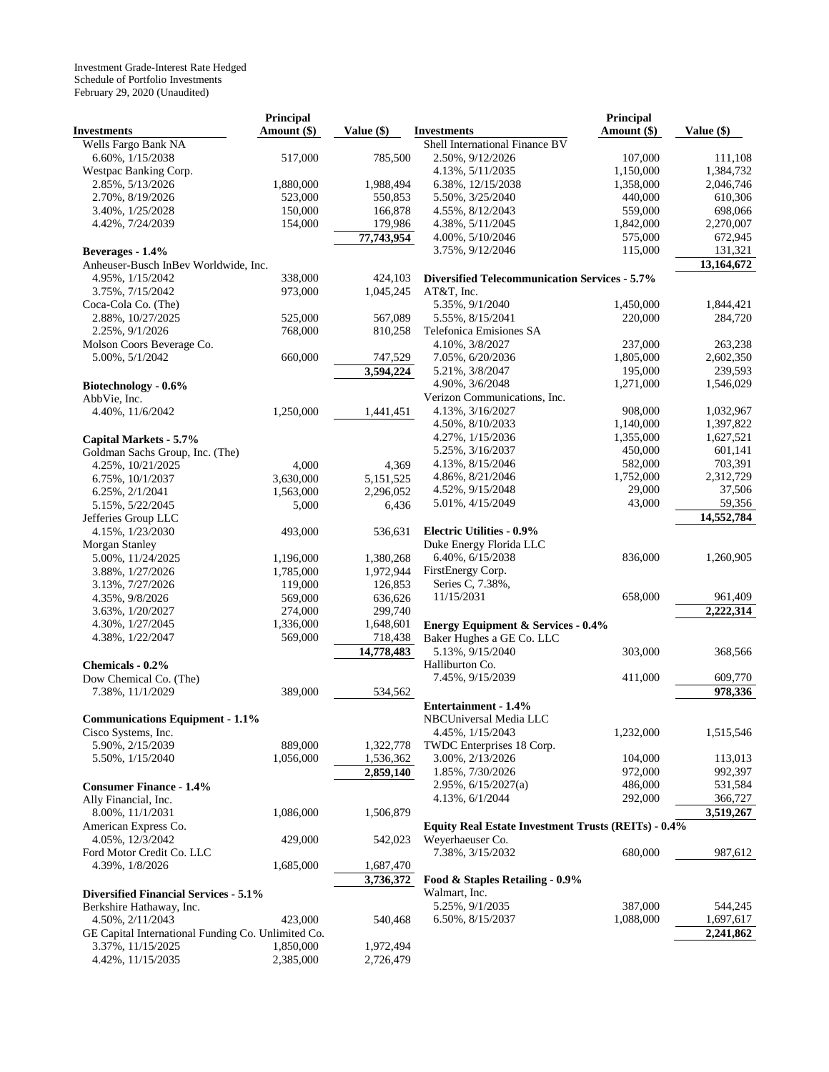Investment Grade-Interest Rate Hedged
Schedule of Portfolio Investments
February 29, 2020 (Unaudited)

| Investments | Principal Amount ($) | Value ($) |
|---|---|---|
| Wells Fargo Bank NA | | |
| 6.60%, 1/15/2038 | 517,000 | 785,500 |
| Westpac Banking Corp. | | |
| 2.85%, 5/13/2026 | 1,880,000 | 1,988,494 |
| 2.70%, 8/19/2026 | 523,000 | 550,853 |
| 3.40%, 1/25/2028 | 150,000 | 166,878 |
| 4.42%, 7/24/2039 | 154,000 | 179,986 |
| | | **77,743,954** |
| **Beverages - 1.4%** | | |
| Anheuser-Busch InBev Worldwide, Inc. | | |
| 4.95%, 1/15/2042 | 338,000 | 424,103 |
| 3.75%, 7/15/2042 | 973,000 | 1,045,245 |
| Coca-Cola Co. (The) | | |
| 2.88%, 10/27/2025 | 525,000 | 567,089 |
| 2.25%, 9/1/2026 | 768,000 | 810,258 |
| Molson Coors Beverage Co. | | |
| 5.00%, 5/1/2042 | 660,000 | 747,529 |
| | | **3,594,224** |
| **Biotechnology - 0.6%** | | |
| AbbVie, Inc. | | |
| 4.40%, 11/6/2042 | 1,250,000 | 1,441,451 |
| **Capital Markets - 5.7%** | | |
| Goldman Sachs Group, Inc. (The) | | |
| 4.25%, 10/21/2025 | 4,000 | 4,369 |
| 6.75%, 10/1/2037 | 3,630,000 | 5,151,525 |
| 6.25%, 2/1/2041 | 1,563,000 | 2,296,052 |
| 5.15%, 5/22/2045 | 5,000 | 6,436 |
| Jefferies Group LLC | | |
| 4.15%, 1/23/2030 | 493,000 | 536,631 |
| Morgan Stanley | | |
| 5.00%, 11/24/2025 | 1,196,000 | 1,380,268 |
| 3.88%, 1/27/2026 | 1,785,000 | 1,972,944 |
| 3.13%, 7/27/2026 | 119,000 | 126,853 |
| 4.35%, 9/8/2026 | 569,000 | 636,626 |
| 3.63%, 1/20/2027 | 274,000 | 299,740 |
| 4.30%, 1/27/2045 | 1,336,000 | 1,648,601 |
| 4.38%, 1/22/2047 | 569,000 | 718,438 |
| | | **14,778,483** |
| **Chemicals - 0.2%** | | |
| Dow Chemical Co. (The) | | |
| 7.38%, 11/1/2029 | 389,000 | 534,562 |
| **Communications Equipment - 1.1%** | | |
| Cisco Systems, Inc. | | |
| 5.90%, 2/15/2039 | 889,000 | 1,322,778 |
| 5.50%, 1/15/2040 | 1,056,000 | 1,536,362 |
| | | **2,859,140** |
| **Consumer Finance - 1.4%** | | |
| Ally Financial, Inc. | | |
| 8.00%, 11/1/2031 | 1,086,000 | 1,506,879 |
| American Express Co. | | |
| 4.05%, 12/3/2042 | 429,000 | 542,023 |
| Ford Motor Credit Co. LLC | | |
| 4.39%, 1/8/2026 | 1,685,000 | 1,687,470 |
| | | **3,736,372** |
| **Diversified Financial Services - 5.1%** | | |
| Berkshire Hathaway, Inc. | | |
| 4.50%, 2/11/2043 | 423,000 | 540,468 |
| GE Capital International Funding Co. Unlimited Co. | | |
| 3.37%, 11/15/2025 | 1,850,000 | 1,972,494 |
| 4.42%, 11/15/2035 | 2,385,000 | 2,726,479 |
| Shell International Finance BV | | |
| 2.50%, 9/12/2026 | 107,000 | 111,108 |
| 4.13%, 5/11/2035 | 1,150,000 | 1,384,732 |
| 6.38%, 12/15/2038 | 1,358,000 | 2,046,746 |
| 5.50%, 3/25/2040 | 440,000 | 610,306 |
| 4.55%, 8/12/2043 | 559,000 | 698,066 |
| 4.38%, 5/11/2045 | 1,842,000 | 2,270,007 |
| 4.00%, 5/10/2046 | 575,000 | 672,945 |
| 3.75%, 9/12/2046 | 115,000 | 131,321 |
| | | **13,164,672** |
| **Diversified Telecommunication Services - 5.7%** | | |
| AT&T, Inc. | | |
| 5.35%, 9/1/2040 | 1,450,000 | 1,844,421 |
| 5.55%, 8/15/2041 | 220,000 | 284,720 |
| Telefonica Emisiones SA | | |
| 4.10%, 3/8/2027 | 237,000 | 263,238 |
| 7.05%, 6/20/2036 | 1,805,000 | 2,602,350 |
| 5.21%, 3/8/2047 | 195,000 | 239,593 |
| 4.90%, 3/6/2048 | 1,271,000 | 1,546,029 |
| Verizon Communications, Inc. | | |
| 4.13%, 3/16/2027 | 908,000 | 1,032,967 |
| 4.50%, 8/10/2033 | 1,140,000 | 1,397,822 |
| 4.27%, 1/15/2036 | 1,355,000 | 1,627,521 |
| 5.25%, 3/16/2037 | 450,000 | 601,141 |
| 4.13%, 8/15/2046 | 582,000 | 703,391 |
| 4.86%, 8/21/2046 | 1,752,000 | 2,312,729 |
| 4.52%, 9/15/2048 | 29,000 | 37,506 |
| 5.01%, 4/15/2049 | 43,000 | 59,356 |
| | | **14,552,784** |
| **Electric Utilities - 0.9%** | | |
| Duke Energy Florida LLC | | |
| 6.40%, 6/15/2038 | 836,000 | 1,260,905 |
| FirstEnergy Corp. | | |
| Series C, 7.38%, 11/15/2031 | 658,000 | 961,409 |
| | | **2,222,314** |
| **Energy Equipment & Services - 0.4%** | | |
| Baker Hughes a GE Co. LLC | | |
| 5.13%, 9/15/2040 | 303,000 | 368,566 |
| Halliburton Co. | | |
| 7.45%, 9/15/2039 | 411,000 | 609,770 |
| | | **978,336** |
| **Entertainment - 1.4%** | | |
| NBCUniversal Media LLC | | |
| 4.45%, 1/15/2043 | 1,232,000 | 1,515,546 |
| TWDC Enterprises 18 Corp. | | |
| 3.00%, 2/13/2026 | 104,000 | 113,013 |
| 1.85%, 7/30/2026 | 972,000 | 992,397 |
| 2.95%, 6/15/2027(a) | 486,000 | 531,584 |
| 4.13%, 6/1/2044 | 292,000 | 366,727 |
| | | **3,519,267** |
| **Equity Real Estate Investment Trusts (REITs) - 0.4%** | | |
| Weyerhaeuser Co. | | |
| 7.38%, 3/15/2032 | 680,000 | 987,612 |
| **Food & Staples Retailing - 0.9%** | | |
| Walmart, Inc. | | |
| 5.25%, 9/1/2035 | 387,000 | 544,245 |
| 6.50%, 8/15/2037 | 1,088,000 | 1,697,617 |
| | | **2,241,862** |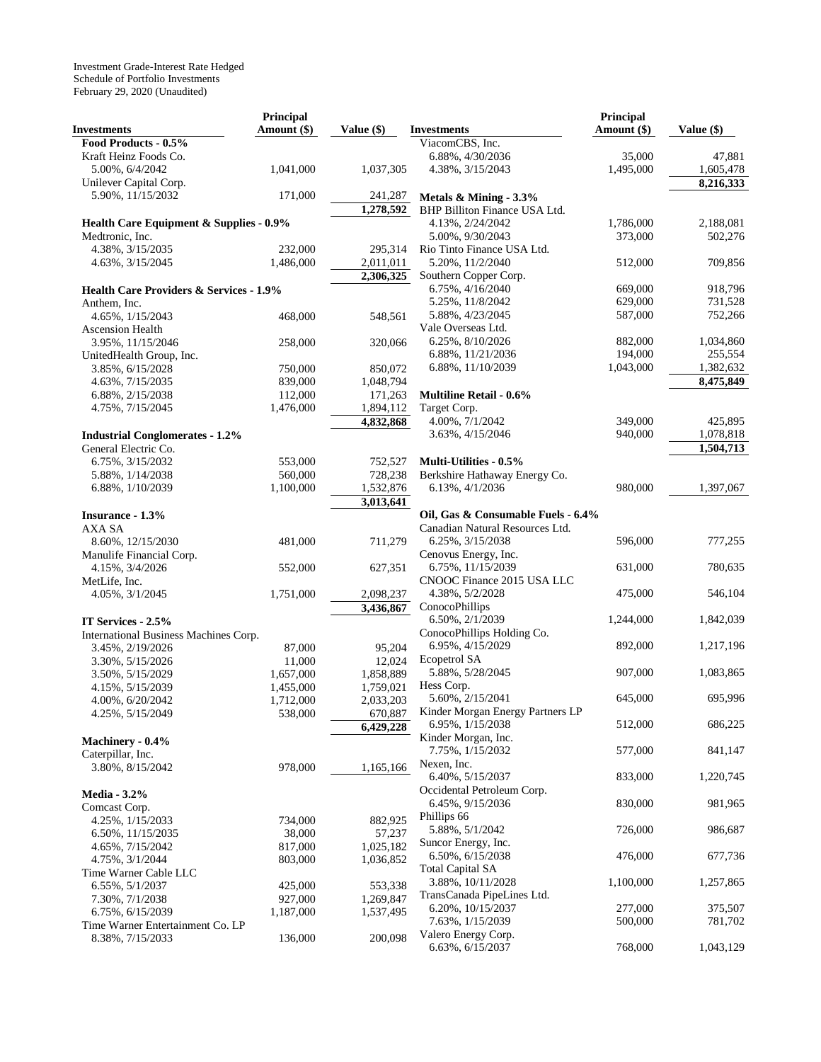Investment Grade-Interest Rate Hedged
Schedule of Portfolio Investments
February 29, 2020 (Unaudited)

| Investments | Principal Amount ($) | Value ($) |
|---|---|---|
| **Food Products - 0.5%** | | |
| Kraft Heinz Foods Co. | | |
| 5.00%, 6/4/2042 | 1,041,000 | 1,037,305 |
| Unilever Capital Corp. | | |
| 5.90%, 11/15/2032 | 171,000 | 241,287 |
| | | 1,278,592 |
| **Health Care Equipment & Supplies - 0.9%** | | |
| Medtronic, Inc. | | |
| 4.38%, 3/15/2035 | 232,000 | 295,314 |
| 4.63%, 3/15/2045 | 1,486,000 | 2,011,011 |
| | | 2,306,325 |
| **Health Care Providers & Services - 1.9%** | | |
| Anthem, Inc. | | |
| 4.65%, 1/15/2043 | 468,000 | 548,561 |
| Ascension Health | | |
| 3.95%, 11/15/2046 | 258,000 | 320,066 |
| UnitedHealth Group, Inc. | | |
| 3.85%, 6/15/2028 | 750,000 | 850,072 |
| 4.63%, 7/15/2035 | 839,000 | 1,048,794 |
| 6.88%, 2/15/2038 | 112,000 | 171,263 |
| 4.75%, 7/15/2045 | 1,476,000 | 1,894,112 |
| | | 4,832,868 |
| **Industrial Conglomerates - 1.2%** | | |
| General Electric Co. | | |
| 6.75%, 3/15/2032 | 553,000 | 752,527 |
| 5.88%, 1/14/2038 | 560,000 | 728,238 |
| 6.88%, 1/10/2039 | 1,100,000 | 1,532,876 |
| | | 3,013,641 |
| **Insurance - 1.3%** | | |
| AXA SA | | |
| 8.60%, 12/15/2030 | 481,000 | 711,279 |
| Manulife Financial Corp. | | |
| 4.15%, 3/4/2026 | 552,000 | 627,351 |
| MetLife, Inc. | | |
| 4.05%, 3/1/2045 | 1,751,000 | 2,098,237 |
| | | 3,436,867 |
| **IT Services - 2.5%** | | |
| International Business Machines Corp. | | |
| 3.45%, 2/19/2026 | 87,000 | 95,204 |
| 3.30%, 5/15/2026 | 11,000 | 12,024 |
| 3.50%, 5/15/2029 | 1,657,000 | 1,858,889 |
| 4.15%, 5/15/2039 | 1,455,000 | 1,759,021 |
| 4.00%, 6/20/2042 | 1,712,000 | 2,033,203 |
| 4.25%, 5/15/2049 | 538,000 | 670,887 |
| | | 6,429,228 |
| **Machinery - 0.4%** | | |
| Caterpillar, Inc. | | |
| 3.80%, 8/15/2042 | 978,000 | 1,165,166 |
| **Media - 3.2%** | | |
| Comcast Corp. | | |
| 4.25%, 1/15/2033 | 734,000 | 882,925 |
| 6.50%, 11/15/2035 | 38,000 | 57,237 |
| 4.65%, 7/15/2042 | 817,000 | 1,025,182 |
| 4.75%, 3/1/2044 | 803,000 | 1,036,852 |
| Time Warner Cable LLC | | |
| 6.55%, 5/1/2037 | 425,000 | 553,338 |
| 7.30%, 7/1/2038 | 927,000 | 1,269,847 |
| 6.75%, 6/15/2039 | 1,187,000 | 1,537,495 |
| Time Warner Entertainment Co. LP | | |
| 8.38%, 7/15/2033 | 136,000 | 200,098 |
| ViacomCBS, Inc. | | |
| 6.88%, 4/30/2036 | 35,000 | 47,881 |
| 4.38%, 3/15/2043 | 1,495,000 | 1,605,478 |
| | | 8,216,333 |
| **Metals & Mining - 3.3%** | | |
| BHP Billiton Finance USA Ltd. | | |
| 4.13%, 2/24/2042 | 1,786,000 | 2,188,081 |
| 5.00%, 9/30/2043 | 373,000 | 502,276 |
| Rio Tinto Finance USA Ltd. | | |
| 5.20%, 11/2/2040 | 512,000 | 709,856 |
| Southern Copper Corp. | | |
| 6.75%, 4/16/2040 | 669,000 | 918,796 |
| 5.25%, 11/8/2042 | 629,000 | 731,528 |
| 5.88%, 4/23/2045 | 587,000 | 752,266 |
| Vale Overseas Ltd. | | |
| 6.25%, 8/10/2026 | 882,000 | 1,034,860 |
| 6.88%, 11/21/2036 | 194,000 | 255,554 |
| 6.88%, 11/10/2039 | 1,043,000 | 1,382,632 |
| | | 8,475,849 |
| **Multiline Retail - 0.6%** | | |
| Target Corp. | | |
| 4.00%, 7/1/2042 | 349,000 | 425,895 |
| 3.63%, 4/15/2046 | 940,000 | 1,078,818 |
| | | 1,504,713 |
| **Multi-Utilities - 0.5%** | | |
| Berkshire Hathaway Energy Co. | | |
| 6.13%, 4/1/2036 | 980,000 | 1,397,067 |
| **Oil, Gas & Consumable Fuels - 6.4%** | | |
| Canadian Natural Resources Ltd. | | |
| 6.25%, 3/15/2038 | 596,000 | 777,255 |
| Cenovus Energy, Inc. | | |
| 6.75%, 11/15/2039 | 631,000 | 780,635 |
| CNOOC Finance 2015 USA LLC | | |
| 4.38%, 5/2/2028 | 475,000 | 546,104 |
| ConocoPhillips | | |
| 6.50%, 2/1/2039 | 1,244,000 | 1,842,039 |
| ConocoPhillips Holding Co. | | |
| 6.95%, 4/15/2029 | 892,000 | 1,217,196 |
| Ecopetrol SA | | |
| 5.88%, 5/28/2045 | 907,000 | 1,083,865 |
| Hess Corp. | | |
| 5.60%, 2/15/2041 | 645,000 | 695,996 |
| Kinder Morgan Energy Partners LP | | |
| 6.95%, 1/15/2038 | 512,000 | 686,225 |
| Kinder Morgan, Inc. | | |
| 7.75%, 1/15/2032 | 577,000 | 841,147 |
| Nexen, Inc. | | |
| 6.40%, 5/15/2037 | 833,000 | 1,220,745 |
| Occidental Petroleum Corp. | | |
| 6.45%, 9/15/2036 | 830,000 | 981,965 |
| Phillips 66 | | |
| 5.88%, 5/1/2042 | 726,000 | 986,687 |
| Suncor Energy, Inc. | | |
| 6.50%, 6/15/2038 | 476,000 | 677,736 |
| Total Capital SA | | |
| 3.88%, 10/11/2028 | 1,100,000 | 1,257,865 |
| TransCanada PipeLines Ltd. | | |
| 6.20%, 10/15/2037 | 277,000 | 375,507 |
| 7.63%, 1/15/2039 | 500,000 | 781,702 |
| Valero Energy Corp. | | |
| 6.63%, 6/15/2037 | 768,000 | 1,043,129 |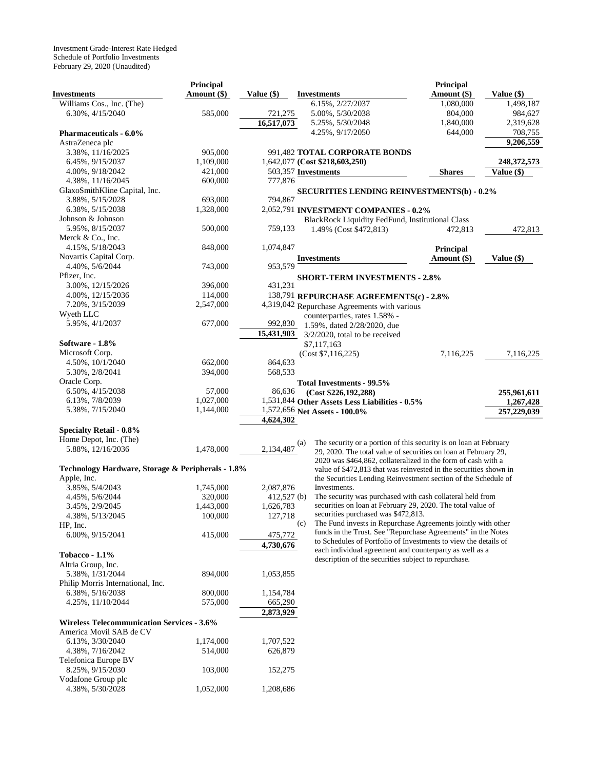Investment Grade-Interest Rate Hedged
Schedule of Portfolio Investments
February 29, 2020 (Unaudited)

| Investments | Principal Amount ($) | Value ($) |
|---|---|---|
| Williams Cos., Inc. (The) | | |
| 6.30%, 4/15/2040 | 585,000 | 721,275 |
| | | 16,517,073 |
| **Pharmaceuticals - 6.0%** | | |
| AstraZeneca plc | | |
| 3.38%, 11/16/2025 | 905,000 | 991,482 |
| 6.45%, 9/15/2037 | 1,109,000 | 1,642,077 |
| 4.00%, 9/18/2042 | 421,000 | 503,357 |
| 4.38%, 11/16/2045 | 600,000 | 777,876 |
| GlaxoSmithKline Capital, Inc. | | |
| 3.88%, 5/15/2028 | 693,000 | 794,867 |
| 6.38%, 5/15/2038 | 1,328,000 | 2,052,791 |
| Johnson & Johnson | | |
| 5.95%, 8/15/2037 | 500,000 | 759,133 |
| Merck & Co., Inc. | | |
| 4.15%, 5/18/2043 | 848,000 | 1,074,847 |
| Novartis Capital Corp. | | |
| 4.40%, 5/6/2044 | 743,000 | 953,579 |
| Pfizer, Inc. | | |
| 3.00%, 12/15/2026 | 396,000 | 431,231 |
| 4.00%, 12/15/2036 | 114,000 | 138,791 |
| 7.20%, 3/15/2039 | 2,547,000 | 4,319,042 |
| Wyeth LLC | | |
| 5.95%, 4/1/2037 | 677,000 | 992,830 |
| | | 15,431,903 |
| **Software - 1.8%** | | |
| Microsoft Corp. | | |
| 4.50%, 10/1/2040 | 662,000 | 864,633 |
| 5.30%, 2/8/2041 | 394,000 | 568,533 |
| Oracle Corp. | | |
| 6.50%, 4/15/2038 | 57,000 | 86,636 |
| 6.13%, 7/8/2039 | 1,027,000 | 1,531,844 |
| 5.38%, 7/15/2040 | 1,144,000 | 1,572,656 |
| | | 4,624,302 |
| **Specialty Retail - 0.8%** | | |
| Home Depot, Inc. (The) | | |
| 5.88%, 12/16/2036 | 1,478,000 | 2,134,487 |
| **Technology Hardware, Storage & Peripherals - 1.8%** | | |
| Apple, Inc. | | |
| 3.85%, 5/4/2043 | 1,745,000 | 2,087,876 |
| 4.45%, 5/6/2044 | 320,000 | 412,527 |
| 3.45%, 2/9/2045 | 1,443,000 | 1,626,783 |
| 4.38%, 5/13/2045 | 100,000 | 127,718 |
| HP, Inc. | | |
| 6.00%, 9/15/2041 | 415,000 | 475,772 |
| | | 4,730,676 |
| **Tobacco - 1.1%** | | |
| Altria Group, Inc. | | |
| 5.38%, 1/31/2044 | 894,000 | 1,053,855 |
| Philip Morris International, Inc. | | |
| 6.38%, 5/16/2038 | 800,000 | 1,154,784 |
| 4.25%, 11/10/2044 | 575,000 | 665,290 |
| | | 2,873,929 |
| **Wireless Telecommunication Services - 3.6%** | | |
| America Movil SAB de CV | | |
| 6.13%, 3/30/2040 | 1,174,000 | 1,707,522 |
| 4.38%, 7/16/2042 | 514,000 | 626,879 |
| Telefonica Europe BV | | |
| 8.25%, 9/15/2030 | 103,000 | 152,275 |
| Vodafone Group plc | | |
| 4.38%, 5/30/2028 | 1,052,000 | 1,208,686 |
| 6.15%, 2/27/2037 | 1,080,000 | 1,498,187 |
| 5.00%, 5/30/2038 | 804,000 | 984,627 |
| 5.25%, 5/30/2048 | 1,840,000 | 2,319,628 |
| 4.25%, 9/17/2050 | 644,000 | 708,755 |
| | | 9,206,559 |
| **TOTAL CORPORATE BONDS (Cost $218,603,250)** | | **248,372,573** |

| Investments | Shares | Value ($) |
|---|---|---|
| **SECURITIES LENDING REINVESTMENTS(b) - 0.2%** | | |
| **INVESTMENT COMPANIES - 0.2%** | | |
| BlackRock Liquidity FedFund, Institutional Class 1.49% (Cost $472,813) | 472,813 | 472,813 |

| Investments | Principal Amount ($) | Value ($) |
|---|---|---|
| **SHORT-TERM INVESTMENTS - 2.8%** | | |
| **REPURCHASE AGREEMENTS(c) - 2.8%** | | |
| Repurchase Agreements with various counterparties, rates 1.58% - 1.59%, dated 2/28/2020, due 3/2/2020, total to be received $7,117,163 (Cost $7,116,225) | 7,116,225 | 7,116,225 |
| **Total Investments - 99.5% (Cost $226,192,288)** | | **255,961,611** |
| **Other Assets Less Liabilities - 0.5%** | | **1,267,428** |
| **Net Assets - 100.0%** | | **257,229,039** |

(a) The security or a portion of this security is on loan at February 29, 2020. The total value of securities on loan at February 29, 2020 was $464,862, collateralized in the form of cash with a value of $472,813 that was reinvested in the securities shown in the Securities Lending Reinvestment section of the Schedule of Investments.

(b) The security was purchased with cash collateral held from securities on loan at February 29, 2020. The total value of securities purchased was $472,813.

(c) The Fund invests in Repurchase Agreements jointly with other funds in the Trust. See "Repurchase Agreements" in the Notes to Schedules of Portfolio of Investments to view the details of each individual agreement and counterparty as well as a description of the securities subject to repurchase.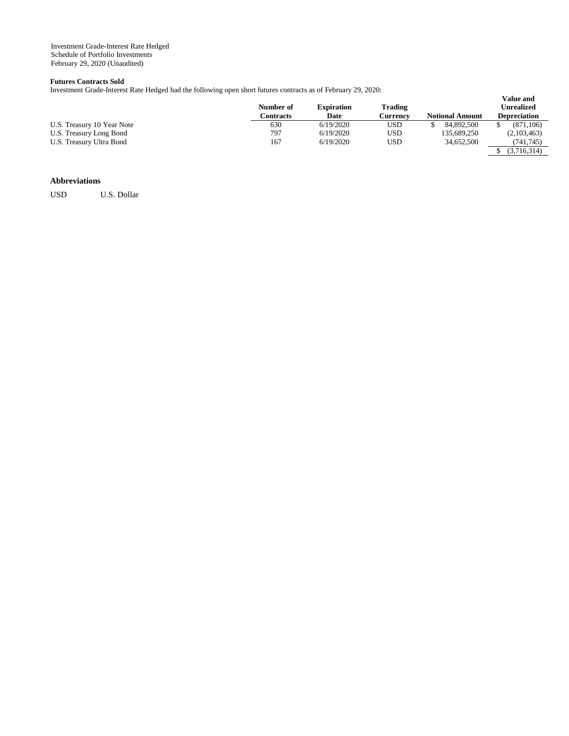Investment Grade-Interest Rate Hedged
Schedule of Portfolio Investments
February 29, 2020 (Unaudited)

**Futures Contracts Sold**

Investment Grade-Interest Rate Hedged had the following open short futures contracts as of February 29, 2020:

| | Number of Contracts | Expiration Date | Trading Currency | Notional Amount | Value and Unrealized Depreciation |
|---|---|---|---|---|---|
| U.S. Treasury 10 Year Note | 630 | 6/19/2020 | USD | $ 84,892,500 | $ (871,106) |
| U.S. Treasury Long Bond | 797 | 6/19/2020 | USD | 135,689,250 | (2,103,463) |
| U.S. Treasury Ultra Bond | 167 | 6/19/2020 | USD | 34,652,500 | (741,745) |
| | | | | | $ (3,716,314) |

**Abbreviations**

USD U.S. Dollar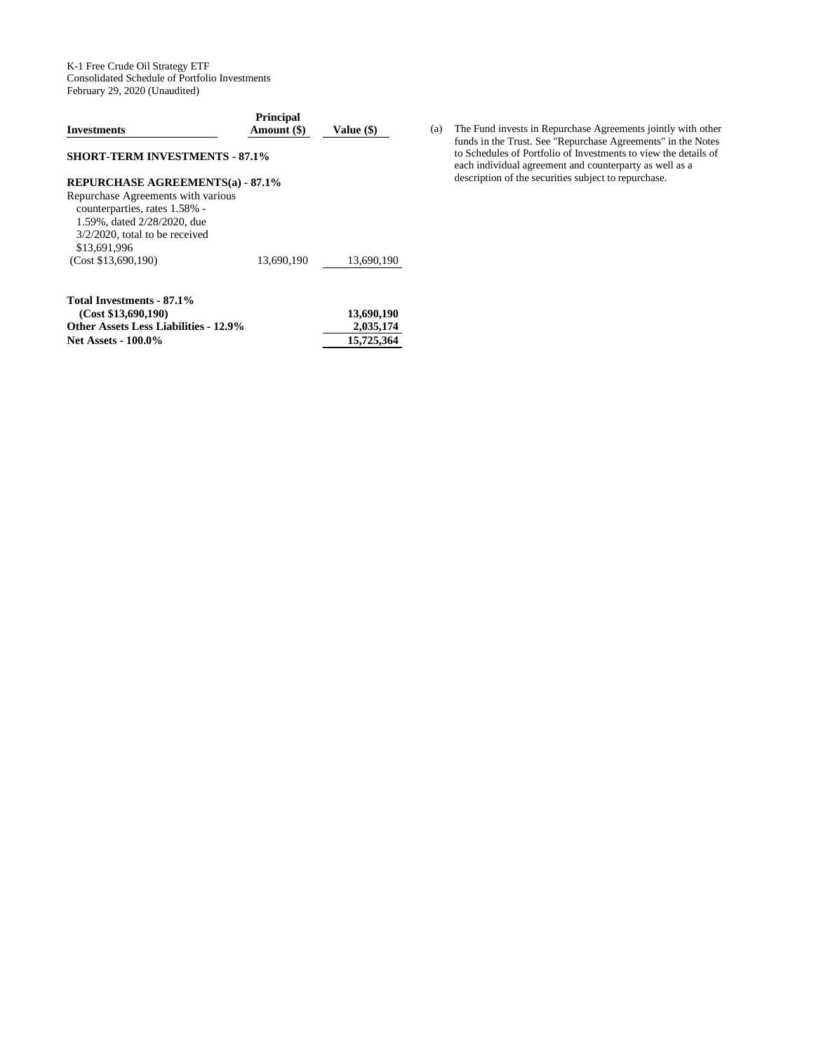K-1 Free Crude Oil Strategy ETF
Consolidated Schedule of Portfolio Investments
February 29, 2020 (Unaudited)

| Investments | Principal Amount ($) | Value ($) |
|---|---|---|
| **SHORT-TERM INVESTMENTS - 87.1%** | | |
| **REPURCHASE AGREEMENTS(a) - 87.1%** | | |
| Repurchase Agreements with various counterparties, rates 1.58% - 1.59%, dated 2/28/2020, due 3/2/2020, total to be received $13,691,996 (Cost $13,690,190) | 13,690,190 | 13,690,190 |
| **Total Investments - 87.1% (Cost $13,690,190)** | | **13,690,190** |
| **Other Assets Less Liabilities - 12.9%** | | **2,035,174** |
| **Net Assets - 100.0%** | | **15,725,364** |

(a) The Fund invests in Repurchase Agreements jointly with other funds in the Trust. See "Repurchase Agreements" in the Notes to Schedules of Portfolio of Investments to view the details of each individual agreement and counterparty as well as a description of the securities subject to repurchase.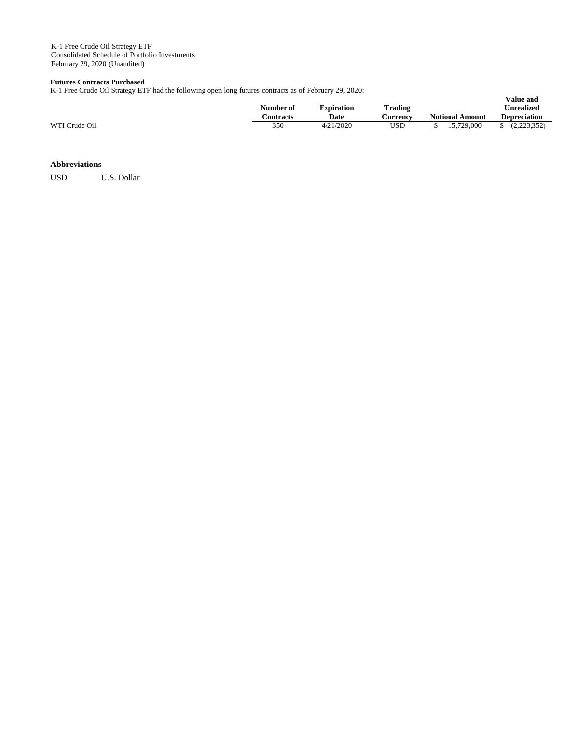K-1 Free Crude Oil Strategy ETF
Consolidated Schedule of Portfolio Investments
February 29, 2020 (Unaudited)

**Futures Contracts Purchased**

K-1 Free Crude Oil Strategy ETF had the following open long futures contracts as of February 29, 2020:

| | Number of Contracts | Expiration Date | Trading Currency | Notional Amount | Value and Unrealized Depreciation |
|---|---|---|---|---|---|
| WTI Crude Oil | 350 | 4/21/2020 | USD | $ 15,729,000 | $ (2,223,352) |

**Abbreviations**

USD U.S. Dollar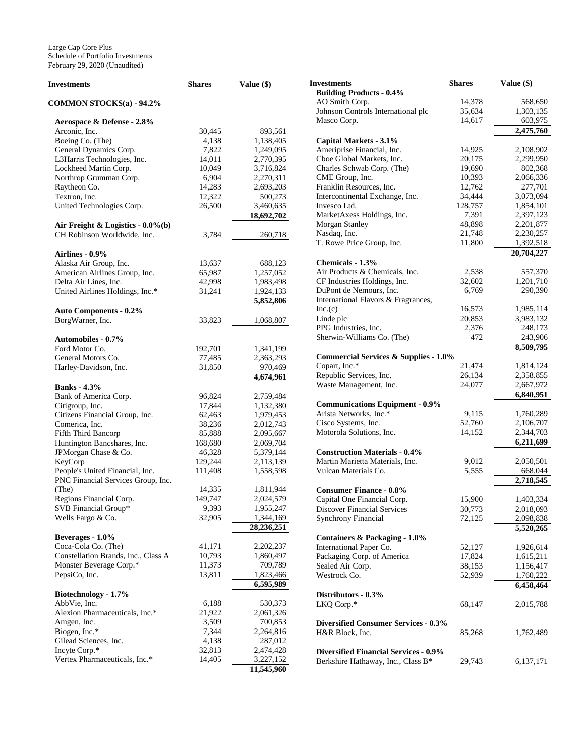Large Cap Core Plus
Schedule of Portfolio Investments
February 29, 2020 (Unaudited)

| Investments | Shares | Value ($) |
|---|---|---|
| **COMMON STOCKS(a) - 94.2%** | | |
| **Aerospace & Defense - 2.8%** | | |
| Arconic, Inc. | 30,445 | 893,561 |
| Boeing Co. (The) | 4,138 | 1,138,405 |
| General Dynamics Corp. | 7,822 | 1,249,095 |
| L3Harris Technologies, Inc. | 14,011 | 2,770,395 |
| Lockheed Martin Corp. | 10,049 | 3,716,824 |
| Northrop Grumman Corp. | 6,904 | 2,270,311 |
| Raytheon Co. | 14,283 | 2,693,203 |
| Textron, Inc. | 12,322 | 500,273 |
| United Technologies Corp. | 26,500 | 3,460,635 |
| | | **18,692,702** |
| **Air Freight & Logistics - 0.0%(b)** | | |
| CH Robinson Worldwide, Inc. | 3,784 | 260,718 |
| **Airlines - 0.9%** | | |
| Alaska Air Group, Inc. | 13,637 | 688,123 |
| American Airlines Group, Inc. | 65,987 | 1,257,052 |
| Delta Air Lines, Inc. | 42,998 | 1,983,498 |
| United Airlines Holdings, Inc.* | 31,241 | 1,924,133 |
| | | **5,852,806** |
| **Auto Components - 0.2%** | | |
| BorgWarner, Inc. | 33,823 | 1,068,807 |
| **Automobiles - 0.7%** | | |
| Ford Motor Co. | 192,701 | 1,341,199 |
| General Motors Co. | 77,485 | 2,363,293 |
| Harley-Davidson, Inc. | 31,850 | 970,469 |
| | | **4,674,961** |
| **Banks - 4.3%** | | |
| Bank of America Corp. | 96,824 | 2,759,484 |
| Citigroup, Inc. | 17,844 | 1,132,380 |
| Citizens Financial Group, Inc. | 62,463 | 1,979,453 |
| Comerica, Inc. | 38,236 | 2,012,743 |
| Fifth Third Bancorp | 85,888 | 2,095,667 |
| Huntington Bancshares, Inc. | 168,680 | 2,069,704 |
| JPMorgan Chase & Co. | 46,328 | 5,379,144 |
| KeyCorp | 129,244 | 2,113,139 |
| People's United Financial, Inc. | 111,408 | 1,558,598 |
| PNC Financial Services Group, Inc. (The) | 14,335 | 1,811,944 |
| Regions Financial Corp. | 149,747 | 2,024,579 |
| SVB Financial Group* | 9,393 | 1,955,247 |
| Wells Fargo & Co. | 32,905 | 1,344,169 |
| | | **28,236,251** |
| **Beverages - 1.0%** | | |
| Coca-Cola Co. (The) | 41,171 | 2,202,237 |
| Constellation Brands, Inc., Class A | 10,793 | 1,860,497 |
| Monster Beverage Corp.* | 11,373 | 709,789 |
| PepsiCo, Inc. | 13,811 | 1,823,466 |
| | | **6,595,989** |
| **Biotechnology - 1.7%** | | |
| AbbVie, Inc. | 6,188 | 530,373 |
| Alexion Pharmaceuticals, Inc.* | 21,922 | 2,061,326 |
| Amgen, Inc. | 3,509 | 700,853 |
| Biogen, Inc.* | 7,344 | 2,264,816 |
| Gilead Sciences, Inc. | 4,138 | 287,012 |
| Incyte Corp.* | 32,813 | 2,474,428 |
| Vertex Pharmaceuticals, Inc.* | 14,405 | 3,227,152 |
| | | **11,545,960** |
| **Building Products - 0.4%** | | |
| AO Smith Corp. | 14,378 | 568,650 |
| Johnson Controls International plc | 35,634 | 1,303,135 |
| Masco Corp. | 14,617 | 603,975 |
| | | **2,475,760** |
| **Capital Markets - 3.1%** | | |
| Ameriprise Financial, Inc. | 14,925 | 2,108,902 |
| Cboe Global Markets, Inc. | 20,175 | 2,299,950 |
| Charles Schwab Corp. (The) | 19,690 | 802,368 |
| CME Group, Inc. | 10,393 | 2,066,336 |
| Franklin Resources, Inc. | 12,762 | 277,701 |
| Intercontinental Exchange, Inc. | 34,444 | 3,073,094 |
| Invesco Ltd. | 128,757 | 1,854,101 |
| MarketAxess Holdings, Inc. | 7,391 | 2,397,123 |
| Morgan Stanley | 48,898 | 2,201,877 |
| Nasdaq, Inc. | 21,748 | 2,230,257 |
| T. Rowe Price Group, Inc. | 11,800 | 1,392,518 |
| | | **20,704,227** |
| **Chemicals - 1.3%** | | |
| Air Products & Chemicals, Inc. | 2,538 | 557,370 |
| CF Industries Holdings, Inc. | 32,602 | 1,201,710 |
| DuPont de Nemours, Inc. | 6,769 | 290,390 |
| International Flavors & Fragrances, Inc.(c) | 16,573 | 1,985,114 |
| Linde plc | 20,853 | 3,983,132 |
| PPG Industries, Inc. | 2,376 | 248,173 |
| Sherwin-Williams Co. (The) | 472 | 243,906 |
| | | **8,509,795** |
| **Commercial Services & Supplies - 1.0%** | | |
| Copart, Inc.* | 21,474 | 1,814,124 |
| Republic Services, Inc. | 26,134 | 2,358,855 |
| Waste Management, Inc. | 24,077 | 2,667,972 |
| | | **6,840,951** |
| **Communications Equipment - 0.9%** | | |
| Arista Networks, Inc.* | 9,115 | 1,760,289 |
| Cisco Systems, Inc. | 52,760 | 2,106,707 |
| Motorola Solutions, Inc. | 14,152 | 2,344,703 |
| | | **6,211,699** |
| **Construction Materials - 0.4%** | | |
| Martin Marietta Materials, Inc. | 9,012 | 2,050,501 |
| Vulcan Materials Co. | 5,555 | 668,044 |
| | | **2,718,545** |
| **Consumer Finance - 0.8%** | | |
| Capital One Financial Corp. | 15,900 | 1,403,334 |
| Discover Financial Services | 30,773 | 2,018,093 |
| Synchrony Financial | 72,125 | 2,098,838 |
| | | **5,520,265** |
| **Containers & Packaging - 1.0%** | | |
| International Paper Co. | 52,127 | 1,926,614 |
| Packaging Corp. of America | 17,824 | 1,615,211 |
| Sealed Air Corp. | 38,153 | 1,156,417 |
| Westrock Co. | 52,939 | 1,760,222 |
| | | **6,458,464** |
| **Distributors - 0.3%** | | |
| LKQ Corp.* | 68,147 | 2,015,788 |
| **Diversified Consumer Services - 0.3%** | | |
| H&R Block, Inc. | 85,268 | 1,762,489 |
| **Diversified Financial Services - 0.9%** | | |
| Berkshire Hathaway, Inc., Class B* | 29,743 | 6,137,171 |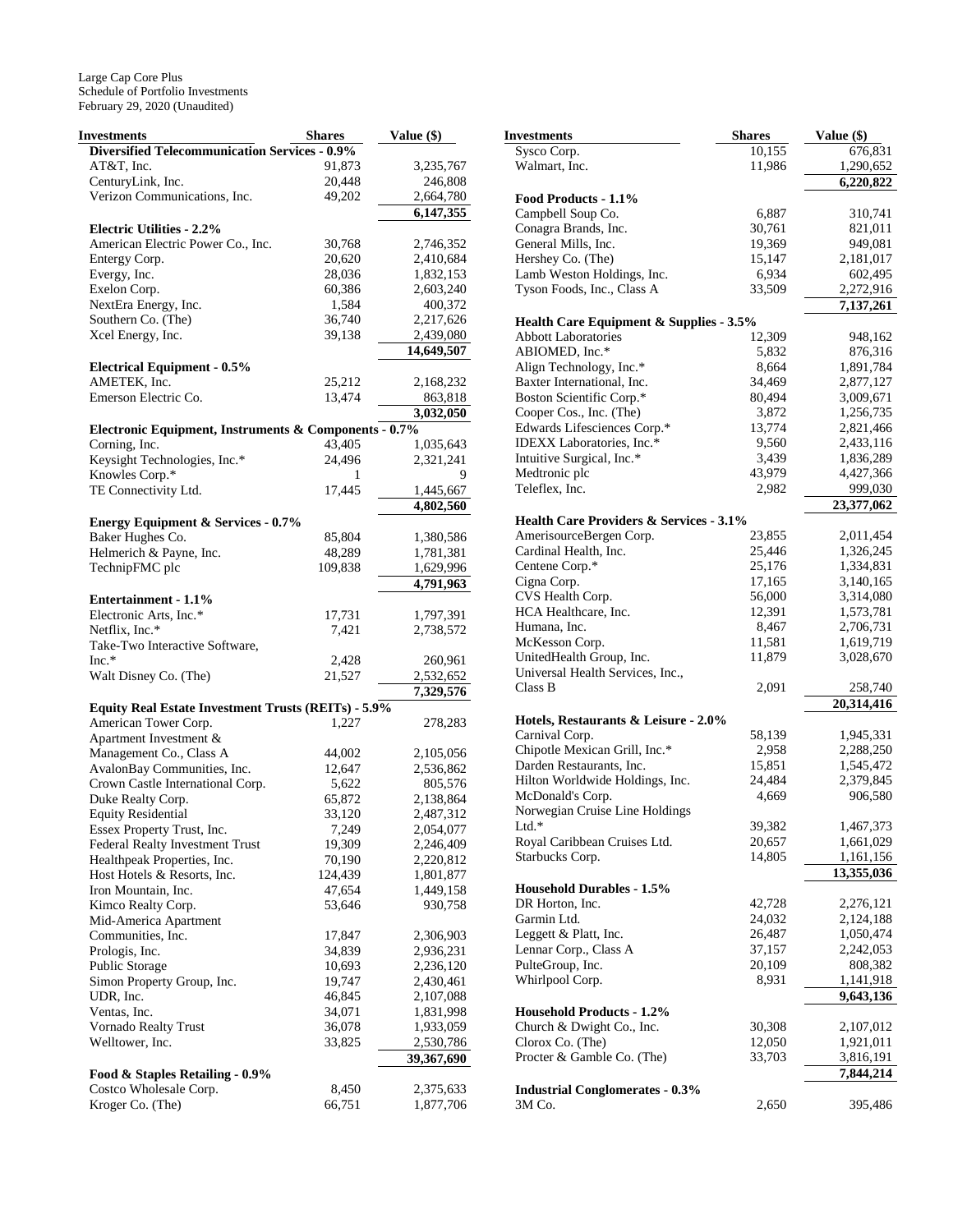Large Cap Core Plus
Schedule of Portfolio Investments
February 29, 2020 (Unaudited)

| Investments | Shares | Value ($) |
|---|---|---|
| **Diversified Telecommunication Services - 0.9%** | | |
| AT&T, Inc. | 91,873 | 3,235,767 |
| CenturyLink, Inc. | 20,448 | 246,808 |
| Verizon Communications, Inc. | 49,202 | 2,664,780 |
| | | **6,147,355** |
| **Electric Utilities - 2.2%** | | |
| American Electric Power Co., Inc. | 30,768 | 2,746,352 |
| Entergy Corp. | 20,620 | 2,410,684 |
| Evergy, Inc. | 28,036 | 1,832,153 |
| Exelon Corp. | 60,386 | 2,603,240 |
| NextEra Energy, Inc. | 1,584 | 400,372 |
| Southern Co. (The) | 36,740 | 2,217,626 |
| Xcel Energy, Inc. | 39,138 | 2,439,080 |
| | | **14,649,507** |
| **Electrical Equipment - 0.5%** | | |
| AMETEK, Inc. | 25,212 | 2,168,232 |
| Emerson Electric Co. | 13,474 | 863,818 |
| | | **3,032,050** |
| **Electronic Equipment, Instruments & Components - 0.7%** | | |
| Corning, Inc. | 43,405 | 1,035,643 |
| Keysight Technologies, Inc.* | 24,496 | 2,321,241 |
| Knowles Corp.* | 1 | 9 |
| TE Connectivity Ltd. | 17,445 | 1,445,667 |
| | | **4,802,560** |
| **Energy Equipment & Services - 0.7%** | | |
| Baker Hughes Co. | 85,804 | 1,380,586 |
| Helmerich & Payne, Inc. | 48,289 | 1,781,381 |
| TechnipFMC plc | 109,838 | 1,629,996 |
| | | **4,791,963** |
| **Entertainment - 1.1%** | | |
| Electronic Arts, Inc.* | 17,731 | 1,797,391 |
| Netflix, Inc.* | 7,421 | 2,738,572 |
| Take-Two Interactive Software, Inc.* | 2,428 | 260,961 |
| Walt Disney Co. (The) | 21,527 | 2,532,652 |
| | | **7,329,576** |
| **Equity Real Estate Investment Trusts (REITs) - 5.9%** | | |
| American Tower Corp. | 1,227 | 278,283 |
| Apartment Investment & Management Co., Class A | 44,002 | 2,105,056 |
| AvalonBay Communities, Inc. | 12,647 | 2,536,862 |
| Crown Castle International Corp. | 5,622 | 805,576 |
| Duke Realty Corp. | 65,872 | 2,138,864 |
| Equity Residential | 33,120 | 2,487,312 |
| Essex Property Trust, Inc. | 7,249 | 2,054,077 |
| Federal Realty Investment Trust | 19,309 | 2,246,409 |
| Healthpeak Properties, Inc. | 70,190 | 2,220,812 |
| Host Hotels & Resorts, Inc. | 124,439 | 1,801,877 |
| Iron Mountain, Inc. | 47,654 | 1,449,158 |
| Kimco Realty Corp. | 53,646 | 930,758 |
| Mid-America Apartment Communities, Inc. | 17,847 | 2,306,903 |
| Prologis, Inc. | 34,839 | 2,936,231 |
| Public Storage | 10,693 | 2,236,120 |
| Simon Property Group, Inc. | 19,747 | 2,430,461 |
| UDR, Inc. | 46,845 | 2,107,088 |
| Ventas, Inc. | 34,071 | 1,831,998 |
| Vornado Realty Trust | 36,078 | 1,933,059 |
| Welltower, Inc. | 33,825 | 2,530,786 |
| | | **39,367,690** |
| **Food & Staples Retailing - 0.9%** | | |
| Costco Wholesale Corp. | 8,450 | 2,375,633 |
| Kroger Co. (The) | 66,751 | 1,877,706 |
| Sysco Corp. | 10,155 | 676,831 |
| Walmart, Inc. | 11,986 | 1,290,652 |
| | | **6,220,822** |
| **Food Products - 1.1%** | | |
| Campbell Soup Co. | 6,887 | 310,741 |
| Conagra Brands, Inc. | 30,761 | 821,011 |
| General Mills, Inc. | 19,369 | 949,081 |
| Hershey Co. (The) | 15,147 | 2,181,017 |
| Lamb Weston Holdings, Inc. | 6,934 | 602,495 |
| Tyson Foods, Inc., Class A | 33,509 | 2,272,916 |
| | | **7,137,261** |
| **Health Care Equipment & Supplies - 3.5%** | | |
| Abbott Laboratories | 12,309 | 948,162 |
| ABIOMED, Inc.* | 5,832 | 876,316 |
| Align Technology, Inc.* | 8,664 | 1,891,784 |
| Baxter International, Inc. | 34,469 | 2,877,127 |
| Boston Scientific Corp.* | 80,494 | 3,009,671 |
| Cooper Cos., Inc. (The) | 3,872 | 1,256,735 |
| Edwards Lifesciences Corp.* | 13,774 | 2,821,466 |
| IDEXX Laboratories, Inc.* | 9,560 | 2,433,116 |
| Intuitive Surgical, Inc.* | 3,439 | 1,836,289 |
| Medtronic plc | 43,979 | 4,427,366 |
| Teleflex, Inc. | 2,982 | 999,030 |
| | | **23,377,062** |
| **Health Care Providers & Services - 3.1%** | | |
| AmerisourceBergen Corp. | 23,855 | 2,011,454 |
| Cardinal Health, Inc. | 25,446 | 1,326,245 |
| Centene Corp.* | 25,176 | 1,334,831 |
| Cigna Corp. | 17,165 | 3,140,165 |
| CVS Health Corp. | 56,000 | 3,314,080 |
| HCA Healthcare, Inc. | 12,391 | 1,573,781 |
| Humana, Inc. | 8,467 | 2,706,731 |
| McKesson Corp. | 11,581 | 1,619,719 |
| UnitedHealth Group, Inc. | 11,879 | 3,028,670 |
| Universal Health Services, Inc., Class B | 2,091 | 258,740 |
| | | **20,314,416** |
| **Hotels, Restaurants & Leisure - 2.0%** | | |
| Carnival Corp. | 58,139 | 1,945,331 |
| Chipotle Mexican Grill, Inc.* | 2,958 | 2,288,250 |
| Darden Restaurants, Inc. | 15,851 | 1,545,472 |
| Hilton Worldwide Holdings, Inc. | 24,484 | 2,379,845 |
| McDonald's Corp. | 4,669 | 906,580 |
| Norwegian Cruise Line Holdings Ltd.* | 39,382 | 1,467,373 |
| Royal Caribbean Cruises Ltd. | 20,657 | 1,661,029 |
| Starbucks Corp. | 14,805 | 1,161,156 |
| | | **13,355,036** |
| **Household Durables - 1.5%** | | |
| DR Horton, Inc. | 42,728 | 2,276,121 |
| Garmin Ltd. | 24,032 | 2,124,188 |
| Leggett & Platt, Inc. | 26,487 | 1,050,474 |
| Lennar Corp., Class A | 37,157 | 2,242,053 |
| PulteGroup, Inc. | 20,109 | 808,382 |
| Whirlpool Corp. | 8,931 | 1,141,918 |
| | | **9,643,136** |
| **Household Products - 1.2%** | | |
| Church & Dwight Co., Inc. | 30,308 | 2,107,012 |
| Clorox Co. (The) | 12,050 | 1,921,011 |
| Procter & Gamble Co. (The) | 33,703 | 3,816,191 |
| | | **7,844,214** |
| **Industrial Conglomerates - 0.3%** | | |
| 3M Co. | 2,650 | 395,486 |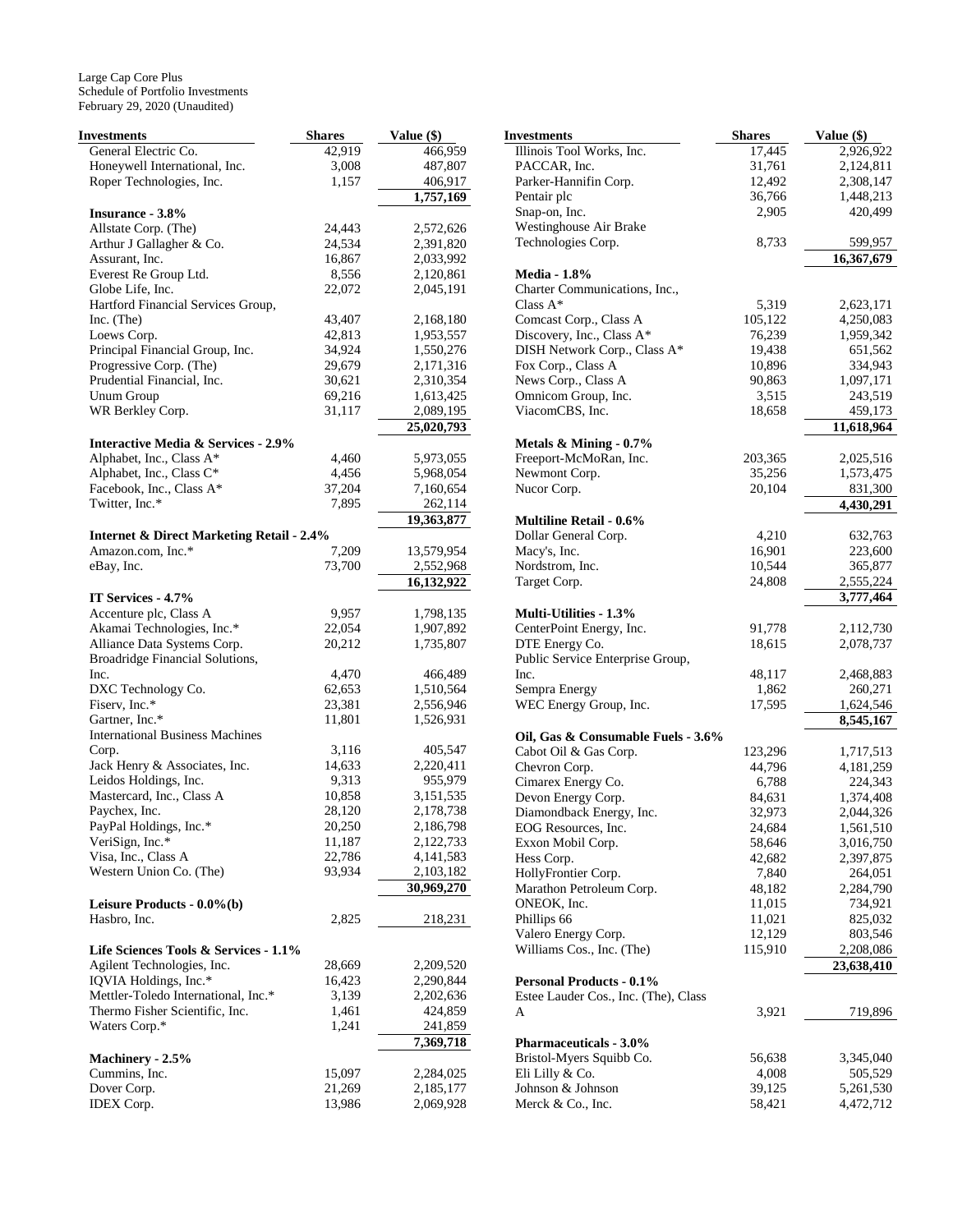Large Cap Core Plus
Schedule of Portfolio Investments
February 29, 2020 (Unaudited)

| Investments | Shares | Value ($) |
|---|---|---|
| General Electric Co. | 42,919 | 466,959 |
| Honeywell International, Inc. | 3,008 | 487,807 |
| Roper Technologies, Inc. | 1,157 | 406,917 |
| | | **1,757,169** |
| **Insurance - 3.8%** | | |
| Allstate Corp. (The) | 24,443 | 2,572,626 |
| Arthur J Gallagher & Co. | 24,534 | 2,391,820 |
| Assurant, Inc. | 16,867 | 2,033,992 |
| Everest Re Group Ltd. | 8,556 | 2,120,861 |
| Globe Life, Inc. | 22,072 | 2,045,191 |
| Hartford Financial Services Group, Inc. (The) | 43,407 | 2,168,180 |
| Loews Corp. | 42,813 | 1,953,557 |
| Principal Financial Group, Inc. | 34,924 | 1,550,276 |
| Progressive Corp. (The) | 29,679 | 2,171,316 |
| Prudential Financial, Inc. | 30,621 | 2,310,354 |
| Unum Group | 69,216 | 1,613,425 |
| WR Berkley Corp. | 31,117 | 2,089,195 |
| | | **25,020,793** |
| **Interactive Media & Services - 2.9%** | | |
| Alphabet, Inc., Class A* | 4,460 | 5,973,055 |
| Alphabet, Inc., Class C* | 4,456 | 5,968,054 |
| Facebook, Inc., Class A* | 37,204 | 7,160,654 |
| Twitter, Inc.* | 7,895 | 262,114 |
| | | **19,363,877** |
| **Internet & Direct Marketing Retail - 2.4%** | | |
| Amazon.com, Inc.* | 7,209 | 13,579,954 |
| eBay, Inc. | 73,700 | 2,552,968 |
| | | **16,132,922** |
| **IT Services - 4.7%** | | |
| Accenture plc, Class A | 9,957 | 1,798,135 |
| Akamai Technologies, Inc.* | 22,054 | 1,907,892 |
| Alliance Data Systems Corp. | 20,212 | 1,735,807 |
| Broadridge Financial Solutions, Inc. | 4,470 | 466,489 |
| DXC Technology Co. | 62,653 | 1,510,564 |
| Fiserv, Inc.* | 23,381 | 2,556,946 |
| Gartner, Inc.* | 11,801 | 1,526,931 |
| International Business Machines Corp. | 3,116 | 405,547 |
| Jack Henry & Associates, Inc. | 14,633 | 2,220,411 |
| Leidos Holdings, Inc. | 9,313 | 955,979 |
| Mastercard, Inc., Class A | 10,858 | 3,151,535 |
| Paychex, Inc. | 28,120 | 2,178,738 |
| PayPal Holdings, Inc.* | 20,250 | 2,186,798 |
| VeriSign, Inc.* | 11,187 | 2,122,733 |
| Visa, Inc., Class A | 22,786 | 4,141,583 |
| Western Union Co. (The) | 93,934 | 2,103,182 |
| | | **30,969,270** |
| **Leisure Products - 0.0%(b)** | | |
| Hasbro, Inc. | 2,825 | 218,231 |
| **Life Sciences Tools & Services - 1.1%** | | |
| Agilent Technologies, Inc. | 28,669 | 2,209,520 |
| IQVIA Holdings, Inc.* | 16,423 | 2,290,844 |
| Mettler-Toledo International, Inc.* | 3,139 | 2,202,636 |
| Thermo Fisher Scientific, Inc. | 1,461 | 424,859 |
| Waters Corp.* | 1,241 | 241,859 |
| | | **7,369,718** |
| **Machinery - 2.5%** | | |
| Cummins, Inc. | 15,097 | 2,284,025 |
| Dover Corp. | 21,269 | 2,185,177 |
| IDEX Corp. | 13,986 | 2,069,928 |
| Illinois Tool Works, Inc. | 17,445 | 2,926,922 |
| PACCAR, Inc. | 31,761 | 2,124,811 |
| Parker-Hannifin Corp. | 12,492 | 2,308,147 |
| Pentair plc | 36,766 | 1,448,213 |
| Snap-on, Inc. | 2,905 | 420,499 |
| Westinghouse Air Brake Technologies Corp. | 8,733 | 599,957 |
| | | **16,367,679** |
| **Media - 1.8%** | | |
| Charter Communications, Inc., Class A* | 5,319 | 2,623,171 |
| Comcast Corp., Class A | 105,122 | 4,250,083 |
| Discovery, Inc., Class A* | 76,239 | 1,959,342 |
| DISH Network Corp., Class A* | 19,438 | 651,562 |
| Fox Corp., Class A | 10,896 | 334,943 |
| News Corp., Class A | 90,863 | 1,097,171 |
| Omnicom Group, Inc. | 3,515 | 243,519 |
| ViacomCBS, Inc. | 18,658 | 459,173 |
| | | **11,618,964** |
| **Metals & Mining - 0.7%** | | |
| Freeport-McMoRan, Inc. | 203,365 | 2,025,516 |
| Newmont Corp. | 35,256 | 1,573,475 |
| Nucor Corp. | 20,104 | 831,300 |
| | | **4,430,291** |
| **Multiline Retail - 0.6%** | | |
| Dollar General Corp. | 4,210 | 632,763 |
| Macy's, Inc. | 16,901 | 223,600 |
| Nordstrom, Inc. | 10,544 | 365,877 |
| Target Corp. | 24,808 | 2,555,224 |
| | | **3,777,464** |
| **Multi-Utilities - 1.3%** | | |
| CenterPoint Energy, Inc. | 91,778 | 2,112,730 |
| DTE Energy Co. | 18,615 | 2,078,737 |
| Public Service Enterprise Group, Inc. | 48,117 | 2,468,883 |
| Sempra Energy | 1,862 | 260,271 |
| WEC Energy Group, Inc. | 17,595 | 1,624,546 |
| | | **8,545,167** |
| **Oil, Gas & Consumable Fuels - 3.6%** | | |
| Cabot Oil & Gas Corp. | 123,296 | 1,717,513 |
| Chevron Corp. | 44,796 | 4,181,259 |
| Cimarex Energy Co. | 6,788 | 224,343 |
| Devon Energy Corp. | 84,631 | 1,374,408 |
| Diamondback Energy, Inc. | 32,973 | 2,044,326 |
| EOG Resources, Inc. | 24,684 | 1,561,510 |
| Exxon Mobil Corp. | 58,646 | 3,016,750 |
| Hess Corp. | 42,682 | 2,397,875 |
| HollyFrontier Corp. | 7,840 | 264,051 |
| Marathon Petroleum Corp. | 48,182 | 2,284,790 |
| ONEOK, Inc. | 11,015 | 734,921 |
| Phillips 66 | 11,021 | 825,032 |
| Valero Energy Corp. | 12,129 | 803,546 |
| Williams Cos., Inc. (The) | 115,910 | 2,208,086 |
| | | **23,638,410** |
| **Personal Products - 0.1%** | | |
| Estee Lauder Cos., Inc. (The), Class A | 3,921 | 719,896 |
| **Pharmaceuticals - 3.0%** | | |
| Bristol-Myers Squibb Co. | 56,638 | 3,345,040 |
| Eli Lilly & Co. | 4,008 | 505,529 |
| Johnson & Johnson | 39,125 | 5,261,530 |
| Merck & Co., Inc. | 58,421 | 4,472,712 |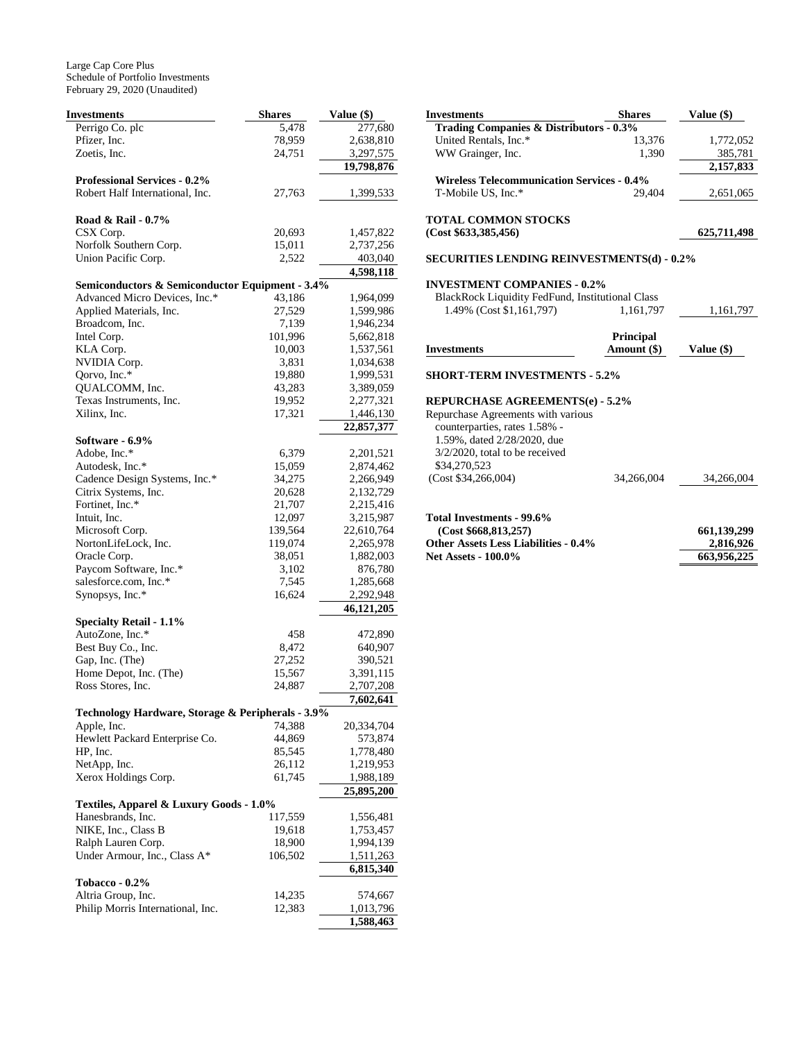Large Cap Core Plus
Schedule of Portfolio Investments
February 29, 2020 (Unaudited)

| Investments | Shares | Value ($) |
|---|---|---|
| Perrigo Co. plc | 5,478 | 277,680 |
| Pfizer, Inc. | 78,959 | 2,638,810 |
| Zoetis, Inc. | 24,751 | 3,297,575 |
| | | **19,798,876** |
| **Professional Services - 0.2%** | | |
| Robert Half International, Inc. | 27,763 | 1,399,533 |
| **Road & Rail - 0.7%** | | |
| CSX Corp. | 20,693 | 1,457,822 |
| Norfolk Southern Corp. | 15,011 | 2,737,256 |
| Union Pacific Corp. | 2,522 | 403,040 |
| | | **4,598,118** |
| **Semiconductors & Semiconductor Equipment - 3.4%** | | |
| Advanced Micro Devices, Inc.* | 43,186 | 1,964,099 |
| Applied Materials, Inc. | 27,529 | 1,599,986 |
| Broadcom, Inc. | 7,139 | 1,946,234 |
| Intel Corp. | 101,996 | 5,662,818 |
| KLA Corp. | 10,003 | 1,537,561 |
| NVIDIA Corp. | 3,831 | 1,034,638 |
| Qorvo, Inc.* | 19,880 | 1,999,531 |
| QUALCOMM, Inc. | 43,283 | 3,389,059 |
| Texas Instruments, Inc. | 19,952 | 2,277,321 |
| Xilinx, Inc. | 17,321 | 1,446,130 |
| | | **22,857,377** |
| **Software - 6.9%** | | |
| Adobe, Inc.* | 6,379 | 2,201,521 |
| Autodesk, Inc.* | 15,059 | 2,874,462 |
| Cadence Design Systems, Inc.* | 34,275 | 2,266,949 |
| Citrix Systems, Inc. | 20,628 | 2,132,729 |
| Fortinet, Inc.* | 21,707 | 2,215,416 |
| Intuit, Inc. | 12,097 | 3,215,987 |
| Microsoft Corp. | 139,564 | 22,610,764 |
| NortonLifeLock, Inc. | 119,074 | 2,265,978 |
| Oracle Corp. | 38,051 | 1,882,003 |
| Paycom Software, Inc.* | 3,102 | 876,780 |
| salesforce.com, Inc.* | 7,545 | 1,285,668 |
| Synopsys, Inc.* | 16,624 | 2,292,948 |
| | | **46,121,205** |
| **Specialty Retail - 1.1%** | | |
| AutoZone, Inc.* | 458 | 472,890 |
| Best Buy Co., Inc. | 8,472 | 640,907 |
| Gap, Inc. (The) | 27,252 | 390,521 |
| Home Depot, Inc. (The) | 15,567 | 3,391,115 |
| Ross Stores, Inc. | 24,887 | 2,707,208 |
| | | **7,602,641** |
| **Technology Hardware, Storage & Peripherals - 3.9%** | | |
| Apple, Inc. | 74,388 | 20,334,704 |
| Hewlett Packard Enterprise Co. | 44,869 | 573,874 |
| HP, Inc. | 85,545 | 1,778,480 |
| NetApp, Inc. | 26,112 | 1,219,953 |
| Xerox Holdings Corp. | 61,745 | 1,988,189 |
| | | **25,895,200** |
| **Textiles, Apparel & Luxury Goods - 1.0%** | | |
| Hanesbrands, Inc. | 117,559 | 1,556,481 |
| NIKE, Inc., Class B | 19,618 | 1,753,457 |
| Ralph Lauren Corp. | 18,900 | 1,994,139 |
| Under Armour, Inc., Class A* | 106,502 | 1,511,263 |
| | | **6,815,340** |
| **Tobacco - 0.2%** | | |
| Altria Group, Inc. | 14,235 | 574,667 |
| Philip Morris International, Inc. | 12,383 | 1,013,796 |
| | | **1,588,463** |
| **Trading Companies & Distributors - 0.3%** | | |
| United Rentals, Inc.* | 13,376 | 1,772,052 |
| WW Grainger, Inc. | 1,390 | 385,781 |
| | | **2,157,833** |
| **Wireless Telecommunication Services - 0.4%** | | |
| T-Mobile US, Inc.* | 29,404 | 2,651,065 |
| **TOTAL COMMON STOCKS (Cost $633,385,456)** | | **625,711,498** |
| **SECURITIES LENDING REINVESTMENTS(d) - 0.2%** | | |
| **INVESTMENT COMPANIES - 0.2%** | | |
| BlackRock Liquidity FedFund, Institutional Class 1.49% (Cost $1,161,797) | 1,161,797 | 1,161,797 |

| Investments | Principal Amount ($) | Value ($) |
|---|---|---|
| **SHORT-TERM INVESTMENTS - 5.2%** | | |
| **REPURCHASE AGREEMENTS(e) - 5.2%** | | |
| Repurchase Agreements with various counterparties, rates 1.58% - 1.59%, dated 2/28/2020, due 3/2/2020, total to be received $34,270,523 (Cost $34,266,004) | 34,266,004 | 34,266,004 |
| **Total Investments - 99.6% (Cost $668,813,257)** | | **661,139,299** |
| **Other Assets Less Liabilities - 0.4%** | | **2,816,926** |
| **Net Assets - 100.0%** | | **663,956,225** |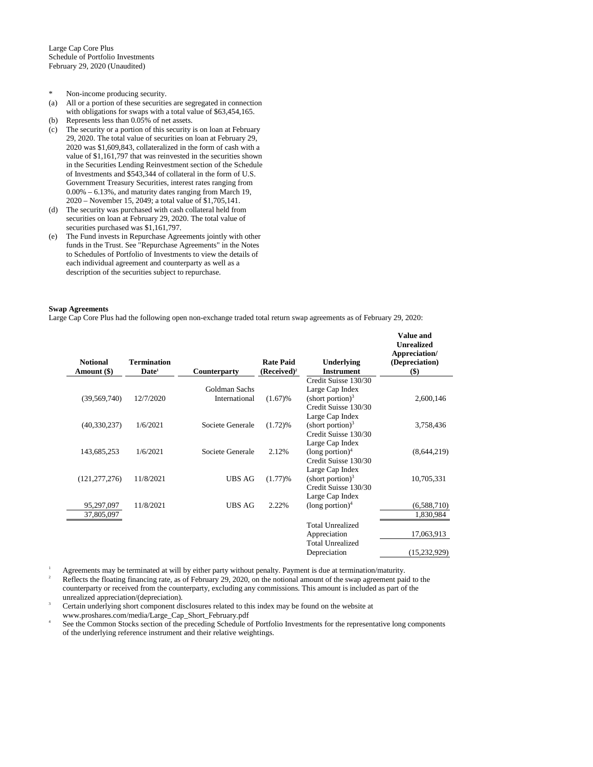Large Cap Core Plus
Schedule of Portfolio Investments
February 29, 2020 (Unaudited)

- \* Non-income producing security.
- (a) All or a portion of these securities are segregated in connection with obligations for swaps with a total value of $63,454,165.
- (b) Represents less than 0.05% of net assets.
- (c) The security or a portion of this security is on loan at February 29, 2020. The total value of securities on loan at February 29, 2020 was $1,609,843, collateralized in the form of cash with a value of $1,161,797 that was reinvested in the securities shown in the Securities Lending Reinvestment section of the Schedule of Investments and $543,344 of collateral in the form of U.S. Government Treasury Securities, interest rates ranging from 0.00% – 6.13%, and maturity dates ranging from March 19, 2020 – November 15, 2049; a total value of $1,705,141.
- (d) The security was purchased with cash collateral held from securities on loan at February 29, 2020. The total value of securities purchased was $1,161,797.
- (e) The Fund invests in Repurchase Agreements jointly with other funds in the Trust. See "Repurchase Agreements" in the Notes to Schedules of Portfolio of Investments to view the details of each individual agreement and counterparty as well as a description of the securities subject to repurchase.

**Swap Agreements**

Large Cap Core Plus had the following open non-exchange traded total return swap agreements as of February 29, 2020:

| Notional Amount ($) | Termination Date[1] | Counterparty | Rate Paid (Received)[2] | Underlying Instrument | Value and Unrealized Appreciation/ (Depreciation) ($) |
|---|---|---|---|---|---|
| (39,569,740) | 12/7/2020 | Goldman Sachs International | (1.67)% | Credit Suisse 130/30 Large Cap Index (short portion)[3] | 2,600,146 |
| (40,330,237) | 1/6/2021 | Societe Generale | (1.72)% | Credit Suisse 130/30 Large Cap Index (short portion)[3] | 3,758,436 |
| 143,685,253 | 1/6/2021 | Societe Generale | 2.12% | Credit Suisse 130/30 Large Cap Index (long portion)[4] | (8,644,219) |
| (121,277,276) | 11/8/2021 | UBS AG | (1.77)% | Credit Suisse 130/30 Large Cap Index (short portion)[3] | 10,705,331 |
| 95,297,097 | 11/8/2021 | UBS AG | 2.22% | Credit Suisse 130/30 Large Cap Index (long portion)[4] | (6,588,710) |
| 37,805,097 | | | | | 1,830,984 |
| | | | | Total Unrealized Appreciation | 17,063,913 |
| | | | | Total Unrealized Depreciation | (15,232,929) |

[1] Agreements may be terminated at will by either party without penalty. Payment is due at termination/maturity.

[2] Reflects the floating financing rate, as of February 29, 2020, on the notional amount of the swap agreement paid to the counterparty or received from the counterparty, excluding any commissions. This amount is included as part of the unrealized appreciation/(depreciation).

[3] Certain underlying short component disclosures related to this index may be found on the website at www.proshares.com/media/Large_Cap_Short_February.pdf

[4] See the Common Stocks section of the preceding Schedule of Portfolio Investments for the representative long components of the underlying reference instrument and their relative weightings.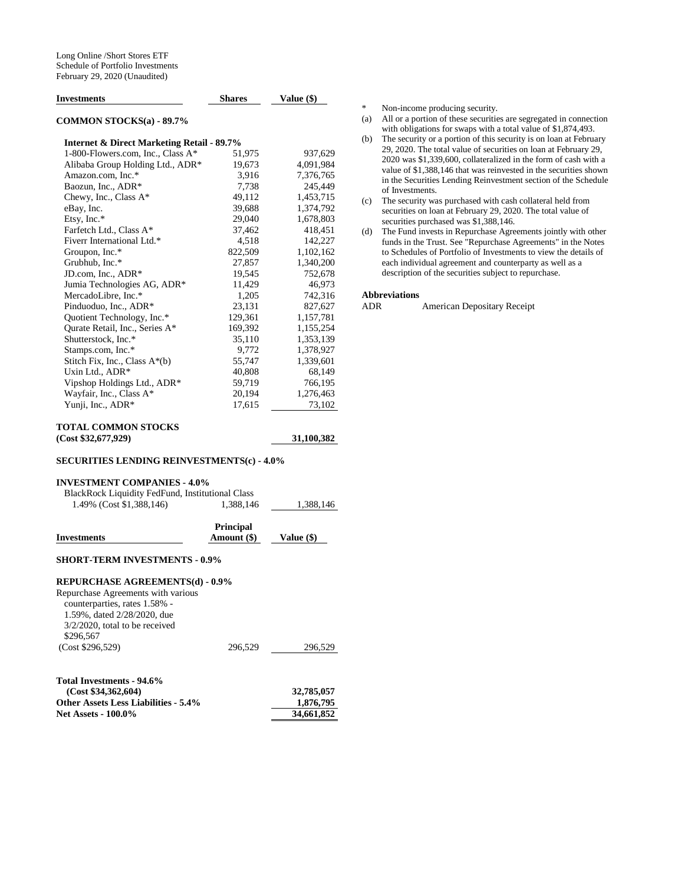Long Online /Short Stores ETF
Schedule of Portfolio Investments
February 29, 2020 (Unaudited)

| Investments | Shares | Value ($) |
|---|---|---|
| **COMMON STOCKS(a) - 89.7%** | | |
| **Internet & Direct Marketing Retail - 89.7%** | | |
| 1-800-Flowers.com, Inc., Class A* | 51,975 | 937,629 |
| Alibaba Group Holding Ltd., ADR* | 19,673 | 4,091,984 |
| Amazon.com, Inc.* | 3,916 | 7,376,765 |
| Baozun, Inc., ADR* | 7,738 | 245,449 |
| Chewy, Inc., Class A* | 49,112 | 1,453,715 |
| eBay, Inc. | 39,688 | 1,374,792 |
| Etsy, Inc.* | 29,040 | 1,678,803 |
| Farfetch Ltd., Class A* | 37,462 | 418,451 |
| Fiverr International Ltd.* | 4,518 | 142,227 |
| Groupon, Inc.* | 822,509 | 1,102,162 |
| Grubhub, Inc.* | 27,857 | 1,340,200 |
| JD.com, Inc., ADR* | 19,545 | 752,678 |
| Jumia Technologies AG, ADR* | 11,429 | 46,973 |
| MercadoLibre, Inc.* | 1,205 | 742,316 |
| Pinduoduo, Inc., ADR* | 23,131 | 827,627 |
| Quotient Technology, Inc.* | 129,361 | 1,157,781 |
| Qurate Retail, Inc., Series A* | 169,392 | 1,155,254 |
| Shutterstock, Inc.* | 35,110 | 1,353,139 |
| Stamps.com, Inc.* | 9,772 | 1,378,927 |
| Stitch Fix, Inc., Class A*(b) | 55,747 | 1,339,601 |
| Uxin Ltd., ADR* | 40,808 | 68,149 |
| Vipshop Holdings Ltd., ADR* | 59,719 | 766,195 |
| Wayfair, Inc., Class A* | 20,194 | 1,276,463 |
| Yunji, Inc., ADR* | 17,615 | 73,102 |
| **TOTAL COMMON STOCKS (Cost $32,677,929)** | | **31,100,382** |
| **SECURITIES LENDING REINVESTMENTS(c) - 4.0%** | | |
| **INVESTMENT COMPANIES - 4.0%** | | |
| BlackRock Liquidity FedFund, Institutional Class 1.49% (Cost $1,388,146) | 1,388,146 | 1,388,146 |

| Investments | Principal Amount ($) | Value ($) |
|---|---|---|
| **SHORT-TERM INVESTMENTS - 0.9%** | | |
| **REPURCHASE AGREEMENTS(d) - 0.9%** | | |
| Repurchase Agreements with various counterparties, rates 1.58% - 1.59%, dated 2/28/2020, due 3/2/2020, total to be received $296,567 (Cost $296,529) | 296,529 | 296,529 |
| **Total Investments - 94.6% (Cost $34,362,604)** | | **32,785,057** |
| **Other Assets Less Liabilities - 5.4%** | | **1,876,795** |
| **Net Assets - 100.0%** | | **34,661,852** |

\* Non-income producing security.

(a) All or a portion of these securities are segregated in connection with obligations for swaps with a total value of $1,874,493.

(b) The security or a portion of this security is on loan at February 29, 2020. The total value of securities on loan at February 29, 2020 was $1,339,600, collateralized in the form of cash with a value of $1,388,146 that was reinvested in the securities shown in the Securities Lending Reinvestment section of the Schedule of Investments.

(c) The security was purchased with cash collateral held from securities on loan at February 29, 2020. The total value of securities purchased was $1,388,146.

(d) The Fund invests in Repurchase Agreements jointly with other funds in the Trust. See "Repurchase Agreements" in the Notes to Schedules of Portfolio of Investments to view the details of each individual agreement and counterparty as well as a description of the securities subject to repurchase.

**Abbreviations**

ADR American Depositary Receipt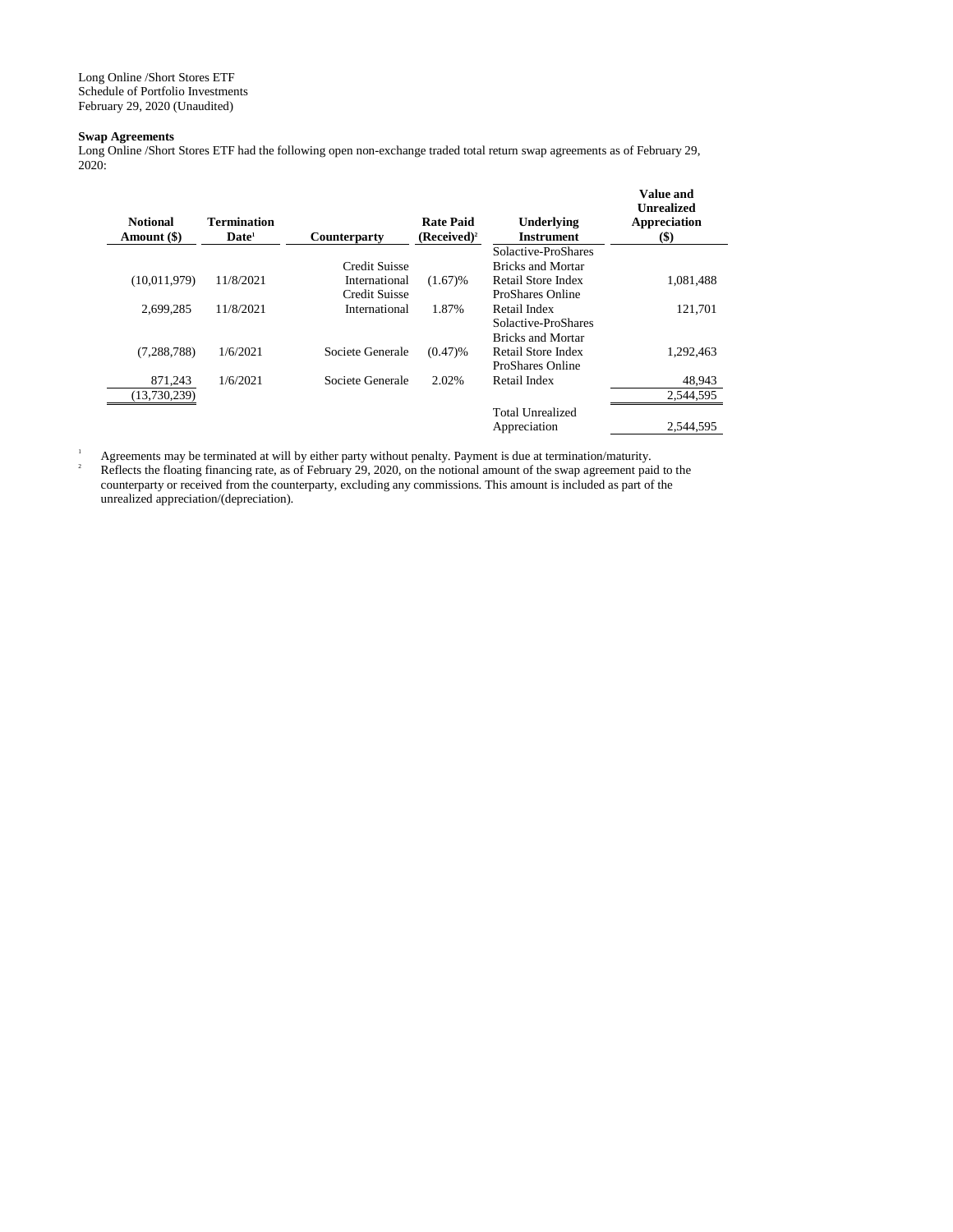Long Online /Short Stores ETF
Schedule of Portfolio Investments
February 29, 2020 (Unaudited)

**Swap Agreements**

Long Online /Short Stores ETF had the following open non-exchange traded total return swap agreements as of February 29, 2020:

| **Notional Amount ($)** | **Termination Date[1]** | **Counterparty** | **Rate Paid (Received)[2]** | **Underlying Instrument** | **Value and Unrealized Appreciation ($)** |
|---|---|---|---|---|---|
| (10,011,979) | 11/8/2021 | Credit Suisse International | (1.67)% | Solactive-ProShares Bricks and Mortar Retail Store Index | 1,081,488 |
| 2,699,285 | 11/8/2021 | Credit Suisse International | 1.87% | ProShares Online Retail Index | 121,701 |
| (7,288,788) | 1/6/2021 | Societe Generale | (0.47)% | Solactive-ProShares Bricks and Mortar Retail Store Index | 1,292,463 |
| 871,243 | 1/6/2021 | Societe Generale | 2.02% | ProShares Online Retail Index | 48,943 |
| (13,730,239) | | | | | 2,544,595 |
| | | | | Total Unrealized Appreciation | 2,544,595 |

[1] Agreements may be terminated at will by either party without penalty. Payment is due at termination/maturity.

[2] Reflects the floating financing rate, as of February 29, 2020, on the notional amount of the swap agreement paid to the counterparty or received from the counterparty, excluding any commissions. This amount is included as part of the unrealized appreciation/(depreciation).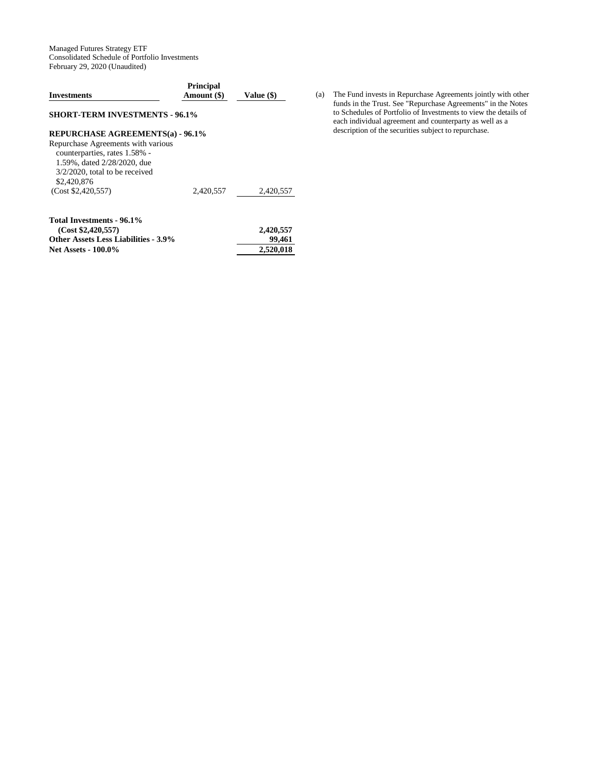Managed Futures Strategy ETF
Consolidated Schedule of Portfolio Investments
February 29, 2020 (Unaudited)

| Investments | Principal Amount ($) | Value ($) |
|---|---|---|
| **SHORT-TERM INVESTMENTS - 96.1%** | | |
| **REPURCHASE AGREEMENTS(a) - 96.1%** | | |
| Repurchase Agreements with various counterparties, rates 1.58% - 1.59%, dated 2/28/2020, due 3/2/2020, total to be received $2,420,876 (Cost $2,420,557) | 2,420,557 | 2,420,557 |
| **Total Investments - 96.1% (Cost $2,420,557)** | | **2,420,557** |
| **Other Assets Less Liabilities - 3.9%** | | **99,461** |
| **Net Assets - 100.0%** | | **2,520,018** |

(a) The Fund invests in Repurchase Agreements jointly with other funds in the Trust. See "Repurchase Agreements" in the Notes to Schedules of Portfolio of Investments to view the details of each individual agreement and counterparty as well as a description of the securities subject to repurchase.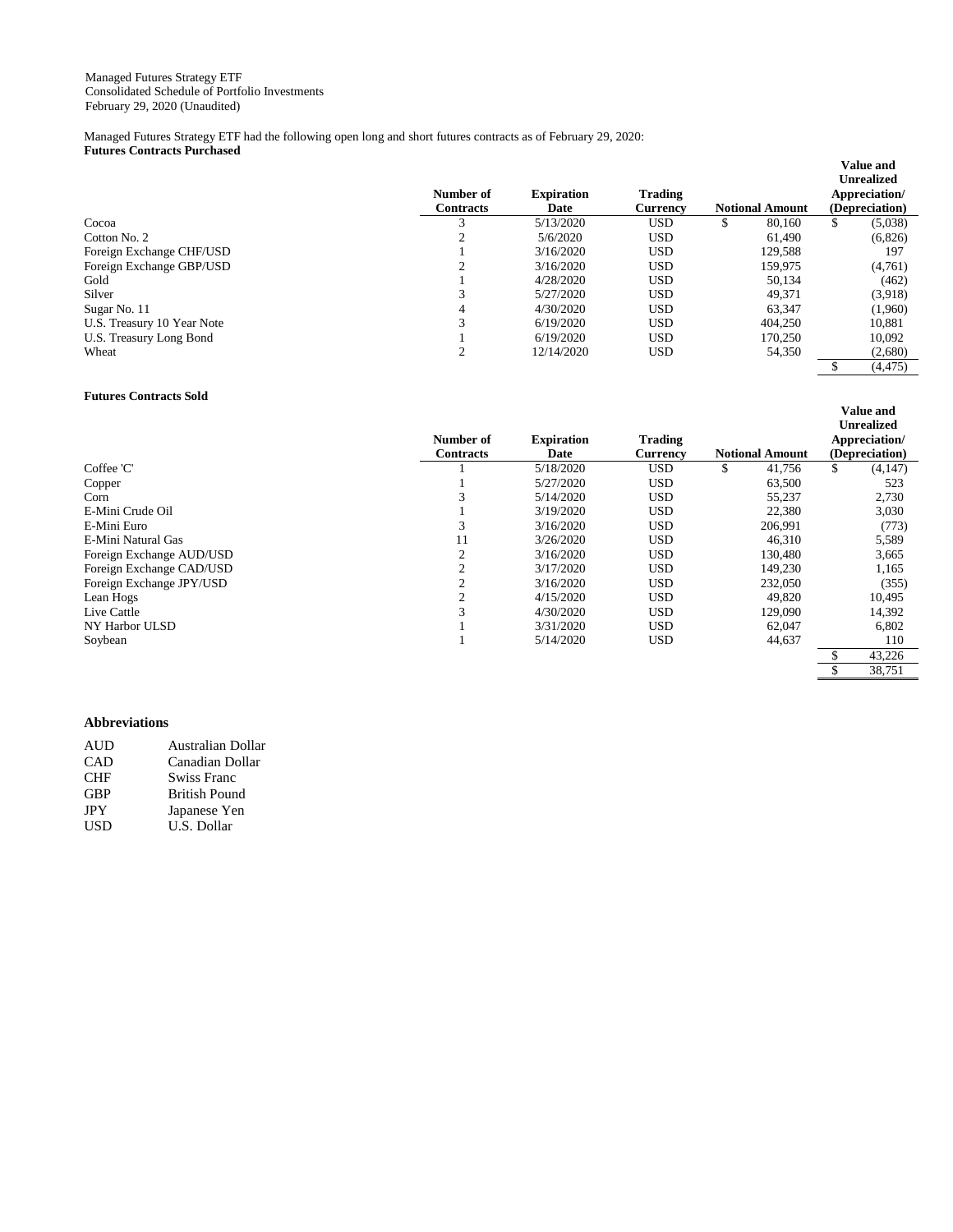Managed Futures Strategy ETF
Consolidated Schedule of Portfolio Investments
February 29, 2020 (Unaudited)

Managed Futures Strategy ETF had the following open long and short futures contracts as of February 29, 2020:

**Futures Contracts Purchased**

| | Number of Contracts | Expiration Date | Trading Currency | Notional Amount | Value and Unrealized Appreciation/ (Depreciation) |
|---|---|---|---|---|---|
| Cocoa | 3 | 5/13/2020 | USD | $ 80,160 | $ (5,038) |
| Cotton No. 2 | 2 | 5/6/2020 | USD | 61,490 | (6,826) |
| Foreign Exchange CHF/USD | 1 | 3/16/2020 | USD | 129,588 | 197 |
| Foreign Exchange GBP/USD | 2 | 3/16/2020 | USD | 159,975 | (4,761) |
| Gold | 1 | 4/28/2020 | USD | 50,134 | (462) |
| Silver | 3 | 5/27/2020 | USD | 49,371 | (3,918) |
| Sugar No. 11 | 4 | 4/30/2020 | USD | 63,347 | (1,960) |
| U.S. Treasury 10 Year Note | 3 | 6/19/2020 | USD | 404,250 | 10,881 |
| U.S. Treasury Long Bond | 1 | 6/19/2020 | USD | 170,250 | 10,092 |
| Wheat | 2 | 12/14/2020 | USD | 54,350 | (2,680) |
| | | | | | $ (4,475) |

**Futures Contracts Sold**

| | Number of Contracts | Expiration Date | Trading Currency | Notional Amount | Value and Unrealized Appreciation/ (Depreciation) |
|---|---|---|---|---|---|
| Coffee 'C' | 1 | 5/18/2020 | USD | $ 41,756 | $ (4,147) |
| Copper | 1 | 5/27/2020 | USD | 63,500 | 523 |
| Corn | 3 | 5/14/2020 | USD | 55,237 | 2,730 |
| E-Mini Crude Oil | 1 | 3/19/2020 | USD | 22,380 | 3,030 |
| E-Mini Euro | 3 | 3/16/2020 | USD | 206,991 | (773) |
| E-Mini Natural Gas | 11 | 3/26/2020 | USD | 46,310 | 5,589 |
| Foreign Exchange AUD/USD | 2 | 3/16/2020 | USD | 130,480 | 3,665 |
| Foreign Exchange CAD/USD | 2 | 3/17/2020 | USD | 149,230 | 1,165 |
| Foreign Exchange JPY/USD | 2 | 3/16/2020 | USD | 232,050 | (355) |
| Lean Hogs | 2 | 4/15/2020 | USD | 49,820 | 10,495 |
| Live Cattle | 3 | 4/30/2020 | USD | 129,090 | 14,392 |
| NY Harbor ULSD | 1 | 3/31/2020 | USD | 62,047 | 6,802 |
| Soybean | 1 | 5/14/2020 | USD | 44,637 | 110 |
| | | | | | $ 43,226 |
| | | | | | $ 38,751 |

**Abbreviations**

| | |
|---|---|
| AUD | Australian Dollar |
| CAD | Canadian Dollar |
| CHF | Swiss Franc |
| GBP | British Pound |
| JPY | Japanese Yen |
| USD | U.S. Dollar |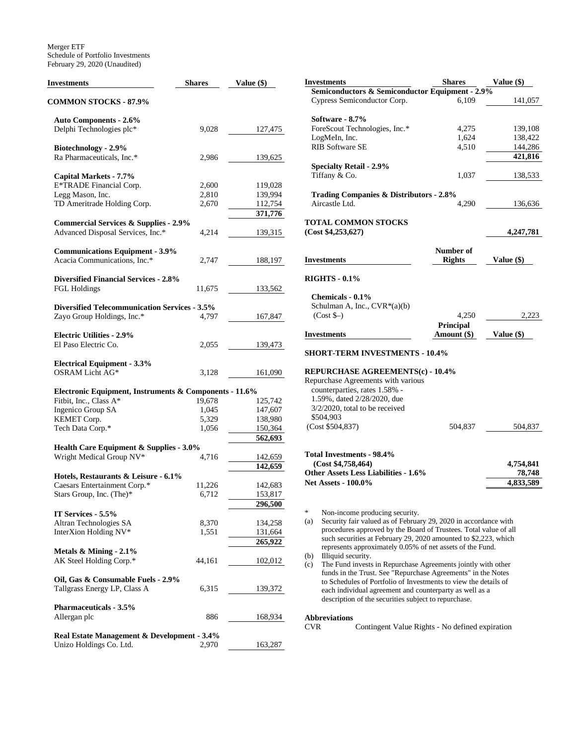Merger ETF
Schedule of Portfolio Investments
February 29, 2020 (Unaudited)

| Investments | Shares | Value ($) |
|---|---|---|
| **COMMON STOCKS - 87.9%** | | |
| **Auto Components - 2.6%** | | |
| Delphi Technologies plc* | 9,028 | 127,475 |
| **Biotechnology - 2.9%** | | |
| Ra Pharmaceuticals, Inc.* | 2,986 | 139,625 |
| **Capital Markets - 7.7%** | | |
| E*TRADE Financial Corp. | 2,600 | 119,028 |
| Legg Mason, Inc. | 2,810 | 139,994 |
| TD Ameritrade Holding Corp. | 2,670 | 112,754 |
| | | **371,776** |
| **Commercial Services & Supplies - 2.9%** | | |
| Advanced Disposal Services, Inc.* | 4,214 | 139,315 |
| **Communications Equipment - 3.9%** | | |
| Acacia Communications, Inc.* | 2,747 | 188,197 |
| **Diversified Financial Services - 2.8%** | | |
| FGL Holdings | 11,675 | 133,562 |
| **Diversified Telecommunication Services - 3.5%** | | |
| Zayo Group Holdings, Inc.* | 4,797 | 167,847 |
| **Electric Utilities - 2.9%** | | |
| El Paso Electric Co. | 2,055 | 139,473 |
| **Electrical Equipment - 3.3%** | | |
| OSRAM Licht AG* | 3,128 | 161,090 |
| **Electronic Equipment, Instruments & Components - 11.6%** | | |
| Fitbit, Inc., Class A* | 19,678 | 125,742 |
| Ingenico Group SA | 1,045 | 147,607 |
| KEMET Corp. | 5,329 | 138,980 |
| Tech Data Corp.* | 1,056 | 150,364 |
| | | **562,693** |
| **Health Care Equipment & Supplies - 3.0%** | | |
| Wright Medical Group NV* | 4,716 | 142,659 |
| | | **142,659** |
| **Hotels, Restaurants & Leisure - 6.1%** | | |
| Caesars Entertainment Corp.* | 11,226 | 142,683 |
| Stars Group, Inc. (The)* | 6,712 | 153,817 |
| | | **296,500** |
| **IT Services - 5.5%** | | |
| Altran Technologies SA | 8,370 | 134,258 |
| InterXion Holding NV* | 1,551 | 131,664 |
| | | **265,922** |
| **Metals & Mining - 2.1%** | | |
| AK Steel Holding Corp.* | 44,161 | 102,012 |
| **Oil, Gas & Consumable Fuels - 2.9%** | | |
| Tallgrass Energy LP, Class A | 6,315 | 139,372 |
| **Pharmaceuticals - 3.5%** | | |
| Allergan plc | 886 | 168,934 |
| **Real Estate Management & Development - 3.4%** | | |
| Unizo Holdings Co. Ltd. | 2,970 | 163,287 |
| **Semiconductors & Semiconductor Equipment - 2.9%** | | |
| Cypress Semiconductor Corp. | 6,109 | 141,057 |
| **Software - 8.7%** | | |
| ForeScout Technologies, Inc.* | 4,275 | 139,108 |
| LogMeIn, Inc. | 1,624 | 138,422 |
| RIB Software SE | 4,510 | 144,286 |
| | | **421,816** |
| **Specialty Retail - 2.9%** | | |
| Tiffany & Co. | 1,037 | 138,533 |
| **Trading Companies & Distributors - 2.8%** | | |
| Aircastle Ltd. | 4,290 | 136,636 |
| **TOTAL COMMON STOCKS (Cost $4,253,627)** | | **4,247,781** |

| Investments | Number of Rights | Value ($) |
|---|---|---|
| **RIGHTS - 0.1%** | | |
| **Chemicals - 0.1%** | | |
| Schulman A, Inc., CVR*(a)(b) (Cost $–) | 4,250 | 2,223 |

| Investments | Principal Amount ($) | Value ($) |
|---|---|---|
| **SHORT-TERM INVESTMENTS - 10.4%** | | |
| **REPURCHASE AGREEMENTS(c) - 10.4%** | | |
| Repurchase Agreements with various counterparties, rates 1.58% - 1.59%, dated 2/28/2020, due 3/2/2020, total to be received $504,903 (Cost $504,837) | 504,837 | 504,837 |
| **Total Investments - 98.4% (Cost $4,758,464)** | | **4,754,841** |
| **Other Assets Less Liabilities - 1.6%** | | **78,748** |
| **Net Assets - 100.0%** | | **4,833,589** |

\* Non-income producing security.

(a) Security fair valued as of February 29, 2020 in accordance with procedures approved by the Board of Trustees. Total value of all such securities at February 29, 2020 amounted to $2,223, which represents approximately 0.05% of net assets of the Fund.

(b) Illiquid security.

(c) The Fund invests in Repurchase Agreements jointly with other funds in the Trust. See "Repurchase Agreements" in the Notes to Schedules of Portfolio of Investments to view the details of each individual agreement and counterparty as well as a description of the securities subject to repurchase.

**Abbreviations**

CVR — Contingent Value Rights - No defined expiration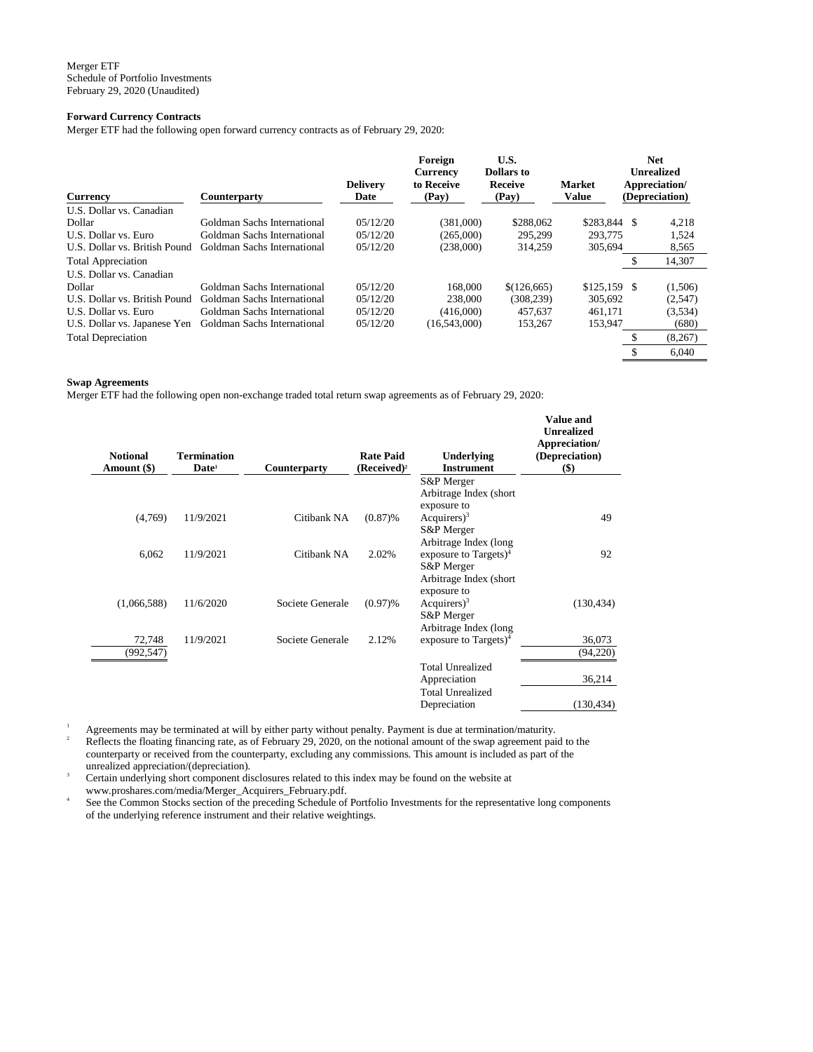Merger ETF
Schedule of Portfolio Investments
February 29, 2020 (Unaudited)

**Forward Currency Contracts**

Merger ETF had the following open forward currency contracts as of February 29, 2020:

| Currency | Counterparty | Delivery Date | Foreign Currency to Receive (Pay) | U.S. Dollars to Receive (Pay) | Market Value | Net Unrealized Appreciation/ (Depreciation) |
|---|---|---|---|---|---|---|
| U.S. Dollar vs. Canadian Dollar | Goldman Sachs International | 05/12/20 | (381,000) | $288,062 | $283,844 | $ 4,218 |
| U.S. Dollar vs. Euro | Goldman Sachs International | 05/12/20 | (265,000) | 295,299 | 293,775 | 1,524 |
| U.S. Dollar vs. British Pound | Goldman Sachs International | 05/12/20 | (238,000) | 314,259 | 305,694 | 8,565 |
| Total Appreciation | | | | | | $ 14,307 |
| U.S. Dollar vs. Canadian Dollar | Goldman Sachs International | 05/12/20 | 168,000 | $(126,665) | $125,159 | $ (1,506) |
| U.S. Dollar vs. British Pound | Goldman Sachs International | 05/12/20 | 238,000 | (308,239) | 305,692 | (2,547) |
| U.S. Dollar vs. Euro | Goldman Sachs International | 05/12/20 | (416,000) | 457,637 | 461,171 | (3,534) |
| U.S. Dollar vs. Japanese Yen | Goldman Sachs International | 05/12/20 | (16,543,000) | 153,267 | 153,947 | (680) |
| Total Depreciation | | | | | | $ (8,267) |
| | | | | | | $ 6,040 |

**Swap Agreements**

Merger ETF had the following open non-exchange traded total return swap agreements as of February 29, 2020:

| Notional Amount ($) | Termination Date[1] | Counterparty | Rate Paid (Received)[2] | Underlying Instrument | Value and Unrealized Appreciation/ (Depreciation) ($) |
|---|---|---|---|---|---|
| (4,769) | 11/9/2021 | Citibank NA | (0.87)% | S&P Merger Arbitrage Index (short exposure to Acquirers)[3] | 49 |
| 6,062 | 11/9/2021 | Citibank NA | 2.02% | S&P Merger Arbitrage Index (long exposure to Targets)[4] | 92 |
| (1,066,588) | 11/6/2020 | Societe Generale | (0.97)% | S&P Merger Arbitrage Index (short exposure to Acquirers)[3] | (130,434) |
| 72,748 | 11/9/2021 | Societe Generale | 2.12% | S&P Merger Arbitrage Index (long exposure to Targets)[4] | 36,073 |
| (992,547) | | | | | (94,220) |
| | | | | Total Unrealized Appreciation | 36,214 |
| | | | | Total Unrealized Depreciation | (130,434) |

[1] Agreements may be terminated at will by either party without penalty. Payment is due at termination/maturity.

[2] Reflects the floating financing rate, as of February 29, 2020, on the notional amount of the swap agreement paid to the counterparty or received from the counterparty, excluding any commissions. This amount is included as part of the unrealized appreciation/(depreciation).

[3] Certain underlying short component disclosures related to this index may be found on the website at www.proshares.com/media/Merger_Acquirers_February.pdf.

[4] See the Common Stocks section of the preceding Schedule of Portfolio Investments for the representative long components of the underlying reference instrument and their relative weightings.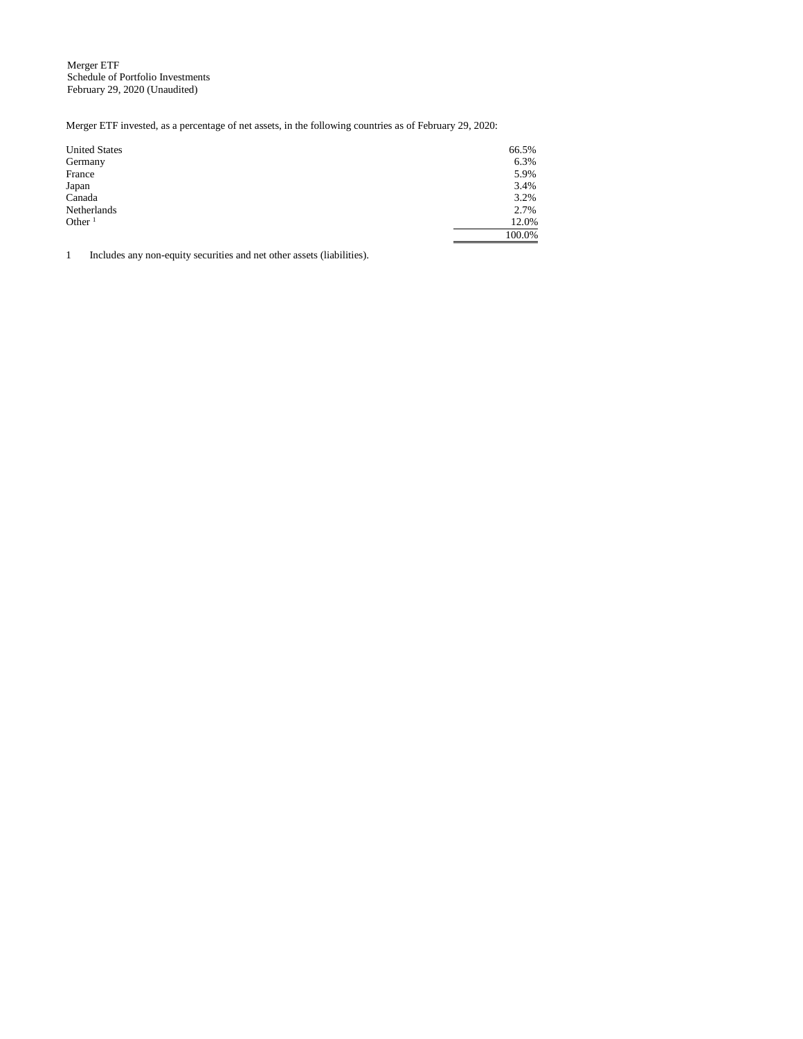Merger ETF
Schedule of Portfolio Investments
February 29, 2020 (Unaudited)

Merger ETF invested, as a percentage of net assets, in the following countries as of February 29, 2020:

| | |
|---|---|
| United States | 66.5% |
| Germany | 6.3% |
| France | 5.9% |
| Japan | 3.4% |
| Canada | 3.2% |
| Netherlands | 2.7% |
| Other [1] | 12.0% |
| | 100.0% |

1 Includes any non-equity securities and net other assets (liabilities).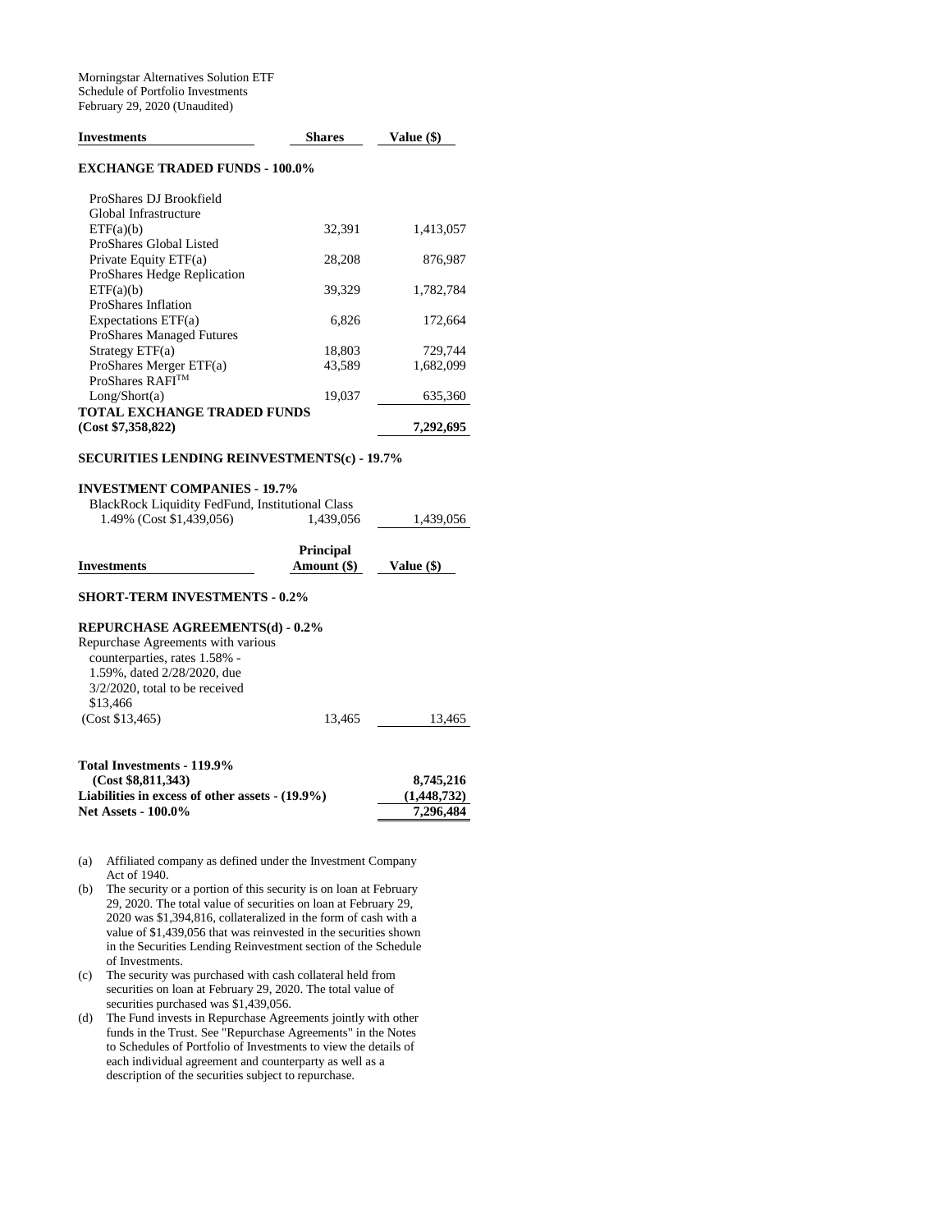Morningstar Alternatives Solution ETF
Schedule of Portfolio Investments
February 29, 2020 (Unaudited)

| Investments | Shares | Value ($) |
|---|---|---|
| **EXCHANGE TRADED FUNDS - 100.0%** | | |
| ProShares DJ Brookfield Global Infrastructure ETF(a)(b) | 32,391 | 1,413,057 |
| ProShares Global Listed Private Equity ETF(a) | 28,208 | 876,987 |
| ProShares Hedge Replication ETF(a)(b) | 39,329 | 1,782,784 |
| ProShares Inflation Expectations ETF(a) | 6,826 | 172,664 |
| ProShares Managed Futures Strategy ETF(a) | 18,803 | 729,744 |
| ProShares Merger ETF(a) | 43,589 | 1,682,099 |
| ProShares RAFI™ Long/Short(a) | 19,037 | 635,360 |
| **TOTAL EXCHANGE TRADED FUNDS (Cost $7,358,822)** | | **7,292,695** |
| **SECURITIES LENDING REINVESTMENTS(c) - 19.7%** | | |
| **INVESTMENT COMPANIES - 19.7%** | | |
| BlackRock Liquidity FedFund, Institutional Class 1.49% (Cost $1,439,056) | 1,439,056 | 1,439,056 |

| Investments | Principal Amount ($) | Value ($) |
|---|---|---|
| **SHORT-TERM INVESTMENTS - 0.2%** | | |
| **REPURCHASE AGREEMENTS(d) - 0.2%** | | |
| Repurchase Agreements with various counterparties, rates 1.58% - 1.59%, dated 2/28/2020, due 3/2/2020, total to be received $13,466 (Cost $13,465) | 13,465 | 13,465 |
| **Total Investments - 119.9% (Cost $8,811,343)** | | **8,745,216** |
| **Liabilities in excess of other assets - (19.9%)** | | **(1,448,732)** |
| **Net Assets - 100.0%** | | **7,296,484** |

(a) Affiliated company as defined under the Investment Company Act of 1940.

(b) The security or a portion of this security is on loan at February 29, 2020. The total value of securities on loan at February 29, 2020 was $1,394,816, collateralized in the form of cash with a value of $1,439,056 that was reinvested in the securities shown in the Securities Lending Reinvestment section of the Schedule of Investments.

(c) The security was purchased with cash collateral held from securities on loan at February 29, 2020. The total value of securities purchased was $1,439,056.

(d) The Fund invests in Repurchase Agreements jointly with other funds in the Trust. See "Repurchase Agreements" in the Notes to Schedules of Portfolio of Investments to view the details of each individual agreement and counterparty as well as a description of the securities subject to repurchase.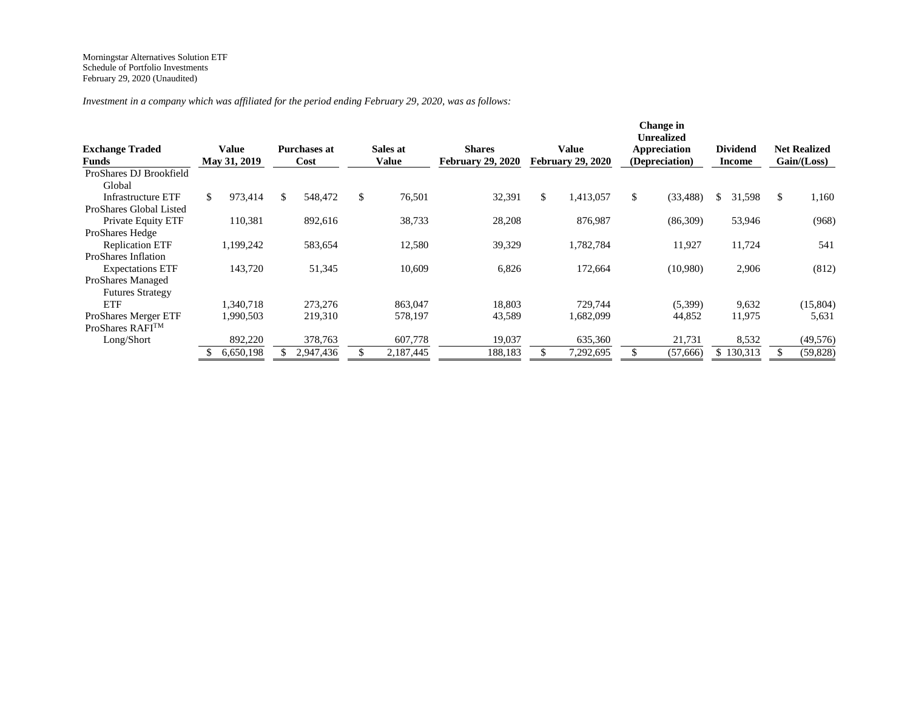Morningstar Alternatives Solution ETF
Schedule of Portfolio Investments
February 29, 2020 (Unaudited)

*Investment in a company which was affiliated for the period ending February 29, 2020, was as follows:*

| Exchange Traded Funds | Value May 31, 2019 | Purchases at Cost | Sales at Value | Shares February 29, 2020 | Value February 29, 2020 | Change in Unrealized Appreciation (Depreciation) | Dividend Income | Net Realized Gain/(Loss) |
|---|---|---|---|---|---|---|---|---|
| ProShares DJ Brookfield Global Infrastructure ETF | $ 973,414 | $ 548,472 | $ 76,501 | 32,391 | $ 1,413,057 | $ (33,488) | $ 31,598 | $ 1,160 |
| ProShares Global Listed Private Equity ETF | 110,381 | 892,616 | 38,733 | 28,208 | 876,987 | (86,309) | 53,946 | (968) |
| ProShares Hedge Replication ETF | 1,199,242 | 583,654 | 12,580 | 39,329 | 1,782,784 | 11,927 | 11,724 | 541 |
| ProShares Inflation Expectations ETF | 143,720 | 51,345 | 10,609 | 6,826 | 172,664 | (10,980) | 2,906 | (812) |
| ProShares Managed Futures Strategy ETF | 1,340,718 | 273,276 | 863,047 | 18,803 | 729,744 | (5,399) | 9,632 | (15,804) |
| ProShares Merger ETF | 1,990,503 | 219,310 | 578,197 | 43,589 | 1,682,099 | 44,852 | 11,975 | 5,631 |
| ProShares RAFI™ Long/Short | 892,220 | 378,763 | 607,778 | 19,037 | 635,360 | 21,731 | 8,532 | (49,576) |
| | $ 6,650,198 | $ 2,947,436 | $ 2,187,445 | 188,183 | $ 7,292,695 | $ (57,666) | $ 130,313 | $ (59,828) |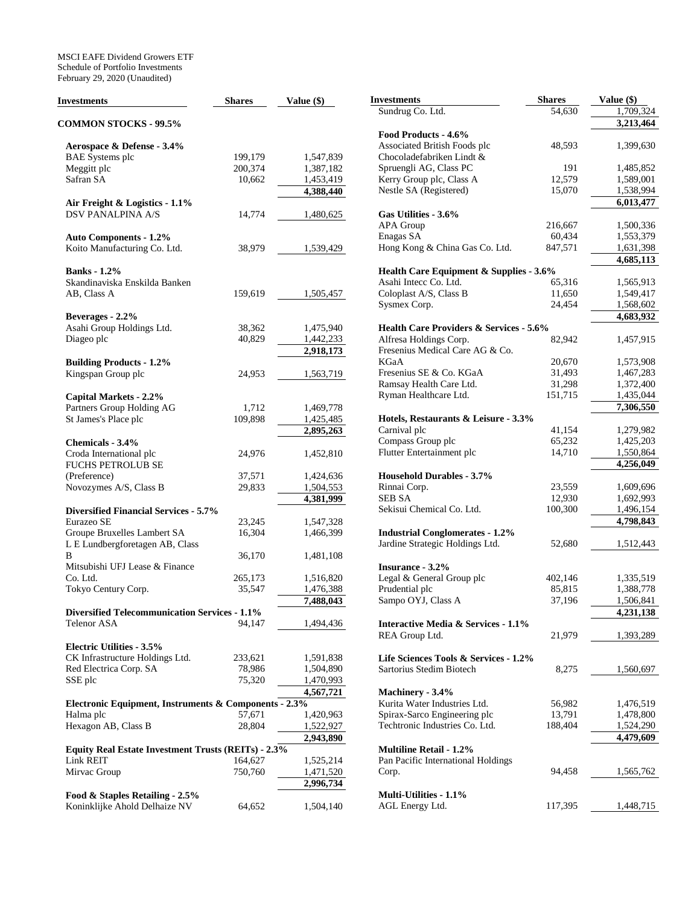MSCI EAFE Dividend Growers ETF
Schedule of Portfolio Investments
February 29, 2020 (Unaudited)

| Investments | Shares | Value ($) |
|---|---|---|
| **COMMON STOCKS - 99.5%** | | |
| **Aerospace & Defense - 3.4%** | | |
| BAE Systems plc | 199,179 | 1,547,839 |
| Meggitt plc | 200,374 | 1,387,182 |
| Safran SA | 10,662 | 1,453,419 |
| | | **4,388,440** |
| **Air Freight & Logistics - 1.1%** | | |
| DSV PANALPINA A/S | 14,774 | 1,480,625 |
| **Auto Components - 1.2%** | | |
| Koito Manufacturing Co. Ltd. | 38,979 | 1,539,429 |
| **Banks - 1.2%** | | |
| Skandinaviska Enskilda Banken AB, Class A | 159,619 | 1,505,457 |
| **Beverages - 2.2%** | | |
| Asahi Group Holdings Ltd. | 38,362 | 1,475,940 |
| Diageo plc | 40,829 | 1,442,233 |
| | | **2,918,173** |
| **Building Products - 1.2%** | | |
| Kingspan Group plc | 24,953 | 1,563,719 |
| **Capital Markets - 2.2%** | | |
| Partners Group Holding AG | 1,712 | 1,469,778 |
| St James's Place plc | 109,898 | 1,425,485 |
| | | **2,895,263** |
| **Chemicals - 3.4%** | | |
| Croda International plc | 24,976 | 1,452,810 |
| FUCHS PETROLUB SE (Preference) | 37,571 | 1,424,636 |
| Novozymes A/S, Class B | 29,833 | 1,504,553 |
| | | **4,381,999** |
| **Diversified Financial Services - 5.7%** | | |
| Eurazeo SE | 23,245 | 1,547,328 |
| Groupe Bruxelles Lambert SA | 16,304 | 1,466,399 |
| L E Lundbergforetagen AB, Class B | 36,170 | 1,481,108 |
| Mitsubishi UFJ Lease & Finance Co. Ltd. | 265,173 | 1,516,820 |
| Tokyo Century Corp. | 35,547 | 1,476,388 |
| | | **7,488,043** |
| **Diversified Telecommunication Services - 1.1%** | | |
| Telenor ASA | 94,147 | 1,494,436 |
| **Electric Utilities - 3.5%** | | |
| CK Infrastructure Holdings Ltd. | 233,621 | 1,591,838 |
| Red Electrica Corp. SA | 78,986 | 1,504,890 |
| SSE plc | 75,320 | 1,470,993 |
| | | **4,567,721** |
| **Electronic Equipment, Instruments & Components - 2.3%** | | |
| Halma plc | 57,671 | 1,420,963 |
| Hexagon AB, Class B | 28,804 | 1,522,927 |
| | | **2,943,890** |
| **Equity Real Estate Investment Trusts (REITs) - 2.3%** | | |
| Link REIT | 164,627 | 1,525,214 |
| Mirvac Group | 750,760 | 1,471,520 |
| | | **2,996,734** |
| **Food & Staples Retailing - 2.5%** | | |
| Koninklijke Ahold Delhaize NV | 64,652 | 1,504,140 |
| Sundrug Co. Ltd. | 54,630 | 1,709,324 |
| | | **3,213,464** |
| **Food Products - 4.6%** | | |
| Associated British Foods plc | 48,593 | 1,399,630 |
| Chocoladefabriken Lindt & Spruengli AG, Class PC | 191 | 1,485,852 |
| Kerry Group plc, Class A | 12,579 | 1,589,001 |
| Nestle SA (Registered) | 15,070 | 1,538,994 |
| | | **6,013,477** |
| **Gas Utilities - 3.6%** | | |
| APA Group | 216,667 | 1,500,336 |
| Enagas SA | 60,434 | 1,553,379 |
| Hong Kong & China Gas Co. Ltd. | 847,571 | 1,631,398 |
| | | **4,685,113** |
| **Health Care Equipment & Supplies - 3.6%** | | |
| Asahi Intecc Co. Ltd. | 65,316 | 1,565,913 |
| Coloplast A/S, Class B | 11,650 | 1,549,417 |
| Sysmex Corp. | 24,454 | 1,568,602 |
| | | **4,683,932** |
| **Health Care Providers & Services - 5.6%** | | |
| Alfresa Holdings Corp. | 82,942 | 1,457,915 |
| Fresenius Medical Care AG & Co. KGaA | 20,670 | 1,573,908 |
| Fresenius SE & Co. KGaA | 31,493 | 1,467,283 |
| Ramsay Health Care Ltd. | 31,298 | 1,372,400 |
| Ryman Healthcare Ltd. | 151,715 | 1,435,044 |
| | | **7,306,550** |
| **Hotels, Restaurants & Leisure - 3.3%** | | |
| Carnival plc | 41,154 | 1,279,982 |
| Compass Group plc | 65,232 | 1,425,203 |
| Flutter Entertainment plc | 14,710 | 1,550,864 |
| | | **4,256,049** |
| **Household Durables - 3.7%** | | |
| Rinnai Corp. | 23,559 | 1,609,696 |
| SEB SA | 12,930 | 1,692,993 |
| Sekisui Chemical Co. Ltd. | 100,300 | 1,496,154 |
| | | **4,798,843** |
| **Industrial Conglomerates - 1.2%** | | |
| Jardine Strategic Holdings Ltd. | 52,680 | 1,512,443 |
| **Insurance - 3.2%** | | |
| Legal & General Group plc | 402,146 | 1,335,519 |
| Prudential plc | 85,815 | 1,388,778 |
| Sampo OYJ, Class A | 37,196 | 1,506,841 |
| | | **4,231,138** |
| **Interactive Media & Services - 1.1%** | | |
| REA Group Ltd. | 21,979 | 1,393,289 |
| **Life Sciences Tools & Services - 1.2%** | | |
| Sartorius Stedim Biotech | 8,275 | 1,560,697 |
| **Machinery - 3.4%** | | |
| Kurita Water Industries Ltd. | 56,982 | 1,476,519 |
| Spirax-Sarco Engineering plc | 13,791 | 1,478,800 |
| Techtronic Industries Co. Ltd. | 188,404 | 1,524,290 |
| | | **4,479,609** |
| **Multiline Retail - 1.2%** | | |
| Pan Pacific International Holdings Corp. | 94,458 | 1,565,762 |
| **Multi-Utilities - 1.1%** | | |
| AGL Energy Ltd. | 117,395 | 1,448,715 |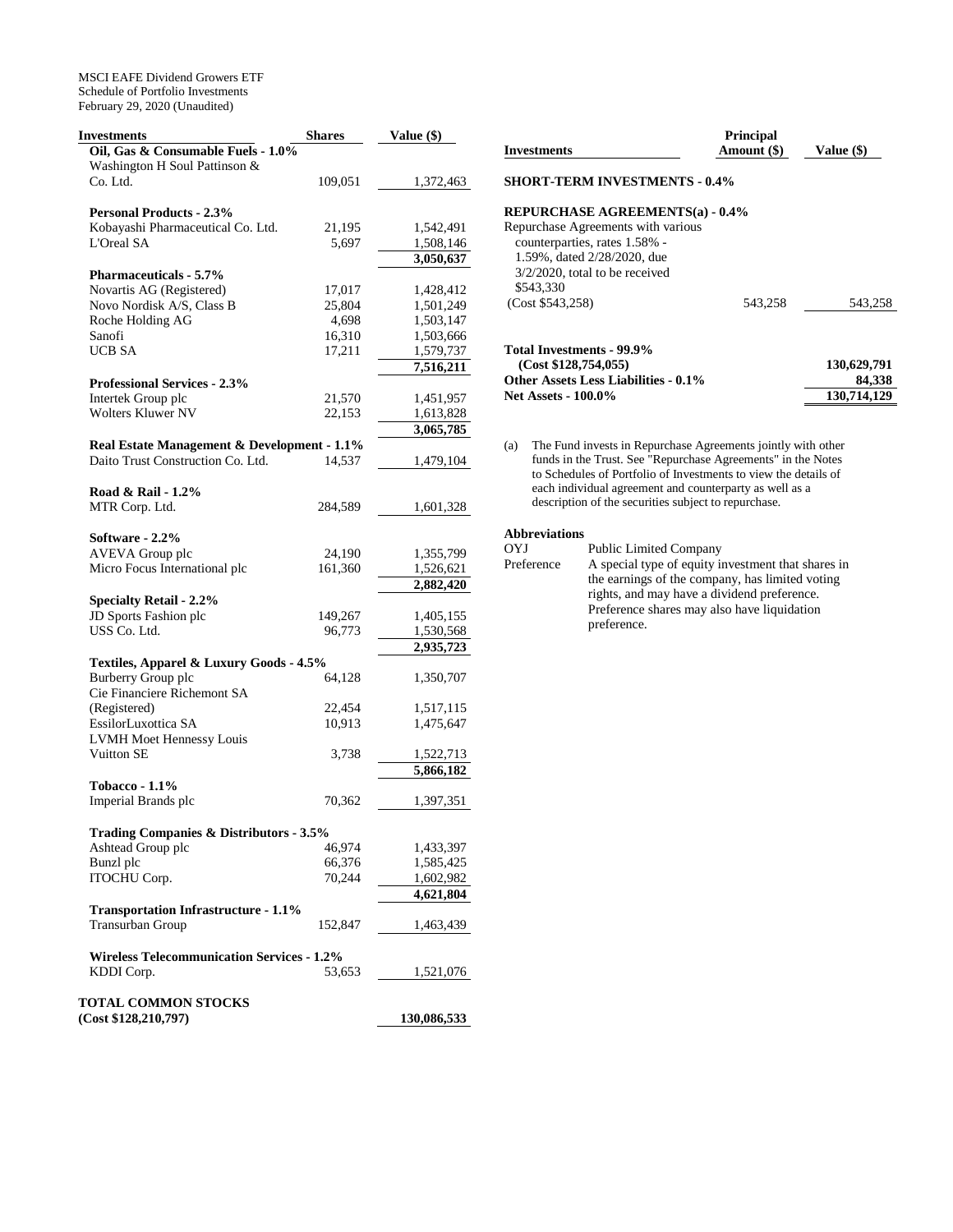MSCI EAFE Dividend Growers ETF
Schedule of Portfolio Investments
February 29, 2020 (Unaudited)

| Investments | Shares | Value ($) |
|---|---|---|
| **Oil, Gas & Consumable Fuels - 1.0%** | | |
| Washington H Soul Pattinson & Co. Ltd. | 109,051 | 1,372,463 |
| **Personal Products - 2.3%** | | |
| Kobayashi Pharmaceutical Co. Ltd. | 21,195 | 1,542,491 |
| L'Oreal SA | 5,697 | 1,508,146 |
| | | **3,050,637** |
| **Pharmaceuticals - 5.7%** | | |
| Novartis AG (Registered) | 17,017 | 1,428,412 |
| Novo Nordisk A/S, Class B | 25,804 | 1,501,249 |
| Roche Holding AG | 4,698 | 1,503,147 |
| Sanofi | 16,310 | 1,503,666 |
| UCB SA | 17,211 | 1,579,737 |
| | | **7,516,211** |
| **Professional Services - 2.3%** | | |
| Intertek Group plc | 21,570 | 1,451,957 |
| Wolters Kluwer NV | 22,153 | 1,613,828 |
| | | **3,065,785** |
| **Real Estate Management & Development - 1.1%** | | |
| Daito Trust Construction Co. Ltd. | 14,537 | 1,479,104 |
| **Road & Rail - 1.2%** | | |
| MTR Corp. Ltd. | 284,589 | 1,601,328 |
| **Software - 2.2%** | | |
| AVEVA Group plc | 24,190 | 1,355,799 |
| Micro Focus International plc | 161,360 | 1,526,621 |
| | | **2,882,420** |
| **Specialty Retail - 2.2%** | | |
| JD Sports Fashion plc | 149,267 | 1,405,155 |
| USS Co. Ltd. | 96,773 | 1,530,568 |
| | | **2,935,723** |
| **Textiles, Apparel & Luxury Goods - 4.5%** | | |
| Burberry Group plc | 64,128 | 1,350,707 |
| Cie Financiere Richemont SA (Registered) | 22,454 | 1,517,115 |
| EssilorLuxottica SA | 10,913 | 1,475,647 |
| LVMH Moet Hennessy Louis Vuitton SE | 3,738 | 1,522,713 |
| | | **5,866,182** |
| **Tobacco - 1.1%** | | |
| Imperial Brands plc | 70,362 | 1,397,351 |
| **Trading Companies & Distributors - 3.5%** | | |
| Ashtead Group plc | 46,974 | 1,433,397 |
| Bunzl plc | 66,376 | 1,585,425 |
| ITOCHU Corp. | 70,244 | 1,602,982 |
| | | **4,621,804** |
| **Transportation Infrastructure - 1.1%** | | |
| Transurban Group | 152,847 | 1,463,439 |
| **Wireless Telecommunication Services - 1.2%** | | |
| KDDI Corp. | 53,653 | 1,521,076 |
| **TOTAL COMMON STOCKS (Cost $128,210,797)** | | **130,086,533** |

| Investments | Principal Amount ($) | Value ($) |
|---|---|---|
| **SHORT-TERM INVESTMENTS - 0.4%** | | |
| **REPURCHASE AGREEMENTS(a) - 0.4%** | | |
| Repurchase Agreements with various counterparties, rates 1.58% - 1.59%, dated 2/28/2020, due 3/2/2020, total to be received $543,330 (Cost $543,258) | 543,258 | 543,258 |
| **Total Investments - 99.9% (Cost $128,754,055)** | | **130,629,791** |
| **Other Assets Less Liabilities - 0.1%** | | **84,338** |
| **Net Assets - 100.0%** | | **130,714,129** |

(a) The Fund invests in Repurchase Agreements jointly with other funds in the Trust. See "Repurchase Agreements" in the Notes to Schedules of Portfolio of Investments to view the details of each individual agreement and counterparty as well as a description of the securities subject to repurchase.

**Abbreviations**

| | |
|---|---|
| OYJ | Public Limited Company |
| Preference | A special type of equity investment that shares in the earnings of the company, has limited voting rights, and may have a dividend preference. Preference shares may also have liquidation preference. |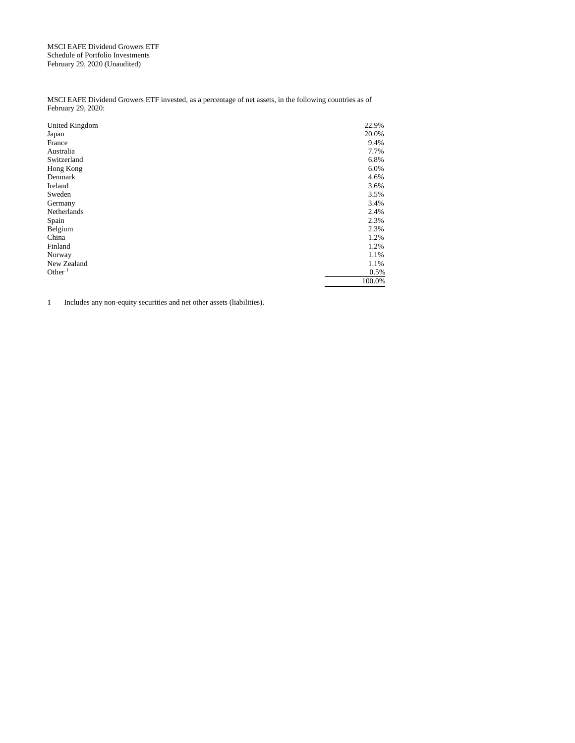MSCI EAFE Dividend Growers ETF
Schedule of Portfolio Investments
February 29, 2020 (Unaudited)

MSCI EAFE Dividend Growers ETF invested, as a percentage of net assets, in the following countries as of February 29, 2020:

| | |
|---|---|
| United Kingdom | 22.9% |
| Japan | 20.0% |
| France | 9.4% |
| Australia | 7.7% |
| Switzerland | 6.8% |
| Hong Kong | 6.0% |
| Denmark | 4.6% |
| Ireland | 3.6% |
| Sweden | 3.5% |
| Germany | 3.4% |
| Netherlands | 2.4% |
| Spain | 2.3% |
| Belgium | 2.3% |
| China | 1.2% |
| Finland | 1.2% |
| Norway | 1.1% |
| New Zealand | 1.1% |
| Other [1] | 0.5% |
| | 100.0% |

1 Includes any non-equity securities and net other assets (liabilities).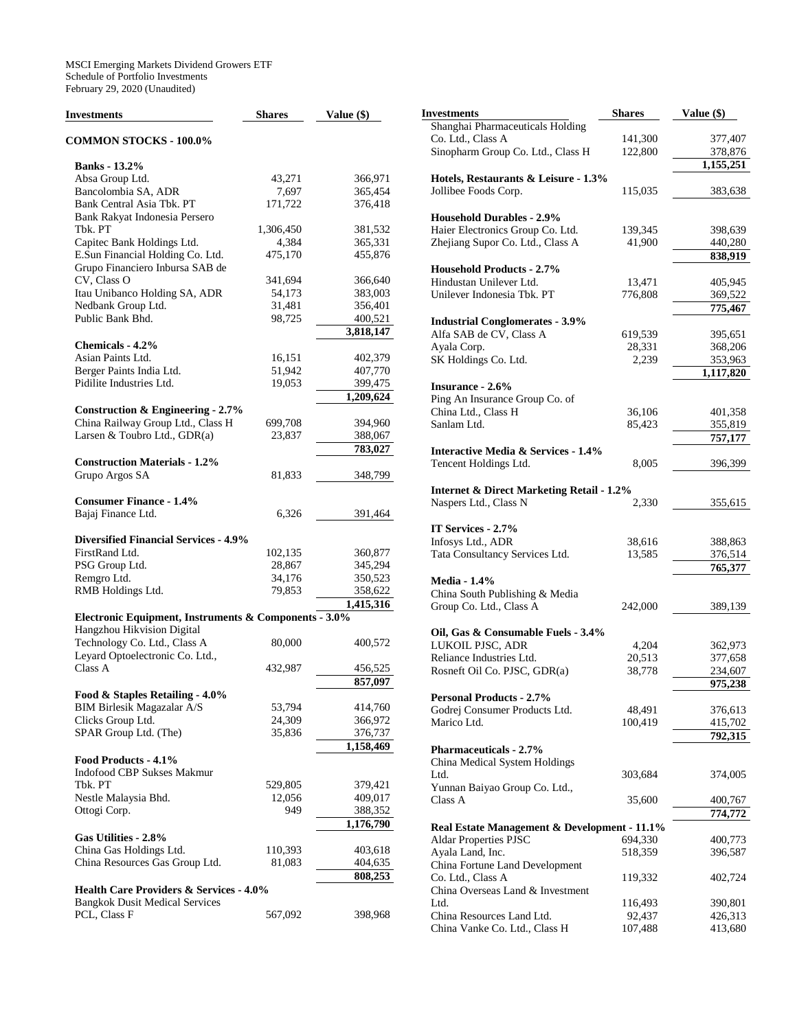MSCI Emerging Markets Dividend Growers ETF
Schedule of Portfolio Investments
February 29, 2020 (Unaudited)

| Investments | Shares | Value ($) |
|---|---|---|
| **COMMON STOCKS - 100.0%** | | |
| **Banks - 13.2%** | | |
| Absa Group Ltd. | 43,271 | 366,971 |
| Bancolombia SA, ADR | 7,697 | 365,454 |
| Bank Central Asia Tbk. PT | 171,722 | 376,418 |
| Bank Rakyat Indonesia Persero Tbk. PT | 1,306,450 | 381,532 |
| Capitec Bank Holdings Ltd. | 4,384 | 365,331 |
| E.Sun Financial Holding Co. Ltd. | 475,170 | 455,876 |
| Grupo Financiero Inbursa SAB de CV, Class O | 341,694 | 366,640 |
| Itau Unibanco Holding SA, ADR | 54,173 | 383,003 |
| Nedbank Group Ltd. | 31,481 | 356,401 |
| Public Bank Bhd. | 98,725 | 400,521 |
| | | **3,818,147** |
| **Chemicals - 4.2%** | | |
| Asian Paints Ltd. | 16,151 | 402,379 |
| Berger Paints India Ltd. | 51,942 | 407,770 |
| Pidilite Industries Ltd. | 19,053 | 399,475 |
| | | **1,209,624** |
| **Construction & Engineering - 2.7%** | | |
| China Railway Group Ltd., Class H | 699,708 | 394,960 |
| Larsen & Toubro Ltd., GDR(a) | 23,837 | 388,067 |
| | | **783,027** |
| **Construction Materials - 1.2%** | | |
| Grupo Argos SA | 81,833 | 348,799 |
| **Consumer Finance - 1.4%** | | |
| Bajaj Finance Ltd. | 6,326 | 391,464 |
| **Diversified Financial Services - 4.9%** | | |
| FirstRand Ltd. | 102,135 | 360,877 |
| PSG Group Ltd. | 28,867 | 345,294 |
| Remgro Ltd. | 34,176 | 350,523 |
| RMB Holdings Ltd. | 79,853 | 358,622 |
| | | **1,415,316** |
| **Electronic Equipment, Instruments & Components - 3.0%** | | |
| Hangzhou Hikvision Digital Technology Co. Ltd., Class A | 80,000 | 400,572 |
| Leyard Optoelectronic Co. Ltd., Class A | 432,987 | 456,525 |
| | | **857,097** |
| **Food & Staples Retailing - 4.0%** | | |
| BIM Birlesik Magazalar A/S | 53,794 | 414,760 |
| Clicks Group Ltd. | 24,309 | 366,972 |
| SPAR Group Ltd. (The) | 35,836 | 376,737 |
| | | **1,158,469** |
| **Food Products - 4.1%** | | |
| Indofood CBP Sukses Makmur Tbk. PT | 529,805 | 379,421 |
| Nestle Malaysia Bhd. | 12,056 | 409,017 |
| Ottogi Corp. | 949 | 388,352 |
| | | **1,176,790** |
| **Gas Utilities - 2.8%** | | |
| China Gas Holdings Ltd. | 110,393 | 403,618 |
| China Resources Gas Group Ltd. | 81,083 | 404,635 |
| | | **808,253** |
| **Health Care Providers & Services - 4.0%** | | |
| Bangkok Dusit Medical Services PCL, Class F | 567,092 | 398,968 |
| Shanghai Pharmaceuticals Holding Co. Ltd., Class A | 141,300 | 377,407 |
| Sinopharm Group Co. Ltd., Class H | 122,800 | 378,876 |
| | | **1,155,251** |
| **Hotels, Restaurants & Leisure - 1.3%** | | |
| Jollibee Foods Corp. | 115,035 | 383,638 |
| **Household Durables - 2.9%** | | |
| Haier Electronics Group Co. Ltd. | 139,345 | 398,639 |
| Zhejiang Supor Co. Ltd., Class A | 41,900 | 440,280 |
| | | **838,919** |
| **Household Products - 2.7%** | | |
| Hindustan Unilever Ltd. | 13,471 | 405,945 |
| Unilever Indonesia Tbk. PT | 776,808 | 369,522 |
| | | **775,467** |
| **Industrial Conglomerates - 3.9%** | | |
| Alfa SAB de CV, Class A | 619,539 | 395,651 |
| Ayala Corp. | 28,331 | 368,206 |
| SK Holdings Co. Ltd. | 2,239 | 353,963 |
| | | **1,117,820** |
| **Insurance - 2.6%** | | |
| Ping An Insurance Group Co. of China Ltd., Class H | 36,106 | 401,358 |
| Sanlam Ltd. | 85,423 | 355,819 |
| | | **757,177** |
| **Interactive Media & Services - 1.4%** | | |
| Tencent Holdings Ltd. | 8,005 | 396,399 |
| **Internet & Direct Marketing Retail - 1.2%** | | |
| Naspers Ltd., Class N | 2,330 | 355,615 |
| **IT Services - 2.7%** | | |
| Infosys Ltd., ADR | 38,616 | 388,863 |
| Tata Consultancy Services Ltd. | 13,585 | 376,514 |
| | | **765,377** |
| **Media - 1.4%** | | |
| China South Publishing & Media Group Co. Ltd., Class A | 242,000 | 389,139 |
| **Oil, Gas & Consumable Fuels - 3.4%** | | |
| LUKOIL PJSC, ADR | 4,204 | 362,973 |
| Reliance Industries Ltd. | 20,513 | 377,658 |
| Rosneft Oil Co. PJSC, GDR(a) | 38,778 | 234,607 |
| | | **975,238** |
| **Personal Products - 2.7%** | | |
| Godrej Consumer Products Ltd. | 48,491 | 376,613 |
| Marico Ltd. | 100,419 | 415,702 |
| | | **792,315** |
| **Pharmaceuticals - 2.7%** | | |
| China Medical System Holdings Ltd. | 303,684 | 374,005 |
| Yunnan Baiyao Group Co. Ltd., Class A | 35,600 | 400,767 |
| | | **774,772** |
| **Real Estate Management & Development - 11.1%** | | |
| Aldar Properties PJSC | 694,330 | 400,773 |
| Ayala Land, Inc. | 518,359 | 396,587 |
| China Fortune Land Development Co. Ltd., Class A | 119,332 | 402,724 |
| China Overseas Land & Investment Ltd. | 116,493 | 390,801 |
| China Resources Land Ltd. | 92,437 | 426,313 |
| China Vanke Co. Ltd., Class H | 107,488 | 413,680 |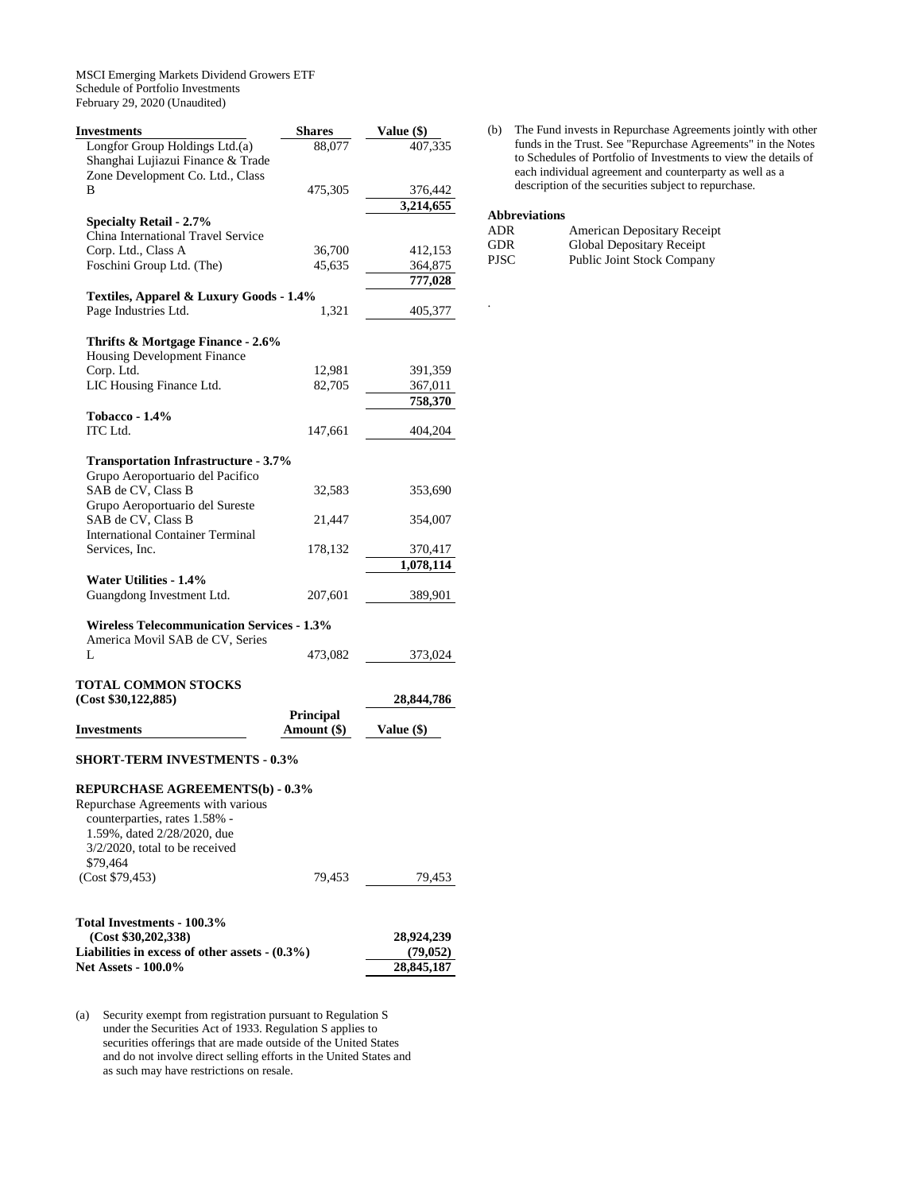MSCI Emerging Markets Dividend Growers ETF
Schedule of Portfolio Investments
February 29, 2020 (Unaudited)

| Investments | Shares | Value ($) |
|---|---|---|
| Longfor Group Holdings Ltd.(a) | 88,077 | 407,335 |
| Shanghai Lujiazui Finance & Trade Zone Development Co. Ltd., Class B | 475,305 | 376,442 |
| | | **3,214,655** |
| **Specialty Retail - 2.7%** | | |
| China International Travel Service Corp. Ltd., Class A | 36,700 | 412,153 |
| Foschini Group Ltd. (The) | 45,635 | 364,875 |
| | | **777,028** |
| **Textiles, Apparel & Luxury Goods - 1.4%** | | |
| Page Industries Ltd. | 1,321 | 405,377 |
| **Thrifts & Mortgage Finance - 2.6%** | | |
| Housing Development Finance Corp. Ltd. | 12,981 | 391,359 |
| LIC Housing Finance Ltd. | 82,705 | 367,011 |
| | | **758,370** |
| **Tobacco - 1.4%** | | |
| ITC Ltd. | 147,661 | 404,204 |
| **Transportation Infrastructure - 3.7%** | | |
| Grupo Aeroportuario del Pacifico SAB de CV, Class B | 32,583 | 353,690 |
| Grupo Aeroportuario del Sureste SAB de CV, Class B | 21,447 | 354,007 |
| International Container Terminal Services, Inc. | 178,132 | 370,417 |
| | | **1,078,114** |
| **Water Utilities - 1.4%** | | |
| Guangdong Investment Ltd. | 207,601 | 389,901 |
| **Wireless Telecommunication Services - 1.3%** | | |
| America Movil SAB de CV, Series L | 473,082 | 373,024 |
| **TOTAL COMMON STOCKS (Cost $30,122,885)** | | **28,844,786** |

| Investments | Principal Amount ($) | Value ($) |
|---|---|---|
| **SHORT-TERM INVESTMENTS - 0.3%** | | |
| **REPURCHASE AGREEMENTS(b) - 0.3%** | | |
| Repurchase Agreements with various counterparties, rates 1.58% - 1.59%, dated 2/28/2020, due 3/2/2020, total to be received $79,464 (Cost $79,453) | 79,453 | 79,453 |
| **Total Investments - 100.3% (Cost $30,202,338)** | | 28,924,239 |
| **Liabilities in excess of other assets - (0.3%)** | | (79,052) |
| **Net Assets - 100.0%** | | 28,845,187 |

(a) Security exempt from registration pursuant to Regulation S under the Securities Act of 1933. Regulation S applies to securities offerings that are made outside of the United States and do not involve direct selling efforts in the United States and as such may have restrictions on resale.

(b) The Fund invests in Repurchase Agreements jointly with other funds in the Trust. See "Repurchase Agreements" in the Notes to Schedules of Portfolio of Investments to view the details of each individual agreement and counterparty as well as a description of the securities subject to repurchase.

**Abbreviations**

| | |
|---|---|
| ADR | American Depositary Receipt |
| GDR | Global Depositary Receipt |
| PJSC | Public Joint Stock Company |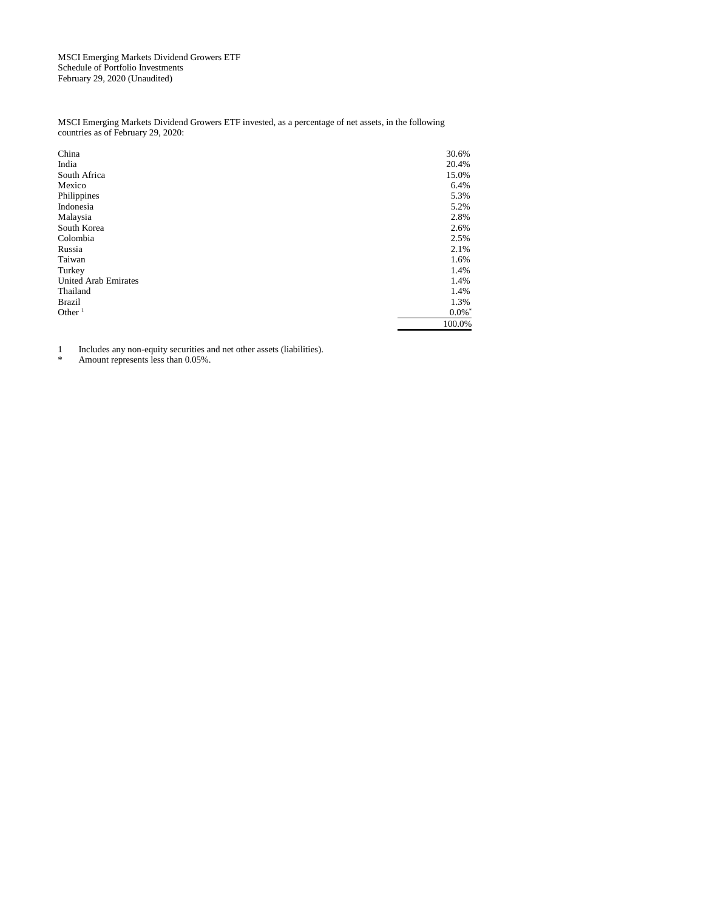MSCI Emerging Markets Dividend Growers ETF
Schedule of Portfolio Investments
February 29, 2020 (Unaudited)

MSCI Emerging Markets Dividend Growers ETF invested, as a percentage of net assets, in the following countries as of February 29, 2020:

| | |
|---|---|
| China | 30.6% |
| India | 20.4% |
| South Africa | 15.0% |
| Mexico | 6.4% |
| Philippines | 5.3% |
| Indonesia | 5.2% |
| Malaysia | 2.8% |
| South Korea | 2.6% |
| Colombia | 2.5% |
| Russia | 2.1% |
| Taiwan | 1.6% |
| Turkey | 1.4% |
| United Arab Emirates | 1.4% |
| Thailand | 1.4% |
| Brazil | 1.3% |
| Other [1] | 0.0%* |
| | 100.0% |

1 Includes any non-equity securities and net other assets (liabilities).

\* Amount represents less than 0.05%.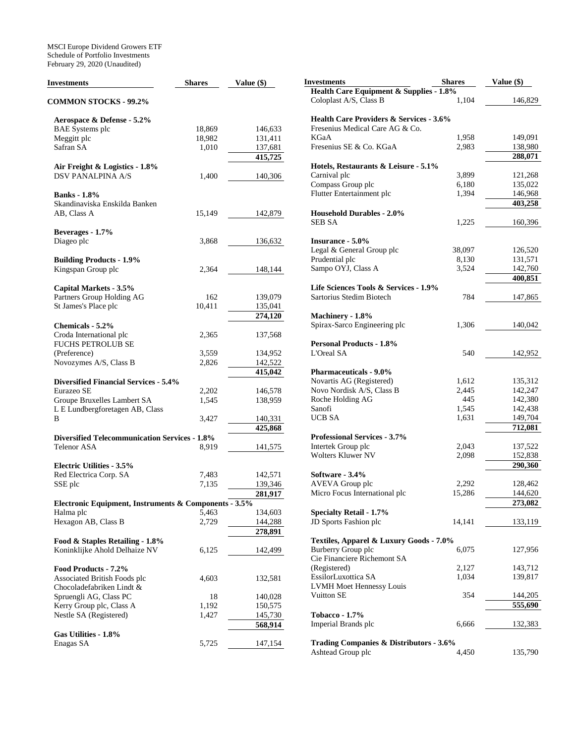MSCI Europe Dividend Growers ETF
Schedule of Portfolio Investments
February 29, 2020 (Unaudited)

| Investments | Shares | Value ($) |
|---|---|---|
| **COMMON STOCKS - 99.2%** | | |
| **Aerospace & Defense - 5.2%** | | |
| BAE Systems plc | 18,869 | 146,633 |
| Meggitt plc | 18,982 | 131,411 |
| Safran SA | 1,010 | 137,681 |
| | | **415,725** |
| **Air Freight & Logistics - 1.8%** | | |
| DSV PANALPINA A/S | 1,400 | 140,306 |
| **Banks - 1.8%** | | |
| Skandinaviska Enskilda Banken AB, Class A | 15,149 | 142,879 |
| **Beverages - 1.7%** | | |
| Diageo plc | 3,868 | 136,632 |
| **Building Products - 1.9%** | | |
| Kingspan Group plc | 2,364 | 148,144 |
| **Capital Markets - 3.5%** | | |
| Partners Group Holding AG | 162 | 139,079 |
| St James's Place plc | 10,411 | 135,041 |
| | | **274,120** |
| **Chemicals - 5.2%** | | |
| Croda International plc | 2,365 | 137,568 |
| FUCHS PETROLUB SE (Preference) | 3,559 | 134,952 |
| Novozymes A/S, Class B | 2,826 | 142,522 |
| | | **415,042** |
| **Diversified Financial Services - 5.4%** | | |
| Eurazeo SE | 2,202 | 146,578 |
| Groupe Bruxelles Lambert SA | 1,545 | 138,959 |
| L E Lundbergforetagen AB, Class B | 3,427 | 140,331 |
| | | **425,868** |
| **Diversified Telecommunication Services - 1.8%** | | |
| Telenor ASA | 8,919 | 141,575 |
| **Electric Utilities - 3.5%** | | |
| Red Electrica Corp. SA | 7,483 | 142,571 |
| SSE plc | 7,135 | 139,346 |
| | | **281,917** |
| **Electronic Equipment, Instruments & Components - 3.5%** | | |
| Halma plc | 5,463 | 134,603 |
| Hexagon AB, Class B | 2,729 | 144,288 |
| | | **278,891** |
| **Food & Staples Retailing - 1.8%** | | |
| Koninklijke Ahold Delhaize NV | 6,125 | 142,499 |
| **Food Products - 7.2%** | | |
| Associated British Foods plc | 4,603 | 132,581 |
| Chocoladefabriken Lindt & Spruengli AG, Class PC | 18 | 140,028 |
| Kerry Group plc, Class A | 1,192 | 150,575 |
| Nestle SA (Registered) | 1,427 | 145,730 |
| | | **568,914** |
| **Gas Utilities - 1.8%** | | |
| Enagas SA | 5,725 | 147,154 |
| **Health Care Equipment & Supplies - 1.8%** | | |
| Coloplast A/S, Class B | 1,104 | 146,829 |
| **Health Care Providers & Services - 3.6%** | | |
| Fresenius Medical Care AG & Co. KGaA | 1,958 | 149,091 |
| Fresenius SE & Co. KGaA | 2,983 | 138,980 |
| | | **288,071** |
| **Hotels, Restaurants & Leisure - 5.1%** | | |
| Carnival plc | 3,899 | 121,268 |
| Compass Group plc | 6,180 | 135,022 |
| Flutter Entertainment plc | 1,394 | 146,968 |
| | | **403,258** |
| **Household Durables - 2.0%** | | |
| SEB SA | 1,225 | 160,396 |
| **Insurance - 5.0%** | | |
| Legal & General Group plc | 38,097 | 126,520 |
| Prudential plc | 8,130 | 131,571 |
| Sampo OYJ, Class A | 3,524 | 142,760 |
| | | **400,851** |
| **Life Sciences Tools & Services - 1.9%** | | |
| Sartorius Stedim Biotech | 784 | 147,865 |
| **Machinery - 1.8%** | | |
| Spirax-Sarco Engineering plc | 1,306 | 140,042 |
| **Personal Products - 1.8%** | | |
| L'Oreal SA | 540 | 142,952 |
| **Pharmaceuticals - 9.0%** | | |
| Novartis AG (Registered) | 1,612 | 135,312 |
| Novo Nordisk A/S, Class B | 2,445 | 142,247 |
| Roche Holding AG | 445 | 142,380 |
| Sanofi | 1,545 | 142,438 |
| UCB SA | 1,631 | 149,704 |
| | | **712,081** |
| **Professional Services - 3.7%** | | |
| Intertek Group plc | 2,043 | 137,522 |
| Wolters Kluwer NV | 2,098 | 152,838 |
| | | **290,360** |
| **Software - 3.4%** | | |
| AVEVA Group plc | 2,292 | 128,462 |
| Micro Focus International plc | 15,286 | 144,620 |
| | | **273,082** |
| **Specialty Retail - 1.7%** | | |
| JD Sports Fashion plc | 14,141 | 133,119 |
| **Textiles, Apparel & Luxury Goods - 7.0%** | | |
| Burberry Group plc | 6,075 | 127,956 |
| Cie Financiere Richemont SA (Registered) | 2,127 | 143,712 |
| EssilorLuxottica SA | 1,034 | 139,817 |
| LVMH Moet Hennessy Louis Vuitton SE | 354 | 144,205 |
| | | **555,690** |
| **Tobacco - 1.7%** | | |
| Imperial Brands plc | 6,666 | 132,383 |
| **Trading Companies & Distributors - 3.6%** | | |
| Ashtead Group plc | 4,450 | 135,790 |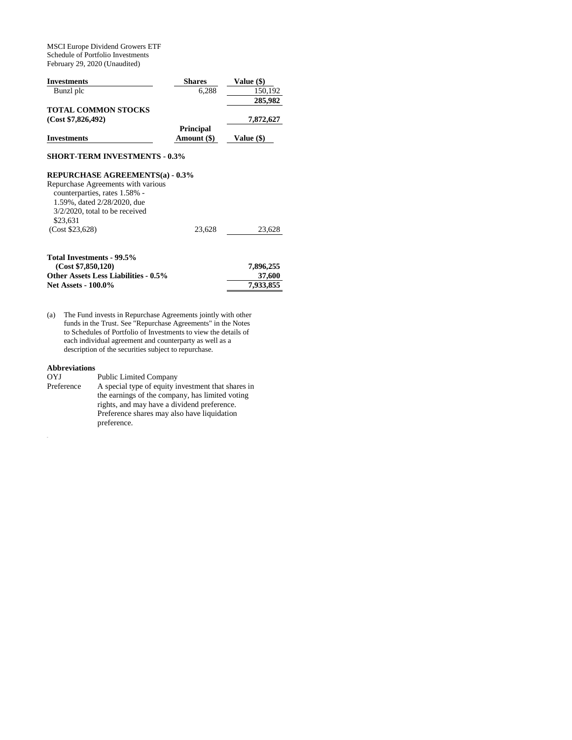MSCI Europe Dividend Growers ETF
Schedule of Portfolio Investments
February 29, 2020 (Unaudited)

| Investments | Shares | Value ($) |
|---|---|---|
| Bunzl plc | 6,288 | 150,192 |
| | | **285,982** |
| **TOTAL COMMON STOCKS (Cost $7,826,492)** | | **7,872,627** |

| Investments | Principal Amount ($) | Value ($) |
|---|---|---|
| **SHORT-TERM INVESTMENTS - 0.3%** | | |
| **REPURCHASE AGREEMENTS(a) - 0.3%** | | |
| Repurchase Agreements with various counterparties, rates 1.58% - 1.59%, dated 2/28/2020, due 3/2/2020, total to be received $23,631 (Cost $23,628) | 23,628 | 23,628 |
| **Total Investments - 99.5% (Cost $7,850,120)** | | **7,896,255** |
| **Other Assets Less Liabilities - 0.5%** | | **37,600** |
| **Net Assets - 100.0%** | | **7,933,855** |

(a) The Fund invests in Repurchase Agreements jointly with other funds in the Trust. See "Repurchase Agreements" in the Notes to Schedules of Portfolio of Investments to view the details of each individual agreement and counterparty as well as a description of the securities subject to repurchase.

**Abbreviations**

| | |
|---|---|
| OYJ | Public Limited Company |
| Preference | A special type of equity investment that shares in the earnings of the company, has limited voting rights, and may have a dividend preference. Preference shares may also have liquidation preference. |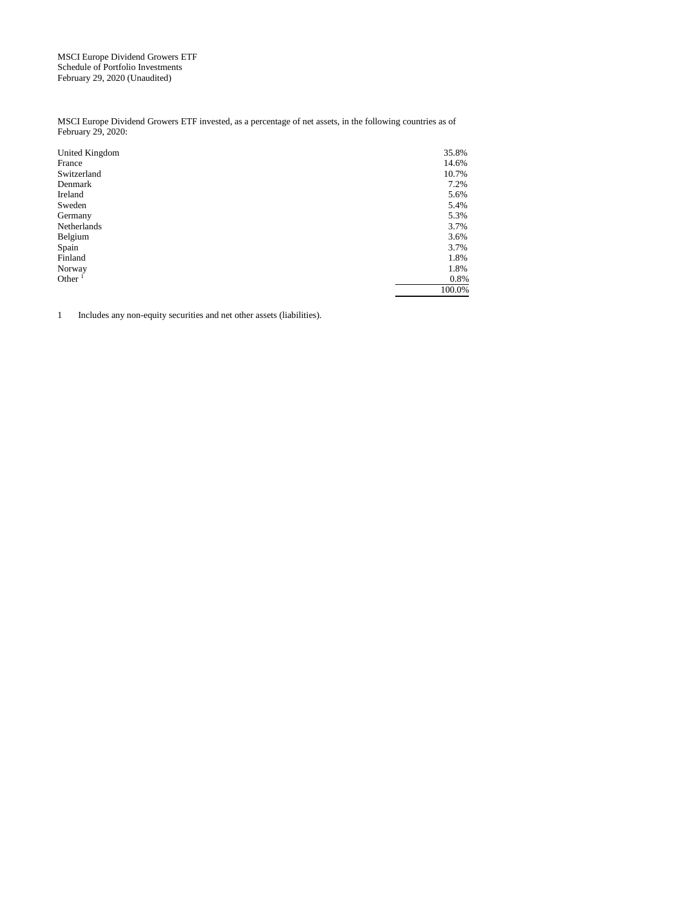MSCI Europe Dividend Growers ETF
Schedule of Portfolio Investments
February 29, 2020 (Unaudited)

MSCI Europe Dividend Growers ETF invested, as a percentage of net assets, in the following countries as of February 29, 2020:

| Country | % of Net Assets |
|---|---|
| United Kingdom | 35.8% |
| France | 14.6% |
| Switzerland | 10.7% |
| Denmark | 7.2% |
| Ireland | 5.6% |
| Sweden | 5.4% |
| Germany | 5.3% |
| Netherlands | 3.7% |
| Belgium | 3.6% |
| Spain | 3.7% |
| Finland | 1.8% |
| Norway | 1.8% |
| Other [1] | 0.8% |
| | 100.0% |

1 Includes any non-equity securities and net other assets (liabilities).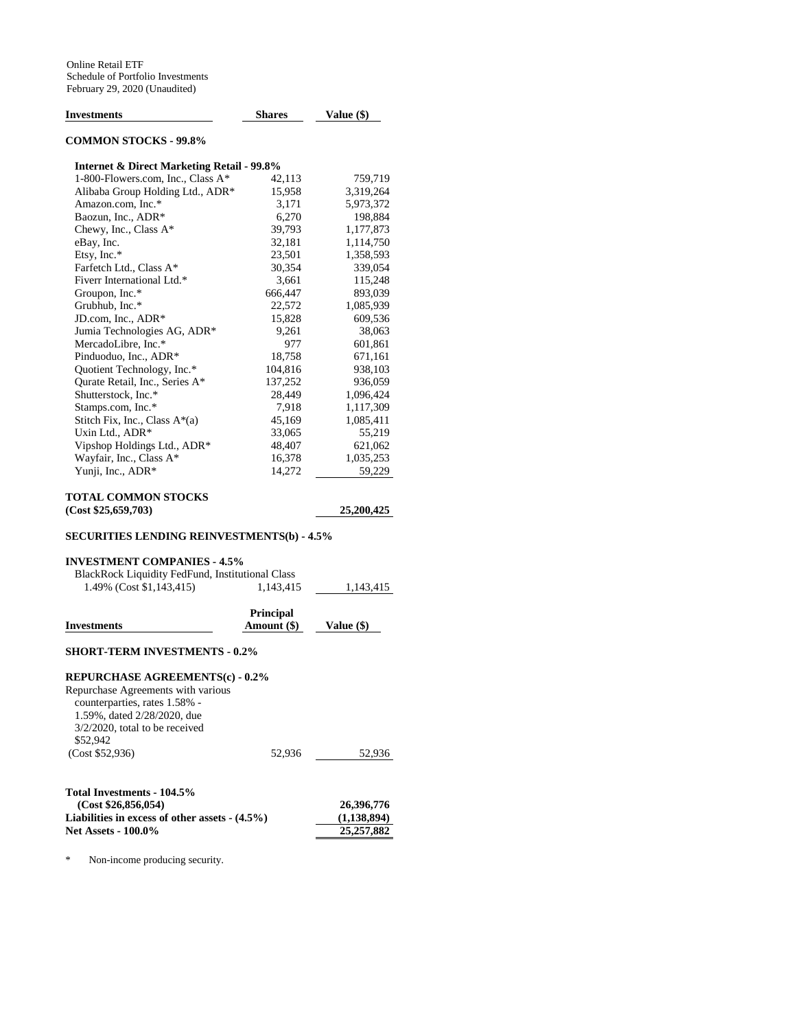Online Retail ETF
Schedule of Portfolio Investments
February 29, 2020 (Unaudited)

| Investments | Shares | Value ($) |
|---|---|---|
| **COMMON STOCKS - 99.8%** | | |
| **Internet & Direct Marketing Retail - 99.8%** | | |
| 1-800-Flowers.com, Inc., Class A* | 42,113 | 759,719 |
| Alibaba Group Holding Ltd., ADR* | 15,958 | 3,319,264 |
| Amazon.com, Inc.* | 3,171 | 5,973,372 |
| Baozun, Inc., ADR* | 6,270 | 198,884 |
| Chewy, Inc., Class A* | 39,793 | 1,177,873 |
| eBay, Inc. | 32,181 | 1,114,750 |
| Etsy, Inc.* | 23,501 | 1,358,593 |
| Farfetch Ltd., Class A* | 30,354 | 339,054 |
| Fiverr International Ltd.* | 3,661 | 115,248 |
| Groupon, Inc.* | 666,447 | 893,039 |
| Grubhub, Inc.* | 22,572 | 1,085,939 |
| JD.com, Inc., ADR* | 15,828 | 609,536 |
| Jumia Technologies AG, ADR* | 9,261 | 38,063 |
| MercadoLibre, Inc.* | 977 | 601,861 |
| Pinduoduo, Inc., ADR* | 18,758 | 671,161 |
| Quotient Technology, Inc.* | 104,816 | 938,103 |
| Qurate Retail, Inc., Series A* | 137,252 | 936,059 |
| Shutterstock, Inc.* | 28,449 | 1,096,424 |
| Stamps.com, Inc.* | 7,918 | 1,117,309 |
| Stitch Fix, Inc., Class A*(a) | 45,169 | 1,085,411 |
| Uxin Ltd., ADR* | 33,065 | 55,219 |
| Vipshop Holdings Ltd., ADR* | 48,407 | 621,062 |
| Wayfair, Inc., Class A* | 16,378 | 1,035,253 |
| Yunji, Inc., ADR* | 14,272 | 59,229 |
| **TOTAL COMMON STOCKS (Cost $25,659,703)** | | **25,200,425** |
| **SECURITIES LENDING REINVESTMENTS(b) - 4.5%** | | |
| **INVESTMENT COMPANIES - 4.5%** | | |
| BlackRock Liquidity FedFund, Institutional Class 1.49% (Cost $1,143,415) | 1,143,415 | 1,143,415 |

| Investments | Principal Amount ($) | Value ($) |
|---|---|---|
| **SHORT-TERM INVESTMENTS - 0.2%** | | |
| **REPURCHASE AGREEMENTS(c) - 0.2%** | | |
| Repurchase Agreements with various counterparties, rates 1.58% - 1.59%, dated 2/28/2020, due 3/2/2020, total to be received $52,942 (Cost $52,936) | 52,936 | 52,936 |
| **Total Investments - 104.5% (Cost $26,856,054)** | | **26,396,776** |
| **Liabilities in excess of other assets - (4.5%)** | | **(1,138,894)** |
| **Net Assets - 100.0%** | | **25,257,882** |

\* Non-income producing security.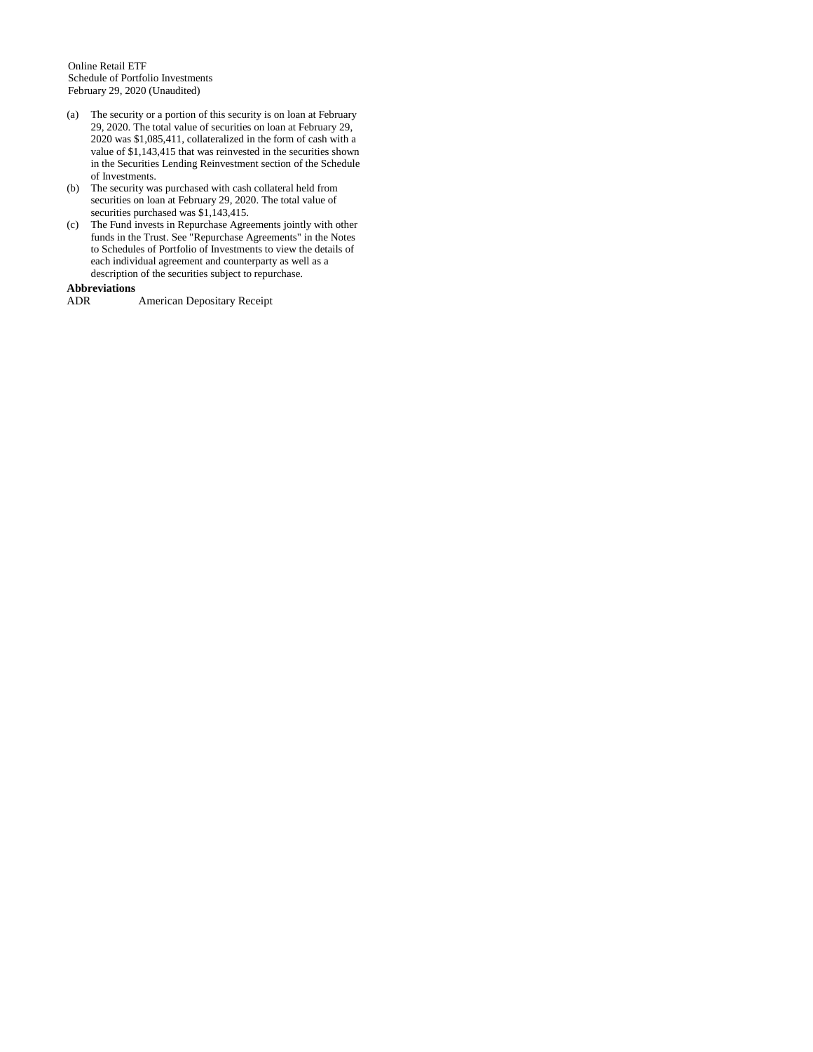Online Retail ETF
Schedule of Portfolio Investments
February 29, 2020 (Unaudited)

(a) The security or a portion of this security is on loan at February 29, 2020. The total value of securities on loan at February 29, 2020 was $1,085,411, collateralized in the form of cash with a value of $1,143,415 that was reinvested in the securities shown in the Securities Lending Reinvestment section of the Schedule of Investments.

(b) The security was purchased with cash collateral held from securities on loan at February 29, 2020. The total value of securities purchased was $1,143,415.

(c) The Fund invests in Repurchase Agreements jointly with other funds in the Trust. See "Repurchase Agreements" in the Notes to Schedules of Portfolio of Investments to view the details of each individual agreement and counterparty as well as a description of the securities subject to repurchase.

**Abbreviations**

| | |
|---|---|
| ADR | American Depositary Receipt |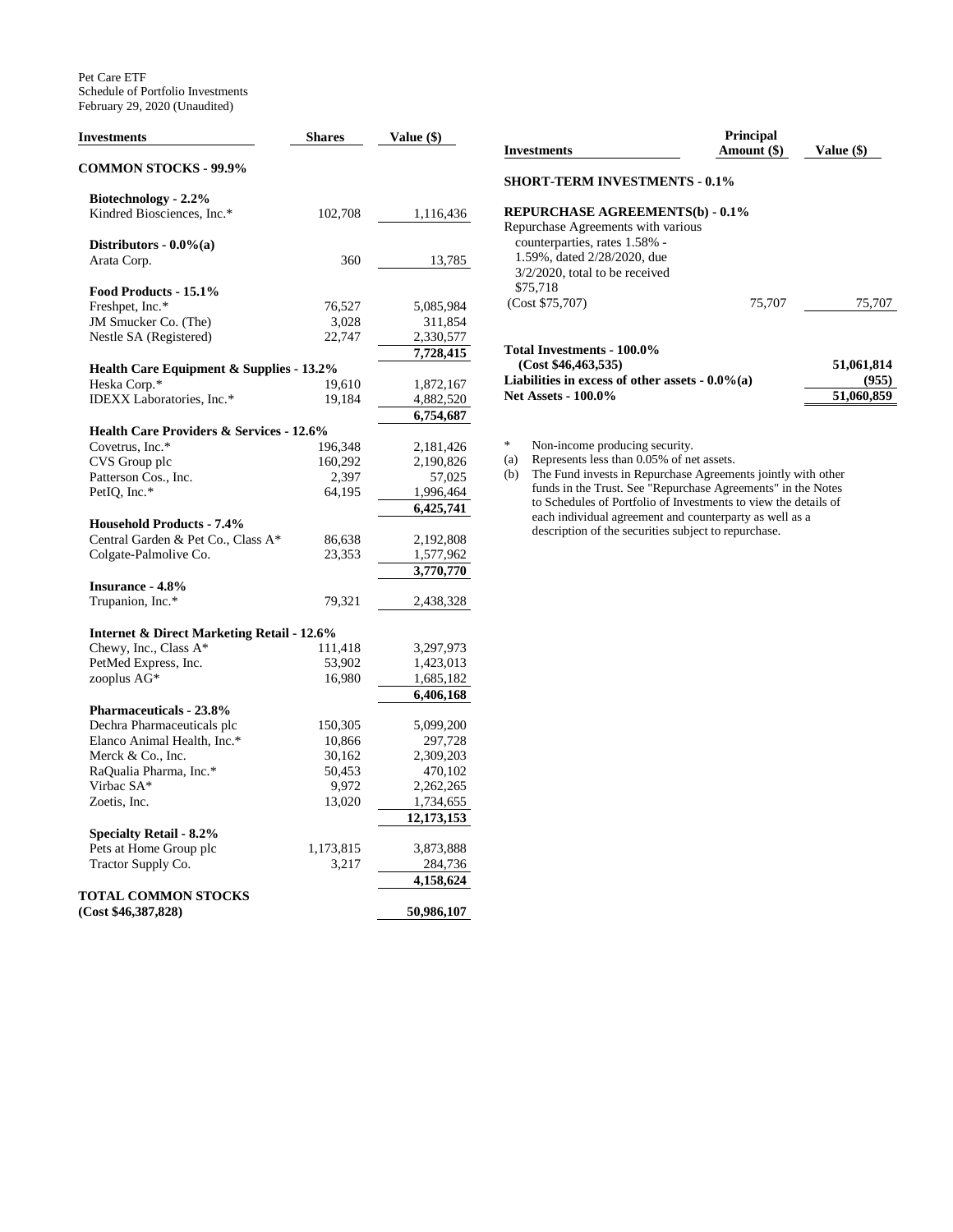Pet Care ETF
Schedule of Portfolio Investments
February 29, 2020 (Unaudited)

| Investments | Shares | Value ($) |
|---|---|---|
| **COMMON STOCKS - 99.9%** | | |
| **Biotechnology - 2.2%** | | |
| Kindred Biosciences, Inc.* | 102,708 | 1,116,436 |
| **Distributors - 0.0%(a)** | | |
| Arata Corp. | 360 | 13,785 |
| **Food Products - 15.1%** | | |
| Freshpet, Inc.* | 76,527 | 5,085,984 |
| JM Smucker Co. (The) | 3,028 | 311,854 |
| Nestle SA (Registered) | 22,747 | 2,330,577 |
| | | **7,728,415** |
| **Health Care Equipment & Supplies - 13.2%** | | |
| Heska Corp.* | 19,610 | 1,872,167 |
| IDEXX Laboratories, Inc.* | 19,184 | 4,882,520 |
| | | **6,754,687** |
| **Health Care Providers & Services - 12.6%** | | |
| Covetrus, Inc.* | 196,348 | 2,181,426 |
| CVS Group plc | 160,292 | 2,190,826 |
| Patterson Cos., Inc. | 2,397 | 57,025 |
| PetIQ, Inc.* | 64,195 | 1,996,464 |
| | | **6,425,741** |
| **Household Products - 7.4%** | | |
| Central Garden & Pet Co., Class A* | 86,638 | 2,192,808 |
| Colgate-Palmolive Co. | 23,353 | 1,577,962 |
| | | **3,770,770** |
| **Insurance - 4.8%** | | |
| Trupanion, Inc.* | 79,321 | 2,438,328 |
| **Internet & Direct Marketing Retail - 12.6%** | | |
| Chewy, Inc., Class A* | 111,418 | 3,297,973 |
| PetMed Express, Inc. | 53,902 | 1,423,013 |
| zooplus AG* | 16,980 | 1,685,182 |
| | | **6,406,168** |
| **Pharmaceuticals - 23.8%** | | |
| Dechra Pharmaceuticals plc | 150,305 | 5,099,200 |
| Elanco Animal Health, Inc.* | 10,866 | 297,728 |
| Merck & Co., Inc. | 30,162 | 2,309,203 |
| RaQualia Pharma, Inc.* | 50,453 | 470,102 |
| Virbac SA* | 9,972 | 2,262,265 |
| Zoetis, Inc. | 13,020 | 1,734,655 |
| | | **12,173,153** |
| **Specialty Retail - 8.2%** | | |
| Pets at Home Group plc | 1,173,815 | 3,873,888 |
| Tractor Supply Co. | 3,217 | 284,736 |
| | | **4,158,624** |
| **TOTAL COMMON STOCKS (Cost $46,387,828)** | | **50,986,107** |

| Investments | Principal Amount ($) | Value ($) |
|---|---|---|
| **SHORT-TERM INVESTMENTS - 0.1%** | | |
| **REPURCHASE AGREEMENTS(b) - 0.1%** | | |
| Repurchase Agreements with various counterparties, rates 1.58% - 1.59%, dated 2/28/2020, due 3/2/2020, total to be received $75,718 (Cost $75,707) | 75,707 | 75,707 |
| **Total Investments - 100.0% (Cost $46,463,535)** | | **51,061,814** |
| **Liabilities in excess of other assets - 0.0%(a)** | | **(955)** |
| **Net Assets - 100.0%** | | **51,060,859** |

\* Non-income producing security.

(a) Represents less than 0.05% of net assets.

(b) The Fund invests in Repurchase Agreements jointly with other funds in the Trust. See "Repurchase Agreements" in the Notes to Schedules of Portfolio of Investments to view the details of each individual agreement and counterparty as well as a description of the securities subject to repurchase.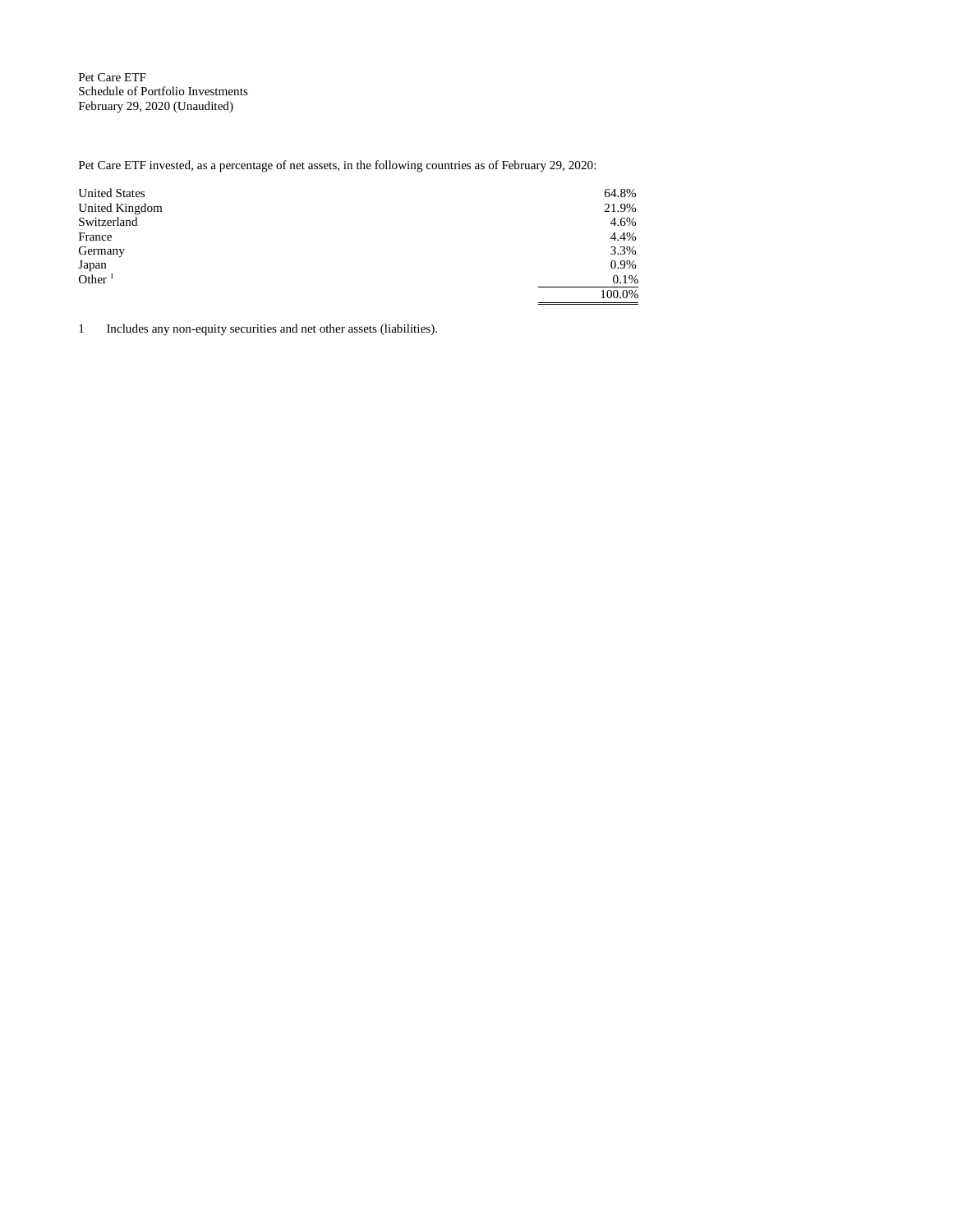Pet Care ETF
Schedule of Portfolio Investments
February 29, 2020 (Unaudited)

Pet Care ETF invested, as a percentage of net assets, in the following countries as of February 29, 2020:

| | |
|---|---|
| United States | 64.8% |
| United Kingdom | 21.9% |
| Switzerland | 4.6% |
| France | 4.4% |
| Germany | 3.3% |
| Japan | 0.9% |
| Other [1] | 0.1% |
| | 100.0% |

1 Includes any non-equity securities and net other assets (liabilities).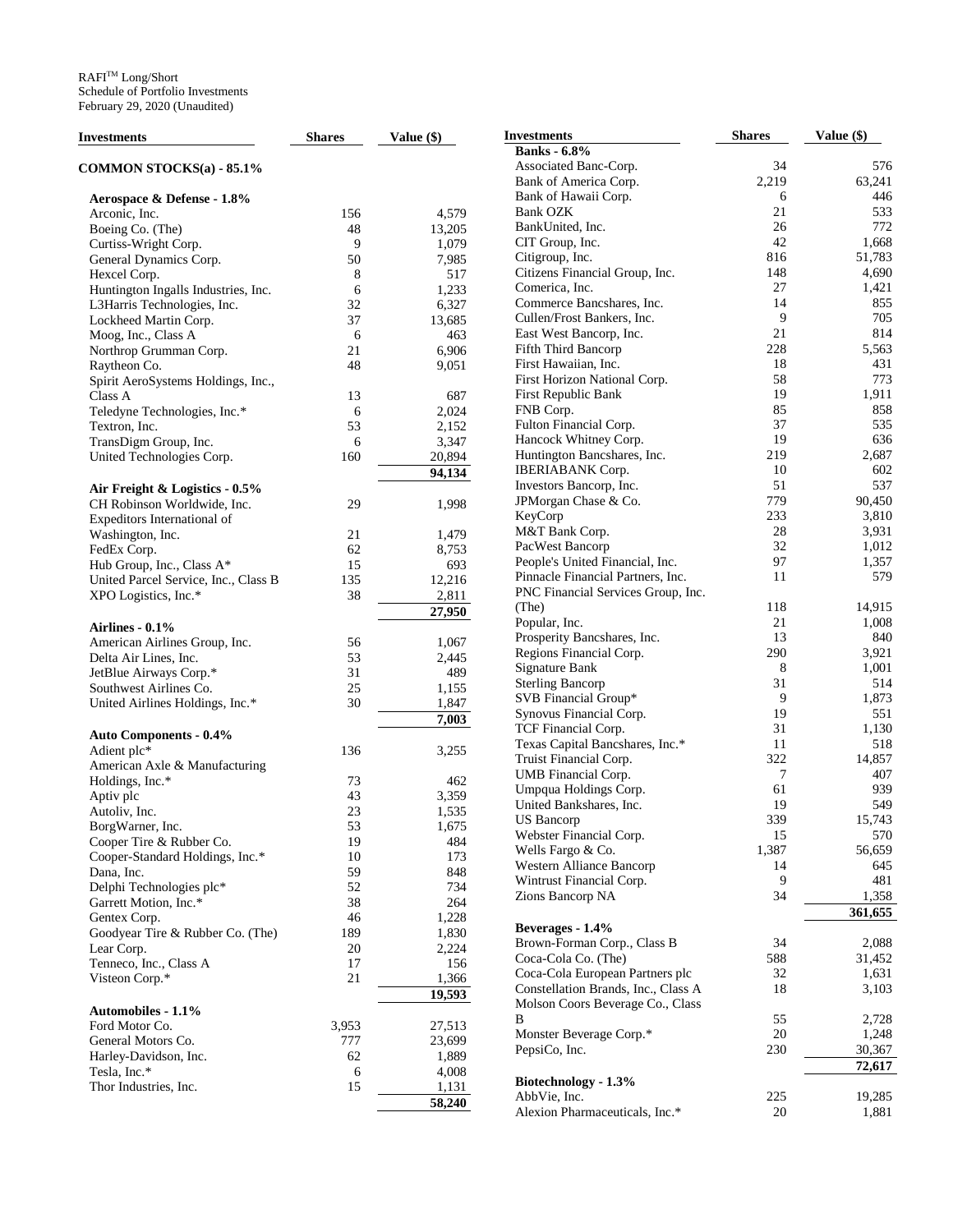RAFI[TM] Long/Short
Schedule of Portfolio Investments
February 29, 2020 (Unaudited)

| Investments | Shares | Value ($) |
|---|---|---|
| **COMMON STOCKS(a) - 85.1%** | | |
| **Aerospace & Defense - 1.8%** | | |
| Arconic, Inc. | 156 | 4,579 |
| Boeing Co. (The) | 48 | 13,205 |
| Curtiss-Wright Corp. | 9 | 1,079 |
| General Dynamics Corp. | 50 | 7,985 |
| Hexcel Corp. | 8 | 517 |
| Huntington Ingalls Industries, Inc. | 6 | 1,233 |
| L3Harris Technologies, Inc. | 32 | 6,327 |
| Lockheed Martin Corp. | 37 | 13,685 |
| Moog, Inc., Class A | 6 | 463 |
| Northrop Grumman Corp. | 21 | 6,906 |
| Raytheon Co. | 48 | 9,051 |
| Spirit AeroSystems Holdings, Inc., Class A | 13 | 687 |
| Teledyne Technologies, Inc.* | 6 | 2,024 |
| Textron, Inc. | 53 | 2,152 |
| TransDigm Group, Inc. | 6 | 3,347 |
| United Technologies Corp. | 160 | 20,894 |
| | | **94,134** |
| **Air Freight & Logistics - 0.5%** | | |
| CH Robinson Worldwide, Inc. | 29 | 1,998 |
| Expeditors International of Washington, Inc. | 21 | 1,479 |
| FedEx Corp. | 62 | 8,753 |
| Hub Group, Inc., Class A* | 15 | 693 |
| United Parcel Service, Inc., Class B | 135 | 12,216 |
| XPO Logistics, Inc.* | 38 | 2,811 |
| | | **27,950** |
| **Airlines - 0.1%** | | |
| American Airlines Group, Inc. | 56 | 1,067 |
| Delta Air Lines, Inc. | 53 | 2,445 |
| JetBlue Airways Corp.* | 31 | 489 |
| Southwest Airlines Co. | 25 | 1,155 |
| United Airlines Holdings, Inc.* | 30 | 1,847 |
| | | **7,003** |
| **Auto Components - 0.4%** | | |
| Adient plc* | 136 | 3,255 |
| American Axle & Manufacturing Holdings, Inc.* | 73 | 462 |
| Aptiv plc | 43 | 3,359 |
| Autoliv, Inc. | 23 | 1,535 |
| BorgWarner, Inc. | 53 | 1,675 |
| Cooper Tire & Rubber Co. | 19 | 484 |
| Cooper-Standard Holdings, Inc.* | 10 | 173 |
| Dana, Inc. | 59 | 848 |
| Delphi Technologies plc* | 52 | 734 |
| Garrett Motion, Inc.* | 38 | 264 |
| Gentex Corp. | 46 | 1,228 |
| Goodyear Tire & Rubber Co. (The) | 189 | 1,830 |
| Lear Corp. | 20 | 2,224 |
| Tenneco, Inc., Class A | 17 | 156 |
| Visteon Corp.* | 21 | 1,366 |
| | | **19,593** |
| **Automobiles - 1.1%** | | |
| Ford Motor Co. | 3,953 | 27,513 |
| General Motors Co. | 777 | 23,699 |
| Harley-Davidson, Inc. | 62 | 1,889 |
| Tesla, Inc.* | 6 | 4,008 |
| Thor Industries, Inc. | 15 | 1,131 |
| | | **58,240** |
| **Banks - 6.8%** | | |
| Associated Banc-Corp. | 34 | 576 |
| Bank of America Corp. | 2,219 | 63,241 |
| Bank of Hawaii Corp. | 6 | 446 |
| Bank OZK | 21 | 533 |
| BankUnited, Inc. | 26 | 772 |
| CIT Group, Inc. | 42 | 1,668 |
| Citigroup, Inc. | 816 | 51,783 |
| Citizens Financial Group, Inc. | 148 | 4,690 |
| Comerica, Inc. | 27 | 1,421 |
| Commerce Bancshares, Inc. | 14 | 855 |
| Cullen/Frost Bankers, Inc. | 9 | 705 |
| East West Bancorp, Inc. | 21 | 814 |
| Fifth Third Bancorp | 228 | 5,563 |
| First Hawaiian, Inc. | 18 | 431 |
| First Horizon National Corp. | 58 | 773 |
| First Republic Bank | 19 | 1,911 |
| FNB Corp. | 85 | 858 |
| Fulton Financial Corp. | 37 | 535 |
| Hancock Whitney Corp. | 19 | 636 |
| Huntington Bancshares, Inc. | 219 | 2,687 |
| IBERIABANK Corp. | 10 | 602 |
| Investors Bancorp, Inc. | 51 | 537 |
| JPMorgan Chase & Co. | 779 | 90,450 |
| KeyCorp | 233 | 3,810 |
| M&T Bank Corp. | 28 | 3,931 |
| PacWest Bancorp | 32 | 1,012 |
| People's United Financial, Inc. | 97 | 1,357 |
| Pinnacle Financial Partners, Inc. | 11 | 579 |
| PNC Financial Services Group, Inc. (The) | 118 | 14,915 |
| Popular, Inc. | 21 | 1,008 |
| Prosperity Bancshares, Inc. | 13 | 840 |
| Regions Financial Corp. | 290 | 3,921 |
| Signature Bank | 8 | 1,001 |
| Sterling Bancorp | 31 | 514 |
| SVB Financial Group* | 9 | 1,873 |
| Synovus Financial Corp. | 19 | 551 |
| TCF Financial Corp. | 31 | 1,130 |
| Texas Capital Bancshares, Inc.* | 11 | 518 |
| Truist Financial Corp. | 322 | 14,857 |
| UMB Financial Corp. | 7 | 407 |
| Umpqua Holdings Corp. | 61 | 939 |
| United Bankshares, Inc. | 19 | 549 |
| US Bancorp | 339 | 15,743 |
| Webster Financial Corp. | 15 | 570 |
| Wells Fargo & Co. | 1,387 | 56,659 |
| Western Alliance Bancorp | 14 | 645 |
| Wintrust Financial Corp. | 9 | 481 |
| Zions Bancorp NA | 34 | 1,358 |
| | | **361,655** |
| **Beverages - 1.4%** | | |
| Brown-Forman Corp., Class B | 34 | 2,088 |
| Coca-Cola Co. (The) | 588 | 31,452 |
| Coca-Cola European Partners plc | 32 | 1,631 |
| Constellation Brands, Inc., Class A | 18 | 3,103 |
| Molson Coors Beverage Co., Class B | 55 | 2,728 |
| Monster Beverage Corp.* | 20 | 1,248 |
| PepsiCo, Inc. | 230 | 30,367 |
| | | **72,617** |
| **Biotechnology - 1.3%** | | |
| AbbVie, Inc. | 225 | 19,285 |
| Alexion Pharmaceuticals, Inc.* | 20 | 1,881 |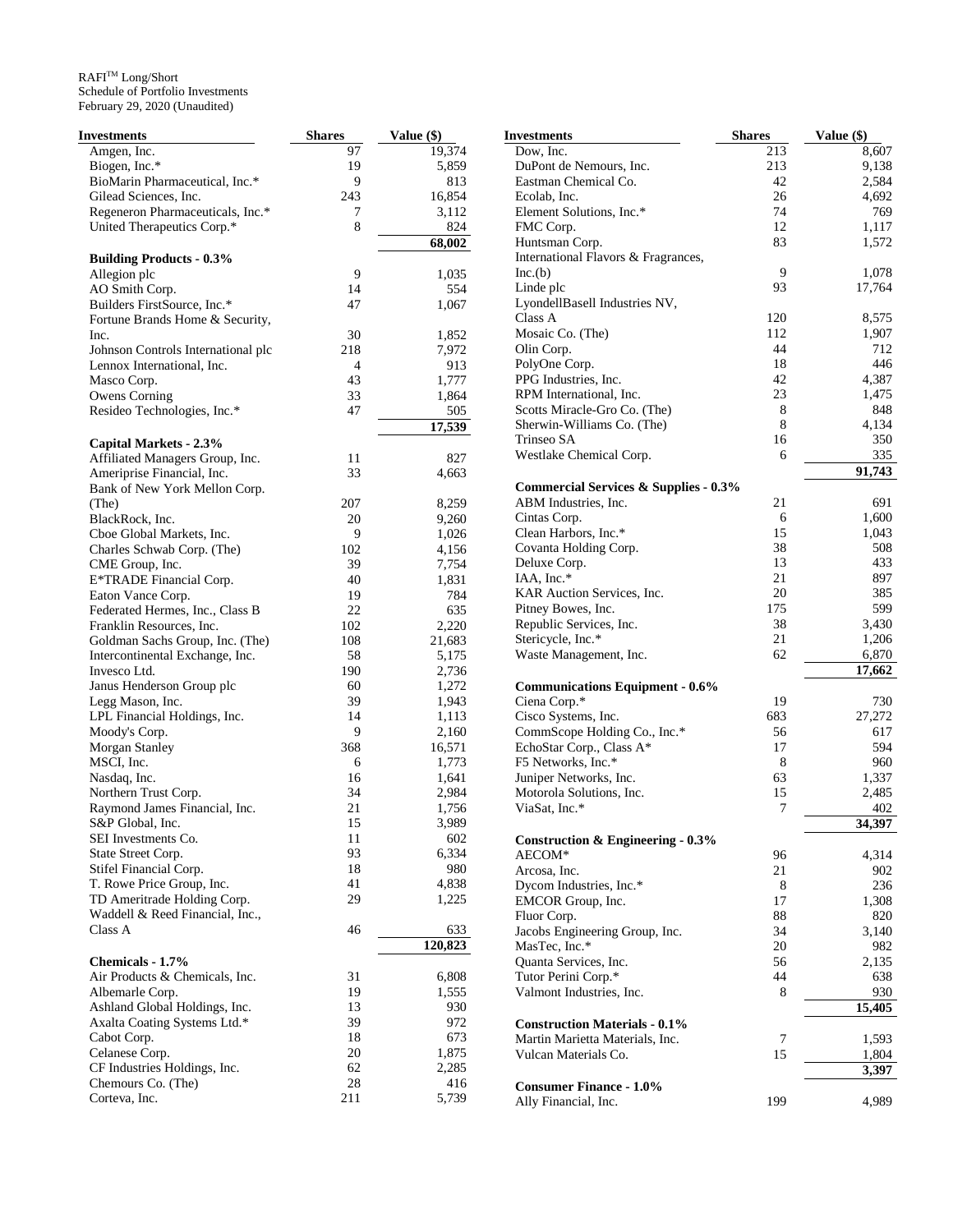RAFI™ Long/Short
Schedule of Portfolio Investments
February 29, 2020 (Unaudited)

| Investments | Shares | Value ($) |
|---|---|---|
| Amgen, Inc. | 97 | 19,374 |
| Biogen, Inc.* | 19 | 5,859 |
| BioMarin Pharmaceutical, Inc.* | 9 | 813 |
| Gilead Sciences, Inc. | 243 | 16,854 |
| Regeneron Pharmaceuticals, Inc.* | 7 | 3,112 |
| United Therapeutics Corp.* | 8 | 824 |
| | | 68,002 |
| **Building Products - 0.3%** | | |
| Allegion plc | 9 | 1,035 |
| AO Smith Corp. | 14 | 554 |
| Builders FirstSource, Inc.* | 47 | 1,067 |
| Fortune Brands Home & Security, Inc. | 30 | 1,852 |
| Johnson Controls International plc | 218 | 7,972 |
| Lennox International, Inc. | 4 | 913 |
| Masco Corp. | 43 | 1,777 |
| Owens Corning | 33 | 1,864 |
| Resideo Technologies, Inc.* | 47 | 505 |
| | | 17,539 |
| **Capital Markets - 2.3%** | | |
| Affiliated Managers Group, Inc. | 11 | 827 |
| Ameriprise Financial, Inc. | 33 | 4,663 |
| Bank of New York Mellon Corp. (The) | 207 | 8,259 |
| BlackRock, Inc. | 20 | 9,260 |
| Cboe Global Markets, Inc. | 9 | 1,026 |
| Charles Schwab Corp. (The) | 102 | 4,156 |
| CME Group, Inc. | 39 | 7,754 |
| E*TRADE Financial Corp. | 40 | 1,831 |
| Eaton Vance Corp. | 19 | 784 |
| Federated Hermes, Inc., Class B | 22 | 635 |
| Franklin Resources, Inc. | 102 | 2,220 |
| Goldman Sachs Group, Inc. (The) | 108 | 21,683 |
| Intercontinental Exchange, Inc. | 58 | 5,175 |
| Invesco Ltd. | 190 | 2,736 |
| Janus Henderson Group plc | 60 | 1,272 |
| Legg Mason, Inc. | 39 | 1,943 |
| LPL Financial Holdings, Inc. | 14 | 1,113 |
| Moody's Corp. | 9 | 2,160 |
| Morgan Stanley | 368 | 16,571 |
| MSCI, Inc. | 6 | 1,773 |
| Nasdaq, Inc. | 16 | 1,641 |
| Northern Trust Corp. | 34 | 2,984 |
| Raymond James Financial, Inc. | 21 | 1,756 |
| S&P Global, Inc. | 15 | 3,989 |
| SEI Investments Co. | 11 | 602 |
| State Street Corp. | 93 | 6,334 |
| Stifel Financial Corp. | 18 | 980 |
| T. Rowe Price Group, Inc. | 41 | 4,838 |
| TD Ameritrade Holding Corp. | 29 | 1,225 |
| Waddell & Reed Financial, Inc., Class A | 46 | 633 |
| | | 120,823 |
| **Chemicals - 1.7%** | | |
| Air Products & Chemicals, Inc. | 31 | 6,808 |
| Albemarle Corp. | 19 | 1,555 |
| Ashland Global Holdings, Inc. | 13 | 930 |
| Axalta Coating Systems Ltd.* | 39 | 972 |
| Cabot Corp. | 18 | 673 |
| Celanese Corp. | 20 | 1,875 |
| CF Industries Holdings, Inc. | 62 | 2,285 |
| Chemours Co. (The) | 28 | 416 |
| Corteva, Inc. | 211 | 5,739 |
| Dow, Inc. | 213 | 8,607 |
| DuPont de Nemours, Inc. | 213 | 9,138 |
| Eastman Chemical Co. | 42 | 2,584 |
| Ecolab, Inc. | 26 | 4,692 |
| Element Solutions, Inc.* | 74 | 769 |
| FMC Corp. | 12 | 1,117 |
| Huntsman Corp. | 83 | 1,572 |
| International Flavors & Fragrances, Inc.(b) | 9 | 1,078 |
| Linde plc | 93 | 17,764 |
| LyondellBasell Industries NV, Class A | 120 | 8,575 |
| Mosaic Co. (The) | 112 | 1,907 |
| Olin Corp. | 44 | 712 |
| PolyOne Corp. | 18 | 446 |
| PPG Industries, Inc. | 42 | 4,387 |
| RPM International, Inc. | 23 | 1,475 |
| Scotts Miracle-Gro Co. (The) | 8 | 848 |
| Sherwin-Williams Co. (The) | 8 | 4,134 |
| Trinseo SA | 16 | 350 |
| Westlake Chemical Corp. | 6 | 335 |
| | | 91,743 |
| **Commercial Services & Supplies - 0.3%** | | |
| ABM Industries, Inc. | 21 | 691 |
| Cintas Corp. | 6 | 1,600 |
| Clean Harbors, Inc.* | 15 | 1,043 |
| Covanta Holding Corp. | 38 | 508 |
| Deluxe Corp. | 13 | 433 |
| IAA, Inc.* | 21 | 897 |
| KAR Auction Services, Inc. | 20 | 385 |
| Pitney Bowes, Inc. | 175 | 599 |
| Republic Services, Inc. | 38 | 3,430 |
| Stericycle, Inc.* | 21 | 1,206 |
| Waste Management, Inc. | 62 | 6,870 |
| | | 17,662 |
| **Communications Equipment - 0.6%** | | |
| Ciena Corp.* | 19 | 730 |
| Cisco Systems, Inc. | 683 | 27,272 |
| CommScope Holding Co., Inc.* | 56 | 617 |
| EchoStar Corp., Class A* | 17 | 594 |
| F5 Networks, Inc.* | 8 | 960 |
| Juniper Networks, Inc. | 63 | 1,337 |
| Motorola Solutions, Inc. | 15 | 2,485 |
| ViaSat, Inc.* | 7 | 402 |
| | | 34,397 |
| **Construction & Engineering - 0.3%** | | |
| AECOM* | 96 | 4,314 |
| Arcosa, Inc. | 21 | 902 |
| Dycom Industries, Inc.* | 8 | 236 |
| EMCOR Group, Inc. | 17 | 1,308 |
| Fluor Corp. | 88 | 820 |
| Jacobs Engineering Group, Inc. | 34 | 3,140 |
| MasTec, Inc.* | 20 | 982 |
| Quanta Services, Inc. | 56 | 2,135 |
| Tutor Perini Corp.* | 44 | 638 |
| Valmont Industries, Inc. | 8 | 930 |
| | | 15,405 |
| **Construction Materials - 0.1%** | | |
| Martin Marietta Materials, Inc. | 7 | 1,593 |
| Vulcan Materials Co. | 15 | 1,804 |
| | | 3,397 |
| **Consumer Finance - 1.0%** | | |
| Ally Financial, Inc. | 199 | 4,989 |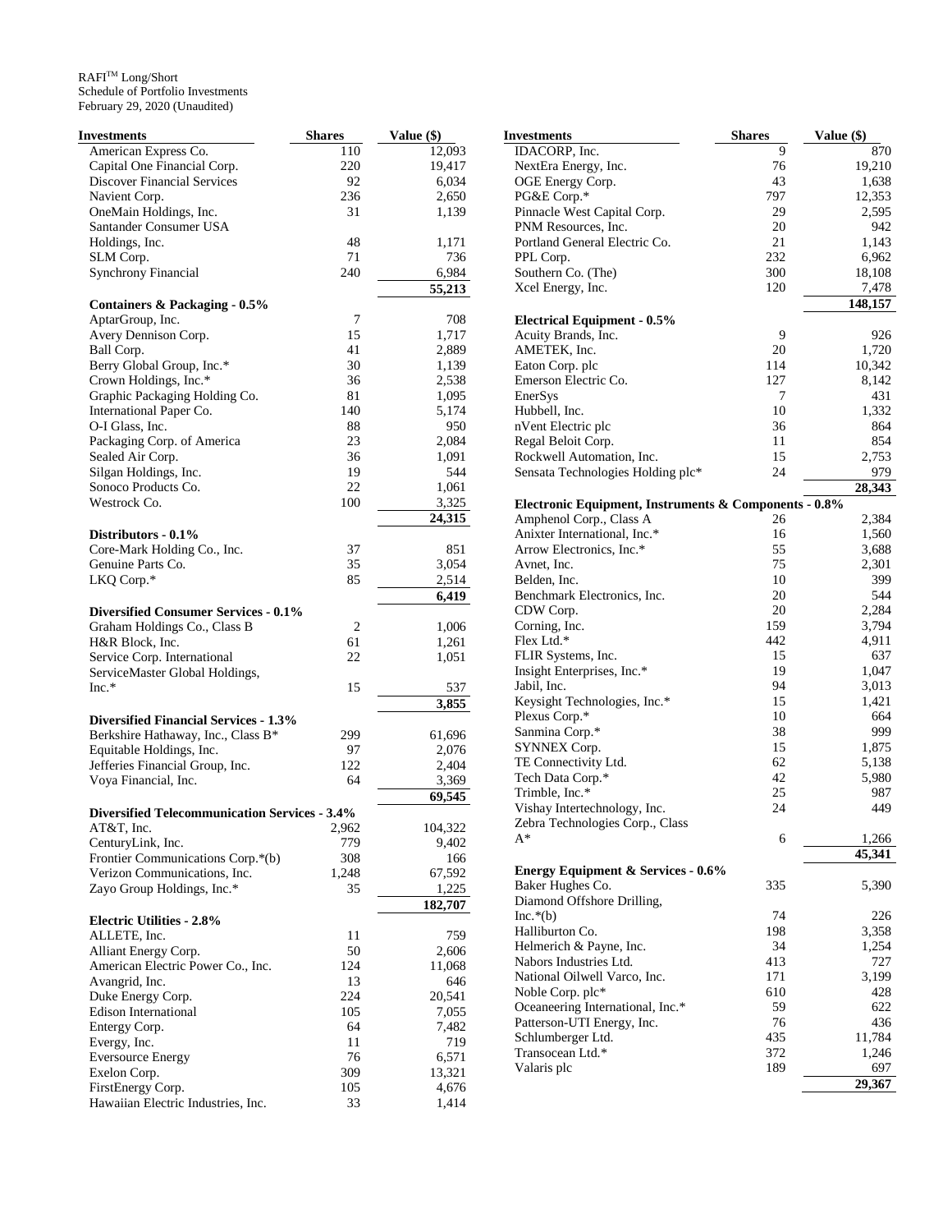RAFI™ Long/Short
Schedule of Portfolio Investments
February 29, 2020 (Unaudited)

| Investments | Shares | Value ($) |
|---|---|---|
| American Express Co. | 110 | 12,093 |
| Capital One Financial Corp. | 220 | 19,417 |
| Discover Financial Services | 92 | 6,034 |
| Navient Corp. | 236 | 2,650 |
| OneMain Holdings, Inc. | 31 | 1,139 |
| Santander Consumer USA Holdings, Inc. | 48 | 1,171 |
| SLM Corp. | 71 | 736 |
| Synchrony Financial | 240 | 6,984 |
| | | **55,213** |
| **Containers & Packaging - 0.5%** | | |
| AptarGroup, Inc. | 7 | 708 |
| Avery Dennison Corp. | 15 | 1,717 |
| Ball Corp. | 41 | 2,889 |
| Berry Global Group, Inc.* | 30 | 1,139 |
| Crown Holdings, Inc.* | 36 | 2,538 |
| Graphic Packaging Holding Co. | 81 | 1,095 |
| International Paper Co. | 140 | 5,174 |
| O-I Glass, Inc. | 88 | 950 |
| Packaging Corp. of America | 23 | 2,084 |
| Sealed Air Corp. | 36 | 1,091 |
| Silgan Holdings, Inc. | 19 | 544 |
| Sonoco Products Co. | 22 | 1,061 |
| Westrock Co. | 100 | 3,325 |
| | | **24,315** |
| **Distributors - 0.1%** | | |
| Core-Mark Holding Co., Inc. | 37 | 851 |
| Genuine Parts Co. | 35 | 3,054 |
| LKQ Corp.* | 85 | 2,514 |
| | | **6,419** |
| **Diversified Consumer Services - 0.1%** | | |
| Graham Holdings Co., Class B | 2 | 1,006 |
| H&R Block, Inc. | 61 | 1,261 |
| Service Corp. International | 22 | 1,051 |
| ServiceMaster Global Holdings, Inc.* | 15 | 537 |
| | | **3,855** |
| **Diversified Financial Services - 1.3%** | | |
| Berkshire Hathaway, Inc., Class B* | 299 | 61,696 |
| Equitable Holdings, Inc. | 97 | 2,076 |
| Jefferies Financial Group, Inc. | 122 | 2,404 |
| Voya Financial, Inc. | 64 | 3,369 |
| | | **69,545** |
| **Diversified Telecommunication Services - 3.4%** | | |
| AT&T, Inc. | 2,962 | 104,322 |
| CenturyLink, Inc. | 779 | 9,402 |
| Frontier Communications Corp.*(b) | 308 | 166 |
| Verizon Communications, Inc. | 1,248 | 67,592 |
| Zayo Group Holdings, Inc.* | 35 | 1,225 |
| | | **182,707** |
| **Electric Utilities - 2.8%** | | |
| ALLETE, Inc. | 11 | 759 |
| Alliant Energy Corp. | 50 | 2,606 |
| American Electric Power Co., Inc. | 124 | 11,068 |
| Avangrid, Inc. | 13 | 646 |
| Duke Energy Corp. | 224 | 20,541 |
| Edison International | 105 | 7,055 |
| Entergy Corp. | 64 | 7,482 |
| Evergy, Inc. | 11 | 719 |
| Eversource Energy | 76 | 6,571 |
| Exelon Corp. | 309 | 13,321 |
| FirstEnergy Corp. | 105 | 4,676 |
| Hawaiian Electric Industries, Inc. | 33 | 1,414 |
| IDACORP, Inc. | 9 | 870 |
| NextEra Energy, Inc. | 76 | 19,210 |
| OGE Energy Corp. | 43 | 1,638 |
| PG&E Corp.* | 797 | 12,353 |
| Pinnacle West Capital Corp. | 29 | 2,595 |
| PNM Resources, Inc. | 20 | 942 |
| Portland General Electric Co. | 21 | 1,143 |
| PPL Corp. | 232 | 6,962 |
| Southern Co. (The) | 300 | 18,108 |
| Xcel Energy, Inc. | 120 | 7,478 |
| | | **148,157** |
| **Electrical Equipment - 0.5%** | | |
| Acuity Brands, Inc. | 9 | 926 |
| AMETEK, Inc. | 20 | 1,720 |
| Eaton Corp. plc | 114 | 10,342 |
| Emerson Electric Co. | 127 | 8,142 |
| EnerSys | 7 | 431 |
| Hubbell, Inc. | 10 | 1,332 |
| nVent Electric plc | 36 | 864 |
| Regal Beloit Corp. | 11 | 854 |
| Rockwell Automation, Inc. | 15 | 2,753 |
| Sensata Technologies Holding plc* | 24 | 979 |
| | | **28,343** |
| **Electronic Equipment, Instruments & Components - 0.8%** | | |
| Amphenol Corp., Class A | 26 | 2,384 |
| Anixter International, Inc.* | 16 | 1,560 |
| Arrow Electronics, Inc.* | 55 | 3,688 |
| Avnet, Inc. | 75 | 2,301 |
| Belden, Inc. | 10 | 399 |
| Benchmark Electronics, Inc. | 20 | 544 |
| CDW Corp. | 20 | 2,284 |
| Corning, Inc. | 159 | 3,794 |
| Flex Ltd.* | 442 | 4,911 |
| FLIR Systems, Inc. | 15 | 637 |
| Insight Enterprises, Inc.* | 19 | 1,047 |
| Jabil, Inc. | 94 | 3,013 |
| Keysight Technologies, Inc.* | 15 | 1,421 |
| Plexus Corp.* | 10 | 664 |
| Sanmina Corp.* | 38 | 999 |
| SYNNEX Corp. | 15 | 1,875 |
| TE Connectivity Ltd. | 62 | 5,138 |
| Tech Data Corp.* | 42 | 5,980 |
| Trimble, Inc.* | 25 | 987 |
| Vishay Intertechnology, Inc. | 24 | 449 |
| Zebra Technologies Corp., Class A* | 6 | 1,266 |
| | | **45,341** |
| **Energy Equipment & Services - 0.6%** | | |
| Baker Hughes Co. | 335 | 5,390 |
| Diamond Offshore Drilling, Inc.*(b) | 74 | 226 |
| Halliburton Co. | 198 | 3,358 |
| Helmerich & Payne, Inc. | 34 | 1,254 |
| Nabors Industries Ltd. | 413 | 727 |
| National Oilwell Varco, Inc. | 171 | 3,199 |
| Noble Corp. plc* | 610 | 428 |
| Oceaneering International, Inc.* | 59 | 622 |
| Patterson-UTI Energy, Inc. | 76 | 436 |
| Schlumberger Ltd. | 435 | 11,784 |
| Transocean Ltd.* | 372 | 1,246 |
| Valaris plc | 189 | 697 |
| | | **29,367** |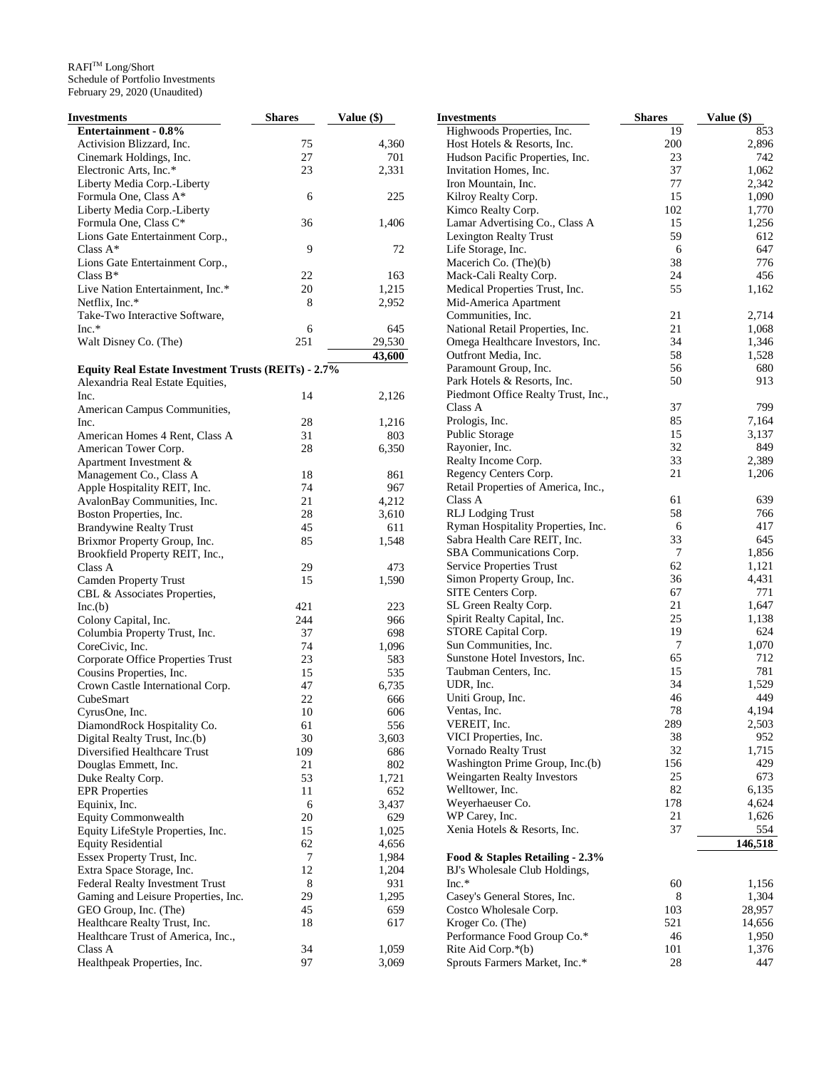RAFI™ Long/Short
Schedule of Portfolio Investments
February 29, 2020 (Unaudited)

| Investments | Shares | Value ($) |
|---|---|---|
| **Entertainment - 0.8%** | | |
| Activision Blizzard, Inc. | 75 | 4,360 |
| Cinemark Holdings, Inc. | 27 | 701 |
| Electronic Arts, Inc.* | 23 | 2,331 |
| Liberty Media Corp.-Liberty Formula One, Class A* | 6 | 225 |
| Liberty Media Corp.-Liberty Formula One, Class C* | 36 | 1,406 |
| Lions Gate Entertainment Corp., Class A* | 9 | 72 |
| Lions Gate Entertainment Corp., Class B* | 22 | 163 |
| Live Nation Entertainment, Inc.* | 20 | 1,215 |
| Netflix, Inc.* | 8 | 2,952 |
| Take-Two Interactive Software, Inc.* | 6 | 645 |
| Walt Disney Co. (The) | 251 | 29,530 |
| | | **43,600** |
| **Equity Real Estate Investment Trusts (REITs) - 2.7%** | | |
| Alexandria Real Estate Equities, Inc. | 14 | 2,126 |
| American Campus Communities, Inc. | 28 | 1,216 |
| American Homes 4 Rent, Class A | 31 | 803 |
| American Tower Corp. | 28 | 6,350 |
| Apartment Investment & Management Co., Class A | 18 | 861 |
| Apple Hospitality REIT, Inc. | 74 | 967 |
| AvalonBay Communities, Inc. | 21 | 4,212 |
| Boston Properties, Inc. | 28 | 3,610 |
| Brandywine Realty Trust | 45 | 611 |
| Brixmor Property Group, Inc. | 85 | 1,548 |
| Brookfield Property REIT, Inc., Class A | 29 | 473 |
| Camden Property Trust | 15 | 1,590 |
| CBL & Associates Properties, Inc.(b) | 421 | 223 |
| Colony Capital, Inc. | 244 | 966 |
| Columbia Property Trust, Inc. | 37 | 698 |
| CoreCivic, Inc. | 74 | 1,096 |
| Corporate Office Properties Trust | 23 | 583 |
| Cousins Properties, Inc. | 15 | 535 |
| Crown Castle International Corp. | 47 | 6,735 |
| CubeSmart | 22 | 666 |
| CyrusOne, Inc. | 10 | 606 |
| DiamondRock Hospitality Co. | 61 | 556 |
| Digital Realty Trust, Inc.(b) | 30 | 3,603 |
| Diversified Healthcare Trust | 109 | 686 |
| Douglas Emmett, Inc. | 21 | 802 |
| Duke Realty Corp. | 53 | 1,721 |
| EPR Properties | 11 | 652 |
| Equinix, Inc. | 6 | 3,437 |
| Equity Commonwealth | 20 | 629 |
| Equity LifeStyle Properties, Inc. | 15 | 1,025 |
| Equity Residential | 62 | 4,656 |
| Essex Property Trust, Inc. | 7 | 1,984 |
| Extra Space Storage, Inc. | 12 | 1,204 |
| Federal Realty Investment Trust | 8 | 931 |
| Gaming and Leisure Properties, Inc. | 29 | 1,295 |
| GEO Group, Inc. (The) | 45 | 659 |
| Healthcare Realty Trust, Inc. | 18 | 617 |
| Healthcare Trust of America, Inc., Class A | 34 | 1,059 |
| Healthpeak Properties, Inc. | 97 | 3,069 |
| Highwoods Properties, Inc. | 19 | 853 |
| Host Hotels & Resorts, Inc. | 200 | 2,896 |
| Hudson Pacific Properties, Inc. | 23 | 742 |
| Invitation Homes, Inc. | 37 | 1,062 |
| Iron Mountain, Inc. | 77 | 2,342 |
| Kilroy Realty Corp. | 15 | 1,090 |
| Kimco Realty Corp. | 102 | 1,770 |
| Lamar Advertising Co., Class A | 15 | 1,256 |
| Lexington Realty Trust | 59 | 612 |
| Life Storage, Inc. | 6 | 647 |
| Macerich Co. (The)(b) | 38 | 776 |
| Mack-Cali Realty Corp. | 24 | 456 |
| Medical Properties Trust, Inc. | 55 | 1,162 |
| Mid-America Apartment Communities, Inc. | 21 | 2,714 |
| National Retail Properties, Inc. | 21 | 1,068 |
| Omega Healthcare Investors, Inc. | 34 | 1,346 |
| Outfront Media, Inc. | 58 | 1,528 |
| Paramount Group, Inc. | 56 | 680 |
| Park Hotels & Resorts, Inc. | 50 | 913 |
| Piedmont Office Realty Trust, Inc., Class A | 37 | 799 |
| Prologis, Inc. | 85 | 7,164 |
| Public Storage | 15 | 3,137 |
| Rayonier, Inc. | 32 | 849 |
| Realty Income Corp. | 33 | 2,389 |
| Regency Centers Corp. | 21 | 1,206 |
| Retail Properties of America, Inc., Class A | 61 | 639 |
| RLJ Lodging Trust | 58 | 766 |
| Ryman Hospitality Properties, Inc. | 6 | 417 |
| Sabra Health Care REIT, Inc. | 33 | 645 |
| SBA Communications Corp. | 7 | 1,856 |
| Service Properties Trust | 62 | 1,121 |
| Simon Property Group, Inc. | 36 | 4,431 |
| SITE Centers Corp. | 67 | 771 |
| SL Green Realty Corp. | 21 | 1,647 |
| Spirit Realty Capital, Inc. | 25 | 1,138 |
| STORE Capital Corp. | 19 | 624 |
| Sun Communities, Inc. | 7 | 1,070 |
| Sunstone Hotel Investors, Inc. | 65 | 712 |
| Taubman Centers, Inc. | 15 | 781 |
| UDR, Inc. | 34 | 1,529 |
| Uniti Group, Inc. | 46 | 449 |
| Ventas, Inc. | 78 | 4,194 |
| VEREIT, Inc. | 289 | 2,503 |
| VICI Properties, Inc. | 38 | 952 |
| Vornado Realty Trust | 32 | 1,715 |
| Washington Prime Group, Inc.(b) | 156 | 429 |
| Weingarten Realty Investors | 25 | 673 |
| Welltower, Inc. | 82 | 6,135 |
| Weyerhaeuser Co. | 178 | 4,624 |
| WP Carey, Inc. | 21 | 1,626 |
| Xenia Hotels & Resorts, Inc. | 37 | 554 |
| | | **146,518** |
| **Food & Staples Retailing - 2.3%** | | |
| BJ's Wholesale Club Holdings, Inc.* | 60 | 1,156 |
| Casey's General Stores, Inc. | 8 | 1,304 |
| Costco Wholesale Corp. | 103 | 28,957 |
| Kroger Co. (The) | 521 | 14,656 |
| Performance Food Group Co.* | 46 | 1,950 |
| Rite Aid Corp.*(b) | 101 | 1,376 |
| Sprouts Farmers Market, Inc.* | 28 | 447 |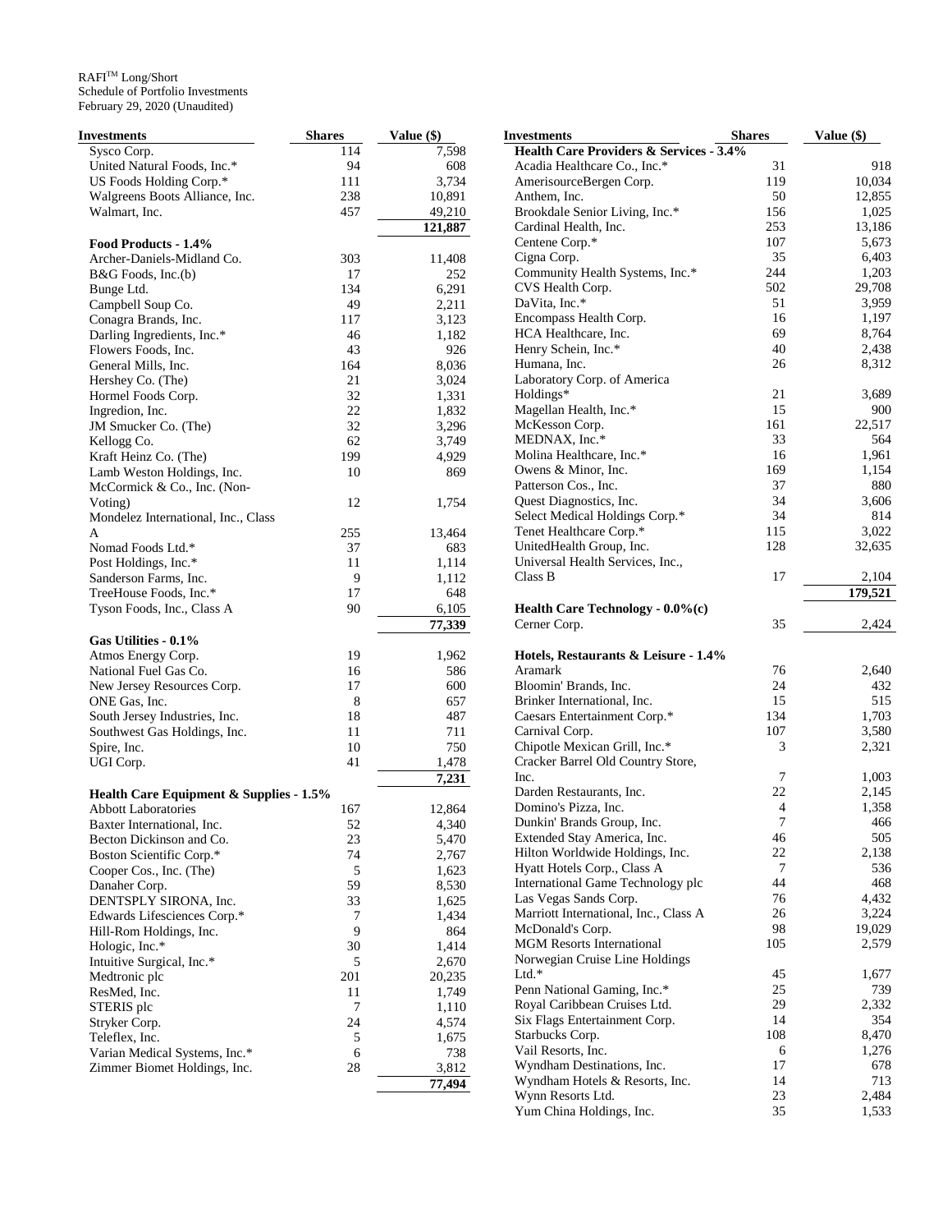RAFI™ Long/Short
Schedule of Portfolio Investments
February 29, 2020 (Unaudited)

| Investments | Shares | Value ($) |
|---|---|---|
| Sysco Corp. | 114 | 7,598 |
| United Natural Foods, Inc.* | 94 | 608 |
| US Foods Holding Corp.* | 111 | 3,734 |
| Walgreens Boots Alliance, Inc. | 238 | 10,891 |
| Walmart, Inc. | 457 | 49,210 |
| | | **121,887** |
| **Food Products - 1.4%** | | |
| Archer-Daniels-Midland Co. | 303 | 11,408 |
| B&G Foods, Inc.(b) | 17 | 252 |
| Bunge Ltd. | 134 | 6,291 |
| Campbell Soup Co. | 49 | 2,211 |
| Conagra Brands, Inc. | 117 | 3,123 |
| Darling Ingredients, Inc.* | 46 | 1,182 |
| Flowers Foods, Inc. | 43 | 926 |
| General Mills, Inc. | 164 | 8,036 |
| Hershey Co. (The) | 21 | 3,024 |
| Hormel Foods Corp. | 32 | 1,331 |
| Ingredion, Inc. | 22 | 1,832 |
| JM Smucker Co. (The) | 32 | 3,296 |
| Kellogg Co. | 62 | 3,749 |
| Kraft Heinz Co. (The) | 199 | 4,929 |
| Lamb Weston Holdings, Inc. | 10 | 869 |
| McCormick & Co., Inc. (Non-Voting) | 12 | 1,754 |
| Mondelez International, Inc., Class A | 255 | 13,464 |
| Nomad Foods Ltd.* | 37 | 683 |
| Post Holdings, Inc.* | 11 | 1,114 |
| Sanderson Farms, Inc. | 9 | 1,112 |
| TreeHouse Foods, Inc.* | 17 | 648 |
| Tyson Foods, Inc., Class A | 90 | 6,105 |
| | | **77,339** |
| **Gas Utilities - 0.1%** | | |
| Atmos Energy Corp. | 19 | 1,962 |
| National Fuel Gas Co. | 16 | 586 |
| New Jersey Resources Corp. | 17 | 600 |
| ONE Gas, Inc. | 8 | 657 |
| South Jersey Industries, Inc. | 18 | 487 |
| Southwest Gas Holdings, Inc. | 11 | 711 |
| Spire, Inc. | 10 | 750 |
| UGI Corp. | 41 | 1,478 |
| | | **7,231** |
| **Health Care Equipment & Supplies - 1.5%** | | |
| Abbott Laboratories | 167 | 12,864 |
| Baxter International, Inc. | 52 | 4,340 |
| Becton Dickinson and Co. | 23 | 5,470 |
| Boston Scientific Corp.* | 74 | 2,767 |
| Cooper Cos., Inc. (The) | 5 | 1,623 |
| Danaher Corp. | 59 | 8,530 |
| DENTSPLY SIRONA, Inc. | 33 | 1,625 |
| Edwards Lifesciences Corp.* | 7 | 1,434 |
| Hill-Rom Holdings, Inc. | 9 | 864 |
| Hologic, Inc.* | 30 | 1,414 |
| Intuitive Surgical, Inc.* | 5 | 2,670 |
| Medtronic plc | 201 | 20,235 |
| ResMed, Inc. | 11 | 1,749 |
| STERIS plc | 7 | 1,110 |
| Stryker Corp. | 24 | 4,574 |
| Teleflex, Inc. | 5 | 1,675 |
| Varian Medical Systems, Inc.* | 6 | 738 |
| Zimmer Biomet Holdings, Inc. | 28 | 3,812 |
| | | **77,494** |
| **Health Care Providers & Services - 3.4%** | | |
| Acadia Healthcare Co., Inc.* | 31 | 918 |
| AmerisourceBergen Corp. | 119 | 10,034 |
| Anthem, Inc. | 50 | 12,855 |
| Brookdale Senior Living, Inc.* | 156 | 1,025 |
| Cardinal Health, Inc. | 253 | 13,186 |
| Centene Corp.* | 107 | 5,673 |
| Cigna Corp. | 35 | 6,403 |
| Community Health Systems, Inc.* | 244 | 1,203 |
| CVS Health Corp. | 502 | 29,708 |
| DaVita, Inc.* | 51 | 3,959 |
| Encompass Health Corp. | 16 | 1,197 |
| HCA Healthcare, Inc. | 69 | 8,764 |
| Henry Schein, Inc.* | 40 | 2,438 |
| Humana, Inc. | 26 | 8,312 |
| Laboratory Corp. of America Holdings* | 21 | 3,689 |
| Magellan Health, Inc.* | 15 | 900 |
| McKesson Corp. | 161 | 22,517 |
| MEDNAX, Inc.* | 33 | 564 |
| Molina Healthcare, Inc.* | 16 | 1,961 |
| Owens & Minor, Inc. | 169 | 1,154 |
| Patterson Cos., Inc. | 37 | 880 |
| Quest Diagnostics, Inc. | 34 | 3,606 |
| Select Medical Holdings Corp.* | 34 | 814 |
| Tenet Healthcare Corp.* | 115 | 3,022 |
| UnitedHealth Group, Inc. | 128 | 32,635 |
| Universal Health Services, Inc., Class B | 17 | 2,104 |
| | | **179,521** |
| **Health Care Technology - 0.0%(c)** | | |
| Cerner Corp. | 35 | 2,424 |
| **Hotels, Restaurants & Leisure - 1.4%** | | |
| Aramark | 76 | 2,640 |
| Bloomin' Brands, Inc. | 24 | 432 |
| Brinker International, Inc. | 15 | 515 |
| Caesars Entertainment Corp.* | 134 | 1,703 |
| Carnival Corp. | 107 | 3,580 |
| Chipotle Mexican Grill, Inc.* | 3 | 2,321 |
| Cracker Barrel Old Country Store, Inc. | 7 | 1,003 |
| Darden Restaurants, Inc. | 22 | 2,145 |
| Domino's Pizza, Inc. | 4 | 1,358 |
| Dunkin' Brands Group, Inc. | 7 | 466 |
| Extended Stay America, Inc. | 46 | 505 |
| Hilton Worldwide Holdings, Inc. | 22 | 2,138 |
| Hyatt Hotels Corp., Class A | 7 | 536 |
| International Game Technology plc | 44 | 468 |
| Las Vegas Sands Corp. | 76 | 4,432 |
| Marriott International, Inc., Class A | 26 | 3,224 |
| McDonald's Corp. | 98 | 19,029 |
| MGM Resorts International | 105 | 2,579 |
| Norwegian Cruise Line Holdings Ltd.* | 45 | 1,677 |
| Penn National Gaming, Inc.* | 25 | 739 |
| Royal Caribbean Cruises Ltd. | 29 | 2,332 |
| Six Flags Entertainment Corp. | 14 | 354 |
| Starbucks Corp. | 108 | 8,470 |
| Vail Resorts, Inc. | 6 | 1,276 |
| Wyndham Destinations, Inc. | 17 | 678 |
| Wyndham Hotels & Resorts, Inc. | 14 | 713 |
| Wynn Resorts Ltd. | 23 | 2,484 |
| Yum China Holdings, Inc. | 35 | 1,533 |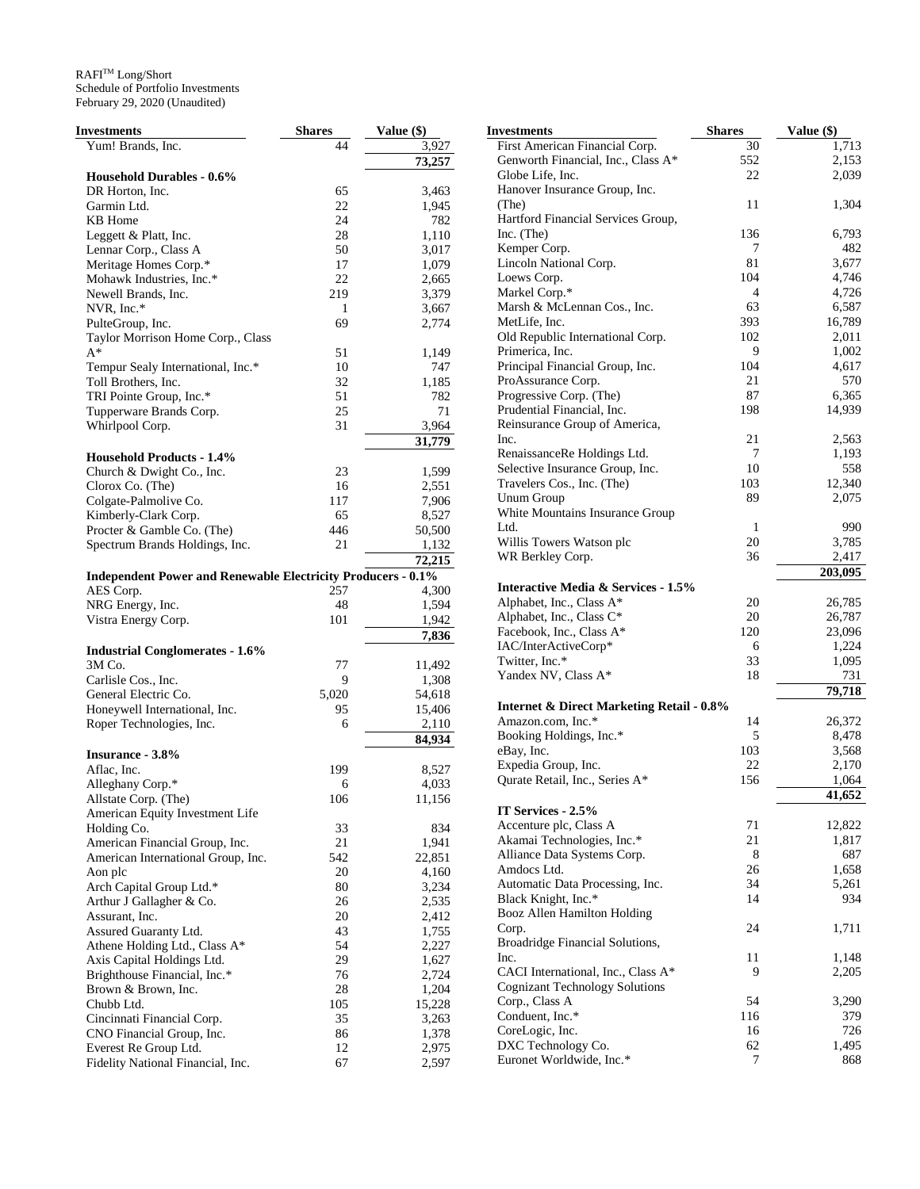RAFI[TM] Long/Short
Schedule of Portfolio Investments
February 29, 2020 (Unaudited)

| Investments | Shares | Value ($) |
|---|---|---|
| Yum! Brands, Inc. | 44 | 3,927 |
| | | 73,257 |
| **Household Durables - 0.6%** | | |
| DR Horton, Inc. | 65 | 3,463 |
| Garmin Ltd. | 22 | 1,945 |
| KB Home | 24 | 782 |
| Leggett & Platt, Inc. | 28 | 1,110 |
| Lennar Corp., Class A | 50 | 3,017 |
| Meritage Homes Corp.* | 17 | 1,079 |
| Mohawk Industries, Inc.* | 22 | 2,665 |
| Newell Brands, Inc. | 219 | 3,379 |
| NVR, Inc.* | 1 | 3,667 |
| PulteGroup, Inc. | 69 | 2,774 |
| Taylor Morrison Home Corp., Class A* | 51 | 1,149 |
| Tempur Sealy International, Inc.* | 10 | 747 |
| Toll Brothers, Inc. | 32 | 1,185 |
| TRI Pointe Group, Inc.* | 51 | 782 |
| Tupperware Brands Corp. | 25 | 71 |
| Whirlpool Corp. | 31 | 3,964 |
| | | 31,779 |
| **Household Products - 1.4%** | | |
| Church & Dwight Co., Inc. | 23 | 1,599 |
| Clorox Co. (The) | 16 | 2,551 |
| Colgate-Palmolive Co. | 117 | 7,906 |
| Kimberly-Clark Corp. | 65 | 8,527 |
| Procter & Gamble Co. (The) | 446 | 50,500 |
| Spectrum Brands Holdings, Inc. | 21 | 1,132 |
| | | 72,215 |
| **Independent Power and Renewable Electricity Producers - 0.1%** | | |
| AES Corp. | 257 | 4,300 |
| NRG Energy, Inc. | 48 | 1,594 |
| Vistra Energy Corp. | 101 | 1,942 |
| | | 7,836 |
| **Industrial Conglomerates - 1.6%** | | |
| 3M Co. | 77 | 11,492 |
| Carlisle Cos., Inc. | 9 | 1,308 |
| General Electric Co. | 5,020 | 54,618 |
| Honeywell International, Inc. | 95 | 15,406 |
| Roper Technologies, Inc. | 6 | 2,110 |
| | | 84,934 |
| **Insurance - 3.8%** | | |
| Aflac, Inc. | 199 | 8,527 |
| Alleghany Corp.* | 6 | 4,033 |
| Allstate Corp. (The) | 106 | 11,156 |
| American Equity Investment Life Holding Co. | 33 | 834 |
| American Financial Group, Inc. | 21 | 1,941 |
| American International Group, Inc. | 542 | 22,851 |
| Aon plc | 20 | 4,160 |
| Arch Capital Group Ltd.* | 80 | 3,234 |
| Arthur J Gallagher & Co. | 26 | 2,535 |
| Assurant, Inc. | 20 | 2,412 |
| Assured Guaranty Ltd. | 43 | 1,755 |
| Athene Holding Ltd., Class A* | 54 | 2,227 |
| Axis Capital Holdings Ltd. | 29 | 1,627 |
| Brighthouse Financial, Inc.* | 76 | 2,724 |
| Brown & Brown, Inc. | 28 | 1,204 |
| Chubb Ltd. | 105 | 15,228 |
| Cincinnati Financial Corp. | 35 | 3,263 |
| CNO Financial Group, Inc. | 86 | 1,378 |
| Everest Re Group Ltd. | 12 | 2,975 |
| Fidelity National Financial, Inc. | 67 | 2,597 |
| First American Financial Corp. | 30 | 1,713 |
| Genworth Financial, Inc., Class A* | 552 | 2,153 |
| Globe Life, Inc. | 22 | 2,039 |
| Hanover Insurance Group, Inc. (The) | 11 | 1,304 |
| Hartford Financial Services Group, Inc. (The) | 136 | 6,793 |
| Kemper Corp. | 7 | 482 |
| Lincoln National Corp. | 81 | 3,677 |
| Loews Corp. | 104 | 4,746 |
| Markel Corp.* | 4 | 4,726 |
| Marsh & McLennan Cos., Inc. | 63 | 6,587 |
| MetLife, Inc. | 393 | 16,789 |
| Old Republic International Corp. | 102 | 2,011 |
| Primerica, Inc. | 9 | 1,002 |
| Principal Financial Group, Inc. | 104 | 4,617 |
| ProAssurance Corp. | 21 | 570 |
| Progressive Corp. (The) | 87 | 6,365 |
| Prudential Financial, Inc. | 198 | 14,939 |
| Reinsurance Group of America, Inc. | 21 | 2,563 |
| RenaissanceRe Holdings Ltd. | 7 | 1,193 |
| Selective Insurance Group, Inc. | 10 | 558 |
| Travelers Cos., Inc. (The) | 103 | 12,340 |
| Unum Group | 89 | 2,075 |
| White Mountains Insurance Group Ltd. | 1 | 990 |
| Willis Towers Watson plc | 20 | 3,785 |
| WR Berkley Corp. | 36 | 2,417 |
| | | 203,095 |
| **Interactive Media & Services - 1.5%** | | |
| Alphabet, Inc., Class A* | 20 | 26,785 |
| Alphabet, Inc., Class C* | 20 | 26,787 |
| Facebook, Inc., Class A* | 120 | 23,096 |
| IAC/InterActiveCorp* | 6 | 1,224 |
| Twitter, Inc.* | 33 | 1,095 |
| Yandex NV, Class A* | 18 | 731 |
| | | 79,718 |
| **Internet & Direct Marketing Retail - 0.8%** | | |
| Amazon.com, Inc.* | 14 | 26,372 |
| Booking Holdings, Inc.* | 5 | 8,478 |
| eBay, Inc. | 103 | 3,568 |
| Expedia Group, Inc. | 22 | 2,170 |
| Qurate Retail, Inc., Series A* | 156 | 1,064 |
| | | 41,652 |
| **IT Services - 2.5%** | | |
| Accenture plc, Class A | 71 | 12,822 |
| Akamai Technologies, Inc.* | 21 | 1,817 |
| Alliance Data Systems Corp. | 8 | 687 |
| Amdocs Ltd. | 26 | 1,658 |
| Automatic Data Processing, Inc. | 34 | 5,261 |
| Black Knight, Inc.* | 14 | 934 |
| Booz Allen Hamilton Holding Corp. | 24 | 1,711 |
| Broadridge Financial Solutions, Inc. | 11 | 1,148 |
| CACI International, Inc., Class A* | 9 | 2,205 |
| Cognizant Technology Solutions Corp., Class A | 54 | 3,290 |
| Conduent, Inc.* | 116 | 379 |
| CoreLogic, Inc. | 16 | 726 |
| DXC Technology Co. | 62 | 1,495 |
| Euronet Worldwide, Inc.* | 7 | 868 |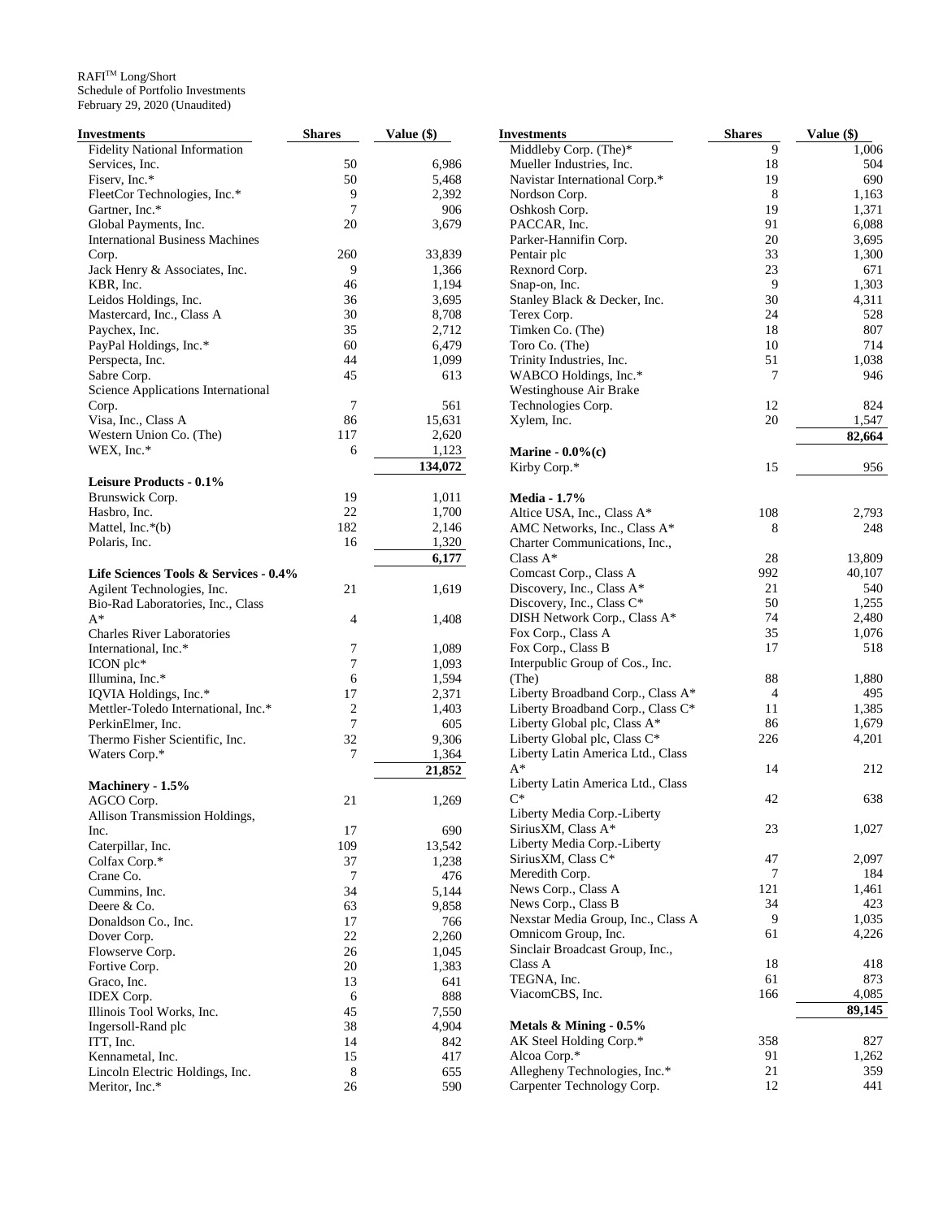RAFI™ Long/Short
Schedule of Portfolio Investments
February 29, 2020 (Unaudited)

| Investments | Shares | Value ($) |
|---|---|---|
| Fidelity National Information Services, Inc. | 50 | 6,986 |
| Fiserv, Inc.* | 50 | 5,468 |
| FleetCor Technologies, Inc.* | 9 | 2,392 |
| Gartner, Inc.* | 7 | 906 |
| Global Payments, Inc. | 20 | 3,679 |
| International Business Machines Corp. | 260 | 33,839 |
| Jack Henry & Associates, Inc. | 9 | 1,366 |
| KBR, Inc. | 46 | 1,194 |
| Leidos Holdings, Inc. | 36 | 3,695 |
| Mastercard, Inc., Class A | 30 | 8,708 |
| Paychex, Inc. | 35 | 2,712 |
| PayPal Holdings, Inc.* | 60 | 6,479 |
| Perspecta, Inc. | 44 | 1,099 |
| Sabre Corp. | 45 | 613 |
| Science Applications International Corp. | 7 | 561 |
| Visa, Inc., Class A | 86 | 15,631 |
| Western Union Co. (The) | 117 | 2,620 |
| WEX, Inc.* | 6 | 1,123 |
| | | **134,072** |
| **Leisure Products - 0.1%** | | |
| Brunswick Corp. | 19 | 1,011 |
| Hasbro, Inc. | 22 | 1,700 |
| Mattel, Inc.*(b) | 182 | 2,146 |
| Polaris, Inc. | 16 | 1,320 |
| | | **6,177** |
| **Life Sciences Tools & Services - 0.4%** | | |
| Agilent Technologies, Inc. | 21 | 1,619 |
| Bio-Rad Laboratories, Inc., Class A* | 4 | 1,408 |
| Charles River Laboratories International, Inc.* | 7 | 1,089 |
| ICON plc* | 7 | 1,093 |
| Illumina, Inc.* | 6 | 1,594 |
| IQVIA Holdings, Inc.* | 17 | 2,371 |
| Mettler-Toledo International, Inc.* | 2 | 1,403 |
| PerkinElmer, Inc. | 7 | 605 |
| Thermo Fisher Scientific, Inc. | 32 | 9,306 |
| Waters Corp.* | 7 | 1,364 |
| | | **21,852** |
| **Machinery - 1.5%** | | |
| AGCO Corp. | 21 | 1,269 |
| Allison Transmission Holdings, Inc. | 17 | 690 |
| Caterpillar, Inc. | 109 | 13,542 |
| Colfax Corp.* | 37 | 1,238 |
| Crane Co. | 7 | 476 |
| Cummins, Inc. | 34 | 5,144 |
| Deere & Co. | 63 | 9,858 |
| Donaldson Co., Inc. | 17 | 766 |
| Dover Corp. | 22 | 2,260 |
| Flowserve Corp. | 26 | 1,045 |
| Fortive Corp. | 20 | 1,383 |
| Graco, Inc. | 13 | 641 |
| IDEX Corp. | 6 | 888 |
| Illinois Tool Works, Inc. | 45 | 7,550 |
| Ingersoll-Rand plc | 38 | 4,904 |
| ITT, Inc. | 14 | 842 |
| Kennametal, Inc. | 15 | 417 |
| Lincoln Electric Holdings, Inc. | 8 | 655 |
| Meritor, Inc.* | 26 | 590 |
| Middleby Corp. (The)* | 9 | 1,006 |
| Mueller Industries, Inc. | 18 | 504 |
| Navistar International Corp.* | 19 | 690 |
| Nordson Corp. | 8 | 1,163 |
| Oshkosh Corp. | 19 | 1,371 |
| PACCAR, Inc. | 91 | 6,088 |
| Parker-Hannifin Corp. | 20 | 3,695 |
| Pentair plc | 33 | 1,300 |
| Rexnord Corp. | 23 | 671 |
| Snap-on, Inc. | 9 | 1,303 |
| Stanley Black & Decker, Inc. | 30 | 4,311 |
| Terex Corp. | 24 | 528 |
| Timken Co. (The) | 18 | 807 |
| Toro Co. (The) | 10 | 714 |
| Trinity Industries, Inc. | 51 | 1,038 |
| WABCO Holdings, Inc.* | 7 | 946 |
| Westinghouse Air Brake Technologies Corp. | 12 | 824 |
| Xylem, Inc. | 20 | 1,547 |
| | | **82,664** |
| **Marine - 0.0%(c)** | | |
| Kirby Corp.* | 15 | 956 |
| **Media - 1.7%** | | |
| Altice USA, Inc., Class A* | 108 | 2,793 |
| AMC Networks, Inc., Class A* | 8 | 248 |
| Charter Communications, Inc., Class A* | 28 | 13,809 |
| Comcast Corp., Class A | 992 | 40,107 |
| Discovery, Inc., Class A* | 21 | 540 |
| Discovery, Inc., Class C* | 50 | 1,255 |
| DISH Network Corp., Class A* | 74 | 2,480 |
| Fox Corp., Class A | 35 | 1,076 |
| Fox Corp., Class B | 17 | 518 |
| Interpublic Group of Cos., Inc. (The) | 88 | 1,880 |
| Liberty Broadband Corp., Class A* | 4 | 495 |
| Liberty Broadband Corp., Class C* | 11 | 1,385 |
| Liberty Global plc, Class A* | 86 | 1,679 |
| Liberty Global plc, Class C* | 226 | 4,201 |
| Liberty Latin America Ltd., Class A* | 14 | 212 |
| Liberty Latin America Ltd., Class C* | 42 | 638 |
| Liberty Media Corp.-Liberty SiriusXM, Class A* | 23 | 1,027 |
| Liberty Media Corp.-Liberty SiriusXM, Class C* | 47 | 2,097 |
| Meredith Corp. | 7 | 184 |
| News Corp., Class A | 121 | 1,461 |
| News Corp., Class B | 34 | 423 |
| Nexstar Media Group, Inc., Class A | 9 | 1,035 |
| Omnicom Group, Inc. | 61 | 4,226 |
| Sinclair Broadcast Group, Inc., Class A | 18 | 418 |
| TEGNA, Inc. | 61 | 873 |
| ViacomCBS, Inc. | 166 | 4,085 |
| | | **89,145** |
| **Metals & Mining - 0.5%** | | |
| AK Steel Holding Corp.* | 358 | 827 |
| Alcoa Corp.* | 91 | 1,262 |
| Allegheny Technologies, Inc.* | 21 | 359 |
| Carpenter Technology Corp. | 12 | 441 |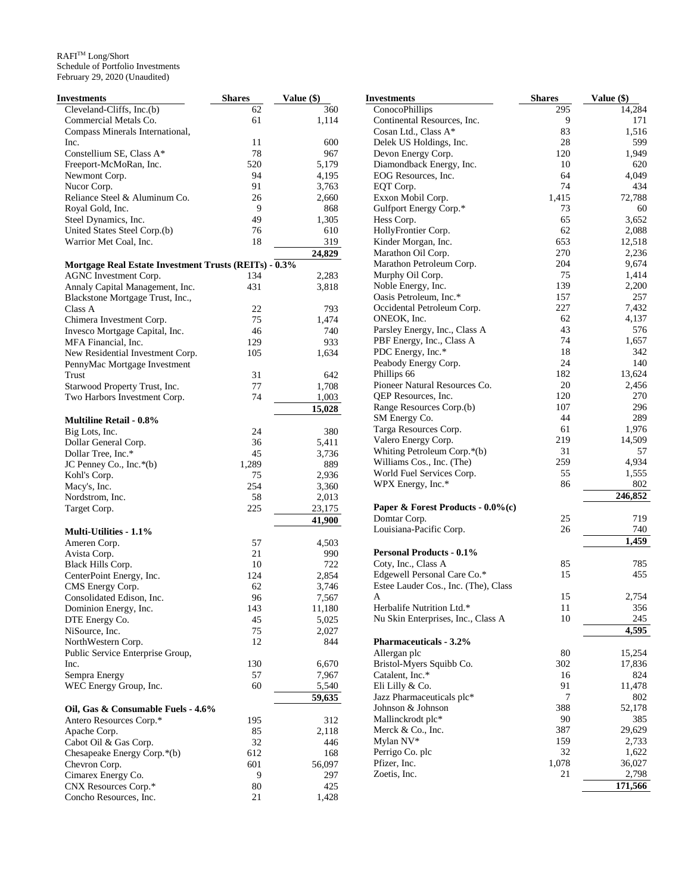RAFI™ Long/Short
Schedule of Portfolio Investments
February 29, 2020 (Unaudited)

| Investments | Shares | Value ($) |
|---|---|---|
| Cleveland-Cliffs, Inc.(b) | 62 | 360 |
| Commercial Metals Co. | 61 | 1,114 |
| Compass Minerals International, Inc. | 11 | 600 |
| Constellium SE, Class A* | 78 | 967 |
| Freeport-McMoRan, Inc. | 520 | 5,179 |
| Newmont Corp. | 94 | 4,195 |
| Nucor Corp. | 91 | 3,763 |
| Reliance Steel & Aluminum Co. | 26 | 2,660 |
| Royal Gold, Inc. | 9 | 868 |
| Steel Dynamics, Inc. | 49 | 1,305 |
| United States Steel Corp.(b) | 76 | 610 |
| Warrior Met Coal, Inc. | 18 | 319 |
| | | **24,829** |
| **Mortgage Real Estate Investment Trusts (REITs) - 0.3%** | | |
| AGNC Investment Corp. | 134 | 2,283 |
| Annaly Capital Management, Inc. | 431 | 3,818 |
| Blackstone Mortgage Trust, Inc., Class A | 22 | 793 |
| Chimera Investment Corp. | 75 | 1,474 |
| Invesco Mortgage Capital, Inc. | 46 | 740 |
| MFA Financial, Inc. | 129 | 933 |
| New Residential Investment Corp. | 105 | 1,634 |
| PennyMac Mortgage Investment Trust | 31 | 642 |
| Starwood Property Trust, Inc. | 77 | 1,708 |
| Two Harbors Investment Corp. | 74 | 1,003 |
| | | **15,028** |
| **Multiline Retail - 0.8%** | | |
| Big Lots, Inc. | 24 | 380 |
| Dollar General Corp. | 36 | 5,411 |
| Dollar Tree, Inc.* | 45 | 3,736 |
| JC Penney Co., Inc.*(b) | 1,289 | 889 |
| Kohl's Corp. | 75 | 2,936 |
| Macy's, Inc. | 254 | 3,360 |
| Nordstrom, Inc. | 58 | 2,013 |
| Target Corp. | 225 | 23,175 |
| | | **41,900** |
| **Multi-Utilities - 1.1%** | | |
| Ameren Corp. | 57 | 4,503 |
| Avista Corp. | 21 | 990 |
| Black Hills Corp. | 10 | 722 |
| CenterPoint Energy, Inc. | 124 | 2,854 |
| CMS Energy Corp. | 62 | 3,746 |
| Consolidated Edison, Inc. | 96 | 7,567 |
| Dominion Energy, Inc. | 143 | 11,180 |
| DTE Energy Co. | 45 | 5,025 |
| NiSource, Inc. | 75 | 2,027 |
| NorthWestern Corp. | 12 | 844 |
| Public Service Enterprise Group, Inc. | 130 | 6,670 |
| Sempra Energy | 57 | 7,967 |
| WEC Energy Group, Inc. | 60 | 5,540 |
| | | **59,635** |
| **Oil, Gas & Consumable Fuels - 4.6%** | | |
| Antero Resources Corp.* | 195 | 312 |
| Apache Corp. | 85 | 2,118 |
| Cabot Oil & Gas Corp. | 32 | 446 |
| Chesapeake Energy Corp.*(b) | 612 | 168 |
| Chevron Corp. | 601 | 56,097 |
| Cimarex Energy Co. | 9 | 297 |
| CNX Resources Corp.* | 80 | 425 |
| Concho Resources, Inc. | 21 | 1,428 |
| ConocoPhillips | 295 | 14,284 |
| Continental Resources, Inc. | 9 | 171 |
| Cosan Ltd., Class A* | 83 | 1,516 |
| Delek US Holdings, Inc. | 28 | 599 |
| Devon Energy Corp. | 120 | 1,949 |
| Diamondback Energy, Inc. | 10 | 620 |
| EOG Resources, Inc. | 64 | 4,049 |
| EQT Corp. | 74 | 434 |
| Exxon Mobil Corp. | 1,415 | 72,788 |
| Gulfport Energy Corp.* | 73 | 60 |
| Hess Corp. | 65 | 3,652 |
| HollyFrontier Corp. | 62 | 2,088 |
| Kinder Morgan, Inc. | 653 | 12,518 |
| Marathon Oil Corp. | 270 | 2,236 |
| Marathon Petroleum Corp. | 204 | 9,674 |
| Murphy Oil Corp. | 75 | 1,414 |
| Noble Energy, Inc. | 139 | 2,200 |
| Oasis Petroleum, Inc.* | 157 | 257 |
| Occidental Petroleum Corp. | 227 | 7,432 |
| ONEOK, Inc. | 62 | 4,137 |
| Parsley Energy, Inc., Class A | 43 | 576 |
| PBF Energy, Inc., Class A | 74 | 1,657 |
| PDC Energy, Inc.* | 18 | 342 |
| Peabody Energy Corp. | 24 | 140 |
| Phillips 66 | 182 | 13,624 |
| Pioneer Natural Resources Co. | 20 | 2,456 |
| QEP Resources, Inc. | 120 | 270 |
| Range Resources Corp.(b) | 107 | 296 |
| SM Energy Co. | 44 | 289 |
| Targa Resources Corp. | 61 | 1,976 |
| Valero Energy Corp. | 219 | 14,509 |
| Whiting Petroleum Corp.*(b) | 31 | 57 |
| Williams Cos., Inc. (The) | 259 | 4,934 |
| World Fuel Services Corp. | 55 | 1,555 |
| WPX Energy, Inc.* | 86 | 802 |
| | | **246,852** |
| **Paper & Forest Products - 0.0%(c)** | | |
| Domtar Corp. | 25 | 719 |
| Louisiana-Pacific Corp. | 26 | 740 |
| | | **1,459** |
| **Personal Products - 0.1%** | | |
| Coty, Inc., Class A | 85 | 785 |
| Edgewell Personal Care Co.* | 15 | 455 |
| Estee Lauder Cos., Inc. (The), Class A | 15 | 2,754 |
| Herbalife Nutrition Ltd.* | 11 | 356 |
| Nu Skin Enterprises, Inc., Class A | 10 | 245 |
| | | **4,595** |
| **Pharmaceuticals - 3.2%** | | |
| Allergan plc | 80 | 15,254 |
| Bristol-Myers Squibb Co. | 302 | 17,836 |
| Catalent, Inc.* | 16 | 824 |
| Eli Lilly & Co. | 91 | 11,478 |
| Jazz Pharmaceuticals plc* | 7 | 802 |
| Johnson & Johnson | 388 | 52,178 |
| Mallinckrodt plc* | 90 | 385 |
| Merck & Co., Inc. | 387 | 29,629 |
| Mylan NV* | 159 | 2,733 |
| Perrigo Co. plc | 32 | 1,622 |
| Pfizer, Inc. | 1,078 | 36,027 |
| Zoetis, Inc. | 21 | 2,798 |
| | | **171,566** |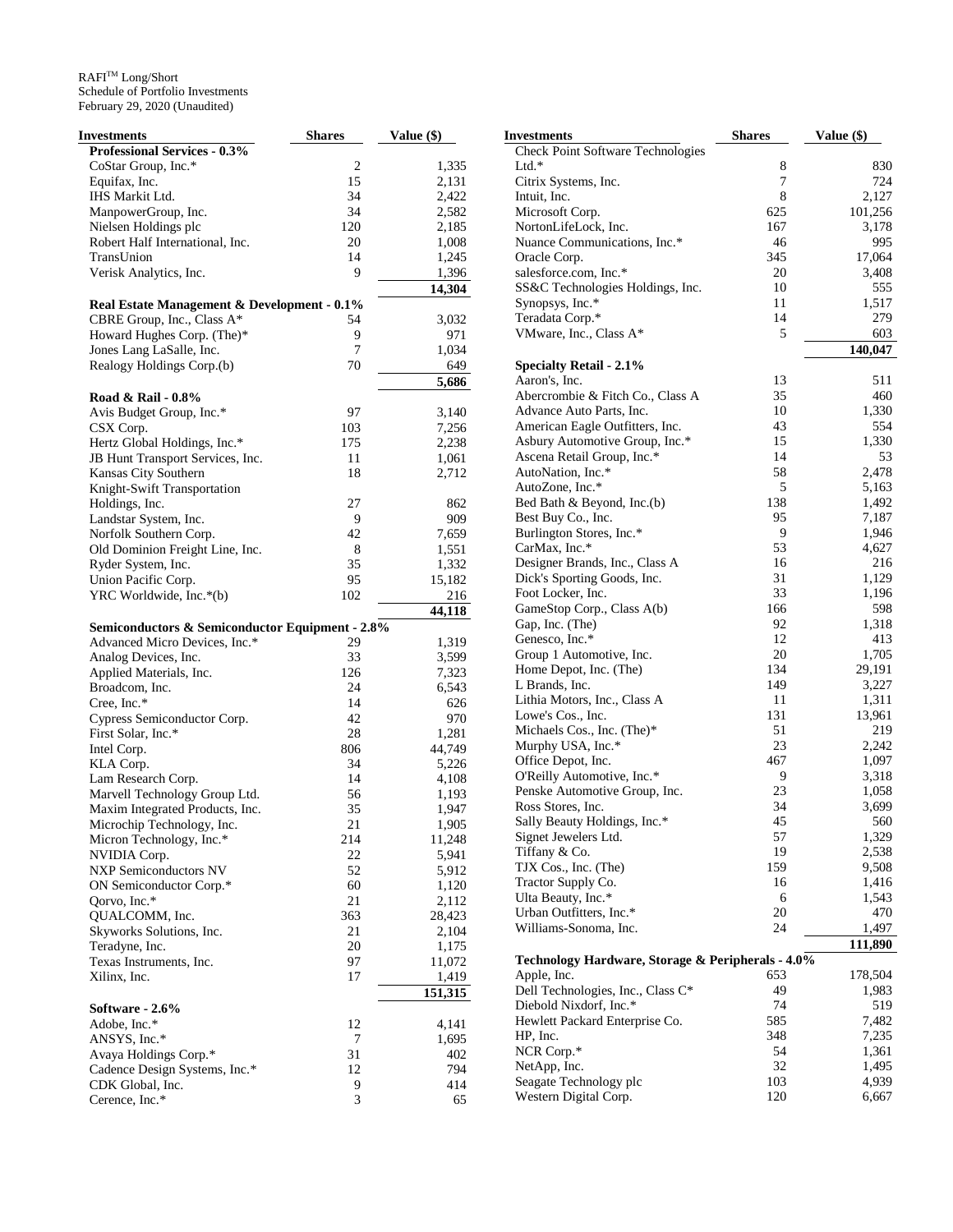RAFI™ Long/Short
Schedule of Portfolio Investments
February 29, 2020 (Unaudited)

| Investments | Shares | Value ($) |
|---|---|---|
| **Professional Services - 0.3%** | | |
| CoStar Group, Inc.* | 2 | 1,335 |
| Equifax, Inc. | 15 | 2,131 |
| IHS Markit Ltd. | 34 | 2,422 |
| ManpowerGroup, Inc. | 34 | 2,582 |
| Nielsen Holdings plc | 120 | 2,185 |
| Robert Half International, Inc. | 20 | 1,008 |
| TransUnion | 14 | 1,245 |
| Verisk Analytics, Inc. | 9 | 1,396 |
| | | **14,304** |
| **Real Estate Management & Development - 0.1%** | | |
| CBRE Group, Inc., Class A* | 54 | 3,032 |
| Howard Hughes Corp. (The)* | 9 | 971 |
| Jones Lang LaSalle, Inc. | 7 | 1,034 |
| Realogy Holdings Corp.(b) | 70 | 649 |
| | | **5,686** |
| **Road & Rail - 0.8%** | | |
| Avis Budget Group, Inc.* | 97 | 3,140 |
| CSX Corp. | 103 | 7,256 |
| Hertz Global Holdings, Inc.* | 175 | 2,238 |
| JB Hunt Transport Services, Inc. | 11 | 1,061 |
| Kansas City Southern | 18 | 2,712 |
| Knight-Swift Transportation Holdings, Inc. | 27 | 862 |
| Landstar System, Inc. | 9 | 909 |
| Norfolk Southern Corp. | 42 | 7,659 |
| Old Dominion Freight Line, Inc. | 8 | 1,551 |
| Ryder System, Inc. | 35 | 1,332 |
| Union Pacific Corp. | 95 | 15,182 |
| YRC Worldwide, Inc.*(b) | 102 | 216 |
| | | **44,118** |
| **Semiconductors & Semiconductor Equipment - 2.8%** | | |
| Advanced Micro Devices, Inc.* | 29 | 1,319 |
| Analog Devices, Inc. | 33 | 3,599 |
| Applied Materials, Inc. | 126 | 7,323 |
| Broadcom, Inc. | 24 | 6,543 |
| Cree, Inc.* | 14 | 626 |
| Cypress Semiconductor Corp. | 42 | 970 |
| First Solar, Inc.* | 28 | 1,281 |
| Intel Corp. | 806 | 44,749 |
| KLA Corp. | 34 | 5,226 |
| Lam Research Corp. | 14 | 4,108 |
| Marvell Technology Group Ltd. | 56 | 1,193 |
| Maxim Integrated Products, Inc. | 35 | 1,947 |
| Microchip Technology, Inc. | 21 | 1,905 |
| Micron Technology, Inc.* | 214 | 11,248 |
| NVIDIA Corp. | 22 | 5,941 |
| NXP Semiconductors NV | 52 | 5,912 |
| ON Semiconductor Corp.* | 60 | 1,120 |
| Qorvo, Inc.* | 21 | 2,112 |
| QUALCOMM, Inc. | 363 | 28,423 |
| Skyworks Solutions, Inc. | 21 | 2,104 |
| Teradyne, Inc. | 20 | 1,175 |
| Texas Instruments, Inc. | 97 | 11,072 |
| Xilinx, Inc. | 17 | 1,419 |
| | | **151,315** |
| **Software - 2.6%** | | |
| Adobe, Inc.* | 12 | 4,141 |
| ANSYS, Inc.* | 7 | 1,695 |
| Avaya Holdings Corp.* | 31 | 402 |
| Cadence Design Systems, Inc.* | 12 | 794 |
| CDK Global, Inc. | 9 | 414 |
| Cerence, Inc.* | 3 | 65 |
| Check Point Software Technologies Ltd.* | 8 | 830 |
| Citrix Systems, Inc. | 7 | 724 |
| Intuit, Inc. | 8 | 2,127 |
| Microsoft Corp. | 625 | 101,256 |
| NortonLifeLock, Inc. | 167 | 3,178 |
| Nuance Communications, Inc.* | 46 | 995 |
| Oracle Corp. | 345 | 17,064 |
| salesforce.com, Inc.* | 20 | 3,408 |
| SS&C Technologies Holdings, Inc. | 10 | 555 |
| Synopsys, Inc.* | 11 | 1,517 |
| Teradata Corp.* | 14 | 279 |
| VMware, Inc., Class A* | 5 | 603 |
| | | **140,047** |
| **Specialty Retail - 2.1%** | | |
| Aaron's, Inc. | 13 | 511 |
| Abercrombie & Fitch Co., Class A | 35 | 460 |
| Advance Auto Parts, Inc. | 10 | 1,330 |
| American Eagle Outfitters, Inc. | 43 | 554 |
| Asbury Automotive Group, Inc.* | 15 | 1,330 |
| Ascena Retail Group, Inc.* | 14 | 53 |
| AutoNation, Inc.* | 58 | 2,478 |
| AutoZone, Inc.* | 5 | 5,163 |
| Bed Bath & Beyond, Inc.(b) | 138 | 1,492 |
| Best Buy Co., Inc. | 95 | 7,187 |
| Burlington Stores, Inc.* | 9 | 1,946 |
| CarMax, Inc.* | 53 | 4,627 |
| Designer Brands, Inc., Class A | 16 | 216 |
| Dick's Sporting Goods, Inc. | 31 | 1,129 |
| Foot Locker, Inc. | 33 | 1,196 |
| GameStop Corp., Class A(b) | 166 | 598 |
| Gap, Inc. (The) | 92 | 1,318 |
| Genesco, Inc.* | 12 | 413 |
| Group 1 Automotive, Inc. | 20 | 1,705 |
| Home Depot, Inc. (The) | 134 | 29,191 |
| L Brands, Inc. | 149 | 3,227 |
| Lithia Motors, Inc., Class A | 11 | 1,311 |
| Lowe's Cos., Inc. | 131 | 13,961 |
| Michaels Cos., Inc. (The)* | 51 | 219 |
| Murphy USA, Inc.* | 23 | 2,242 |
| Office Depot, Inc. | 467 | 1,097 |
| O'Reilly Automotive, Inc.* | 9 | 3,318 |
| Penske Automotive Group, Inc. | 23 | 1,058 |
| Ross Stores, Inc. | 34 | 3,699 |
| Sally Beauty Holdings, Inc.* | 45 | 560 |
| Signet Jewelers Ltd. | 57 | 1,329 |
| Tiffany & Co. | 19 | 2,538 |
| TJX Cos., Inc. (The) | 159 | 9,508 |
| Tractor Supply Co. | 16 | 1,416 |
| Ulta Beauty, Inc.* | 6 | 1,543 |
| Urban Outfitters, Inc.* | 20 | 470 |
| Williams-Sonoma, Inc. | 24 | 1,497 |
| | | **111,890** |
| **Technology Hardware, Storage & Peripherals - 4.0%** | | |
| Apple, Inc. | 653 | 178,504 |
| Dell Technologies, Inc., Class C* | 49 | 1,983 |
| Diebold Nixdorf, Inc.* | 74 | 519 |
| Hewlett Packard Enterprise Co. | 585 | 7,482 |
| HP, Inc. | 348 | 7,235 |
| NCR Corp.* | 54 | 1,361 |
| NetApp, Inc. | 32 | 1,495 |
| Seagate Technology plc | 103 | 4,939 |
| Western Digital Corp. | 120 | 6,667 |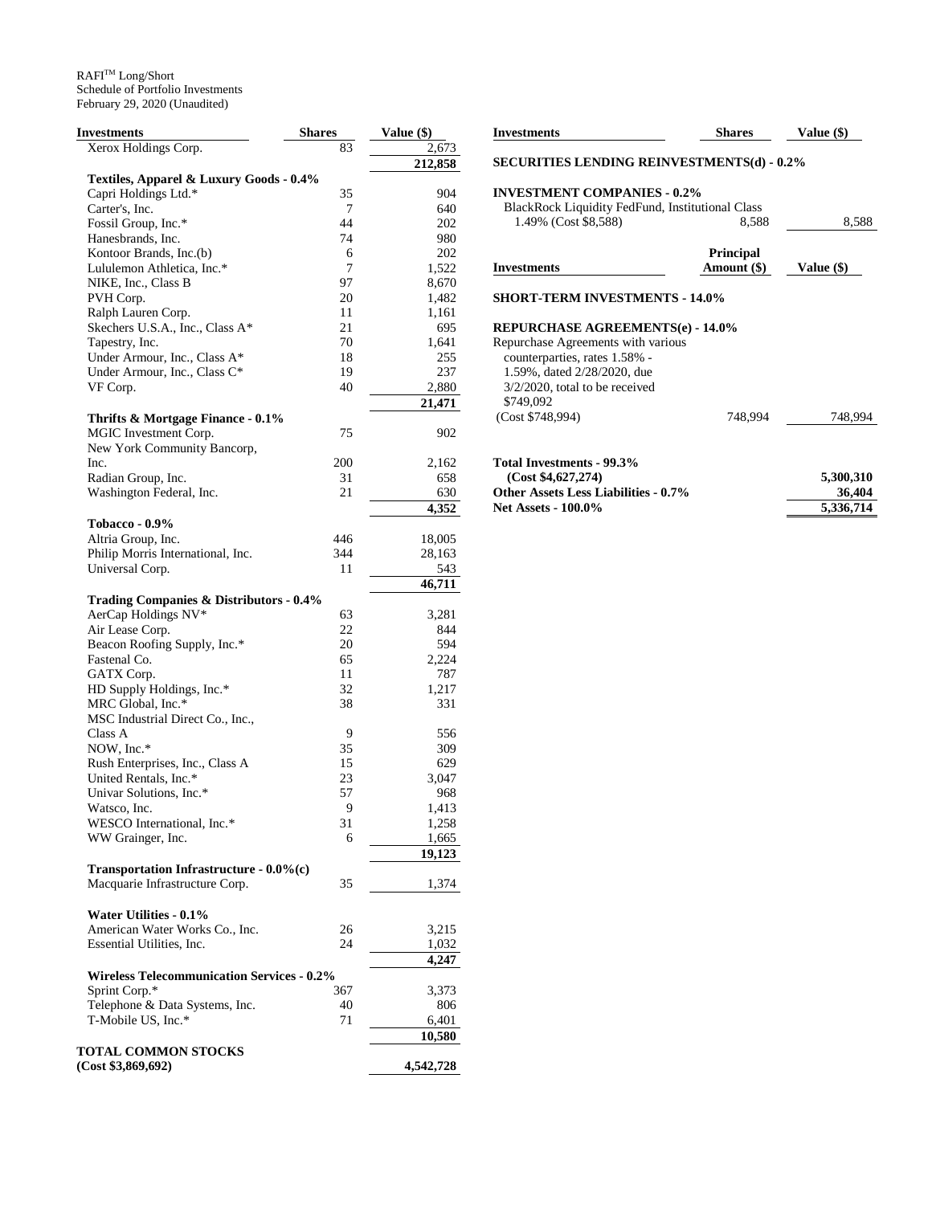RAFI™ Long/Short
Schedule of Portfolio Investments
February 29, 2020 (Unaudited)

| Investments | Shares | Value ($) |
|---|---|---|
| Xerox Holdings Corp. | 83 | 2,673 |
| | | **212,858** |
| **Textiles, Apparel & Luxury Goods - 0.4%** | | |
| Capri Holdings Ltd.* | 35 | 904 |
| Carter's, Inc. | 7 | 640 |
| Fossil Group, Inc.* | 44 | 202 |
| Hanesbrands, Inc. | 74 | 980 |
| Kontoor Brands, Inc.(b) | 6 | 202 |
| Lululemon Athletica, Inc.* | 7 | 1,522 |
| NIKE, Inc., Class B | 97 | 8,670 |
| PVH Corp. | 20 | 1,482 |
| Ralph Lauren Corp. | 11 | 1,161 |
| Skechers U.S.A., Inc., Class A* | 21 | 695 |
| Tapestry, Inc. | 70 | 1,641 |
| Under Armour, Inc., Class A* | 18 | 255 |
| Under Armour, Inc., Class C* | 19 | 237 |
| VF Corp. | 40 | 2,880 |
| | | **21,471** |
| **Thrifts & Mortgage Finance - 0.1%** | | |
| MGIC Investment Corp. | 75 | 902 |
| New York Community Bancorp, Inc. | 200 | 2,162 |
| Radian Group, Inc. | 31 | 658 |
| Washington Federal, Inc. | 21 | 630 |
| | | **4,352** |
| **Tobacco - 0.9%** | | |
| Altria Group, Inc. | 446 | 18,005 |
| Philip Morris International, Inc. | 344 | 28,163 |
| Universal Corp. | 11 | 543 |
| | | **46,711** |
| **Trading Companies & Distributors - 0.4%** | | |
| AerCap Holdings NV* | 63 | 3,281 |
| Air Lease Corp. | 22 | 844 |
| Beacon Roofing Supply, Inc.* | 20 | 594 |
| Fastenal Co. | 65 | 2,224 |
| GATX Corp. | 11 | 787 |
| HD Supply Holdings, Inc.* | 32 | 1,217 |
| MRC Global, Inc.* | 38 | 331 |
| MSC Industrial Direct Co., Inc., Class A | 9 | 556 |
| NOW, Inc.* | 35 | 309 |
| Rush Enterprises, Inc., Class A | 15 | 629 |
| United Rentals, Inc.* | 23 | 3,047 |
| Univar Solutions, Inc.* | 57 | 968 |
| Watsco, Inc. | 9 | 1,413 |
| WESCO International, Inc.* | 31 | 1,258 |
| WW Grainger, Inc. | 6 | 1,665 |
| | | **19,123** |
| **Transportation Infrastructure - 0.0%(c)** | | |
| Macquarie Infrastructure Corp. | 35 | 1,374 |
| **Water Utilities - 0.1%** | | |
| American Water Works Co., Inc. | 26 | 3,215 |
| Essential Utilities, Inc. | 24 | 1,032 |
| | | **4,247** |
| **Wireless Telecommunication Services - 0.2%** | | |
| Sprint Corp.* | 367 | 3,373 |
| Telephone & Data Systems, Inc. | 40 | 806 |
| T-Mobile US, Inc.* | 71 | 6,401 |
| | | **10,580** |
| **TOTAL COMMON STOCKS (Cost $3,869,692)** | | **4,542,728** |

| Investments | Shares | Value ($) |
|---|---|---|
| **SECURITIES LENDING REINVESTMENTS(d) - 0.2%** | | |
| **INVESTMENT COMPANIES - 0.2%** | | |
| BlackRock Liquidity FedFund, Institutional Class 1.49% (Cost $8,588) | 8,588 | 8,588 |

| Investments | Principal Amount ($) | Value ($) |
|---|---|---|
| **SHORT-TERM INVESTMENTS - 14.0%** | | |
| **REPURCHASE AGREEMENTS(e) - 14.0%** | | |
| Repurchase Agreements with various counterparties, rates 1.58% - 1.59%, dated 2/28/2020, due 3/2/2020, total to be received $749,092 (Cost $748,994) | 748,994 | 748,994 |
| **Total Investments - 99.3% (Cost $4,627,274)** | | **5,300,310** |
| **Other Assets Less Liabilities - 0.7%** | | **36,404** |
| **Net Assets - 100.0%** | | **5,336,714** |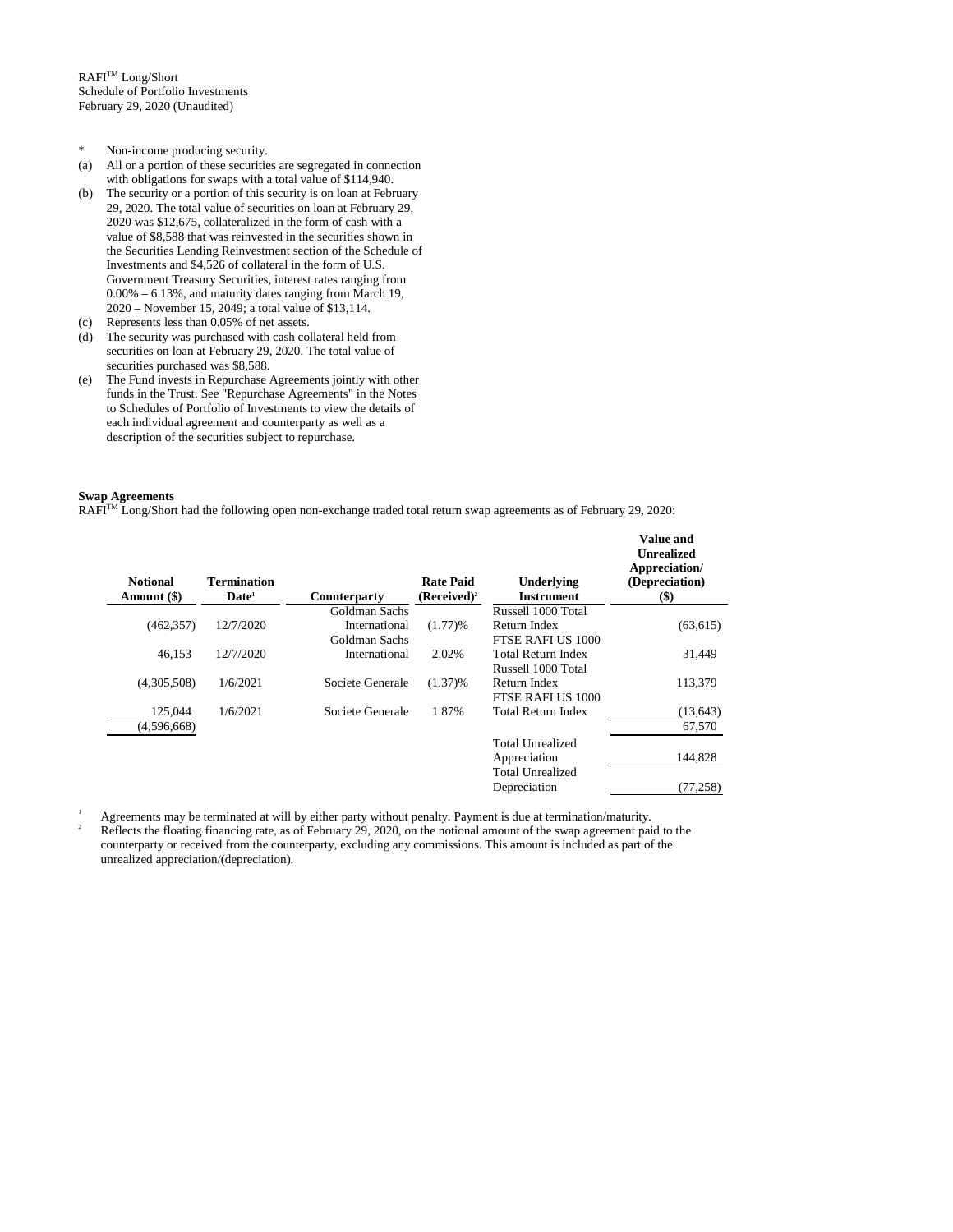RAFI[TM] Long/Short
Schedule of Portfolio Investments
February 29, 2020 (Unaudited)

\* Non-income producing security.

(a) All or a portion of these securities are segregated in connection with obligations for swaps with a total value of $114,940.

(b) The security or a portion of this security is on loan at February 29, 2020. The total value of securities on loan at February 29, 2020 was $12,675, collateralized in the form of cash with a value of $8,588 that was reinvested in the securities shown in the Securities Lending Reinvestment section of the Schedule of Investments and $4,526 of collateral in the form of U.S. Government Treasury Securities, interest rates ranging from 0.00% – 6.13%, and maturity dates ranging from March 19, 2020 – November 15, 2049; a total value of $13,114.

(c) Represents less than 0.05% of net assets.

(d) The security was purchased with cash collateral held from securities on loan at February 29, 2020. The total value of securities purchased was $8,588.

(e) The Fund invests in Repurchase Agreements jointly with other funds in the Trust. See "Repurchase Agreements" in the Notes to Schedules of Portfolio of Investments to view the details of each individual agreement and counterparty as well as a description of the securities subject to repurchase.

**Swap Agreements**

RAFI[TM] Long/Short had the following open non-exchange traded total return swap agreements as of February 29, 2020:

| Notional Amount ($) | Termination Date[1] | Counterparty | Rate Paid (Received)[2] | Underlying Instrument | Value and Unrealized Appreciation/ (Depreciation) ($) |
|---|---|---|---|---|---|
| (462,357) | 12/7/2020 | Goldman Sachs International | (1.77)% | Russell 1000 Total Return Index | (63,615) |
| 46,153 | 12/7/2020 | Goldman Sachs International | 2.02% | FTSE RAFI US 1000 Total Return Index | 31,449 |
| (4,305,508) | 1/6/2021 | Societe Generale | (1.37)% | Russell 1000 Total Return Index | 113,379 |
| 125,044 | 1/6/2021 | Societe Generale | 1.87% | FTSE RAFI US 1000 Total Return Index | (13,643) |
| (4,596,668) | | | | | 67,570 |
| | | | | Total Unrealized Appreciation | 144,828 |
| | | | | Total Unrealized Depreciation | (77,258) |

[1] Agreements may be terminated at will by either party without penalty. Payment is due at termination/maturity.

[2] Reflects the floating financing rate, as of February 29, 2020, on the notional amount of the swap agreement paid to the counterparty or received from the counterparty, excluding any commissions. This amount is included as part of the unrealized appreciation/(depreciation).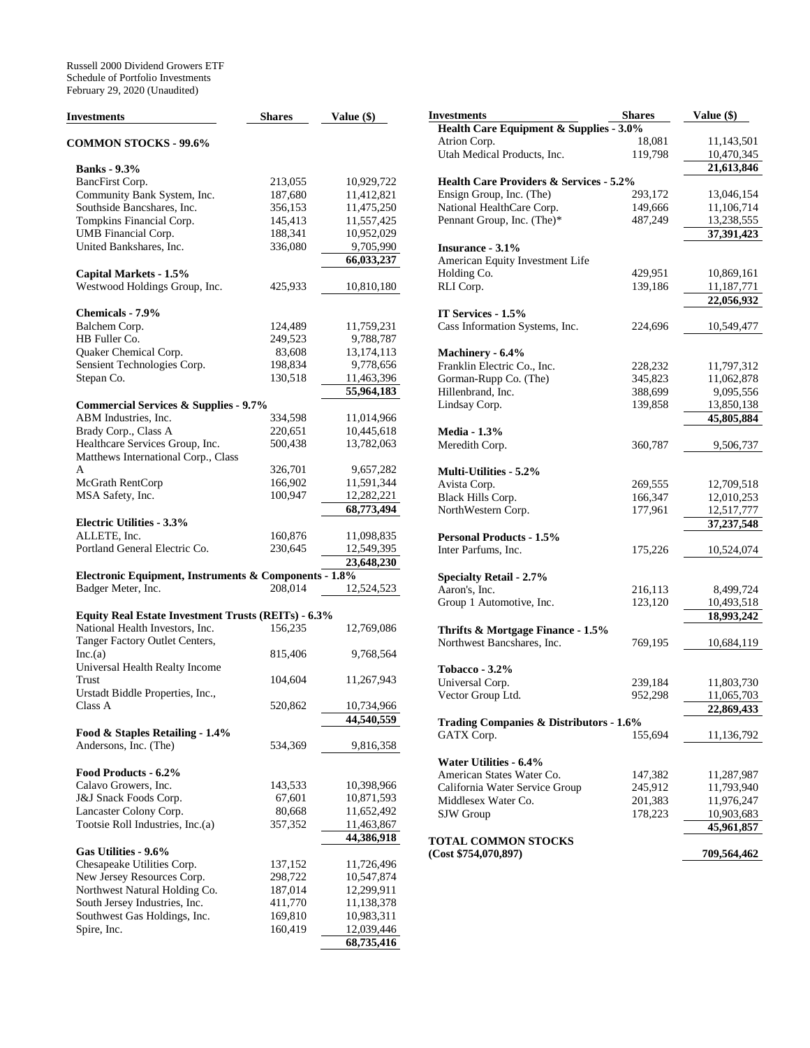Russell 2000 Dividend Growers ETF
Schedule of Portfolio Investments
February 29, 2020 (Unaudited)

| Investments | Shares | Value ($) |
|---|---|---|
| **COMMON STOCKS - 99.6%** | | |
| **Banks - 9.3%** | | |
| BancFirst Corp. | 213,055 | 10,929,722 |
| Community Bank System, Inc. | 187,680 | 11,412,821 |
| Southside Bancshares, Inc. | 356,153 | 11,475,250 |
| Tompkins Financial Corp. | 145,413 | 11,557,425 |
| UMB Financial Corp. | 188,341 | 10,952,029 |
| United Bankshares, Inc. | 336,080 | 9,705,990 |
| | | **66,033,237** |
| **Capital Markets - 1.5%** | | |
| Westwood Holdings Group, Inc. | 425,933 | 10,810,180 |
| **Chemicals - 7.9%** | | |
| Balchem Corp. | 124,489 | 11,759,231 |
| HB Fuller Co. | 249,523 | 9,788,787 |
| Quaker Chemical Corp. | 83,608 | 13,174,113 |
| Sensient Technologies Corp. | 198,834 | 9,778,656 |
| Stepan Co. | 130,518 | 11,463,396 |
| | | **55,964,183** |
| **Commercial Services & Supplies - 9.7%** | | |
| ABM Industries, Inc. | 334,598 | 11,014,966 |
| Brady Corp., Class A | 220,651 | 10,445,618 |
| Healthcare Services Group, Inc. | 500,438 | 13,782,063 |
| Matthews International Corp., Class A | 326,701 | 9,657,282 |
| McGrath RentCorp | 166,902 | 11,591,344 |
| MSA Safety, Inc. | 100,947 | 12,282,221 |
| | | **68,773,494** |
| **Electric Utilities - 3.3%** | | |
| ALLETE, Inc. | 160,876 | 11,098,835 |
| Portland General Electric Co. | 230,645 | 12,549,395 |
| | | **23,648,230** |
| **Electronic Equipment, Instruments & Components - 1.8%** | | |
| Badger Meter, Inc. | 208,014 | 12,524,523 |
| **Equity Real Estate Investment Trusts (REITs) - 6.3%** | | |
| National Health Investors, Inc. | 156,235 | 12,769,086 |
| Tanger Factory Outlet Centers, Inc.(a) | 815,406 | 9,768,564 |
| Universal Health Realty Income Trust | 104,604 | 11,267,943 |
| Urstadt Biddle Properties, Inc., Class A | 520,862 | 10,734,966 |
| | | **44,540,559** |
| **Food & Staples Retailing - 1.4%** | | |
| Andersons, Inc. (The) | 534,369 | 9,816,358 |
| **Food Products - 6.2%** | | |
| Calavo Growers, Inc. | 143,533 | 10,398,966 |
| J&J Snack Foods Corp. | 67,601 | 10,871,593 |
| Lancaster Colony Corp. | 80,668 | 11,652,492 |
| Tootsie Roll Industries, Inc.(a) | 357,352 | 11,463,867 |
| | | **44,386,918** |
| **Gas Utilities - 9.6%** | | |
| Chesapeake Utilities Corp. | 137,152 | 11,726,496 |
| New Jersey Resources Corp. | 298,722 | 10,547,874 |
| Northwest Natural Holding Co. | 187,014 | 12,299,911 |
| South Jersey Industries, Inc. | 411,770 | 11,138,378 |
| Southwest Gas Holdings, Inc. | 169,810 | 10,983,311 |
| Spire, Inc. | 160,419 | 12,039,446 |
| | | **68,735,416** |
| **Health Care Equipment & Supplies - 3.0%** | | |
| Atrion Corp. | 18,081 | 11,143,501 |
| Utah Medical Products, Inc. | 119,798 | 10,470,345 |
| | | **21,613,846** |
| **Health Care Providers & Services - 5.2%** | | |
| Ensign Group, Inc. (The) | 293,172 | 13,046,154 |
| National HealthCare Corp. | 149,666 | 11,106,714 |
| Pennant Group, Inc. (The)* | 487,249 | 13,238,555 |
| | | **37,391,423** |
| **Insurance - 3.1%** | | |
| American Equity Investment Life Holding Co. | 429,951 | 10,869,161 |
| RLI Corp. | 139,186 | 11,187,771 |
| | | **22,056,932** |
| **IT Services - 1.5%** | | |
| Cass Information Systems, Inc. | 224,696 | 10,549,477 |
| **Machinery - 6.4%** | | |
| Franklin Electric Co., Inc. | 228,232 | 11,797,312 |
| Gorman-Rupp Co. (The) | 345,823 | 11,062,878 |
| Hillenbrand, Inc. | 388,699 | 9,095,556 |
| Lindsay Corp. | 139,858 | 13,850,138 |
| | | **45,805,884** |
| **Media - 1.3%** | | |
| Meredith Corp. | 360,787 | 9,506,737 |
| **Multi-Utilities - 5.2%** | | |
| Avista Corp. | 269,555 | 12,709,518 |
| Black Hills Corp. | 166,347 | 12,010,253 |
| NorthWestern Corp. | 177,961 | 12,517,777 |
| | | **37,237,548** |
| **Personal Products - 1.5%** | | |
| Inter Parfums, Inc. | 175,226 | 10,524,074 |
| **Specialty Retail - 2.7%** | | |
| Aaron's, Inc. | 216,113 | 8,499,724 |
| Group 1 Automotive, Inc. | 123,120 | 10,493,518 |
| | | **18,993,242** |
| **Thrifts & Mortgage Finance - 1.5%** | | |
| Northwest Bancshares, Inc. | 769,195 | 10,684,119 |
| **Tobacco - 3.2%** | | |
| Universal Corp. | 239,184 | 11,803,730 |
| Vector Group Ltd. | 952,298 | 11,065,703 |
| | | **22,869,433** |
| **Trading Companies & Distributors - 1.6%** | | |
| GATX Corp. | 155,694 | 11,136,792 |
| **Water Utilities - 6.4%** | | |
| American States Water Co. | 147,382 | 11,287,987 |
| California Water Service Group | 245,912 | 11,793,940 |
| Middlesex Water Co. | 201,383 | 11,976,247 |
| SJW Group | 178,223 | 10,903,683 |
| | | **45,961,857** |
| **TOTAL COMMON STOCKS (Cost $754,070,897)** | | **709,564,462** |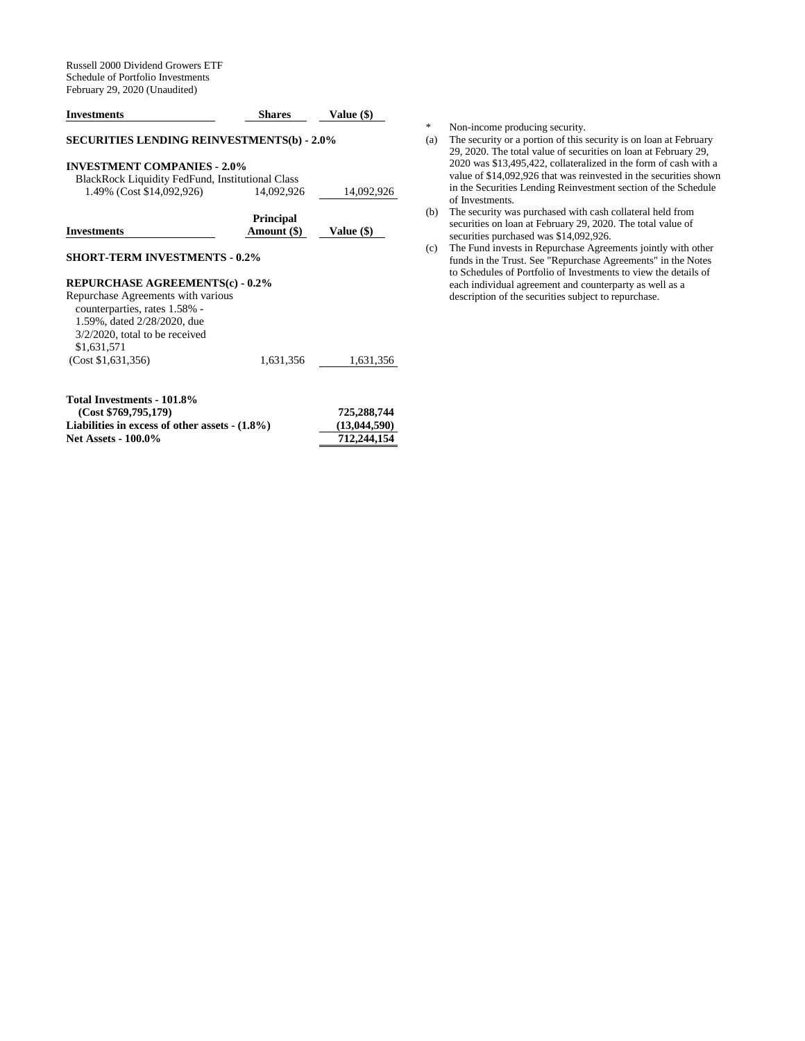Russell 2000 Dividend Growers ETF
Schedule of Portfolio Investments
February 29, 2020 (Unaudited)

| Investments | Shares | Value ($) |
|---|---|---|
| **SECURITIES LENDING REINVESTMENTS(b) - 2.0%** | | |
| **INVESTMENT COMPANIES - 2.0%** | | |
| BlackRock Liquidity FedFund, Institutional Class 1.49% (Cost $14,092,926) | 14,092,926 | 14,092,926 |

| Investments | Principal Amount ($) | Value ($) |
|---|---|---|
| **SHORT-TERM INVESTMENTS - 0.2%** | | |
| **REPURCHASE AGREEMENTS(c) - 0.2%** | | |
| Repurchase Agreements with various counterparties, rates 1.58% - 1.59%, dated 2/28/2020, due 3/2/2020, total to be received $1,631,571 (Cost $1,631,356) | 1,631,356 | 1,631,356 |

| | |
|---|---|
| **Total Investments - 101.8% (Cost $769,795,179)** | **725,288,744** |
| **Liabilities in excess of other assets - (1.8%)** | **(13,044,590)** |
| **Net Assets - 100.0%** | **712,244,154** |

\* Non-income producing security.

(a) The security or a portion of this security is on loan at February 29, 2020. The total value of securities on loan at February 29, 2020 was $13,495,422, collateralized in the form of cash with a value of $14,092,926 that was reinvested in the securities shown in the Securities Lending Reinvestment section of the Schedule of Investments.

(b) The security was purchased with cash collateral held from securities on loan at February 29, 2020. The total value of securities purchased was $14,092,926.

(c) The Fund invests in Repurchase Agreements jointly with other funds in the Trust. See "Repurchase Agreements" in the Notes to Schedules of Portfolio of Investments to view the details of each individual agreement and counterparty as well as a description of the securities subject to repurchase.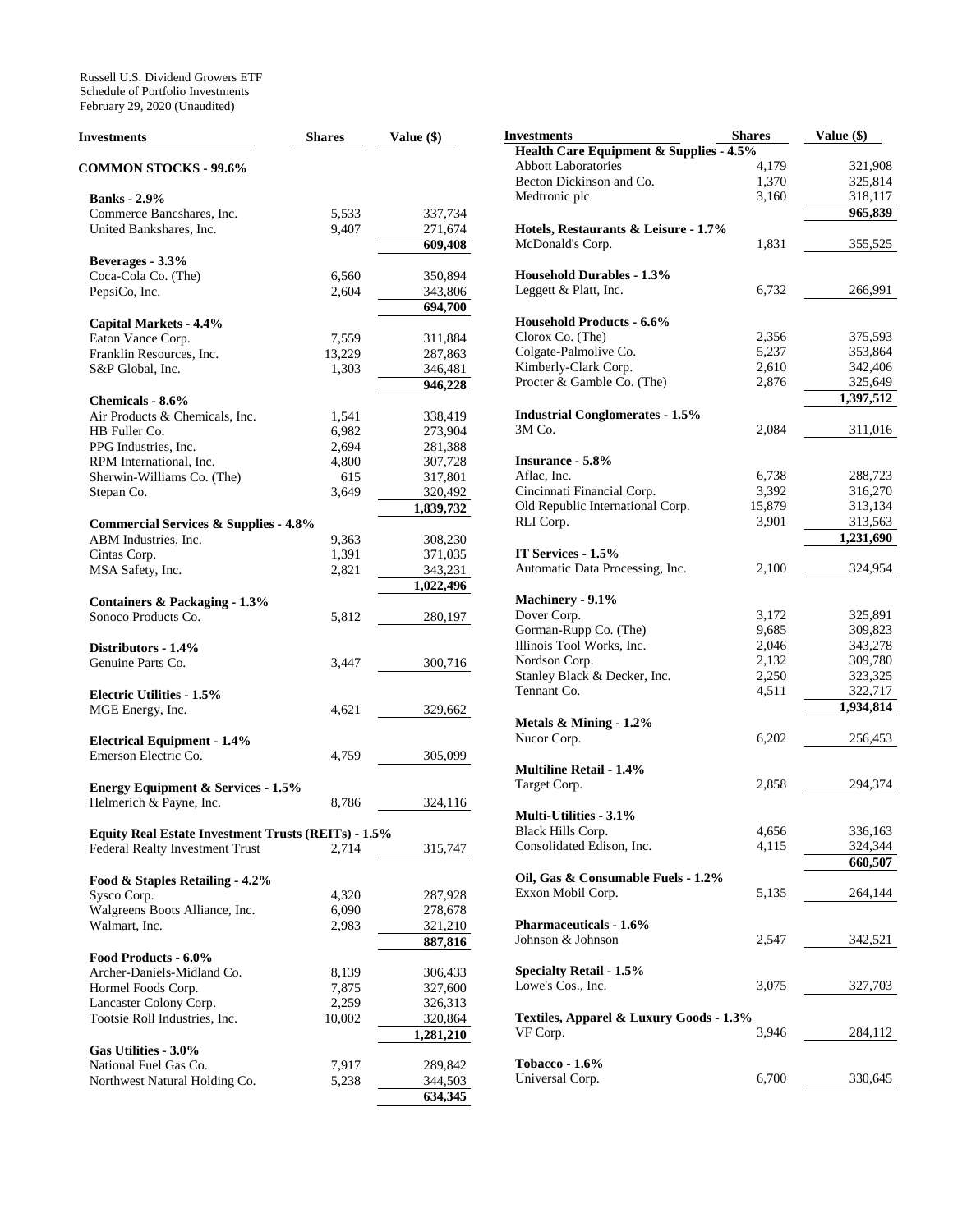Russell U.S. Dividend Growers ETF
Schedule of Portfolio Investments
February 29, 2020 (Unaudited)

| Investments | Shares | Value ($) |
|---|---|---|
| **COMMON STOCKS - 99.6%** | | |
| **Banks - 2.9%** | | |
| Commerce Bancshares, Inc. | 5,533 | 337,734 |
| United Bankshares, Inc. | 9,407 | 271,674 |
| | | **609,408** |
| **Beverages - 3.3%** | | |
| Coca-Cola Co. (The) | 6,560 | 350,894 |
| PepsiCo, Inc. | 2,604 | 343,806 |
| | | **694,700** |
| **Capital Markets - 4.4%** | | |
| Eaton Vance Corp. | 7,559 | 311,884 |
| Franklin Resources, Inc. | 13,229 | 287,863 |
| S&P Global, Inc. | 1,303 | 346,481 |
| | | **946,228** |
| **Chemicals - 8.6%** | | |
| Air Products & Chemicals, Inc. | 1,541 | 338,419 |
| HB Fuller Co. | 6,982 | 273,904 |
| PPG Industries, Inc. | 2,694 | 281,388 |
| RPM International, Inc. | 4,800 | 307,728 |
| Sherwin-Williams Co. (The) | 615 | 317,801 |
| Stepan Co. | 3,649 | 320,492 |
| | | **1,839,732** |
| **Commercial Services & Supplies - 4.8%** | | |
| ABM Industries, Inc. | 9,363 | 308,230 |
| Cintas Corp. | 1,391 | 371,035 |
| MSA Safety, Inc. | 2,821 | 343,231 |
| | | **1,022,496** |
| **Containers & Packaging - 1.3%** | | |
| Sonoco Products Co. | 5,812 | 280,197 |
| **Distributors - 1.4%** | | |
| Genuine Parts Co. | 3,447 | 300,716 |
| **Electric Utilities - 1.5%** | | |
| MGE Energy, Inc. | 4,621 | 329,662 |
| **Electrical Equipment - 1.4%** | | |
| Emerson Electric Co. | 4,759 | 305,099 |
| **Energy Equipment & Services - 1.5%** | | |
| Helmerich & Payne, Inc. | 8,786 | 324,116 |
| **Equity Real Estate Investment Trusts (REITs) - 1.5%** | | |
| Federal Realty Investment Trust | 2,714 | 315,747 |
| **Food & Staples Retailing - 4.2%** | | |
| Sysco Corp. | 4,320 | 287,928 |
| Walgreens Boots Alliance, Inc. | 6,090 | 278,678 |
| Walmart, Inc. | 2,983 | 321,210 |
| | | **887,816** |
| **Food Products - 6.0%** | | |
| Archer-Daniels-Midland Co. | 8,139 | 306,433 |
| Hormel Foods Corp. | 7,875 | 327,600 |
| Lancaster Colony Corp. | 2,259 | 326,313 |
| Tootsie Roll Industries, Inc. | 10,002 | 320,864 |
| | | **1,281,210** |
| **Gas Utilities - 3.0%** | | |
| National Fuel Gas Co. | 7,917 | 289,842 |
| Northwest Natural Holding Co. | 5,238 | 344,503 |
| | | **634,345** |
| **Health Care Equipment & Supplies - 4.5%** | | |
| Abbott Laboratories | 4,179 | 321,908 |
| Becton Dickinson and Co. | 1,370 | 325,814 |
| Medtronic plc | 3,160 | 318,117 |
| | | **965,839** |
| **Hotels, Restaurants & Leisure - 1.7%** | | |
| McDonald's Corp. | 1,831 | 355,525 |
| **Household Durables - 1.3%** | | |
| Leggett & Platt, Inc. | 6,732 | 266,991 |
| **Household Products - 6.6%** | | |
| Clorox Co. (The) | 2,356 | 375,593 |
| Colgate-Palmolive Co. | 5,237 | 353,864 |
| Kimberly-Clark Corp. | 2,610 | 342,406 |
| Procter & Gamble Co. (The) | 2,876 | 325,649 |
| | | **1,397,512** |
| **Industrial Conglomerates - 1.5%** | | |
| 3M Co. | 2,084 | 311,016 |
| **Insurance - 5.8%** | | |
| Aflac, Inc. | 6,738 | 288,723 |
| Cincinnati Financial Corp. | 3,392 | 316,270 |
| Old Republic International Corp. | 15,879 | 313,134 |
| RLI Corp. | 3,901 | 313,563 |
| | | **1,231,690** |
| **IT Services - 1.5%** | | |
| Automatic Data Processing, Inc. | 2,100 | 324,954 |
| **Machinery - 9.1%** | | |
| Dover Corp. | 3,172 | 325,891 |
| Gorman-Rupp Co. (The) | 9,685 | 309,823 |
| Illinois Tool Works, Inc. | 2,046 | 343,278 |
| Nordson Corp. | 2,132 | 309,780 |
| Stanley Black & Decker, Inc. | 2,250 | 323,325 |
| Tennant Co. | 4,511 | 322,717 |
| | | **1,934,814** |
| **Metals & Mining - 1.2%** | | |
| Nucor Corp. | 6,202 | 256,453 |
| **Multiline Retail - 1.4%** | | |
| Target Corp. | 2,858 | 294,374 |
| **Multi-Utilities - 3.1%** | | |
| Black Hills Corp. | 4,656 | 336,163 |
| Consolidated Edison, Inc. | 4,115 | 324,344 |
| | | **660,507** |
| **Oil, Gas & Consumable Fuels - 1.2%** | | |
| Exxon Mobil Corp. | 5,135 | 264,144 |
| **Pharmaceuticals - 1.6%** | | |
| Johnson & Johnson | 2,547 | 342,521 |
| **Specialty Retail - 1.5%** | | |
| Lowe's Cos., Inc. | 3,075 | 327,703 |
| **Textiles, Apparel & Luxury Goods - 1.3%** | | |
| VF Corp. | 3,946 | 284,112 |
| **Tobacco - 1.6%** | | |
| Universal Corp. | 6,700 | 330,645 |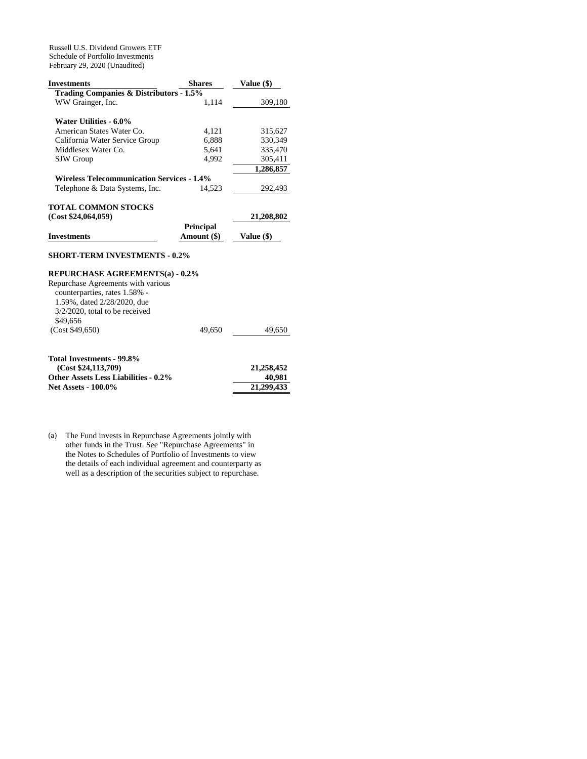Russell U.S. Dividend Growers ETF
Schedule of Portfolio Investments
February 29, 2020 (Unaudited)

| Investments | Shares | Value ($) |
|---|---|---|
| **Trading Companies & Distributors - 1.5%** | | |
| WW Grainger, Inc. | 1,114 | 309,180 |
| | | |
| **Water Utilities - 6.0%** | | |
| American States Water Co. | 4,121 | 315,627 |
| California Water Service Group | 6,888 | 330,349 |
| Middlesex Water Co. | 5,641 | 335,470 |
| SJW Group | 4,992 | 305,411 |
| | | **1,286,857** |
| **Wireless Telecommunication Services - 1.4%** | | |
| Telephone & Data Systems, Inc. | 14,523 | 292,493 |
| | | |
| **TOTAL COMMON STOCKS (Cost $24,064,059)** | | **21,208,802** |

| Investments | Principal Amount ($) | Value ($) |
|---|---|---|
| **SHORT-TERM INVESTMENTS - 0.2%** | | |
| **REPURCHASE AGREEMENTS(a) - 0.2%** | | |
| Repurchase Agreements with various counterparties, rates 1.58% - 1.59%, dated 2/28/2020, due 3/2/2020, total to be received $49,656 (Cost $49,650) | 49,650 | 49,650 |
| | | |
| **Total Investments - 99.8% (Cost $24,113,709)** | | **21,258,452** |
| **Other Assets Less Liabilities - 0.2%** | | **40,981** |
| **Net Assets - 100.0%** | | **21,299,433** |

(a) The Fund invests in Repurchase Agreements jointly with other funds in the Trust. See "Repurchase Agreements" in the Notes to Schedules of Portfolio of Investments to view the details of each individual agreement and counterparty as well as a description of the securities subject to repurchase.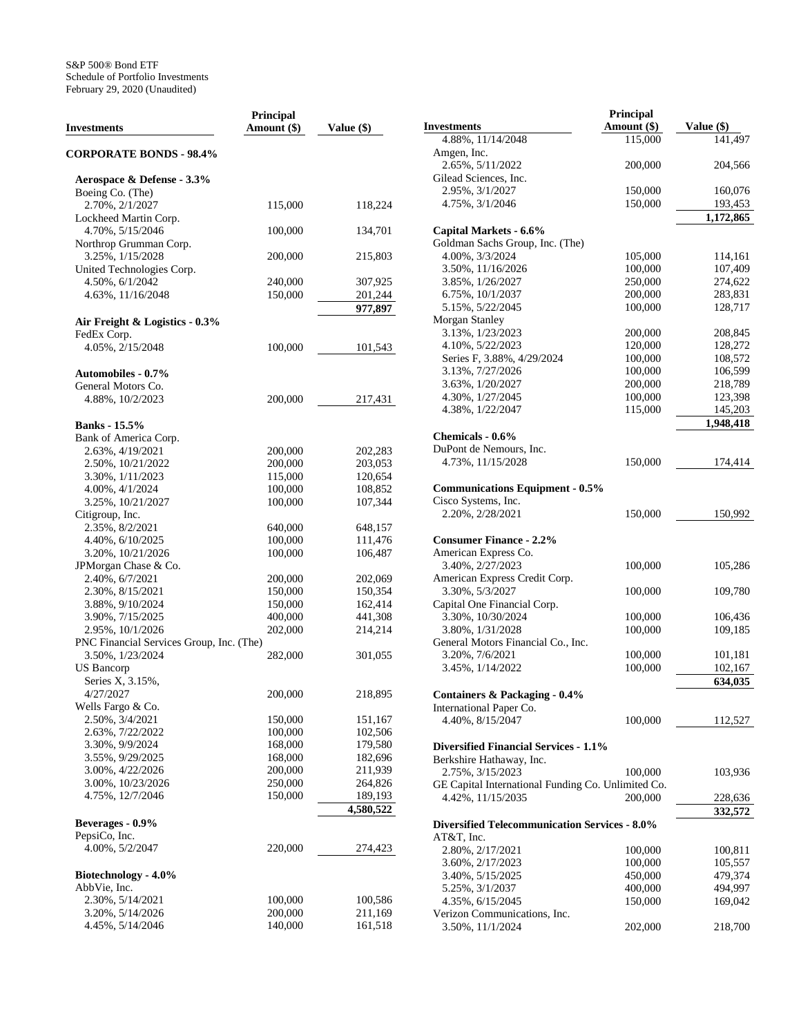S&P 500® Bond ETF
Schedule of Portfolio Investments
February 29, 2020 (Unaudited)

| Investments | Principal Amount ($) | Value ($) |
|---|---|---|
| **CORPORATE BONDS - 98.4%** | | |
| **Aerospace & Defense - 3.3%** | | |
| Boeing Co. (The) | | |
| 2.70%, 2/1/2027 | 115,000 | 118,224 |
| Lockheed Martin Corp. | | |
| 4.70%, 5/15/2046 | 100,000 | 134,701 |
| Northrop Grumman Corp. | | |
| 3.25%, 1/15/2028 | 200,000 | 215,803 |
| United Technologies Corp. | | |
| 4.50%, 6/1/2042 | 240,000 | 307,925 |
| 4.63%, 11/16/2048 | 150,000 | 201,244 |
| | | **977,897** |
| **Air Freight & Logistics - 0.3%** | | |
| FedEx Corp. | | |
| 4.05%, 2/15/2048 | 100,000 | 101,543 |
| **Automobiles - 0.7%** | | |
| General Motors Co. | | |
| 4.88%, 10/2/2023 | 200,000 | 217,431 |
| **Banks - 15.5%** | | |
| Bank of America Corp. | | |
| 2.63%, 4/19/2021 | 200,000 | 202,283 |
| 2.50%, 10/21/2022 | 200,000 | 203,053 |
| 3.30%, 1/11/2023 | 115,000 | 120,654 |
| 4.00%, 4/1/2024 | 100,000 | 108,852 |
| 3.25%, 10/21/2027 | 100,000 | 107,344 |
| Citigroup, Inc. | | |
| 2.35%, 8/2/2021 | 640,000 | 648,157 |
| 4.40%, 6/10/2025 | 100,000 | 111,476 |
| 3.20%, 10/21/2026 | 100,000 | 106,487 |
| JPMorgan Chase & Co. | | |
| 2.40%, 6/7/2021 | 200,000 | 202,069 |
| 2.30%, 8/15/2021 | 150,000 | 150,354 |
| 3.88%, 9/10/2024 | 150,000 | 162,414 |
| 3.90%, 7/15/2025 | 400,000 | 441,308 |
| 2.95%, 10/1/2026 | 202,000 | 214,214 |
| PNC Financial Services Group, Inc. (The) | | |
| 3.50%, 1/23/2024 | 282,000 | 301,055 |
| US Bancorp | | |
| Series X, 3.15%, 4/27/2027 | 200,000 | 218,895 |
| Wells Fargo & Co. | | |
| 2.50%, 3/4/2021 | 150,000 | 151,167 |
| 2.63%, 7/22/2022 | 100,000 | 102,506 |
| 3.30%, 9/9/2024 | 168,000 | 179,580 |
| 3.55%, 9/29/2025 | 168,000 | 182,696 |
| 3.00%, 4/22/2026 | 200,000 | 211,939 |
| 3.00%, 10/23/2026 | 250,000 | 264,826 |
| 4.75%, 12/7/2046 | 150,000 | 189,193 |
| | | **4,580,522** |
| **Beverages - 0.9%** | | |
| PepsiCo, Inc. | | |
| 4.00%, 5/2/2047 | 220,000 | 274,423 |
| **Biotechnology - 4.0%** | | |
| AbbVie, Inc. | | |
| 2.30%, 5/14/2021 | 100,000 | 100,586 |
| 3.20%, 5/14/2026 | 200,000 | 211,169 |
| 4.45%, 5/14/2046 | 140,000 | 161,518 |
| 4.88%, 11/14/2048 | 115,000 | 141,497 |
| Amgen, Inc. | | |
| 2.65%, 5/11/2022 | 200,000 | 204,566 |
| Gilead Sciences, Inc. | | |
| 2.95%, 3/1/2027 | 150,000 | 160,076 |
| 4.75%, 3/1/2046 | 150,000 | 193,453 |
| | | **1,172,865** |
| **Capital Markets - 6.6%** | | |
| Goldman Sachs Group, Inc. (The) | | |
| 4.00%, 3/3/2024 | 105,000 | 114,161 |
| 3.50%, 11/16/2026 | 100,000 | 107,409 |
| 3.85%, 1/26/2027 | 250,000 | 274,622 |
| 6.75%, 10/1/2037 | 200,000 | 283,831 |
| 5.15%, 5/22/2045 | 100,000 | 128,717 |
| Morgan Stanley | | |
| 3.13%, 1/23/2023 | 200,000 | 208,845 |
| 4.10%, 5/22/2023 | 120,000 | 128,272 |
| Series F, 3.88%, 4/29/2024 | 100,000 | 108,572 |
| 3.13%, 7/27/2026 | 100,000 | 106,599 |
| 3.63%, 1/20/2027 | 200,000 | 218,789 |
| 4.30%, 1/27/2045 | 100,000 | 123,398 |
| 4.38%, 1/22/2047 | 115,000 | 145,203 |
| | | **1,948,418** |
| **Chemicals - 0.6%** | | |
| DuPont de Nemours, Inc. | | |
| 4.73%, 11/15/2028 | 150,000 | 174,414 |
| **Communications Equipment - 0.5%** | | |
| Cisco Systems, Inc. | | |
| 2.20%, 2/28/2021 | 150,000 | 150,992 |
| **Consumer Finance - 2.2%** | | |
| American Express Co. | | |
| 3.40%, 2/27/2023 | 100,000 | 105,286 |
| American Express Credit Corp. | | |
| 3.30%, 5/3/2027 | 100,000 | 109,780 |
| Capital One Financial Corp. | | |
| 3.30%, 10/30/2024 | 100,000 | 106,436 |
| 3.80%, 1/31/2028 | 100,000 | 109,185 |
| General Motors Financial Co., Inc. | | |
| 3.20%, 7/6/2021 | 100,000 | 101,181 |
| 3.45%, 1/14/2022 | 100,000 | 102,167 |
| | | **634,035** |
| **Containers & Packaging - 0.4%** | | |
| International Paper Co. | | |
| 4.40%, 8/15/2047 | 100,000 | 112,527 |
| **Diversified Financial Services - 1.1%** | | |
| Berkshire Hathaway, Inc. | | |
| 2.75%, 3/15/2023 | 100,000 | 103,936 |
| GE Capital International Funding Co. Unlimited Co. | | |
| 4.42%, 11/15/2035 | 200,000 | 228,636 |
| | | **332,572** |
| **Diversified Telecommunication Services - 8.0%** | | |
| AT&T, Inc. | | |
| 2.80%, 2/17/2021 | 100,000 | 100,811 |
| 3.60%, 2/17/2023 | 100,000 | 105,557 |
| 3.40%, 5/15/2025 | 450,000 | 479,374 |
| 5.25%, 3/1/2037 | 400,000 | 494,997 |
| 4.35%, 6/15/2045 | 150,000 | 169,042 |
| Verizon Communications, Inc. | | |
| 3.50%, 11/1/2024 | 202,000 | 218,700 |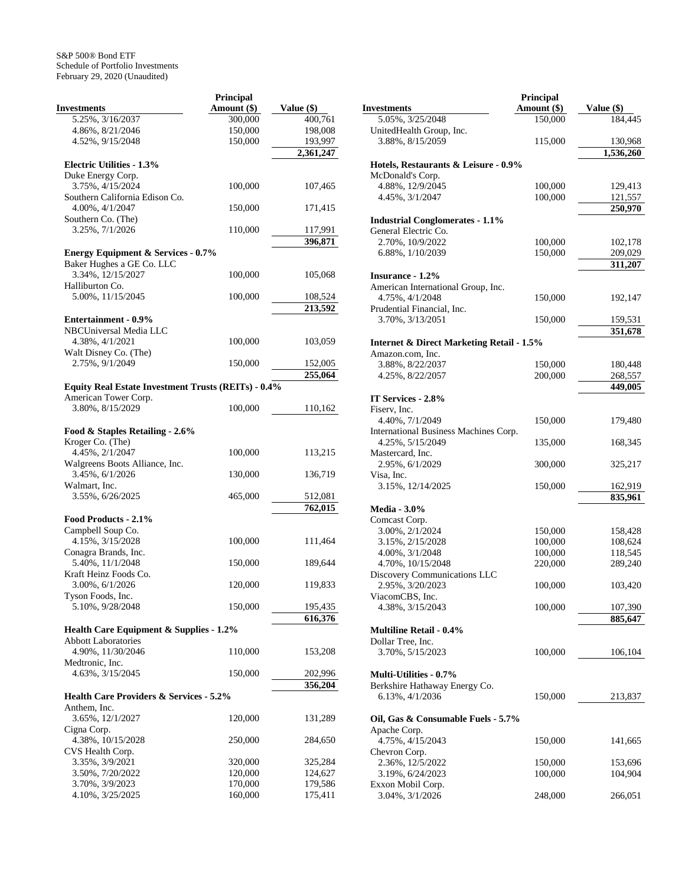S&P 500® Bond ETF
Schedule of Portfolio Investments
February 29, 2020 (Unaudited)

| Investments | Principal Amount ($) | Value ($) |
|---|---|---|
| 5.25%, 3/16/2037 | 300,000 | 400,761 |
| 4.86%, 8/21/2046 | 150,000 | 198,008 |
| 4.52%, 9/15/2048 | 150,000 | 193,997 |
| | | **2,361,247** |
| **Electric Utilities - 1.3%** | | |
| Duke Energy Corp. | | |
| 3.75%, 4/15/2024 | 100,000 | 107,465 |
| Southern California Edison Co. | | |
| 4.00%, 4/1/2047 | 150,000 | 171,415 |
| Southern Co. (The) | | |
| 3.25%, 7/1/2026 | 110,000 | 117,991 |
| | | **396,871** |
| **Energy Equipment & Services - 0.7%** | | |
| Baker Hughes a GE Co. LLC | | |
| 3.34%, 12/15/2027 | 100,000 | 105,068 |
| Halliburton Co. | | |
| 5.00%, 11/15/2045 | 100,000 | 108,524 |
| | | **213,592** |
| **Entertainment - 0.9%** | | |
| NBCUniversal Media LLC | | |
| 4.38%, 4/1/2021 | 100,000 | 103,059 |
| Walt Disney Co. (The) | | |
| 2.75%, 9/1/2049 | 150,000 | 152,005 |
| | | **255,064** |
| **Equity Real Estate Investment Trusts (REITs) - 0.4%** | | |
| American Tower Corp. | | |
| 3.80%, 8/15/2029 | 100,000 | 110,162 |
| **Food & Staples Retailing - 2.6%** | | |
| Kroger Co. (The) | | |
| 4.45%, 2/1/2047 | 100,000 | 113,215 |
| Walgreens Boots Alliance, Inc. | | |
| 3.45%, 6/1/2026 | 130,000 | 136,719 |
| Walmart, Inc. | | |
| 3.55%, 6/26/2025 | 465,000 | 512,081 |
| | | **762,015** |
| **Food Products - 2.1%** | | |
| Campbell Soup Co. | | |
| 4.15%, 3/15/2028 | 100,000 | 111,464 |
| Conagra Brands, Inc. | | |
| 5.40%, 11/1/2048 | 150,000 | 189,644 |
| Kraft Heinz Foods Co. | | |
| 3.00%, 6/1/2026 | 120,000 | 119,833 |
| Tyson Foods, Inc. | | |
| 5.10%, 9/28/2048 | 150,000 | 195,435 |
| | | **616,376** |
| **Health Care Equipment & Supplies - 1.2%** | | |
| Abbott Laboratories | | |
| 4.90%, 11/30/2046 | 110,000 | 153,208 |
| Medtronic, Inc. | | |
| 4.63%, 3/15/2045 | 150,000 | 202,996 |
| | | **356,204** |
| **Health Care Providers & Services - 5.2%** | | |
| Anthem, Inc. | | |
| 3.65%, 12/1/2027 | 120,000 | 131,289 |
| Cigna Corp. | | |
| 4.38%, 10/15/2028 | 250,000 | 284,650 |
| CVS Health Corp. | | |
| 3.35%, 3/9/2021 | 320,000 | 325,284 |
| 3.50%, 7/20/2022 | 120,000 | 124,627 |
| 3.70%, 3/9/2023 | 170,000 | 179,586 |
| 4.10%, 3/25/2025 | 160,000 | 175,411 |
| 5.05%, 3/25/2048 | 150,000 | 184,445 |
| UnitedHealth Group, Inc. | | |
| 3.88%, 8/15/2059 | 115,000 | 130,968 |
| | | **1,536,260** |
| **Hotels, Restaurants & Leisure - 0.9%** | | |
| McDonald's Corp. | | |
| 4.88%, 12/9/2045 | 100,000 | 129,413 |
| 4.45%, 3/1/2047 | 100,000 | 121,557 |
| | | **250,970** |
| **Industrial Conglomerates - 1.1%** | | |
| General Electric Co. | | |
| 2.70%, 10/9/2022 | 100,000 | 102,178 |
| 6.88%, 1/10/2039 | 150,000 | 209,029 |
| | | **311,207** |
| **Insurance - 1.2%** | | |
| American International Group, Inc. | | |
| 4.75%, 4/1/2048 | 150,000 | 192,147 |
| Prudential Financial, Inc. | | |
| 3.70%, 3/13/2051 | 150,000 | 159,531 |
| | | **351,678** |
| **Internet & Direct Marketing Retail - 1.5%** | | |
| Amazon.com, Inc. | | |
| 3.88%, 8/22/2037 | 150,000 | 180,448 |
| 4.25%, 8/22/2057 | 200,000 | 268,557 |
| | | **449,005** |
| **IT Services - 2.8%** | | |
| Fiserv, Inc. | | |
| 4.40%, 7/1/2049 | 150,000 | 179,480 |
| International Business Machines Corp. | | |
| 4.25%, 5/15/2049 | 135,000 | 168,345 |
| Mastercard, Inc. | | |
| 2.95%, 6/1/2029 | 300,000 | 325,217 |
| Visa, Inc. | | |
| 3.15%, 12/14/2025 | 150,000 | 162,919 |
| | | **835,961** |
| **Media - 3.0%** | | |
| Comcast Corp. | | |
| 3.00%, 2/1/2024 | 150,000 | 158,428 |
| 3.15%, 2/15/2028 | 100,000 | 108,624 |
| 4.00%, 3/1/2048 | 100,000 | 118,545 |
| 4.70%, 10/15/2048 | 220,000 | 289,240 |
| Discovery Communications LLC | | |
| 2.95%, 3/20/2023 | 100,000 | 103,420 |
| ViacomCBS, Inc. | | |
| 4.38%, 3/15/2043 | 100,000 | 107,390 |
| | | **885,647** |
| **Multiline Retail - 0.4%** | | |
| Dollar Tree, Inc. | | |
| 3.70%, 5/15/2023 | 100,000 | 106,104 |
| **Multi-Utilities - 0.7%** | | |
| Berkshire Hathaway Energy Co. | | |
| 6.13%, 4/1/2036 | 150,000 | 213,837 |
| **Oil, Gas & Consumable Fuels - 5.7%** | | |
| Apache Corp. | | |
| 4.75%, 4/15/2043 | 150,000 | 141,665 |
| Chevron Corp. | | |
| 2.36%, 12/5/2022 | 150,000 | 153,696 |
| 3.19%, 6/24/2023 | 100,000 | 104,904 |
| Exxon Mobil Corp. | | |
| 3.04%, 3/1/2026 | 248,000 | 266,051 |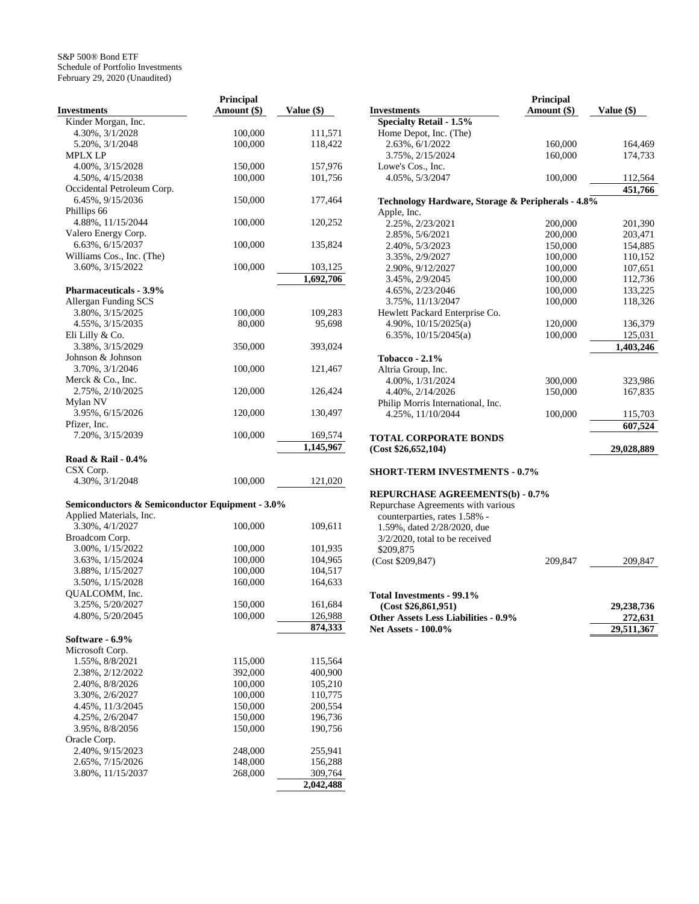S&P 500® Bond ETF
Schedule of Portfolio Investments
February 29, 2020 (Unaudited)

| Investments | Principal Amount ($) | Value ($) |
|---|---|---|
| Kinder Morgan, Inc. | | |
| 4.30%, 3/1/2028 | 100,000 | 111,571 |
| 5.20%, 3/1/2048 | 100,000 | 118,422 |
| MPLX LP | | |
| 4.00%, 3/15/2028 | 150,000 | 157,976 |
| 4.50%, 4/15/2038 | 100,000 | 101,756 |
| Occidental Petroleum Corp. | | |
| 6.45%, 9/15/2036 | 150,000 | 177,464 |
| Phillips 66 | | |
| 4.88%, 11/15/2044 | 100,000 | 120,252 |
| Valero Energy Corp. | | |
| 6.63%, 6/15/2037 | 100,000 | 135,824 |
| Williams Cos., Inc. (The) | | |
| 3.60%, 3/15/2022 | 100,000 | 103,125 |
| | | **1,692,706** |
| **Pharmaceuticals - 3.9%** | | |
| Allergan Funding SCS | | |
| 3.80%, 3/15/2025 | 100,000 | 109,283 |
| 4.55%, 3/15/2035 | 80,000 | 95,698 |
| Eli Lilly & Co. | | |
| 3.38%, 3/15/2029 | 350,000 | 393,024 |
| Johnson & Johnson | | |
| 3.70%, 3/1/2046 | 100,000 | 121,467 |
| Merck & Co., Inc. | | |
| 2.75%, 2/10/2025 | 120,000 | 126,424 |
| Mylan NV | | |
| 3.95%, 6/15/2026 | 120,000 | 130,497 |
| Pfizer, Inc. | | |
| 7.20%, 3/15/2039 | 100,000 | 169,574 |
| | | **1,145,967** |
| **Road & Rail - 0.4%** | | |
| CSX Corp. | | |
| 4.30%, 3/1/2048 | 100,000 | 121,020 |
| **Semiconductors & Semiconductor Equipment - 3.0%** | | |
| Applied Materials, Inc. | | |
| 3.30%, 4/1/2027 | 100,000 | 109,611 |
| Broadcom Corp. | | |
| 3.00%, 1/15/2022 | 100,000 | 101,935 |
| 3.63%, 1/15/2024 | 100,000 | 104,965 |
| 3.88%, 1/15/2027 | 100,000 | 104,517 |
| 3.50%, 1/15/2028 | 160,000 | 164,633 |
| QUALCOMM, Inc. | | |
| 3.25%, 5/20/2027 | 150,000 | 161,684 |
| 4.80%, 5/20/2045 | 100,000 | 126,988 |
| | | **874,333** |
| **Software - 6.9%** | | |
| Microsoft Corp. | | |
| 1.55%, 8/8/2021 | 115,000 | 115,564 |
| 2.38%, 2/12/2022 | 392,000 | 400,900 |
| 2.40%, 8/8/2026 | 100,000 | 105,210 |
| 3.30%, 2/6/2027 | 100,000 | 110,775 |
| 4.45%, 11/3/2045 | 150,000 | 200,554 |
| 4.25%, 2/6/2047 | 150,000 | 196,736 |
| 3.95%, 8/8/2056 | 150,000 | 190,756 |
| Oracle Corp. | | |
| 2.40%, 9/15/2023 | 248,000 | 255,941 |
| 2.65%, 7/15/2026 | 148,000 | 156,288 |
| 3.80%, 11/15/2037 | 268,000 | 309,764 |
| | | **2,042,488** |
| **Specialty Retail - 1.5%** | | |
| Home Depot, Inc. (The) | | |
| 2.63%, 6/1/2022 | 160,000 | 164,469 |
| 3.75%, 2/15/2024 | 160,000 | 174,733 |
| Lowe's Cos., Inc. | | |
| 4.05%, 5/3/2047 | 100,000 | 112,564 |
| | | **451,766** |
| **Technology Hardware, Storage & Peripherals - 4.8%** | | |
| Apple, Inc. | | |
| 2.25%, 2/23/2021 | 200,000 | 201,390 |
| 2.85%, 5/6/2021 | 200,000 | 203,471 |
| 2.40%, 5/3/2023 | 150,000 | 154,885 |
| 3.35%, 2/9/2027 | 100,000 | 110,152 |
| 2.90%, 9/12/2027 | 100,000 | 107,651 |
| 3.45%, 2/9/2045 | 100,000 | 112,736 |
| 4.65%, 2/23/2046 | 100,000 | 133,225 |
| 3.75%, 11/13/2047 | 100,000 | 118,326 |
| Hewlett Packard Enterprise Co. | | |
| 4.90%, 10/15/2025(a) | 120,000 | 136,379 |
| 6.35%, 10/15/2045(a) | 100,000 | 125,031 |
| | | **1,403,246** |
| **Tobacco - 2.1%** | | |
| Altria Group, Inc. | | |
| 4.00%, 1/31/2024 | 300,000 | 323,986 |
| 4.40%, 2/14/2026 | 150,000 | 167,835 |
| Philip Morris International, Inc. | | |
| 4.25%, 11/10/2044 | 100,000 | 115,703 |
| | | **607,524** |
| **TOTAL CORPORATE BONDS (Cost $26,652,104)** | | **29,028,889** |
| **SHORT-TERM INVESTMENTS - 0.7%** | | |
| **REPURCHASE AGREEMENTS(b) - 0.7%** | | |
| Repurchase Agreements with various counterparties, rates 1.58% - 1.59%, dated 2/28/2020, due 3/2/2020, total to be received $209,875 (Cost $209,847) | 209,847 | 209,847 |
| **Total Investments - 99.1% (Cost $26,861,951)** | | **29,238,736** |
| **Other Assets Less Liabilities - 0.9%** | | **272,631** |
| **Net Assets - 100.0%** | | **29,511,367** |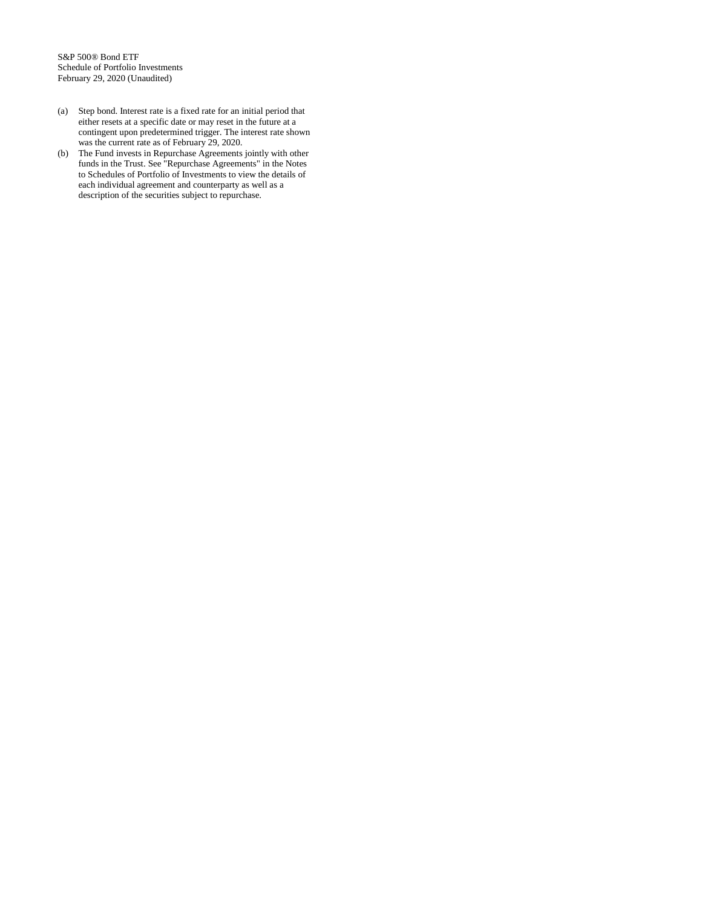S&P 500® Bond ETF
Schedule of Portfolio Investments
February 29, 2020 (Unaudited)

(a) Step bond. Interest rate is a fixed rate for an initial period that either resets at a specific date or may reset in the future at a contingent upon predetermined trigger. The interest rate shown was the current rate as of February 29, 2020.

(b) The Fund invests in Repurchase Agreements jointly with other funds in the Trust. See "Repurchase Agreements" in the Notes to Schedules of Portfolio of Investments to view the details of each individual agreement and counterparty as well as a description of the securities subject to repurchase.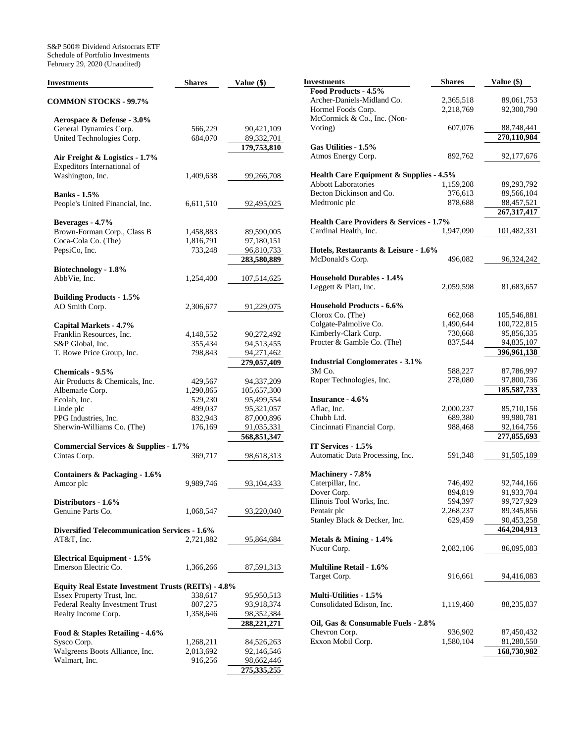S&P 500® Dividend Aristocrats ETF
Schedule of Portfolio Investments
February 29, 2020 (Unaudited)

| Investments | Shares | Value ($) |
|---|---|---|
| **COMMON STOCKS - 99.7%** | | |
| **Aerospace & Defense - 3.0%** | | |
| General Dynamics Corp. | 566,229 | 90,421,109 |
| United Technologies Corp. | 684,070 | 89,332,701 |
| | | **179,753,810** |
| **Air Freight & Logistics - 1.7%** | | |
| Expeditors International of Washington, Inc. | 1,409,638 | 99,266,708 |
| **Banks - 1.5%** | | |
| People's United Financial, Inc. | 6,611,510 | 92,495,025 |
| **Beverages - 4.7%** | | |
| Brown-Forman Corp., Class B | 1,458,883 | 89,590,005 |
| Coca-Cola Co. (The) | 1,816,791 | 97,180,151 |
| PepsiCo, Inc. | 733,248 | 96,810,733 |
| | | **283,580,889** |
| **Biotechnology - 1.8%** | | |
| AbbVie, Inc. | 1,254,400 | 107,514,625 |
| **Building Products - 1.5%** | | |
| AO Smith Corp. | 2,306,677 | 91,229,075 |
| **Capital Markets - 4.7%** | | |
| Franklin Resources, Inc. | 4,148,552 | 90,272,492 |
| S&P Global, Inc. | 355,434 | 94,513,455 |
| T. Rowe Price Group, Inc. | 798,843 | 94,271,462 |
| | | **279,057,409** |
| **Chemicals - 9.5%** | | |
| Air Products & Chemicals, Inc. | 429,567 | 94,337,209 |
| Albemarle Corp. | 1,290,865 | 105,657,300 |
| Ecolab, Inc. | 529,230 | 95,499,554 |
| Linde plc | 499,037 | 95,321,057 |
| PPG Industries, Inc. | 832,943 | 87,000,896 |
| Sherwin-Williams Co. (The) | 176,169 | 91,035,331 |
| | | **568,851,347** |
| **Commercial Services & Supplies - 1.7%** | | |
| Cintas Corp. | 369,717 | 98,618,313 |
| **Containers & Packaging - 1.6%** | | |
| Amcor plc | 9,989,746 | 93,104,433 |
| **Distributors - 1.6%** | | |
| Genuine Parts Co. | 1,068,547 | 93,220,040 |
| **Diversified Telecommunication Services - 1.6%** | | |
| AT&T, Inc. | 2,721,882 | 95,864,684 |
| **Electrical Equipment - 1.5%** | | |
| Emerson Electric Co. | 1,366,266 | 87,591,313 |
| **Equity Real Estate Investment Trusts (REITs) - 4.8%** | | |
| Essex Property Trust, Inc. | 338,617 | 95,950,513 |
| Federal Realty Investment Trust | 807,275 | 93,918,374 |
| Realty Income Corp. | 1,358,646 | 98,352,384 |
| | | **288,221,271** |
| **Food & Staples Retailing - 4.6%** | | |
| Sysco Corp. | 1,268,211 | 84,526,263 |
| Walgreens Boots Alliance, Inc. | 2,013,692 | 92,146,546 |
| Walmart, Inc. | 916,256 | 98,662,446 |
| | | **275,335,255** |
| **Food Products - 4.5%** | | |
| Archer-Daniels-Midland Co. | 2,365,518 | 89,061,753 |
| Hormel Foods Corp. | 2,218,769 | 92,300,790 |
| McCormick & Co., Inc. (Non-Voting) | 607,076 | 88,748,441 |
| | | **270,110,984** |
| **Gas Utilities - 1.5%** | | |
| Atmos Energy Corp. | 892,762 | 92,177,676 |
| **Health Care Equipment & Supplies - 4.5%** | | |
| Abbott Laboratories | 1,159,208 | 89,293,792 |
| Becton Dickinson and Co. | 376,613 | 89,566,104 |
| Medtronic plc | 878,688 | 88,457,521 |
| | | **267,317,417** |
| **Health Care Providers & Services - 1.7%** | | |
| Cardinal Health, Inc. | 1,947,090 | 101,482,331 |
| **Hotels, Restaurants & Leisure - 1.6%** | | |
| McDonald's Corp. | 496,082 | 96,324,242 |
| **Household Durables - 1.4%** | | |
| Leggett & Platt, Inc. | 2,059,598 | 81,683,657 |
| **Household Products - 6.6%** | | |
| Clorox Co. (The) | 662,068 | 105,546,881 |
| Colgate-Palmolive Co. | 1,490,644 | 100,722,815 |
| Kimberly-Clark Corp. | 730,668 | 95,856,335 |
| Procter & Gamble Co. (The) | 837,544 | 94,835,107 |
| | | **396,961,138** |
| **Industrial Conglomerates - 3.1%** | | |
| 3M Co. | 588,227 | 87,786,997 |
| Roper Technologies, Inc. | 278,080 | 97,800,736 |
| | | **185,587,733** |
| **Insurance - 4.6%** | | |
| Aflac, Inc. | 2,000,237 | 85,710,156 |
| Chubb Ltd. | 689,380 | 99,980,781 |
| Cincinnati Financial Corp. | 988,468 | 92,164,756 |
| | | **277,855,693** |
| **IT Services - 1.5%** | | |
| Automatic Data Processing, Inc. | 591,348 | 91,505,189 |
| **Machinery - 7.8%** | | |
| Caterpillar, Inc. | 746,492 | 92,744,166 |
| Dover Corp. | 894,819 | 91,933,704 |
| Illinois Tool Works, Inc. | 594,397 | 99,727,929 |
| Pentair plc | 2,268,237 | 89,345,856 |
| Stanley Black & Decker, Inc. | 629,459 | 90,453,258 |
| | | **464,204,913** |
| **Metals & Mining - 1.4%** | | |
| Nucor Corp. | 2,082,106 | 86,095,083 |
| **Multiline Retail - 1.6%** | | |
| Target Corp. | 916,661 | 94,416,083 |
| **Multi-Utilities - 1.5%** | | |
| Consolidated Edison, Inc. | 1,119,460 | 88,235,837 |
| **Oil, Gas & Consumable Fuels - 2.8%** | | |
| Chevron Corp. | 936,902 | 87,450,432 |
| Exxon Mobil Corp. | 1,580,104 | 81,280,550 |
| | | **168,730,982** |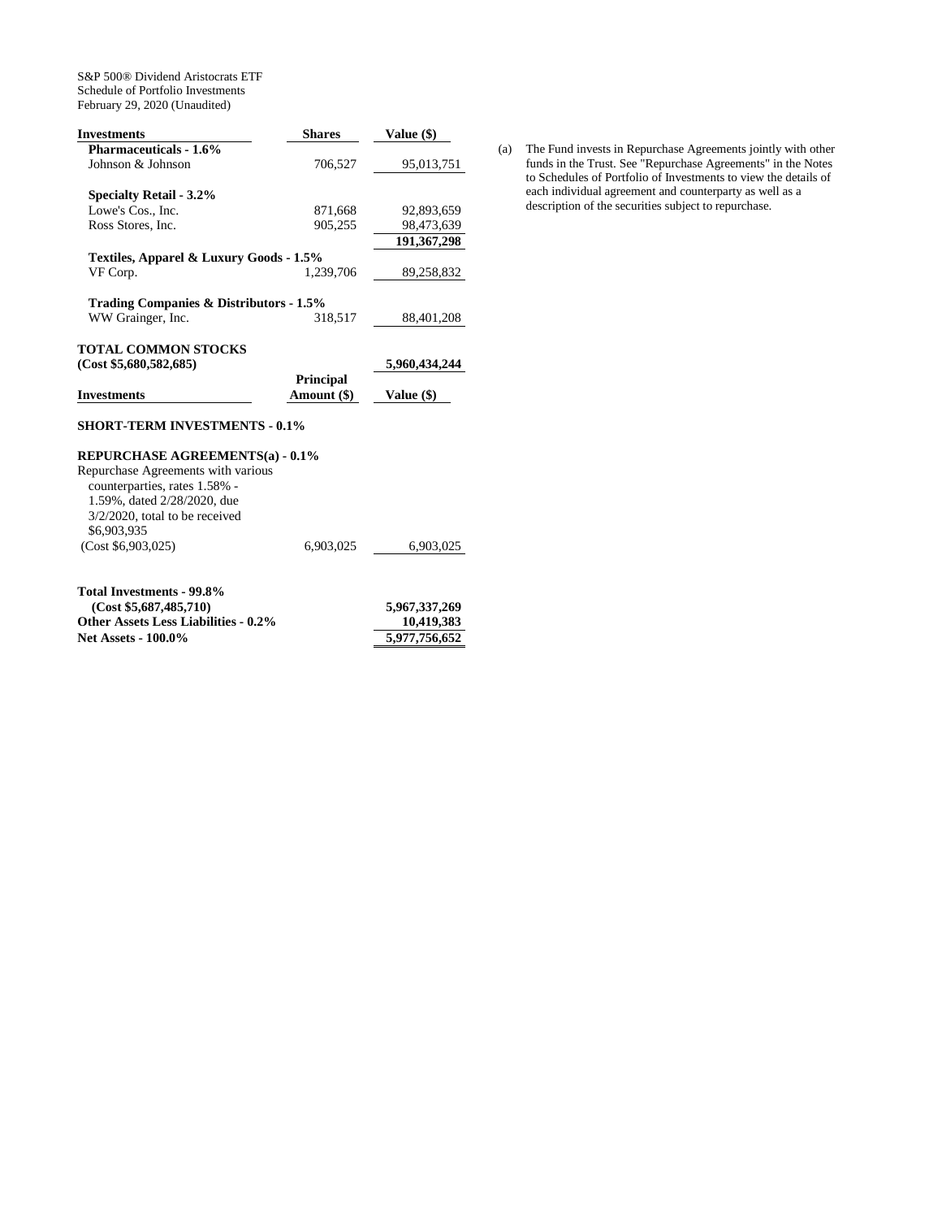S&P 500® Dividend Aristocrats ETF
Schedule of Portfolio Investments
February 29, 2020 (Unaudited)

| Investments | Shares | Value ($) |
|---|---|---|
| **Pharmaceuticals - 1.6%** | | |
| Johnson & Johnson | 706,527 | 95,013,751 |
| **Specialty Retail - 3.2%** | | |
| Lowe's Cos., Inc. | 871,668 | 92,893,659 |
| Ross Stores, Inc. | 905,255 | 98,473,639 |
| | | **191,367,298** |
| **Textiles, Apparel & Luxury Goods - 1.5%** | | |
| VF Corp. | 1,239,706 | 89,258,832 |
| **Trading Companies & Distributors - 1.5%** | | |
| WW Grainger, Inc. | 318,517 | 88,401,208 |
| **TOTAL COMMON STOCKS (Cost $5,680,582,685)** | | **5,960,434,244** |

| Investments | Principal Amount ($) | Value ($) |
|---|---|---|
| **SHORT-TERM INVESTMENTS - 0.1%** | | |
| **REPURCHASE AGREEMENTS(a) - 0.1%** | | |
| Repurchase Agreements with various counterparties, rates 1.58% - 1.59%, dated 2/28/2020, due 3/2/2020, total to be received $6,903,935 (Cost $6,903,025) | 6,903,025 | 6,903,025 |
| **Total Investments - 99.8% (Cost $5,687,485,710)** | | **5,967,337,269** |
| **Other Assets Less Liabilities - 0.2%** | | **10,419,383** |
| **Net Assets - 100.0%** | | **5,977,756,652** |

(a) The Fund invests in Repurchase Agreements jointly with other funds in the Trust. See "Repurchase Agreements" in the Notes to Schedules of Portfolio of Investments to view the details of each individual agreement and counterparty as well as a description of the securities subject to repurchase.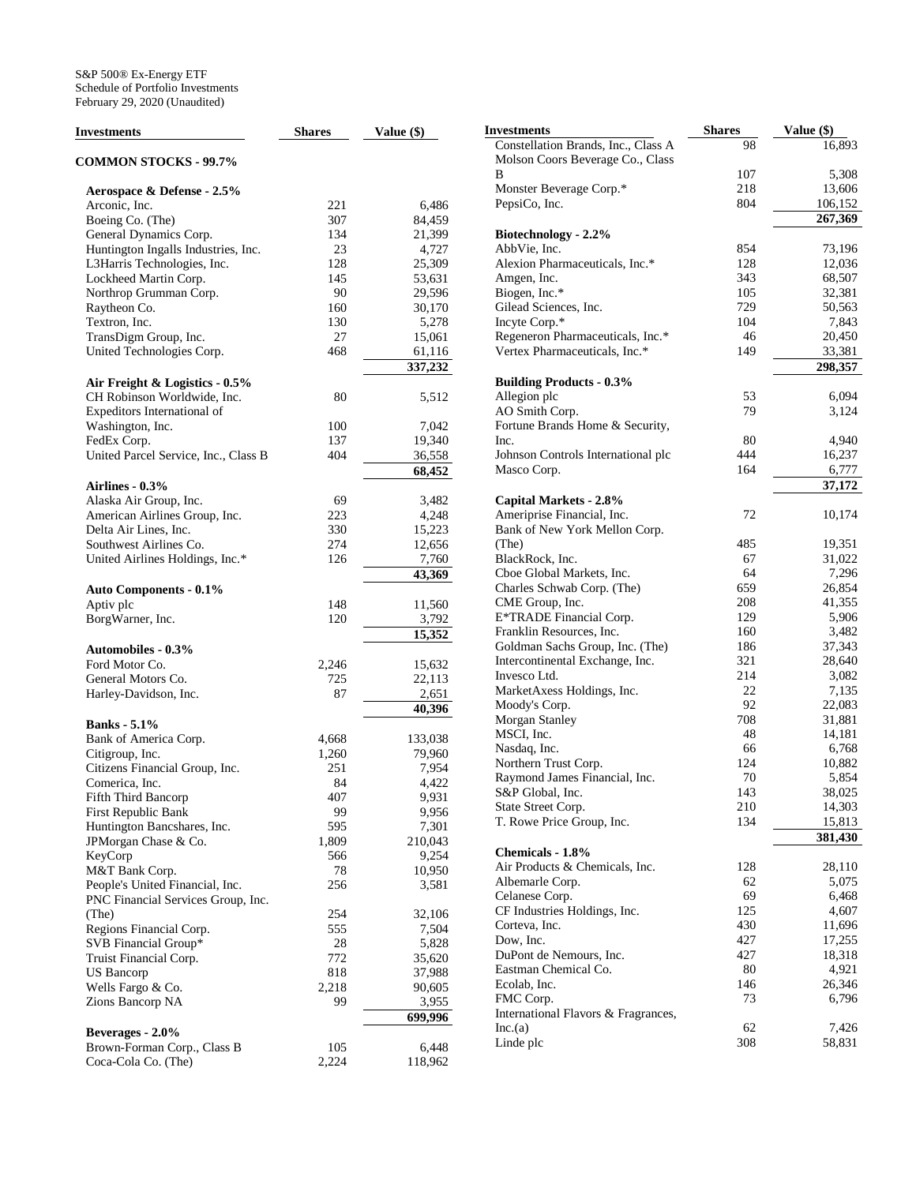S&P 500® Ex-Energy ETF
Schedule of Portfolio Investments
February 29, 2020 (Unaudited)

| Investments | Shares | Value ($) |
|---|---|---|
| **COMMON STOCKS - 99.7%** | | |
| **Aerospace & Defense - 2.5%** | | |
| Arconic, Inc. | 221 | 6,486 |
| Boeing Co. (The) | 307 | 84,459 |
| General Dynamics Corp. | 134 | 21,399 |
| Huntington Ingalls Industries, Inc. | 23 | 4,727 |
| L3Harris Technologies, Inc. | 128 | 25,309 |
| Lockheed Martin Corp. | 145 | 53,631 |
| Northrop Grumman Corp. | 90 | 29,596 |
| Raytheon Co. | 160 | 30,170 |
| Textron, Inc. | 130 | 5,278 |
| TransDigm Group, Inc. | 27 | 15,061 |
| United Technologies Corp. | 468 | 61,116 |
| | | **337,232** |
| **Air Freight & Logistics - 0.5%** | | |
| CH Robinson Worldwide, Inc. | 80 | 5,512 |
| Expeditors International of Washington, Inc. | 100 | 7,042 |
| FedEx Corp. | 137 | 19,340 |
| United Parcel Service, Inc., Class B | 404 | 36,558 |
| | | **68,452** |
| **Airlines - 0.3%** | | |
| Alaska Air Group, Inc. | 69 | 3,482 |
| American Airlines Group, Inc. | 223 | 4,248 |
| Delta Air Lines, Inc. | 330 | 15,223 |
| Southwest Airlines Co. | 274 | 12,656 |
| United Airlines Holdings, Inc.* | 126 | 7,760 |
| | | **43,369** |
| **Auto Components - 0.1%** | | |
| Aptiv plc | 148 | 11,560 |
| BorgWarner, Inc. | 120 | 3,792 |
| | | **15,352** |
| **Automobiles - 0.3%** | | |
| Ford Motor Co. | 2,246 | 15,632 |
| General Motors Co. | 725 | 22,113 |
| Harley-Davidson, Inc. | 87 | 2,651 |
| | | **40,396** |
| **Banks - 5.1%** | | |
| Bank of America Corp. | 4,668 | 133,038 |
| Citigroup, Inc. | 1,260 | 79,960 |
| Citizens Financial Group, Inc. | 251 | 7,954 |
| Comerica, Inc. | 84 | 4,422 |
| Fifth Third Bancorp | 407 | 9,931 |
| First Republic Bank | 99 | 9,956 |
| Huntington Bancshares, Inc. | 595 | 7,301 |
| JPMorgan Chase & Co. | 1,809 | 210,043 |
| KeyCorp | 566 | 9,254 |
| M&T Bank Corp. | 78 | 10,950 |
| People's United Financial, Inc. | 256 | 3,581 |
| PNC Financial Services Group, Inc. (The) | 254 | 32,106 |
| Regions Financial Corp. | 555 | 7,504 |
| SVB Financial Group* | 28 | 5,828 |
| Truist Financial Corp. | 772 | 35,620 |
| US Bancorp | 818 | 37,988 |
| Wells Fargo & Co. | 2,218 | 90,605 |
| Zions Bancorp NA | 99 | 3,955 |
| | | **699,996** |
| **Beverages - 2.0%** | | |
| Brown-Forman Corp., Class B | 105 | 6,448 |
| Coca-Cola Co. (The) | 2,224 | 118,962 |
| Constellation Brands, Inc., Class A | 98 | 16,893 |
| Molson Coors Beverage Co., Class B | 107 | 5,308 |
| Monster Beverage Corp.* | 218 | 13,606 |
| PepsiCo, Inc. | 804 | 106,152 |
| | | **267,369** |
| **Biotechnology - 2.2%** | | |
| AbbVie, Inc. | 854 | 73,196 |
| Alexion Pharmaceuticals, Inc.* | 128 | 12,036 |
| Amgen, Inc. | 343 | 68,507 |
| Biogen, Inc.* | 105 | 32,381 |
| Gilead Sciences, Inc. | 729 | 50,563 |
| Incyte Corp.* | 104 | 7,843 |
| Regeneron Pharmaceuticals, Inc.* | 46 | 20,450 |
| Vertex Pharmaceuticals, Inc.* | 149 | 33,381 |
| | | **298,357** |
| **Building Products - 0.3%** | | |
| Allegion plc | 53 | 6,094 |
| AO Smith Corp. | 79 | 3,124 |
| Fortune Brands Home & Security, Inc. | 80 | 4,940 |
| Johnson Controls International plc | 444 | 16,237 |
| Masco Corp. | 164 | 6,777 |
| | | **37,172** |
| **Capital Markets - 2.8%** | | |
| Ameriprise Financial, Inc. | 72 | 10,174 |
| Bank of New York Mellon Corp. (The) | 485 | 19,351 |
| BlackRock, Inc. | 67 | 31,022 |
| Cboe Global Markets, Inc. | 64 | 7,296 |
| Charles Schwab Corp. (The) | 659 | 26,854 |
| CME Group, Inc. | 208 | 41,355 |
| E*TRADE Financial Corp. | 129 | 5,906 |
| Franklin Resources, Inc. | 160 | 3,482 |
| Goldman Sachs Group, Inc. (The) | 186 | 37,343 |
| Intercontinental Exchange, Inc. | 321 | 28,640 |
| Invesco Ltd. | 214 | 3,082 |
| MarketAxess Holdings, Inc. | 22 | 7,135 |
| Moody's Corp. | 92 | 22,083 |
| Morgan Stanley | 708 | 31,881 |
| MSCI, Inc. | 48 | 14,181 |
| Nasdaq, Inc. | 66 | 6,768 |
| Northern Trust Corp. | 124 | 10,882 |
| Raymond James Financial, Inc. | 70 | 5,854 |
| S&P Global, Inc. | 143 | 38,025 |
| State Street Corp. | 210 | 14,303 |
| T. Rowe Price Group, Inc. | 134 | 15,813 |
| | | **381,430** |
| **Chemicals - 1.8%** | | |
| Air Products & Chemicals, Inc. | 128 | 28,110 |
| Albemarle Corp. | 62 | 5,075 |
| Celanese Corp. | 69 | 6,468 |
| CF Industries Holdings, Inc. | 125 | 4,607 |
| Corteva, Inc. | 430 | 11,696 |
| Dow, Inc. | 427 | 17,255 |
| DuPont de Nemours, Inc. | 427 | 18,318 |
| Eastman Chemical Co. | 80 | 4,921 |
| Ecolab, Inc. | 146 | 26,346 |
| FMC Corp. | 73 | 6,796 |
| International Flavors & Fragrances, Inc.(a) | 62 | 7,426 |
| Linde plc | 308 | 58,831 |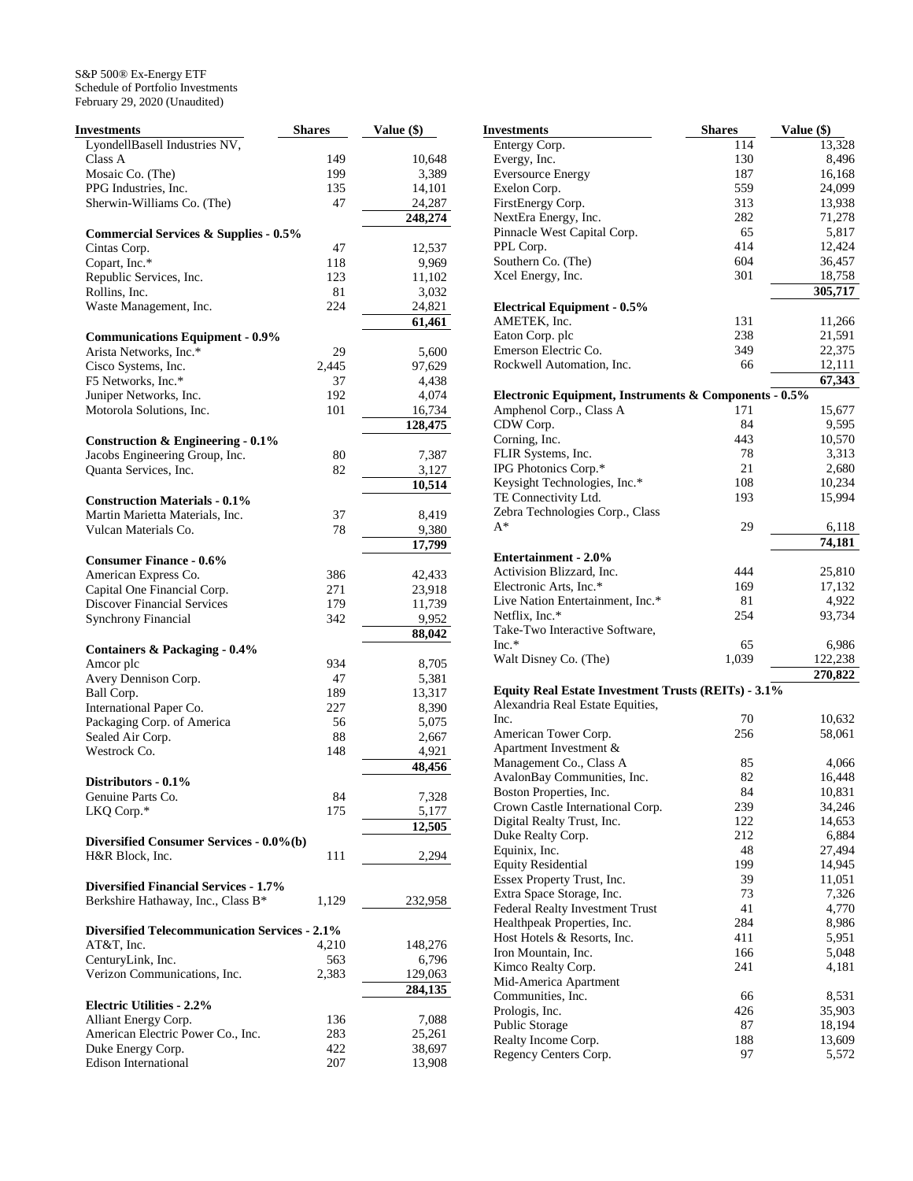S&P 500® Ex-Energy ETF
Schedule of Portfolio Investments
February 29, 2020 (Unaudited)

| Investments | Shares | Value ($) |
|---|---|---|
| LyondellBasell Industries NV, Class A | 149 | 10,648 |
| Mosaic Co. (The) | 199 | 3,389 |
| PPG Industries, Inc. | 135 | 14,101 |
| Sherwin-Williams Co. (The) | 47 | 24,287 |
| | | **248,274** |
| **Commercial Services & Supplies - 0.5%** | | |
| Cintas Corp. | 47 | 12,537 |
| Copart, Inc.* | 118 | 9,969 |
| Republic Services, Inc. | 123 | 11,102 |
| Rollins, Inc. | 81 | 3,032 |
| Waste Management, Inc. | 224 | 24,821 |
| | | **61,461** |
| **Communications Equipment - 0.9%** | | |
| Arista Networks, Inc.* | 29 | 5,600 |
| Cisco Systems, Inc. | 2,445 | 97,629 |
| F5 Networks, Inc.* | 37 | 4,438 |
| Juniper Networks, Inc. | 192 | 4,074 |
| Motorola Solutions, Inc. | 101 | 16,734 |
| | | **128,475** |
| **Construction & Engineering - 0.1%** | | |
| Jacobs Engineering Group, Inc. | 80 | 7,387 |
| Quanta Services, Inc. | 82 | 3,127 |
| | | **10,514** |
| **Construction Materials - 0.1%** | | |
| Martin Marietta Materials, Inc. | 37 | 8,419 |
| Vulcan Materials Co. | 78 | 9,380 |
| | | **17,799** |
| **Consumer Finance - 0.6%** | | |
| American Express Co. | 386 | 42,433 |
| Capital One Financial Corp. | 271 | 23,918 |
| Discover Financial Services | 179 | 11,739 |
| Synchrony Financial | 342 | 9,952 |
| | | **88,042** |
| **Containers & Packaging - 0.4%** | | |
| Amcor plc | 934 | 8,705 |
| Avery Dennison Corp. | 47 | 5,381 |
| Ball Corp. | 189 | 13,317 |
| International Paper Co. | 227 | 8,390 |
| Packaging Corp. of America | 56 | 5,075 |
| Sealed Air Corp. | 88 | 2,667 |
| Westrock Co. | 148 | 4,921 |
| | | **48,456** |
| **Distributors - 0.1%** | | |
| Genuine Parts Co. | 84 | 7,328 |
| LKQ Corp.* | 175 | 5,177 |
| | | **12,505** |
| **Diversified Consumer Services - 0.0%(b)** | | |
| H&R Block, Inc. | 111 | 2,294 |
| **Diversified Financial Services - 1.7%** | | |
| Berkshire Hathaway, Inc., Class B* | 1,129 | 232,958 |
| **Diversified Telecommunication Services - 2.1%** | | |
| AT&T, Inc. | 4,210 | 148,276 |
| CenturyLink, Inc. | 563 | 6,796 |
| Verizon Communications, Inc. | 2,383 | 129,063 |
| | | **284,135** |
| **Electric Utilities - 2.2%** | | |
| Alliant Energy Corp. | 136 | 7,088 |
| American Electric Power Co., Inc. | 283 | 25,261 |
| Duke Energy Corp. | 422 | 38,697 |
| Edison International | 207 | 13,908 |
| Entergy Corp. | 114 | 13,328 |
| Evergy, Inc. | 130 | 8,496 |
| Eversource Energy | 187 | 16,168 |
| Exelon Corp. | 559 | 24,099 |
| FirstEnergy Corp. | 313 | 13,938 |
| NextEra Energy, Inc. | 282 | 71,278 |
| Pinnacle West Capital Corp. | 65 | 5,817 |
| PPL Corp. | 414 | 12,424 |
| Southern Co. (The) | 604 | 36,457 |
| Xcel Energy, Inc. | 301 | 18,758 |
| | | **305,717** |
| **Electrical Equipment - 0.5%** | | |
| AMETEK, Inc. | 131 | 11,266 |
| Eaton Corp. plc | 238 | 21,591 |
| Emerson Electric Co. | 349 | 22,375 |
| Rockwell Automation, Inc. | 66 | 12,111 |
| | | **67,343** |
| **Electronic Equipment, Instruments & Components - 0.5%** | | |
| Amphenol Corp., Class A | 171 | 15,677 |
| CDW Corp. | 84 | 9,595 |
| Corning, Inc. | 443 | 10,570 |
| FLIR Systems, Inc. | 78 | 3,313 |
| IPG Photonics Corp.* | 21 | 2,680 |
| Keysight Technologies, Inc.* | 108 | 10,234 |
| TE Connectivity Ltd. | 193 | 15,994 |
| Zebra Technologies Corp., Class A* | 29 | 6,118 |
| | | **74,181** |
| **Entertainment - 2.0%** | | |
| Activision Blizzard, Inc. | 444 | 25,810 |
| Electronic Arts, Inc.* | 169 | 17,132 |
| Live Nation Entertainment, Inc.* | 81 | 4,922 |
| Netflix, Inc.* | 254 | 93,734 |
| Take-Two Interactive Software, Inc.* | 65 | 6,986 |
| Walt Disney Co. (The) | 1,039 | 122,238 |
| | | **270,822** |
| **Equity Real Estate Investment Trusts (REITs) - 3.1%** | | |
| Alexandria Real Estate Equities, Inc. | 70 | 10,632 |
| American Tower Corp. | 256 | 58,061 |
| Apartment Investment & Management Co., Class A | 85 | 4,066 |
| AvalonBay Communities, Inc. | 82 | 16,448 |
| Boston Properties, Inc. | 84 | 10,831 |
| Crown Castle International Corp. | 239 | 34,246 |
| Digital Realty Trust, Inc. | 122 | 14,653 |
| Duke Realty Corp. | 212 | 6,884 |
| Equinix, Inc. | 48 | 27,494 |
| Equity Residential | 199 | 14,945 |
| Essex Property Trust, Inc. | 39 | 11,051 |
| Extra Space Storage, Inc. | 73 | 7,326 |
| Federal Realty Investment Trust | 41 | 4,770 |
| Healthpeak Properties, Inc. | 284 | 8,986 |
| Host Hotels & Resorts, Inc. | 411 | 5,951 |
| Iron Mountain, Inc. | 166 | 5,048 |
| Kimco Realty Corp. | 241 | 4,181 |
| Mid-America Apartment Communities, Inc. | 66 | 8,531 |
| Prologis, Inc. | 426 | 35,903 |
| Public Storage | 87 | 18,194 |
| Realty Income Corp. | 188 | 13,609 |
| Regency Centers Corp. | 97 | 5,572 |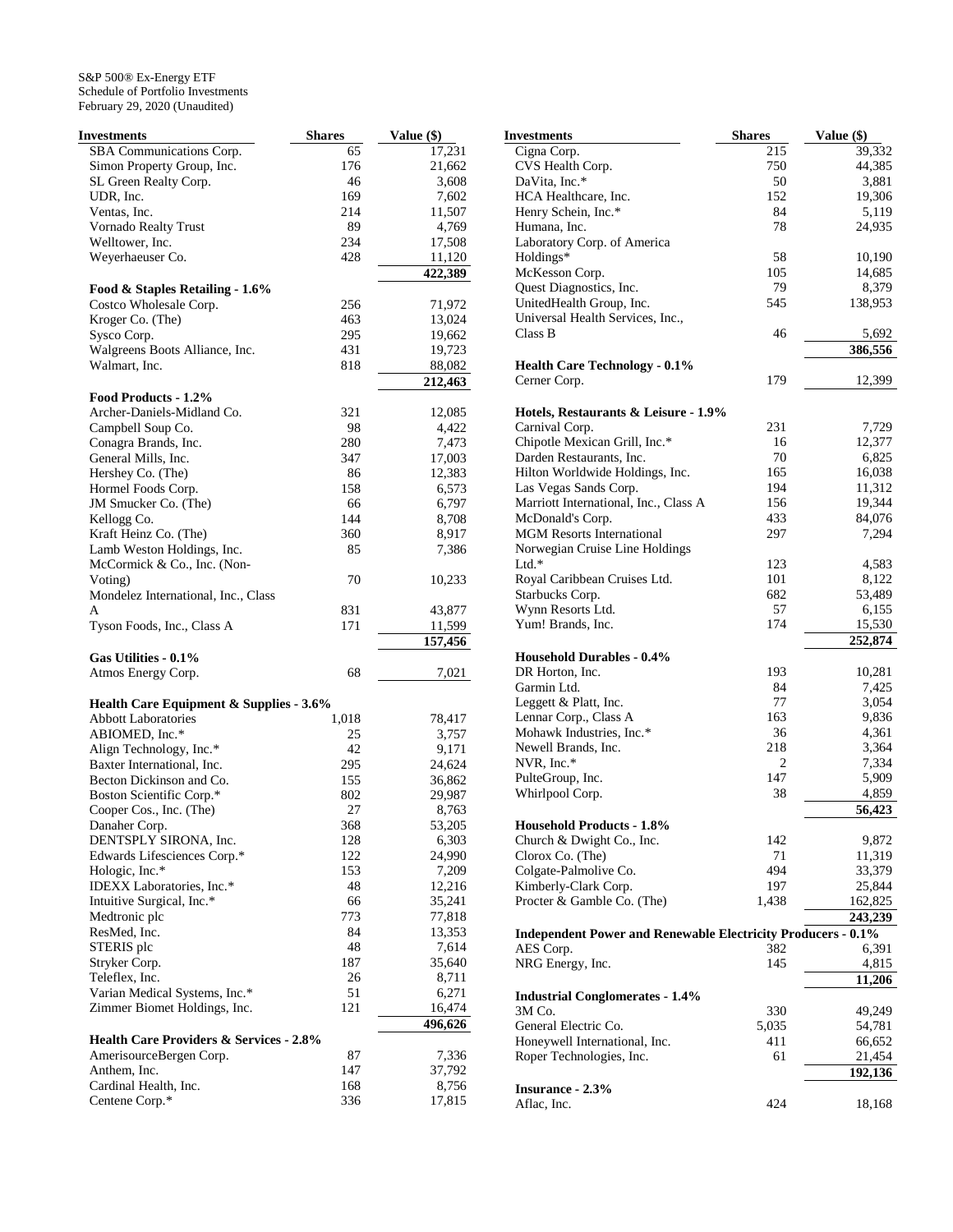S&P 500® Ex-Energy ETF
Schedule of Portfolio Investments
February 29, 2020 (Unaudited)

| Investments | Shares | Value ($) |
|---|---|---|
| SBA Communications Corp. | 65 | 17,231 |
| Simon Property Group, Inc. | 176 | 21,662 |
| SL Green Realty Corp. | 46 | 3,608 |
| UDR, Inc. | 169 | 7,602 |
| Ventas, Inc. | 214 | 11,507 |
| Vornado Realty Trust | 89 | 4,769 |
| Welltower, Inc. | 234 | 17,508 |
| Weyerhaeuser Co. | 428 | 11,120 |
| | | 422,389 |
| **Food & Staples Retailing - 1.6%** | | |
| Costco Wholesale Corp. | 256 | 71,972 |
| Kroger Co. (The) | 463 | 13,024 |
| Sysco Corp. | 295 | 19,662 |
| Walgreens Boots Alliance, Inc. | 431 | 19,723 |
| Walmart, Inc. | 818 | 88,082 |
| | | 212,463 |
| **Food Products - 1.2%** | | |
| Archer-Daniels-Midland Co. | 321 | 12,085 |
| Campbell Soup Co. | 98 | 4,422 |
| Conagra Brands, Inc. | 280 | 7,473 |
| General Mills, Inc. | 347 | 17,003 |
| Hershey Co. (The) | 86 | 12,383 |
| Hormel Foods Corp. | 158 | 6,573 |
| JM Smucker Co. (The) | 66 | 6,797 |
| Kellogg Co. | 144 | 8,708 |
| Kraft Heinz Co. (The) | 360 | 8,917 |
| Lamb Weston Holdings, Inc. | 85 | 7,386 |
| McCormick & Co., Inc. (Non-Voting) | 70 | 10,233 |
| Mondelez International, Inc., Class A | 831 | 43,877 |
| Tyson Foods, Inc., Class A | 171 | 11,599 |
| | | 157,456 |
| **Gas Utilities - 0.1%** | | |
| Atmos Energy Corp. | 68 | 7,021 |
| **Health Care Equipment & Supplies - 3.6%** | | |
| Abbott Laboratories | 1,018 | 78,417 |
| ABIOMED, Inc.* | 25 | 3,757 |
| Align Technology, Inc.* | 42 | 9,171 |
| Baxter International, Inc. | 295 | 24,624 |
| Becton Dickinson and Co. | 155 | 36,862 |
| Boston Scientific Corp.* | 802 | 29,987 |
| Cooper Cos., Inc. (The) | 27 | 8,763 |
| Danaher Corp. | 368 | 53,205 |
| DENTSPLY SIRONA, Inc. | 128 | 6,303 |
| Edwards Lifesciences Corp.* | 122 | 24,990 |
| Hologic, Inc.* | 153 | 7,209 |
| IDEXX Laboratories, Inc.* | 48 | 12,216 |
| Intuitive Surgical, Inc.* | 66 | 35,241 |
| Medtronic plc | 773 | 77,818 |
| ResMed, Inc. | 84 | 13,353 |
| STERIS plc | 48 | 7,614 |
| Stryker Corp. | 187 | 35,640 |
| Teleflex, Inc. | 26 | 8,711 |
| Varian Medical Systems, Inc.* | 51 | 6,271 |
| Zimmer Biomet Holdings, Inc. | 121 | 16,474 |
| | | 496,626 |
| **Health Care Providers & Services - 2.8%** | | |
| AmerisourceBergen Corp. | 87 | 7,336 |
| Anthem, Inc. | 147 | 37,792 |
| Cardinal Health, Inc. | 168 | 8,756 |
| Centene Corp.* | 336 | 17,815 |
| Cigna Corp. | 215 | 39,332 |
| CVS Health Corp. | 750 | 44,385 |
| DaVita, Inc.* | 50 | 3,881 |
| HCA Healthcare, Inc. | 152 | 19,306 |
| Henry Schein, Inc.* | 84 | 5,119 |
| Humana, Inc. | 78 | 24,935 |
| Laboratory Corp. of America Holdings* | 58 | 10,190 |
| McKesson Corp. | 105 | 14,685 |
| Quest Diagnostics, Inc. | 79 | 8,379 |
| UnitedHealth Group, Inc. | 545 | 138,953 |
| Universal Health Services, Inc., Class B | 46 | 5,692 |
| | | 386,556 |
| **Health Care Technology - 0.1%** | | |
| Cerner Corp. | 179 | 12,399 |
| **Hotels, Restaurants & Leisure - 1.9%** | | |
| Carnival Corp. | 231 | 7,729 |
| Chipotle Mexican Grill, Inc.* | 16 | 12,377 |
| Darden Restaurants, Inc. | 70 | 6,825 |
| Hilton Worldwide Holdings, Inc. | 165 | 16,038 |
| Las Vegas Sands Corp. | 194 | 11,312 |
| Marriott International, Inc., Class A | 156 | 19,344 |
| McDonald's Corp. | 433 | 84,076 |
| MGM Resorts International | 297 | 7,294 |
| Norwegian Cruise Line Holdings Ltd.* | 123 | 4,583 |
| Royal Caribbean Cruises Ltd. | 101 | 8,122 |
| Starbucks Corp. | 682 | 53,489 |
| Wynn Resorts Ltd. | 57 | 6,155 |
| Yum! Brands, Inc. | 174 | 15,530 |
| | | 252,874 |
| **Household Durables - 0.4%** | | |
| DR Horton, Inc. | 193 | 10,281 |
| Garmin Ltd. | 84 | 7,425 |
| Leggett & Platt, Inc. | 77 | 3,054 |
| Lennar Corp., Class A | 163 | 9,836 |
| Mohawk Industries, Inc.* | 36 | 4,361 |
| Newell Brands, Inc. | 218 | 3,364 |
| NVR, Inc.* | 2 | 7,334 |
| PulteGroup, Inc. | 147 | 5,909 |
| Whirlpool Corp. | 38 | 4,859 |
| | | 56,423 |
| **Household Products - 1.8%** | | |
| Church & Dwight Co., Inc. | 142 | 9,872 |
| Clorox Co. (The) | 71 | 11,319 |
| Colgate-Palmolive Co. | 494 | 33,379 |
| Kimberly-Clark Corp. | 197 | 25,844 |
| Procter & Gamble Co. (The) | 1,438 | 162,825 |
| | | 243,239 |
| **Independent Power and Renewable Electricity Producers - 0.1%** | | |
| AES Corp. | 382 | 6,391 |
| NRG Energy, Inc. | 145 | 4,815 |
| | | 11,206 |
| **Industrial Conglomerates - 1.4%** | | |
| 3M Co. | 330 | 49,249 |
| General Electric Co. | 5,035 | 54,781 |
| Honeywell International, Inc. | 411 | 66,652 |
| Roper Technologies, Inc. | 61 | 21,454 |
| | | 192,136 |
| **Insurance - 2.3%** | | |
| Aflac, Inc. | 424 | 18,168 |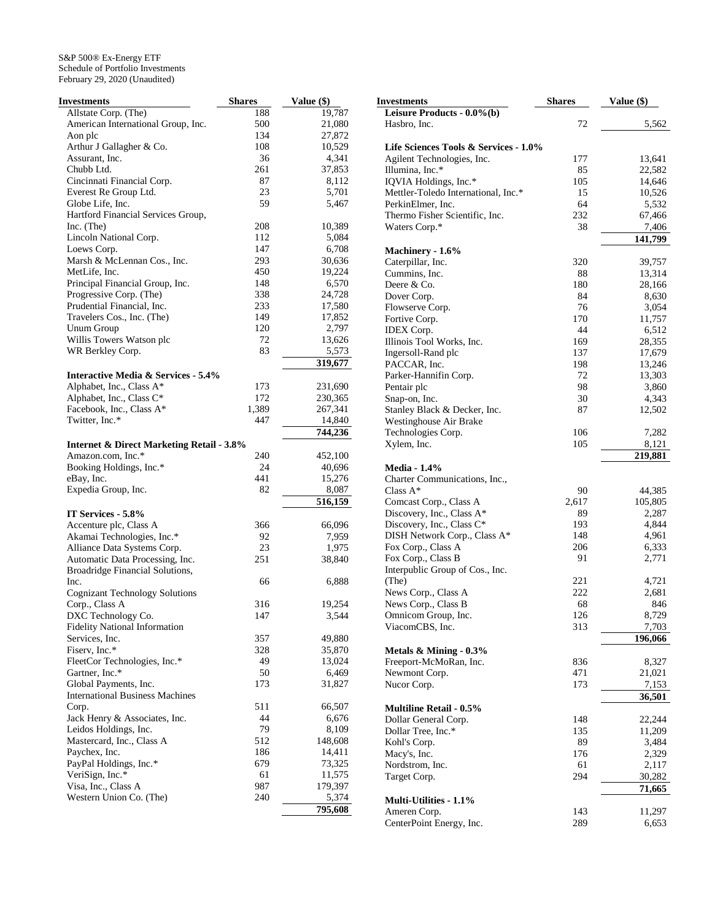S&P 500® Ex-Energy ETF
Schedule of Portfolio Investments
February 29, 2020 (Unaudited)

| Investments | Shares | Value ($) |
|---|---|---|
| Allstate Corp. (The) | 188 | 19,787 |
| American International Group, Inc. | 500 | 21,080 |
| Aon plc | 134 | 27,872 |
| Arthur J Gallagher & Co. | 108 | 10,529 |
| Assurant, Inc. | 36 | 4,341 |
| Chubb Ltd. | 261 | 37,853 |
| Cincinnati Financial Corp. | 87 | 8,112 |
| Everest Re Group Ltd. | 23 | 5,701 |
| Globe Life, Inc. | 59 | 5,467 |
| Hartford Financial Services Group, Inc. (The) | 208 | 10,389 |
| Lincoln National Corp. | 112 | 5,084 |
| Loews Corp. | 147 | 6,708 |
| Marsh & McLennan Cos., Inc. | 293 | 30,636 |
| MetLife, Inc. | 450 | 19,224 |
| Principal Financial Group, Inc. | 148 | 6,570 |
| Progressive Corp. (The) | 338 | 24,728 |
| Prudential Financial, Inc. | 233 | 17,580 |
| Travelers Cos., Inc. (The) | 149 | 17,852 |
| Unum Group | 120 | 2,797 |
| Willis Towers Watson plc | 72 | 13,626 |
| WR Berkley Corp. | 83 | 5,573 |
| | | **319,677** |
| **Interactive Media & Services - 5.4%** | | |
| Alphabet, Inc., Class A* | 173 | 231,690 |
| Alphabet, Inc., Class C* | 172 | 230,365 |
| Facebook, Inc., Class A* | 1,389 | 267,341 |
| Twitter, Inc.* | 447 | 14,840 |
| | | **744,236** |
| **Internet & Direct Marketing Retail - 3.8%** | | |
| Amazon.com, Inc.* | 240 | 452,100 |
| Booking Holdings, Inc.* | 24 | 40,696 |
| eBay, Inc. | 441 | 15,276 |
| Expedia Group, Inc. | 82 | 8,087 |
| | | **516,159** |
| **IT Services - 5.8%** | | |
| Accenture plc, Class A | 366 | 66,096 |
| Akamai Technologies, Inc.* | 92 | 7,959 |
| Alliance Data Systems Corp. | 23 | 1,975 |
| Automatic Data Processing, Inc. | 251 | 38,840 |
| Broadridge Financial Solutions, Inc. | 66 | 6,888 |
| Cognizant Technology Solutions Corp., Class A | 316 | 19,254 |
| DXC Technology Co. | 147 | 3,544 |
| Fidelity National Information Services, Inc. | 357 | 49,880 |
| Fiserv, Inc.* | 328 | 35,870 |
| FleetCor Technologies, Inc.* | 49 | 13,024 |
| Gartner, Inc.* | 50 | 6,469 |
| Global Payments, Inc. | 173 | 31,827 |
| International Business Machines Corp. | 511 | 66,507 |
| Jack Henry & Associates, Inc. | 44 | 6,676 |
| Leidos Holdings, Inc. | 79 | 8,109 |
| Mastercard, Inc., Class A | 512 | 148,608 |
| Paychex, Inc. | 186 | 14,411 |
| PayPal Holdings, Inc.* | 679 | 73,325 |
| VeriSign, Inc.* | 61 | 11,575 |
| Visa, Inc., Class A | 987 | 179,397 |
| Western Union Co. (The) | 240 | 5,374 |
| | | **795,608** |
| **Leisure Products - 0.0%(b)** | | |
| Hasbro, Inc. | 72 | 5,562 |
| **Life Sciences Tools & Services - 1.0%** | | |
| Agilent Technologies, Inc. | 177 | 13,641 |
| Illumina, Inc.* | 85 | 22,582 |
| IQVIA Holdings, Inc.* | 105 | 14,646 |
| Mettler-Toledo International, Inc.* | 15 | 10,526 |
| PerkinElmer, Inc. | 64 | 5,532 |
| Thermo Fisher Scientific, Inc. | 232 | 67,466 |
| Waters Corp.* | 38 | 7,406 |
| | | **141,799** |
| **Machinery - 1.6%** | | |
| Caterpillar, Inc. | 320 | 39,757 |
| Cummins, Inc. | 88 | 13,314 |
| Deere & Co. | 180 | 28,166 |
| Dover Corp. | 84 | 8,630 |
| Flowserve Corp. | 76 | 3,054 |
| Fortive Corp. | 170 | 11,757 |
| IDEX Corp. | 44 | 6,512 |
| Illinois Tool Works, Inc. | 169 | 28,355 |
| Ingersoll-Rand plc | 137 | 17,679 |
| PACCAR, Inc. | 198 | 13,246 |
| Parker-Hannifin Corp. | 72 | 13,303 |
| Pentair plc | 98 | 3,860 |
| Snap-on, Inc. | 30 | 4,343 |
| Stanley Black & Decker, Inc. | 87 | 12,502 |
| Westinghouse Air Brake Technologies Corp. | 106 | 7,282 |
| Xylem, Inc. | 105 | 8,121 |
| | | **219,881** |
| **Media - 1.4%** | | |
| Charter Communications, Inc., Class A* | 90 | 44,385 |
| Comcast Corp., Class A | 2,617 | 105,805 |
| Discovery, Inc., Class A* | 89 | 2,287 |
| Discovery, Inc., Class C* | 193 | 4,844 |
| DISH Network Corp., Class A* | 148 | 4,961 |
| Fox Corp., Class A | 206 | 6,333 |
| Fox Corp., Class B | 91 | 2,771 |
| Interpublic Group of Cos., Inc. (The) | 221 | 4,721 |
| News Corp., Class A | 222 | 2,681 |
| News Corp., Class B | 68 | 846 |
| Omnicom Group, Inc. | 126 | 8,729 |
| ViacomCBS, Inc. | 313 | 7,703 |
| | | **196,066** |
| **Metals & Mining - 0.3%** | | |
| Freeport-McMoRan, Inc. | 836 | 8,327 |
| Newmont Corp. | 471 | 21,021 |
| Nucor Corp. | 173 | 7,153 |
| | | **36,501** |
| **Multiline Retail - 0.5%** | | |
| Dollar General Corp. | 148 | 22,244 |
| Dollar Tree, Inc.* | 135 | 11,209 |
| Kohl's Corp. | 89 | 3,484 |
| Macy's, Inc. | 176 | 2,329 |
| Nordstrom, Inc. | 61 | 2,117 |
| Target Corp. | 294 | 30,282 |
| | | **71,665** |
| **Multi-Utilities - 1.1%** | | |
| Ameren Corp. | 143 | 11,297 |
| CenterPoint Energy, Inc. | 289 | 6,653 |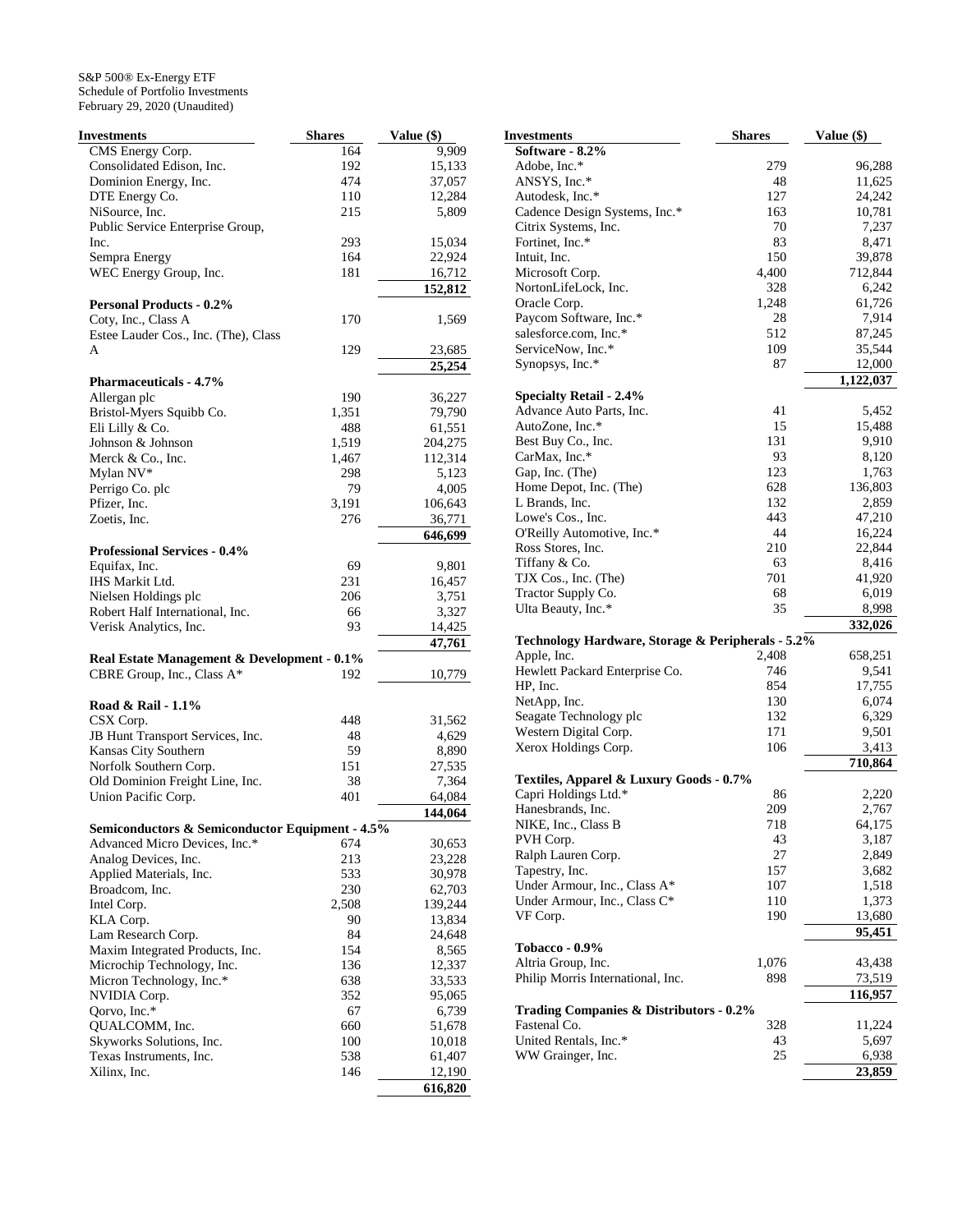S&P 500® Ex-Energy ETF
Schedule of Portfolio Investments
February 29, 2020 (Unaudited)

| Investments | Shares | Value ($) |
|---|---|---|
| CMS Energy Corp. | 164 | 9,909 |
| Consolidated Edison, Inc. | 192 | 15,133 |
| Dominion Energy, Inc. | 474 | 37,057 |
| DTE Energy Co. | 110 | 12,284 |
| NiSource, Inc. | 215 | 5,809 |
| Public Service Enterprise Group, Inc. | 293 | 15,034 |
| Sempra Energy | 164 | 22,924 |
| WEC Energy Group, Inc. | 181 | 16,712 |
| | | **152,812** |
| **Personal Products - 0.2%** | | |
| Coty, Inc., Class A | 170 | 1,569 |
| Estee Lauder Cos., Inc. (The), Class A | 129 | 23,685 |
| | | **25,254** |
| **Pharmaceuticals - 4.7%** | | |
| Allergan plc | 190 | 36,227 |
| Bristol-Myers Squibb Co. | 1,351 | 79,790 |
| Eli Lilly & Co. | 488 | 61,551 |
| Johnson & Johnson | 1,519 | 204,275 |
| Merck & Co., Inc. | 1,467 | 112,314 |
| Mylan NV* | 298 | 5,123 |
| Perrigo Co. plc | 79 | 4,005 |
| Pfizer, Inc. | 3,191 | 106,643 |
| Zoetis, Inc. | 276 | 36,771 |
| | | **646,699** |
| **Professional Services - 0.4%** | | |
| Equifax, Inc. | 69 | 9,801 |
| IHS Markit Ltd. | 231 | 16,457 |
| Nielsen Holdings plc | 206 | 3,751 |
| Robert Half International, Inc. | 66 | 3,327 |
| Verisk Analytics, Inc. | 93 | 14,425 |
| | | **47,761** |
| **Real Estate Management & Development - 0.1%** | | |
| CBRE Group, Inc., Class A* | 192 | 10,779 |
| **Road & Rail - 1.1%** | | |
| CSX Corp. | 448 | 31,562 |
| JB Hunt Transport Services, Inc. | 48 | 4,629 |
| Kansas City Southern | 59 | 8,890 |
| Norfolk Southern Corp. | 151 | 27,535 |
| Old Dominion Freight Line, Inc. | 38 | 7,364 |
| Union Pacific Corp. | 401 | 64,084 |
| | | **144,064** |
| **Semiconductors & Semiconductor Equipment - 4.5%** | | |
| Advanced Micro Devices, Inc.* | 674 | 30,653 |
| Analog Devices, Inc. | 213 | 23,228 |
| Applied Materials, Inc. | 533 | 30,978 |
| Broadcom, Inc. | 230 | 62,703 |
| Intel Corp. | 2,508 | 139,244 |
| KLA Corp. | 90 | 13,834 |
| Lam Research Corp. | 84 | 24,648 |
| Maxim Integrated Products, Inc. | 154 | 8,565 |
| Microchip Technology, Inc. | 136 | 12,337 |
| Micron Technology, Inc.* | 638 | 33,533 |
| NVIDIA Corp. | 352 | 95,065 |
| Qorvo, Inc.* | 67 | 6,739 |
| QUALCOMM, Inc. | 660 | 51,678 |
| Skyworks Solutions, Inc. | 100 | 10,018 |
| Texas Instruments, Inc. | 538 | 61,407 |
| Xilinx, Inc. | 146 | 12,190 |
| | | **616,820** |
| **Software - 8.2%** | | |
| Adobe, Inc.* | 279 | 96,288 |
| ANSYS, Inc.* | 48 | 11,625 |
| Autodesk, Inc.* | 127 | 24,242 |
| Cadence Design Systems, Inc.* | 163 | 10,781 |
| Citrix Systems, Inc. | 70 | 7,237 |
| Fortinet, Inc.* | 83 | 8,471 |
| Intuit, Inc. | 150 | 39,878 |
| Microsoft Corp. | 4,400 | 712,844 |
| NortonLifeLock, Inc. | 328 | 6,242 |
| Oracle Corp. | 1,248 | 61,726 |
| Paycom Software, Inc.* | 28 | 7,914 |
| salesforce.com, Inc.* | 512 | 87,245 |
| ServiceNow, Inc.* | 109 | 35,544 |
| Synopsys, Inc.* | 87 | 12,000 |
| | | **1,122,037** |
| **Specialty Retail - 2.4%** | | |
| Advance Auto Parts, Inc. | 41 | 5,452 |
| AutoZone, Inc.* | 15 | 15,488 |
| Best Buy Co., Inc. | 131 | 9,910 |
| CarMax, Inc.* | 93 | 8,120 |
| Gap, Inc. (The) | 123 | 1,763 |
| Home Depot, Inc. (The) | 628 | 136,803 |
| L Brands, Inc. | 132 | 2,859 |
| Lowe's Cos., Inc. | 443 | 47,210 |
| O'Reilly Automotive, Inc.* | 44 | 16,224 |
| Ross Stores, Inc. | 210 | 22,844 |
| Tiffany & Co. | 63 | 8,416 |
| TJX Cos., Inc. (The) | 701 | 41,920 |
| Tractor Supply Co. | 68 | 6,019 |
| Ulta Beauty, Inc.* | 35 | 8,998 |
| | | **332,026** |
| **Technology Hardware, Storage & Peripherals - 5.2%** | | |
| Apple, Inc. | 2,408 | 658,251 |
| Hewlett Packard Enterprise Co. | 746 | 9,541 |
| HP, Inc. | 854 | 17,755 |
| NetApp, Inc. | 130 | 6,074 |
| Seagate Technology plc | 132 | 6,329 |
| Western Digital Corp. | 171 | 9,501 |
| Xerox Holdings Corp. | 106 | 3,413 |
| | | **710,864** |
| **Textiles, Apparel & Luxury Goods - 0.7%** | | |
| Capri Holdings Ltd.* | 86 | 2,220 |
| Hanesbrands, Inc. | 209 | 2,767 |
| NIKE, Inc., Class B | 718 | 64,175 |
| PVH Corp. | 43 | 3,187 |
| Ralph Lauren Corp. | 27 | 2,849 |
| Tapestry, Inc. | 157 | 3,682 |
| Under Armour, Inc., Class A* | 107 | 1,518 |
| Under Armour, Inc., Class C* | 110 | 1,373 |
| VF Corp. | 190 | 13,680 |
| | | **95,451** |
| **Tobacco - 0.9%** | | |
| Altria Group, Inc. | 1,076 | 43,438 |
| Philip Morris International, Inc. | 898 | 73,519 |
| | | **116,957** |
| **Trading Companies & Distributors - 0.2%** | | |
| Fastenal Co. | 328 | 11,224 |
| United Rentals, Inc.* | 43 | 5,697 |
| WW Grainger, Inc. | 25 | 6,938 |
| | | **23,859** |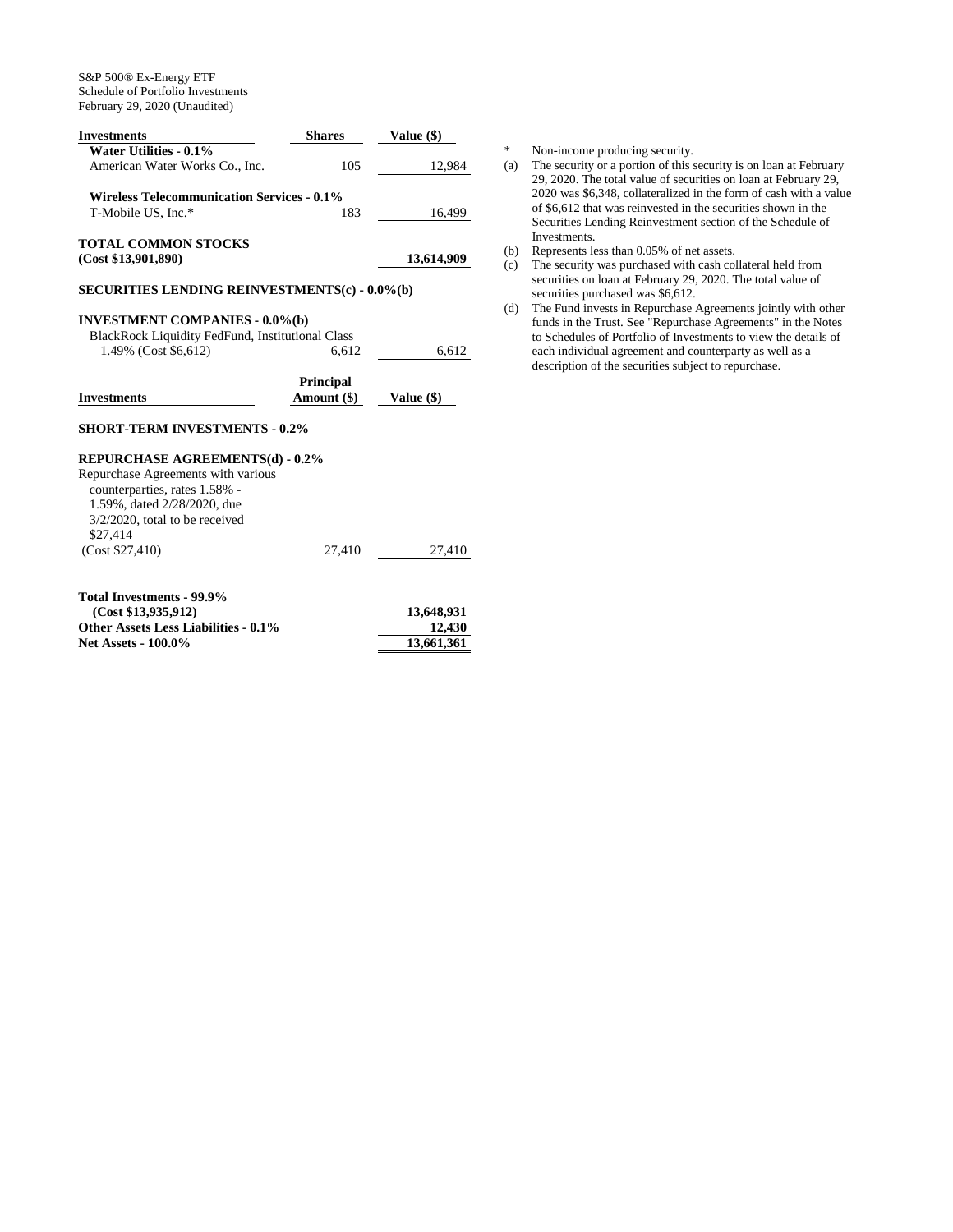S&P 500® Ex-Energy ETF
Schedule of Portfolio Investments
February 29, 2020 (Unaudited)

| Investments | Shares | Value ($) |
|---|---|---|
| **Water Utilities - 0.1%** | | |
| American Water Works Co., Inc. | 105 | 12,984 |
| **Wireless Telecommunication Services - 0.1%** | | |
| T-Mobile US, Inc.* | 183 | 16,499 |
| **TOTAL COMMON STOCKS (Cost $13,901,890)** | | **13,614,909** |
| **SECURITIES LENDING REINVESTMENTS(c) - 0.0%(b)** | | |
| **INVESTMENT COMPANIES - 0.0%(b)** | | |
| BlackRock Liquidity FedFund, Institutional Class 1.49% (Cost $6,612) | 6,612 | 6,612 |

| Investments | Principal Amount ($) | Value ($) |
|---|---|---|
| **SHORT-TERM INVESTMENTS - 0.2%** | | |
| **REPURCHASE AGREEMENTS(d) - 0.2%** | | |
| Repurchase Agreements with various counterparties, rates 1.58% - 1.59%, dated 2/28/2020, due 3/2/2020, total to be received $27,414 (Cost $27,410) | 27,410 | 27,410 |
| **Total Investments - 99.9% (Cost $13,935,912)** | | **13,648,931** |
| **Other Assets Less Liabilities - 0.1%** | | **12,430** |
| **Net Assets - 100.0%** | | **13,661,361** |

\* Non-income producing security.

(a) The security or a portion of this security is on loan at February 29, 2020. The total value of securities on loan at February 29, 2020 was $6,348, collateralized in the form of cash with a value of $6,612 that was reinvested in the securities shown in the Securities Lending Reinvestment section of the Schedule of Investments.

(b) Represents less than 0.05% of net assets.

(c) The security was purchased with cash collateral held from securities on loan at February 29, 2020. The total value of securities purchased was $6,612.

(d) The Fund invests in Repurchase Agreements jointly with other funds in the Trust. See "Repurchase Agreements" in the Notes to Schedules of Portfolio of Investments to view the details of each individual agreement and counterparty as well as a description of the securities subject to repurchase.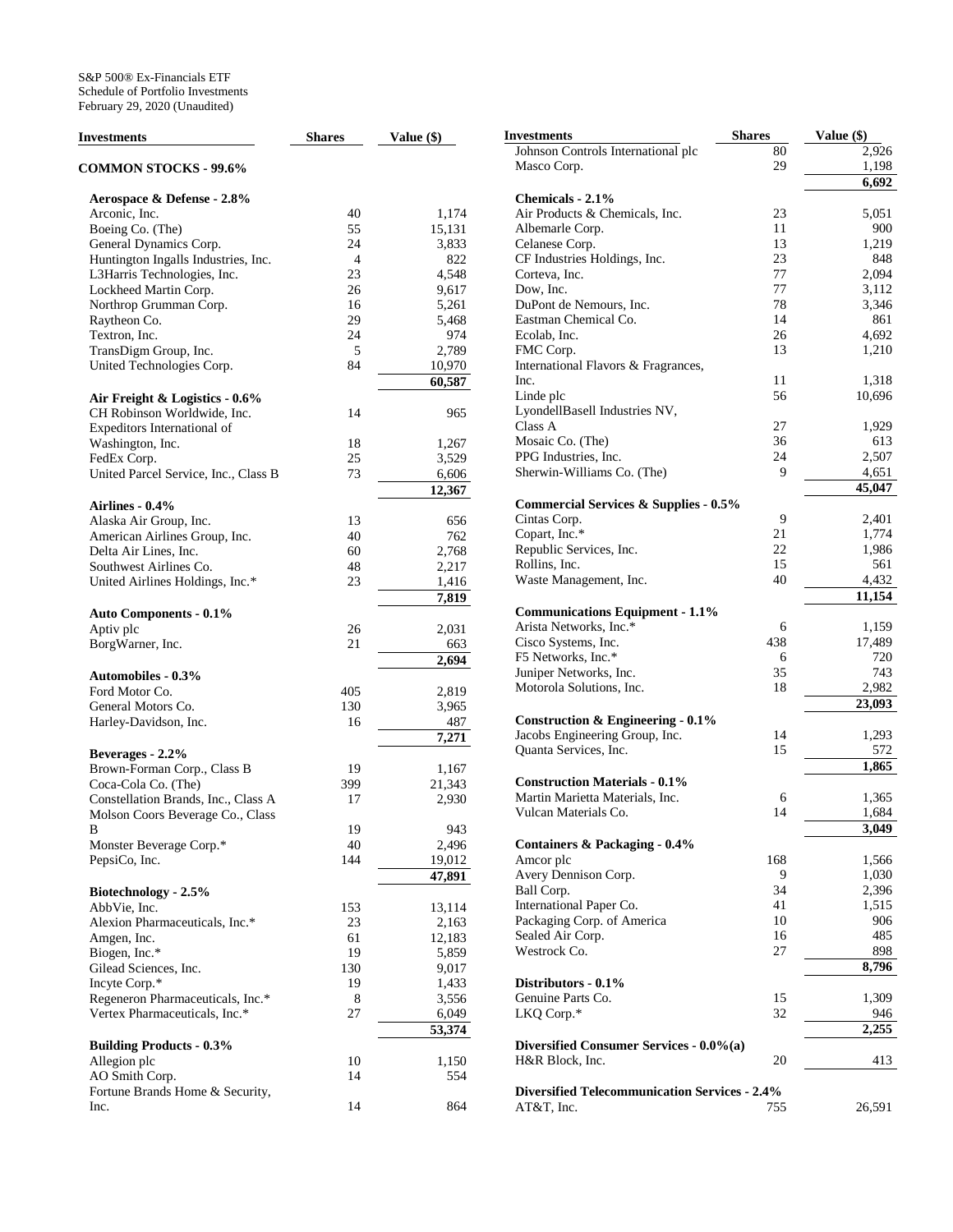S&P 500® Ex-Financials ETF
Schedule of Portfolio Investments
February 29, 2020 (Unaudited)

| Investments | Shares | Value ($) |
|---|---|---|
| **COMMON STOCKS - 99.6%** | | |
| **Aerospace & Defense - 2.8%** | | |
| Arconic, Inc. | 40 | 1,174 |
| Boeing Co. (The) | 55 | 15,131 |
| General Dynamics Corp. | 24 | 3,833 |
| Huntington Ingalls Industries, Inc. | 4 | 822 |
| L3Harris Technologies, Inc. | 23 | 4,548 |
| Lockheed Martin Corp. | 26 | 9,617 |
| Northrop Grumman Corp. | 16 | 5,261 |
| Raytheon Co. | 29 | 5,468 |
| Textron, Inc. | 24 | 974 |
| TransDigm Group, Inc. | 5 | 2,789 |
| United Technologies Corp. | 84 | 10,970 |
| | | **60,587** |
| **Air Freight & Logistics - 0.6%** | | |
| CH Robinson Worldwide, Inc. | 14 | 965 |
| Expeditors International of Washington, Inc. | 18 | 1,267 |
| FedEx Corp. | 25 | 3,529 |
| United Parcel Service, Inc., Class B | 73 | 6,606 |
| | | **12,367** |
| **Airlines - 0.4%** | | |
| Alaska Air Group, Inc. | 13 | 656 |
| American Airlines Group, Inc. | 40 | 762 |
| Delta Air Lines, Inc. | 60 | 2,768 |
| Southwest Airlines Co. | 48 | 2,217 |
| United Airlines Holdings, Inc.* | 23 | 1,416 |
| | | **7,819** |
| **Auto Components - 0.1%** | | |
| Aptiv plc | 26 | 2,031 |
| BorgWarner, Inc. | 21 | 663 |
| | | **2,694** |
| **Automobiles - 0.3%** | | |
| Ford Motor Co. | 405 | 2,819 |
| General Motors Co. | 130 | 3,965 |
| Harley-Davidson, Inc. | 16 | 487 |
| | | **7,271** |
| **Beverages - 2.2%** | | |
| Brown-Forman Corp., Class B | 19 | 1,167 |
| Coca-Cola Co. (The) | 399 | 21,343 |
| Constellation Brands, Inc., Class A | 17 | 2,930 |
| Molson Coors Beverage Co., Class B | 19 | 943 |
| Monster Beverage Corp.* | 40 | 2,496 |
| PepsiCo, Inc. | 144 | 19,012 |
| | | **47,891** |
| **Biotechnology - 2.5%** | | |
| AbbVie, Inc. | 153 | 13,114 |
| Alexion Pharmaceuticals, Inc.* | 23 | 2,163 |
| Amgen, Inc. | 61 | 12,183 |
| Biogen, Inc.* | 19 | 5,859 |
| Gilead Sciences, Inc. | 130 | 9,017 |
| Incyte Corp.* | 19 | 1,433 |
| Regeneron Pharmaceuticals, Inc.* | 8 | 3,556 |
| Vertex Pharmaceuticals, Inc.* | 27 | 6,049 |
| | | **53,374** |
| **Building Products - 0.3%** | | |
| Allegion plc | 10 | 1,150 |
| AO Smith Corp. | 14 | 554 |
| Fortune Brands Home & Security, Inc. | 14 | 864 |
| Johnson Controls International plc | 80 | 2,926 |
| Masco Corp. | 29 | 1,198 |
| | | **6,692** |
| **Chemicals - 2.1%** | | |
| Air Products & Chemicals, Inc. | 23 | 5,051 |
| Albemarle Corp. | 11 | 900 |
| Celanese Corp. | 13 | 1,219 |
| CF Industries Holdings, Inc. | 23 | 848 |
| Corteva, Inc. | 77 | 2,094 |
| Dow, Inc. | 77 | 3,112 |
| DuPont de Nemours, Inc. | 78 | 3,346 |
| Eastman Chemical Co. | 14 | 861 |
| Ecolab, Inc. | 26 | 4,692 |
| FMC Corp. | 13 | 1,210 |
| International Flavors & Fragrances, Inc. | 11 | 1,318 |
| Linde plc | 56 | 10,696 |
| LyondellBasell Industries NV, Class A | 27 | 1,929 |
| Mosaic Co. (The) | 36 | 613 |
| PPG Industries, Inc. | 24 | 2,507 |
| Sherwin-Williams Co. (The) | 9 | 4,651 |
| | | **45,047** |
| **Commercial Services & Supplies - 0.5%** | | |
| Cintas Corp. | 9 | 2,401 |
| Copart, Inc.* | 21 | 1,774 |
| Republic Services, Inc. | 22 | 1,986 |
| Rollins, Inc. | 15 | 561 |
| Waste Management, Inc. | 40 | 4,432 |
| | | **11,154** |
| **Communications Equipment - 1.1%** | | |
| Arista Networks, Inc.* | 6 | 1,159 |
| Cisco Systems, Inc. | 438 | 17,489 |
| F5 Networks, Inc.* | 6 | 720 |
| Juniper Networks, Inc. | 35 | 743 |
| Motorola Solutions, Inc. | 18 | 2,982 |
| | | **23,093** |
| **Construction & Engineering - 0.1%** | | |
| Jacobs Engineering Group, Inc. | 14 | 1,293 |
| Quanta Services, Inc. | 15 | 572 |
| | | **1,865** |
| **Construction Materials - 0.1%** | | |
| Martin Marietta Materials, Inc. | 6 | 1,365 |
| Vulcan Materials Co. | 14 | 1,684 |
| | | **3,049** |
| **Containers & Packaging - 0.4%** | | |
| Amcor plc | 168 | 1,566 |
| Avery Dennison Corp. | 9 | 1,030 |
| Ball Corp. | 34 | 2,396 |
| International Paper Co. | 41 | 1,515 |
| Packaging Corp. of America | 10 | 906 |
| Sealed Air Corp. | 16 | 485 |
| Westrock Co. | 27 | 898 |
| | | **8,796** |
| **Distributors - 0.1%** | | |
| Genuine Parts Co. | 15 | 1,309 |
| LKQ Corp.* | 32 | 946 |
| | | **2,255** |
| **Diversified Consumer Services - 0.0%(a)** | | |
| H&R Block, Inc. | 20 | 413 |
| **Diversified Telecommunication Services - 2.4%** | | |
| AT&T, Inc. | 755 | 26,591 |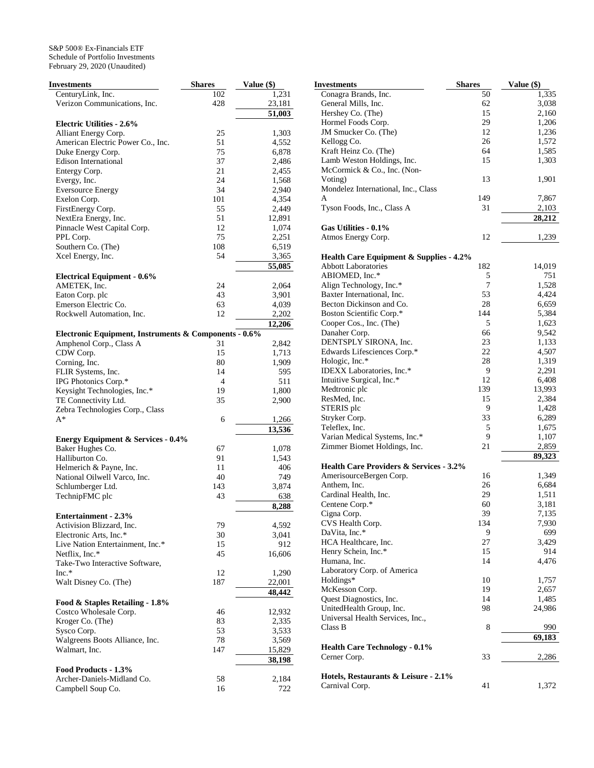S&P 500® Ex-Financials ETF
Schedule of Portfolio Investments
February 29, 2020 (Unaudited)

| Investments | Shares | Value ($) |
|---|---|---|
| CenturyLink, Inc. | 102 | 1,231 |
| Verizon Communications, Inc. | 428 | 23,181 |
| | | **51,003** |
| **Electric Utilities - 2.6%** | | |
| Alliant Energy Corp. | 25 | 1,303 |
| American Electric Power Co., Inc. | 51 | 4,552 |
| Duke Energy Corp. | 75 | 6,878 |
| Edison International | 37 | 2,486 |
| Entergy Corp. | 21 | 2,455 |
| Evergy, Inc. | 24 | 1,568 |
| Eversource Energy | 34 | 2,940 |
| Exelon Corp. | 101 | 4,354 |
| FirstEnergy Corp. | 55 | 2,449 |
| NextEra Energy, Inc. | 51 | 12,891 |
| Pinnacle West Capital Corp. | 12 | 1,074 |
| PPL Corp. | 75 | 2,251 |
| Southern Co. (The) | 108 | 6,519 |
| Xcel Energy, Inc. | 54 | 3,365 |
| | | **55,085** |
| **Electrical Equipment - 0.6%** | | |
| AMETEK, Inc. | 24 | 2,064 |
| Eaton Corp. plc | 43 | 3,901 |
| Emerson Electric Co. | 63 | 4,039 |
| Rockwell Automation, Inc. | 12 | 2,202 |
| | | **12,206** |
| **Electronic Equipment, Instruments & Components - 0.6%** | | |
| Amphenol Corp., Class A | 31 | 2,842 |
| CDW Corp. | 15 | 1,713 |
| Corning, Inc. | 80 | 1,909 |
| FLIR Systems, Inc. | 14 | 595 |
| IPG Photonics Corp.* | 4 | 511 |
| Keysight Technologies, Inc.* | 19 | 1,800 |
| TE Connectivity Ltd. | 35 | 2,900 |
| Zebra Technologies Corp., Class A* | 6 | 1,266 |
| | | **13,536** |
| **Energy Equipment & Services - 0.4%** | | |
| Baker Hughes Co. | 67 | 1,078 |
| Halliburton Co. | 91 | 1,543 |
| Helmerich & Payne, Inc. | 11 | 406 |
| National Oilwell Varco, Inc. | 40 | 749 |
| Schlumberger Ltd. | 143 | 3,874 |
| TechnipFMC plc | 43 | 638 |
| | | **8,288** |
| **Entertainment - 2.3%** | | |
| Activision Blizzard, Inc. | 79 | 4,592 |
| Electronic Arts, Inc.* | 30 | 3,041 |
| Live Nation Entertainment, Inc.* | 15 | 912 |
| Netflix, Inc.* | 45 | 16,606 |
| Take-Two Interactive Software, Inc.* | 12 | 1,290 |
| Walt Disney Co. (The) | 187 | 22,001 |
| | | **48,442** |
| **Food & Staples Retailing - 1.8%** | | |
| Costco Wholesale Corp. | 46 | 12,932 |
| Kroger Co. (The) | 83 | 2,335 |
| Sysco Corp. | 53 | 3,533 |
| Walgreens Boots Alliance, Inc. | 78 | 3,569 |
| Walmart, Inc. | 147 | 15,829 |
| | | **38,198** |
| **Food Products - 1.3%** | | |
| Archer-Daniels-Midland Co. | 58 | 2,184 |
| Campbell Soup Co. | 16 | 722 |
| Conagra Brands, Inc. | 50 | 1,335 |
| General Mills, Inc. | 62 | 3,038 |
| Hershey Co. (The) | 15 | 2,160 |
| Hormel Foods Corp. | 29 | 1,206 |
| JM Smucker Co. (The) | 12 | 1,236 |
| Kellogg Co. | 26 | 1,572 |
| Kraft Heinz Co. (The) | 64 | 1,585 |
| Lamb Weston Holdings, Inc. | 15 | 1,303 |
| McCormick & Co., Inc. (Non-Voting) | 13 | 1,901 |
| Mondelez International, Inc., Class A | 149 | 7,867 |
| Tyson Foods, Inc., Class A | 31 | 2,103 |
| | | **28,212** |
| **Gas Utilities - 0.1%** | | |
| Atmos Energy Corp. | 12 | 1,239 |
| **Health Care Equipment & Supplies - 4.2%** | | |
| Abbott Laboratories | 182 | 14,019 |
| ABIOMED, Inc.* | 5 | 751 |
| Align Technology, Inc.* | 7 | 1,528 |
| Baxter International, Inc. | 53 | 4,424 |
| Becton Dickinson and Co. | 28 | 6,659 |
| Boston Scientific Corp.* | 144 | 5,384 |
| Cooper Cos., Inc. (The) | 5 | 1,623 |
| Danaher Corp. | 66 | 9,542 |
| DENTSPLY SIRONA, Inc. | 23 | 1,133 |
| Edwards Lifesciences Corp.* | 22 | 4,507 |
| Hologic, Inc.* | 28 | 1,319 |
| IDEXX Laboratories, Inc.* | 9 | 2,291 |
| Intuitive Surgical, Inc.* | 12 | 6,408 |
| Medtronic plc | 139 | 13,993 |
| ResMed, Inc. | 15 | 2,384 |
| STERIS plc | 9 | 1,428 |
| Stryker Corp. | 33 | 6,289 |
| Teleflex, Inc. | 5 | 1,675 |
| Varian Medical Systems, Inc.* | 9 | 1,107 |
| Zimmer Biomet Holdings, Inc. | 21 | 2,859 |
| | | **89,323** |
| **Health Care Providers & Services - 3.2%** | | |
| AmerisourceBergen Corp. | 16 | 1,349 |
| Anthem, Inc. | 26 | 6,684 |
| Cardinal Health, Inc. | 29 | 1,511 |
| Centene Corp.* | 60 | 3,181 |
| Cigna Corp. | 39 | 7,135 |
| CVS Health Corp. | 134 | 7,930 |
| DaVita, Inc.* | 9 | 699 |
| HCA Healthcare, Inc. | 27 | 3,429 |
| Henry Schein, Inc.* | 15 | 914 |
| Humana, Inc. | 14 | 4,476 |
| Laboratory Corp. of America Holdings* | 10 | 1,757 |
| McKesson Corp. | 19 | 2,657 |
| Quest Diagnostics, Inc. | 14 | 1,485 |
| UnitedHealth Group, Inc. | 98 | 24,986 |
| Universal Health Services, Inc., Class B | 8 | 990 |
| | | **69,183** |
| **Health Care Technology - 0.1%** | | |
| Cerner Corp. | 33 | 2,286 |
| **Hotels, Restaurants & Leisure - 2.1%** | | |
| Carnival Corp. | 41 | 1,372 |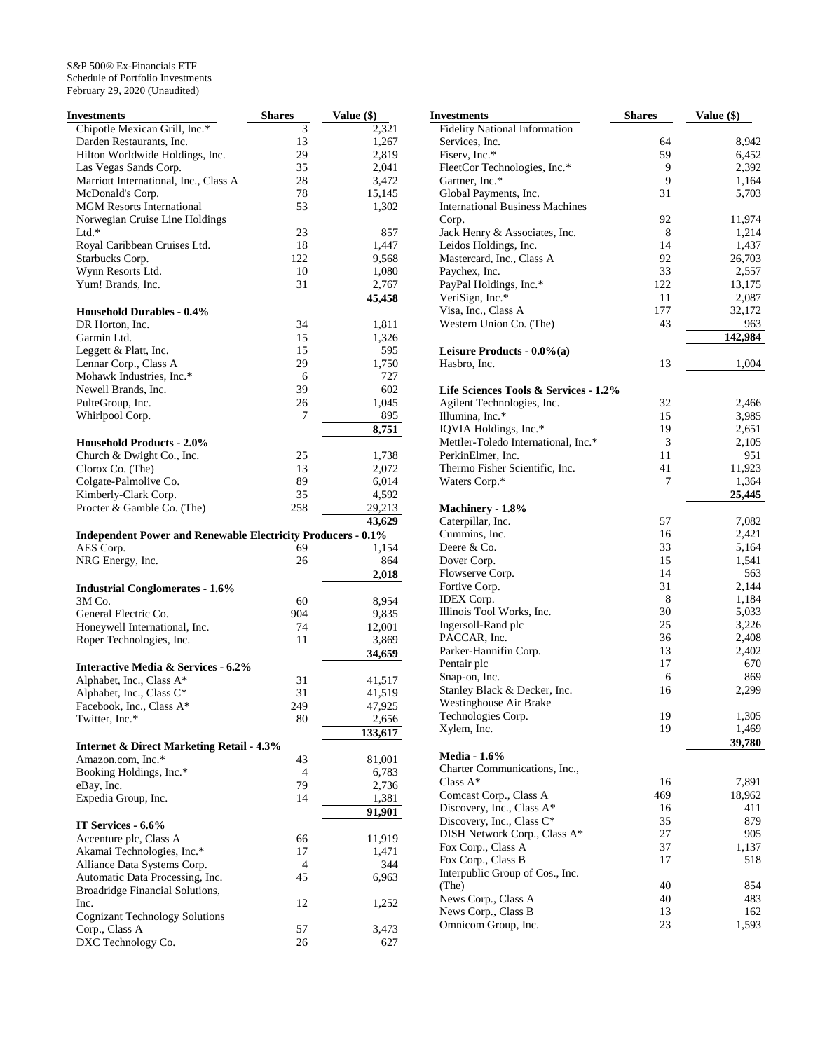S&P 500® Ex-Financials ETF
Schedule of Portfolio Investments
February 29, 2020 (Unaudited)

| Investments | Shares | Value ($) |
|---|---|---|
| Chipotle Mexican Grill, Inc.* | 3 | 2,321 |
| Darden Restaurants, Inc. | 13 | 1,267 |
| Hilton Worldwide Holdings, Inc. | 29 | 2,819 |
| Las Vegas Sands Corp. | 35 | 2,041 |
| Marriott International, Inc., Class A | 28 | 3,472 |
| McDonald's Corp. | 78 | 15,145 |
| MGM Resorts International | 53 | 1,302 |
| Norwegian Cruise Line Holdings Ltd.* | 23 | 857 |
| Royal Caribbean Cruises Ltd. | 18 | 1,447 |
| Starbucks Corp. | 122 | 9,568 |
| Wynn Resorts Ltd. | 10 | 1,080 |
| Yum! Brands, Inc. | 31 | 2,767 |
| | | **45,458** |
| **Household Durables - 0.4%** | | |
| DR Horton, Inc. | 34 | 1,811 |
| Garmin Ltd. | 15 | 1,326 |
| Leggett & Platt, Inc. | 15 | 595 |
| Lennar Corp., Class A | 29 | 1,750 |
| Mohawk Industries, Inc.* | 6 | 727 |
| Newell Brands, Inc. | 39 | 602 |
| PulteGroup, Inc. | 26 | 1,045 |
| Whirlpool Corp. | 7 | 895 |
| | | **8,751** |
| **Household Products - 2.0%** | | |
| Church & Dwight Co., Inc. | 25 | 1,738 |
| Clorox Co. (The) | 13 | 2,072 |
| Colgate-Palmolive Co. | 89 | 6,014 |
| Kimberly-Clark Corp. | 35 | 4,592 |
| Procter & Gamble Co. (The) | 258 | 29,213 |
| | | **43,629** |
| **Independent Power and Renewable Electricity Producers - 0.1%** | | |
| AES Corp. | 69 | 1,154 |
| NRG Energy, Inc. | 26 | 864 |
| | | **2,018** |
| **Industrial Conglomerates - 1.6%** | | |
| 3M Co. | 60 | 8,954 |
| General Electric Co. | 904 | 9,835 |
| Honeywell International, Inc. | 74 | 12,001 |
| Roper Technologies, Inc. | 11 | 3,869 |
| | | **34,659** |
| **Interactive Media & Services - 6.2%** | | |
| Alphabet, Inc., Class A* | 31 | 41,517 |
| Alphabet, Inc., Class C* | 31 | 41,519 |
| Facebook, Inc., Class A* | 249 | 47,925 |
| Twitter, Inc.* | 80 | 2,656 |
| | | **133,617** |
| **Internet & Direct Marketing Retail - 4.3%** | | |
| Amazon.com, Inc.* | 43 | 81,001 |
| Booking Holdings, Inc.* | 4 | 6,783 |
| eBay, Inc. | 79 | 2,736 |
| Expedia Group, Inc. | 14 | 1,381 |
| | | **91,901** |
| **IT Services - 6.6%** | | |
| Accenture plc, Class A | 66 | 11,919 |
| Akamai Technologies, Inc.* | 17 | 1,471 |
| Alliance Data Systems Corp. | 4 | 344 |
| Automatic Data Processing, Inc. | 45 | 6,963 |
| Broadridge Financial Solutions, Inc. | 12 | 1,252 |
| Cognizant Technology Solutions Corp., Class A | 57 | 3,473 |
| DXC Technology Co. | 26 | 627 |
| Fidelity National Information Services, Inc. | 64 | 8,942 |
| Fiserv, Inc.* | 59 | 6,452 |
| FleetCor Technologies, Inc.* | 9 | 2,392 |
| Gartner, Inc.* | 9 | 1,164 |
| Global Payments, Inc. | 31 | 5,703 |
| International Business Machines Corp. | 92 | 11,974 |
| Jack Henry & Associates, Inc. | 8 | 1,214 |
| Leidos Holdings, Inc. | 14 | 1,437 |
| Mastercard, Inc., Class A | 92 | 26,703 |
| Paychex, Inc. | 33 | 2,557 |
| PayPal Holdings, Inc.* | 122 | 13,175 |
| VeriSign, Inc.* | 11 | 2,087 |
| Visa, Inc., Class A | 177 | 32,172 |
| Western Union Co. (The) | 43 | 963 |
| | | **142,984** |
| **Leisure Products - 0.0%(a)** | | |
| Hasbro, Inc. | 13 | 1,004 |
| **Life Sciences Tools & Services - 1.2%** | | |
| Agilent Technologies, Inc. | 32 | 2,466 |
| Illumina, Inc.* | 15 | 3,985 |
| IQVIA Holdings, Inc.* | 19 | 2,651 |
| Mettler-Toledo International, Inc.* | 3 | 2,105 |
| PerkinElmer, Inc. | 11 | 951 |
| Thermo Fisher Scientific, Inc. | 41 | 11,923 |
| Waters Corp.* | 7 | 1,364 |
| | | **25,445** |
| **Machinery - 1.8%** | | |
| Caterpillar, Inc. | 57 | 7,082 |
| Cummins, Inc. | 16 | 2,421 |
| Deere & Co. | 33 | 5,164 |
| Dover Corp. | 15 | 1,541 |
| Flowserve Corp. | 14 | 563 |
| Fortive Corp. | 31 | 2,144 |
| IDEX Corp. | 8 | 1,184 |
| Illinois Tool Works, Inc. | 30 | 5,033 |
| Ingersoll-Rand plc | 25 | 3,226 |
| PACCAR, Inc. | 36 | 2,408 |
| Parker-Hannifin Corp. | 13 | 2,402 |
| Pentair plc | 17 | 670 |
| Snap-on, Inc. | 6 | 869 |
| Stanley Black & Decker, Inc. | 16 | 2,299 |
| Westinghouse Air Brake Technologies Corp. | 19 | 1,305 |
| Xylem, Inc. | 19 | 1,469 |
| | | **39,780** |
| **Media - 1.6%** | | |
| Charter Communications, Inc., Class A* | 16 | 7,891 |
| Comcast Corp., Class A | 469 | 18,962 |
| Discovery, Inc., Class A* | 16 | 411 |
| Discovery, Inc., Class C* | 35 | 879 |
| DISH Network Corp., Class A* | 27 | 905 |
| Fox Corp., Class A | 37 | 1,137 |
| Fox Corp., Class B | 17 | 518 |
| Interpublic Group of Cos., Inc. (The) | 40 | 854 |
| News Corp., Class A | 40 | 483 |
| News Corp., Class B | 13 | 162 |
| Omnicom Group, Inc. | 23 | 1,593 |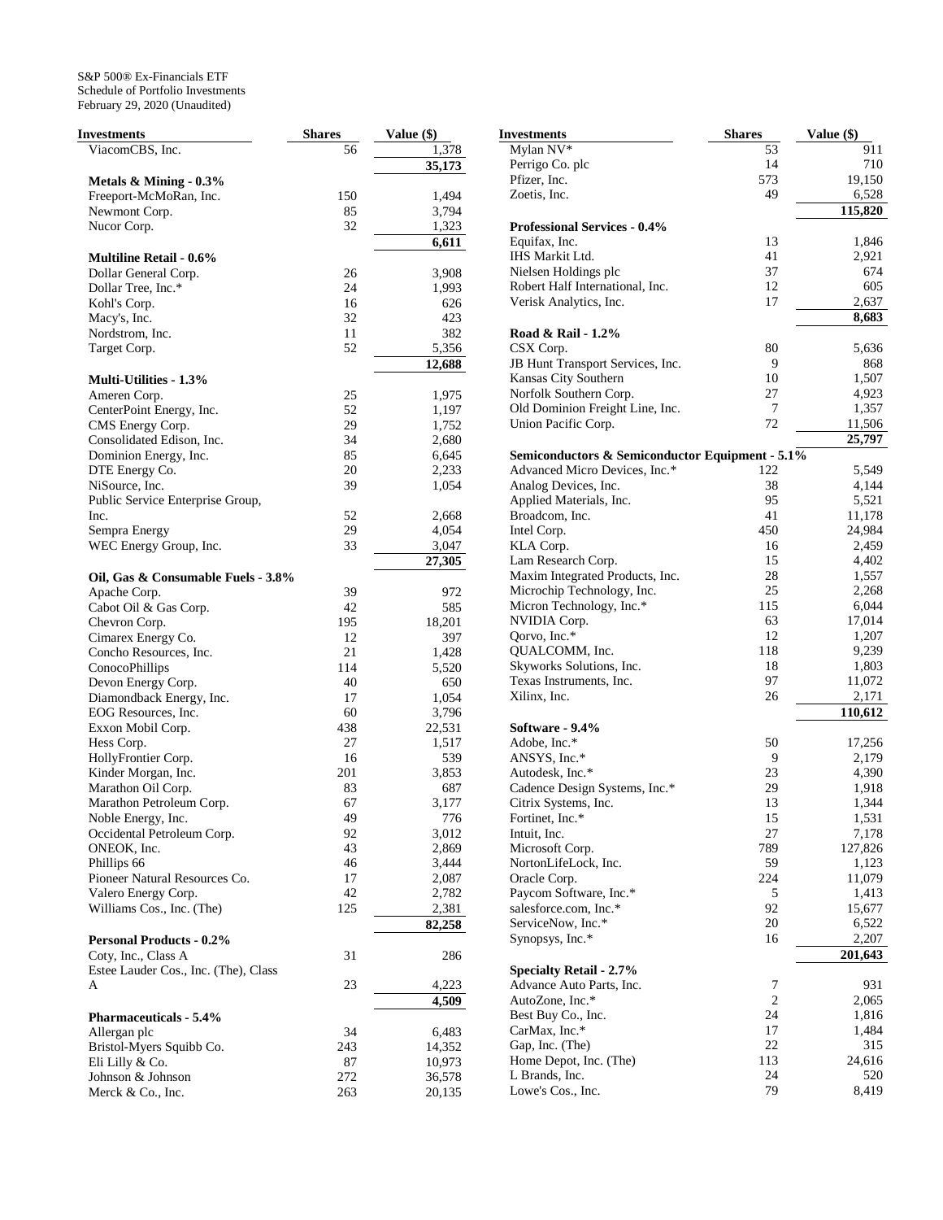S&P 500® Ex-Financials ETF
Schedule of Portfolio Investments
February 29, 2020 (Unaudited)

| Investments | Shares | Value ($) |
|---|---|---|
| ViacomCBS, Inc. | 56 | 1,378 |
| | | 35,173 |
| **Metals & Mining - 0.3%** | | |
| Freeport-McMoRan, Inc. | 150 | 1,494 |
| Newmont Corp. | 85 | 3,794 |
| Nucor Corp. | 32 | 1,323 |
| | | 6,611 |
| **Multiline Retail - 0.6%** | | |
| Dollar General Corp. | 26 | 3,908 |
| Dollar Tree, Inc.* | 24 | 1,993 |
| Kohl's Corp. | 16 | 626 |
| Macy's, Inc. | 32 | 423 |
| Nordstrom, Inc. | 11 | 382 |
| Target Corp. | 52 | 5,356 |
| | | 12,688 |
| **Multi-Utilities - 1.3%** | | |
| Ameren Corp. | 25 | 1,975 |
| CenterPoint Energy, Inc. | 52 | 1,197 |
| CMS Energy Corp. | 29 | 1,752 |
| Consolidated Edison, Inc. | 34 | 2,680 |
| Dominion Energy, Inc. | 85 | 6,645 |
| DTE Energy Co. | 20 | 2,233 |
| NiSource, Inc. | 39 | 1,054 |
| Public Service Enterprise Group, Inc. | 52 | 2,668 |
| Sempra Energy | 29 | 4,054 |
| WEC Energy Group, Inc. | 33 | 3,047 |
| | | 27,305 |
| **Oil, Gas & Consumable Fuels - 3.8%** | | |
| Apache Corp. | 39 | 972 |
| Cabot Oil & Gas Corp. | 42 | 585 |
| Chevron Corp. | 195 | 18,201 |
| Cimarex Energy Co. | 12 | 397 |
| Concho Resources, Inc. | 21 | 1,428 |
| ConocoPhillips | 114 | 5,520 |
| Devon Energy Corp. | 40 | 650 |
| Diamondback Energy, Inc. | 17 | 1,054 |
| EOG Resources, Inc. | 60 | 3,796 |
| Exxon Mobil Corp. | 438 | 22,531 |
| Hess Corp. | 27 | 1,517 |
| HollyFrontier Corp. | 16 | 539 |
| Kinder Morgan, Inc. | 201 | 3,853 |
| Marathon Oil Corp. | 83 | 687 |
| Marathon Petroleum Corp. | 67 | 3,177 |
| Noble Energy, Inc. | 49 | 776 |
| Occidental Petroleum Corp. | 92 | 3,012 |
| ONEOK, Inc. | 43 | 2,869 |
| Phillips 66 | 46 | 3,444 |
| Pioneer Natural Resources Co. | 17 | 2,087 |
| Valero Energy Corp. | 42 | 2,782 |
| Williams Cos., Inc. (The) | 125 | 2,381 |
| | | 82,258 |
| **Personal Products - 0.2%** | | |
| Coty, Inc., Class A | 31 | 286 |
| Estee Lauder Cos., Inc. (The), Class A | 23 | 4,223 |
| | | 4,509 |
| **Pharmaceuticals - 5.4%** | | |
| Allergan plc | 34 | 6,483 |
| Bristol-Myers Squibb Co. | 243 | 14,352 |
| Eli Lilly & Co. | 87 | 10,973 |
| Johnson & Johnson | 272 | 36,578 |
| Merck & Co., Inc. | 263 | 20,135 |
| Mylan NV* | 53 | 911 |
| Perrigo Co. plc | 14 | 710 |
| Pfizer, Inc. | 573 | 19,150 |
| Zoetis, Inc. | 49 | 6,528 |
| | | 115,820 |
| **Professional Services - 0.4%** | | |
| Equifax, Inc. | 13 | 1,846 |
| IHS Markit Ltd. | 41 | 2,921 |
| Nielsen Holdings plc | 37 | 674 |
| Robert Half International, Inc. | 12 | 605 |
| Verisk Analytics, Inc. | 17 | 2,637 |
| | | 8,683 |
| **Road & Rail - 1.2%** | | |
| CSX Corp. | 80 | 5,636 |
| JB Hunt Transport Services, Inc. | 9 | 868 |
| Kansas City Southern | 10 | 1,507 |
| Norfolk Southern Corp. | 27 | 4,923 |
| Old Dominion Freight Line, Inc. | 7 | 1,357 |
| Union Pacific Corp. | 72 | 11,506 |
| | | 25,797 |
| **Semiconductors & Semiconductor Equipment - 5.1%** | | |
| Advanced Micro Devices, Inc.* | 122 | 5,549 |
| Analog Devices, Inc. | 38 | 4,144 |
| Applied Materials, Inc. | 95 | 5,521 |
| Broadcom, Inc. | 41 | 11,178 |
| Intel Corp. | 450 | 24,984 |
| KLA Corp. | 16 | 2,459 |
| Lam Research Corp. | 15 | 4,402 |
| Maxim Integrated Products, Inc. | 28 | 1,557 |
| Microchip Technology, Inc. | 25 | 2,268 |
| Micron Technology, Inc.* | 115 | 6,044 |
| NVIDIA Corp. | 63 | 17,014 |
| Qorvo, Inc.* | 12 | 1,207 |
| QUALCOMM, Inc. | 118 | 9,239 |
| Skyworks Solutions, Inc. | 18 | 1,803 |
| Texas Instruments, Inc. | 97 | 11,072 |
| Xilinx, Inc. | 26 | 2,171 |
| | | 110,612 |
| **Software - 9.4%** | | |
| Adobe, Inc.* | 50 | 17,256 |
| ANSYS, Inc.* | 9 | 2,179 |
| Autodesk, Inc.* | 23 | 4,390 |
| Cadence Design Systems, Inc.* | 29 | 1,918 |
| Citrix Systems, Inc. | 13 | 1,344 |
| Fortinet, Inc.* | 15 | 1,531 |
| Intuit, Inc. | 27 | 7,178 |
| Microsoft Corp. | 789 | 127,826 |
| NortonLifeLock, Inc. | 59 | 1,123 |
| Oracle Corp. | 224 | 11,079 |
| Paycom Software, Inc.* | 5 | 1,413 |
| salesforce.com, Inc.* | 92 | 15,677 |
| ServiceNow, Inc.* | 20 | 6,522 |
| Synopsys, Inc.* | 16 | 2,207 |
| | | 201,643 |
| **Specialty Retail - 2.7%** | | |
| Advance Auto Parts, Inc. | 7 | 931 |
| AutoZone, Inc.* | 2 | 2,065 |
| Best Buy Co., Inc. | 24 | 1,816 |
| CarMax, Inc.* | 17 | 1,484 |
| Gap, Inc. (The) | 22 | 315 |
| Home Depot, Inc. (The) | 113 | 24,616 |
| L Brands, Inc. | 24 | 520 |
| Lowe's Cos., Inc. | 79 | 8,419 |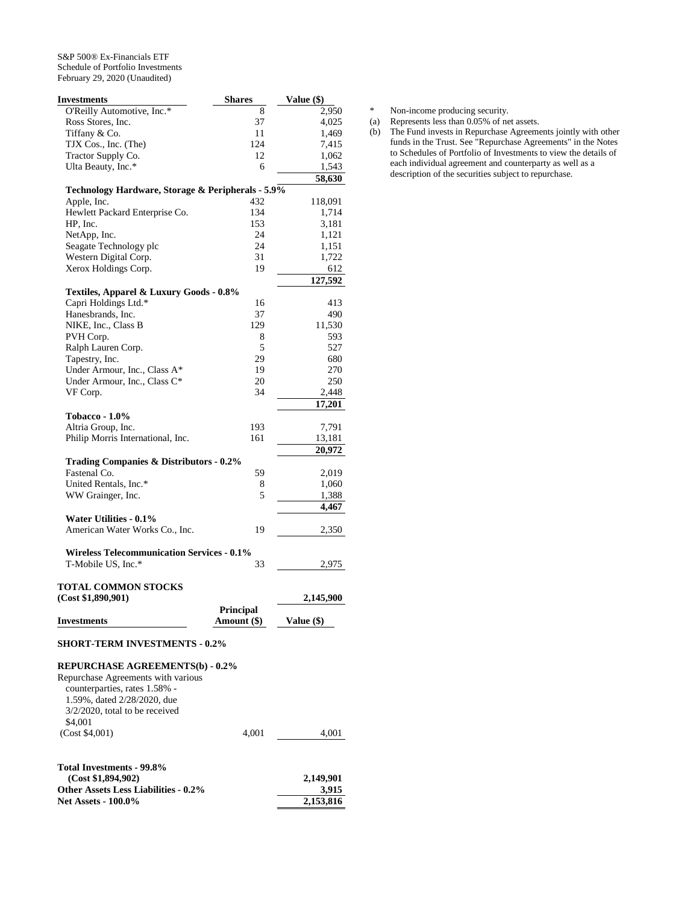S&P 500® Ex-Financials ETF
Schedule of Portfolio Investments
February 29, 2020 (Unaudited)

| Investments | Shares | Value ($) |
|---|---|---|
| O'Reilly Automotive, Inc.* | 8 | 2,950 |
| Ross Stores, Inc. | 37 | 4,025 |
| Tiffany & Co. | 11 | 1,469 |
| TJX Cos., Inc. (The) | 124 | 7,415 |
| Tractor Supply Co. | 12 | 1,062 |
| Ulta Beauty, Inc.* | 6 | 1,543 |
| | | **58,630** |
| **Technology Hardware, Storage & Peripherals - 5.9%** | | |
| Apple, Inc. | 432 | 118,091 |
| Hewlett Packard Enterprise Co. | 134 | 1,714 |
| HP, Inc. | 153 | 3,181 |
| NetApp, Inc. | 24 | 1,121 |
| Seagate Technology plc | 24 | 1,151 |
| Western Digital Corp. | 31 | 1,722 |
| Xerox Holdings Corp. | 19 | 612 |
| | | **127,592** |
| **Textiles, Apparel & Luxury Goods - 0.8%** | | |
| Capri Holdings Ltd.* | 16 | 413 |
| Hanesbrands, Inc. | 37 | 490 |
| NIKE, Inc., Class B | 129 | 11,530 |
| PVH Corp. | 8 | 593 |
| Ralph Lauren Corp. | 5 | 527 |
| Tapestry, Inc. | 29 | 680 |
| Under Armour, Inc., Class A* | 19 | 270 |
| Under Armour, Inc., Class C* | 20 | 250 |
| VF Corp. | 34 | 2,448 |
| | | **17,201** |
| **Tobacco - 1.0%** | | |
| Altria Group, Inc. | 193 | 7,791 |
| Philip Morris International, Inc. | 161 | 13,181 |
| | | **20,972** |
| **Trading Companies & Distributors - 0.2%** | | |
| Fastenal Co. | 59 | 2,019 |
| United Rentals, Inc.* | 8 | 1,060 |
| WW Grainger, Inc. | 5 | 1,388 |
| | | **4,467** |
| **Water Utilities - 0.1%** | | |
| American Water Works Co., Inc. | 19 | 2,350 |
| **Wireless Telecommunication Services - 0.1%** | | |
| T-Mobile US, Inc.* | 33 | 2,975 |
| **TOTAL COMMON STOCKS (Cost $1,890,901)** | | **2,145,900** |

| Investments | Principal Amount ($) | Value ($) |
|---|---|---|
| **SHORT-TERM INVESTMENTS - 0.2%** | | |
| **REPURCHASE AGREEMENTS(b) - 0.2%** | | |
| Repurchase Agreements with various counterparties, rates 1.58% - 1.59%, dated 2/28/2020, due 3/2/2020, total to be received $4,001 (Cost $4,001) | 4,001 | 4,001 |
| **Total Investments - 99.8% (Cost $1,894,902)** | | **2,149,901** |
| **Other Assets Less Liabilities - 0.2%** | | **3,915** |
| **Net Assets - 100.0%** | | **2,153,816** |

\* Non-income producing security.

(a) Represents less than 0.05% of net assets.

(b) The Fund invests in Repurchase Agreements jointly with other funds in the Trust. See "Repurchase Agreements" in the Notes to Schedules of Portfolio of Investments to view the details of each individual agreement and counterparty as well as a description of the securities subject to repurchase.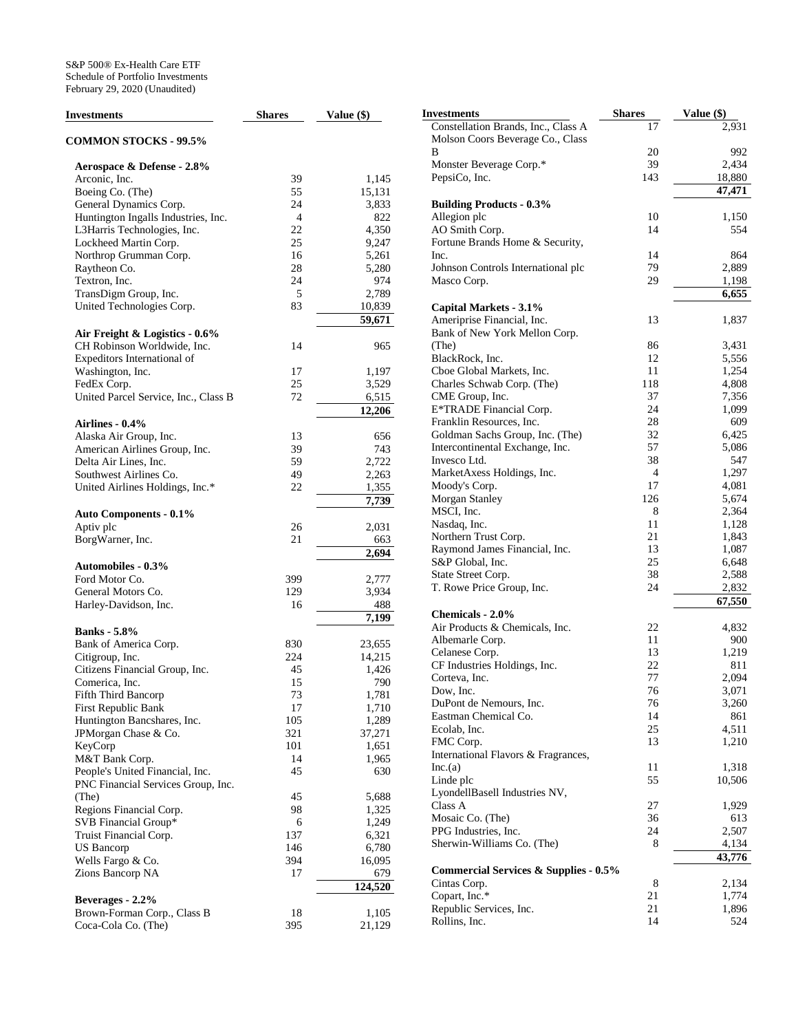S&P 500® Ex-Health Care ETF
Schedule of Portfolio Investments
February 29, 2020 (Unaudited)

| Investments | Shares | Value ($) |
|---|---|---|
| **COMMON STOCKS - 99.5%** | | |
| **Aerospace & Defense - 2.8%** | | |
| Arconic, Inc. | 39 | 1,145 |
| Boeing Co. (The) | 55 | 15,131 |
| General Dynamics Corp. | 24 | 3,833 |
| Huntington Ingalls Industries, Inc. | 4 | 822 |
| L3Harris Technologies, Inc. | 22 | 4,350 |
| Lockheed Martin Corp. | 25 | 9,247 |
| Northrop Grumman Corp. | 16 | 5,261 |
| Raytheon Co. | 28 | 5,280 |
| Textron, Inc. | 24 | 974 |
| TransDigm Group, Inc. | 5 | 2,789 |
| United Technologies Corp. | 83 | 10,839 |
| | | **59,671** |
| **Air Freight & Logistics - 0.6%** | | |
| CH Robinson Worldwide, Inc. | 14 | 965 |
| Expeditors International of Washington, Inc. | 17 | 1,197 |
| FedEx Corp. | 25 | 3,529 |
| United Parcel Service, Inc., Class B | 72 | 6,515 |
| | | **12,206** |
| **Airlines - 0.4%** | | |
| Alaska Air Group, Inc. | 13 | 656 |
| American Airlines Group, Inc. | 39 | 743 |
| Delta Air Lines, Inc. | 59 | 2,722 |
| Southwest Airlines Co. | 49 | 2,263 |
| United Airlines Holdings, Inc.* | 22 | 1,355 |
| | | **7,739** |
| **Auto Components - 0.1%** | | |
| Aptiv plc | 26 | 2,031 |
| BorgWarner, Inc. | 21 | 663 |
| | | **2,694** |
| **Automobiles - 0.3%** | | |
| Ford Motor Co. | 399 | 2,777 |
| General Motors Co. | 129 | 3,934 |
| Harley-Davidson, Inc. | 16 | 488 |
| | | **7,199** |
| **Banks - 5.8%** | | |
| Bank of America Corp. | 830 | 23,655 |
| Citigroup, Inc. | 224 | 14,215 |
| Citizens Financial Group, Inc. | 45 | 1,426 |
| Comerica, Inc. | 15 | 790 |
| Fifth Third Bancorp | 73 | 1,781 |
| First Republic Bank | 17 | 1,710 |
| Huntington Bancshares, Inc. | 105 | 1,289 |
| JPMorgan Chase & Co. | 321 | 37,271 |
| KeyCorp | 101 | 1,651 |
| M&T Bank Corp. | 14 | 1,965 |
| People's United Financial, Inc. | 45 | 630 |
| PNC Financial Services Group, Inc. (The) | 45 | 5,688 |
| Regions Financial Corp. | 98 | 1,325 |
| SVB Financial Group* | 6 | 1,249 |
| Truist Financial Corp. | 137 | 6,321 |
| US Bancorp | 146 | 6,780 |
| Wells Fargo & Co. | 394 | 16,095 |
| Zions Bancorp NA | 17 | 679 |
| | | **124,520** |
| **Beverages - 2.2%** | | |
| Brown-Forman Corp., Class B | 18 | 1,105 |
| Coca-Cola Co. (The) | 395 | 21,129 |
| Constellation Brands, Inc., Class A | 17 | 2,931 |
| Molson Coors Beverage Co., Class B | 20 | 992 |
| Monster Beverage Corp.* | 39 | 2,434 |
| PepsiCo, Inc. | 143 | 18,880 |
| | | **47,471** |
| **Building Products - 0.3%** | | |
| Allegion plc | 10 | 1,150 |
| AO Smith Corp. | 14 | 554 |
| Fortune Brands Home & Security, Inc. | 14 | 864 |
| Johnson Controls International plc | 79 | 2,889 |
| Masco Corp. | 29 | 1,198 |
| | | **6,655** |
| **Capital Markets - 3.1%** | | |
| Ameriprise Financial, Inc. | 13 | 1,837 |
| Bank of New York Mellon Corp. (The) | 86 | 3,431 |
| BlackRock, Inc. | 12 | 5,556 |
| Cboe Global Markets, Inc. | 11 | 1,254 |
| Charles Schwab Corp. (The) | 118 | 4,808 |
| CME Group, Inc. | 37 | 7,356 |
| E*TRADE Financial Corp. | 24 | 1,099 |
| Franklin Resources, Inc. | 28 | 609 |
| Goldman Sachs Group, Inc. (The) | 32 | 6,425 |
| Intercontinental Exchange, Inc. | 57 | 5,086 |
| Invesco Ltd. | 38 | 547 |
| MarketAxess Holdings, Inc. | 4 | 1,297 |
| Moody's Corp. | 17 | 4,081 |
| Morgan Stanley | 126 | 5,674 |
| MSCI, Inc. | 8 | 2,364 |
| Nasdaq, Inc. | 11 | 1,128 |
| Northern Trust Corp. | 21 | 1,843 |
| Raymond James Financial, Inc. | 13 | 1,087 |
| S&P Global, Inc. | 25 | 6,648 |
| State Street Corp. | 38 | 2,588 |
| T. Rowe Price Group, Inc. | 24 | 2,832 |
| | | **67,550** |
| **Chemicals - 2.0%** | | |
| Air Products & Chemicals, Inc. | 22 | 4,832 |
| Albemarle Corp. | 11 | 900 |
| Celanese Corp. | 13 | 1,219 |
| CF Industries Holdings, Inc. | 22 | 811 |
| Corteva, Inc. | 77 | 2,094 |
| Dow, Inc. | 76 | 3,071 |
| DuPont de Nemours, Inc. | 76 | 3,260 |
| Eastman Chemical Co. | 14 | 861 |
| Ecolab, Inc. | 25 | 4,511 |
| FMC Corp. | 13 | 1,210 |
| International Flavors & Fragrances, Inc.(a) | 11 | 1,318 |
| Linde plc | 55 | 10,506 |
| LyondellBasell Industries NV, Class A | 27 | 1,929 |
| Mosaic Co. (The) | 36 | 613 |
| PPG Industries, Inc. | 24 | 2,507 |
| Sherwin-Williams Co. (The) | 8 | 4,134 |
| | | **43,776** |
| **Commercial Services & Supplies - 0.5%** | | |
| Cintas Corp. | 8 | 2,134 |
| Copart, Inc.* | 21 | 1,774 |
| Republic Services, Inc. | 21 | 1,896 |
| Rollins, Inc. | 14 | 524 |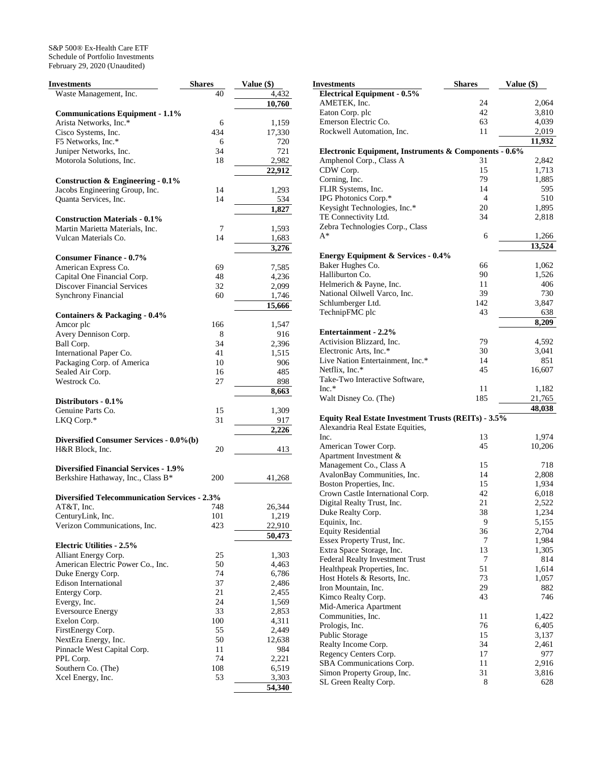S&P 500® Ex-Health Care ETF
Schedule of Portfolio Investments
February 29, 2020 (Unaudited)

| Investments | Shares | Value ($) |
|---|---|---|
| Waste Management, Inc. | 40 | 4,432 |
| | | 10,760 |
| **Communications Equipment - 1.1%** | | |
| Arista Networks, Inc.* | 6 | 1,159 |
| Cisco Systems, Inc. | 434 | 17,330 |
| F5 Networks, Inc.* | 6 | 720 |
| Juniper Networks, Inc. | 34 | 721 |
| Motorola Solutions, Inc. | 18 | 2,982 |
| | | 22,912 |
| **Construction & Engineering - 0.1%** | | |
| Jacobs Engineering Group, Inc. | 14 | 1,293 |
| Quanta Services, Inc. | 14 | 534 |
| | | 1,827 |
| **Construction Materials - 0.1%** | | |
| Martin Marietta Materials, Inc. | 7 | 1,593 |
| Vulcan Materials Co. | 14 | 1,683 |
| | | 3,276 |
| **Consumer Finance - 0.7%** | | |
| American Express Co. | 69 | 7,585 |
| Capital One Financial Corp. | 48 | 4,236 |
| Discover Financial Services | 32 | 2,099 |
| Synchrony Financial | 60 | 1,746 |
| | | 15,666 |
| **Containers & Packaging - 0.4%** | | |
| Amcor plc | 166 | 1,547 |
| Avery Dennison Corp. | 8 | 916 |
| Ball Corp. | 34 | 2,396 |
| International Paper Co. | 41 | 1,515 |
| Packaging Corp. of America | 10 | 906 |
| Sealed Air Corp. | 16 | 485 |
| Westrock Co. | 27 | 898 |
| | | 8,663 |
| **Distributors - 0.1%** | | |
| Genuine Parts Co. | 15 | 1,309 |
| LKQ Corp.* | 31 | 917 |
| | | 2,226 |
| **Diversified Consumer Services - 0.0%(b)** | | |
| H&R Block, Inc. | 20 | 413 |
| **Diversified Financial Services - 1.9%** | | |
| Berkshire Hathaway, Inc., Class B* | 200 | 41,268 |
| **Diversified Telecommunication Services - 2.3%** | | |
| AT&T, Inc. | 748 | 26,344 |
| CenturyLink, Inc. | 101 | 1,219 |
| Verizon Communications, Inc. | 423 | 22,910 |
| | | 50,473 |
| **Electric Utilities - 2.5%** | | |
| Alliant Energy Corp. | 25 | 1,303 |
| American Electric Power Co., Inc. | 50 | 4,463 |
| Duke Energy Corp. | 74 | 6,786 |
| Edison International | 37 | 2,486 |
| Entergy Corp. | 21 | 2,455 |
| Evergy, Inc. | 24 | 1,569 |
| Eversource Energy | 33 | 2,853 |
| Exelon Corp. | 100 | 4,311 |
| FirstEnergy Corp. | 55 | 2,449 |
| NextEra Energy, Inc. | 50 | 12,638 |
| Pinnacle West Capital Corp. | 11 | 984 |
| PPL Corp. | 74 | 2,221 |
| Southern Co. (The) | 108 | 6,519 |
| Xcel Energy, Inc. | 53 | 3,303 |
| | | 54,340 |
| **Electrical Equipment - 0.5%** | | |
| AMETEK, Inc. | 24 | 2,064 |
| Eaton Corp. plc | 42 | 3,810 |
| Emerson Electric Co. | 63 | 4,039 |
| Rockwell Automation, Inc. | 11 | 2,019 |
| | | 11,932 |
| **Electronic Equipment, Instruments & Components - 0.6%** | | |
| Amphenol Corp., Class A | 31 | 2,842 |
| CDW Corp. | 15 | 1,713 |
| Corning, Inc. | 79 | 1,885 |
| FLIR Systems, Inc. | 14 | 595 |
| IPG Photonics Corp.* | 4 | 510 |
| Keysight Technologies, Inc.* | 20 | 1,895 |
| TE Connectivity Ltd. | 34 | 2,818 |
| Zebra Technologies Corp., Class A* | 6 | 1,266 |
| | | 13,524 |
| **Energy Equipment & Services - 0.4%** | | |
| Baker Hughes Co. | 66 | 1,062 |
| Halliburton Co. | 90 | 1,526 |
| Helmerich & Payne, Inc. | 11 | 406 |
| National Oilwell Varco, Inc. | 39 | 730 |
| Schlumberger Ltd. | 142 | 3,847 |
| TechnipFMC plc | 43 | 638 |
| | | 8,209 |
| **Entertainment - 2.2%** | | |
| Activision Blizzard, Inc. | 79 | 4,592 |
| Electronic Arts, Inc.* | 30 | 3,041 |
| Live Nation Entertainment, Inc.* | 14 | 851 |
| Netflix, Inc.* | 45 | 16,607 |
| Take-Two Interactive Software, Inc.* | 11 | 1,182 |
| Walt Disney Co. (The) | 185 | 21,765 |
| | | 48,038 |
| **Equity Real Estate Investment Trusts (REITs) - 3.5%** | | |
| Alexandria Real Estate Equities, Inc. | 13 | 1,974 |
| American Tower Corp. | 45 | 10,206 |
| Apartment Investment & Management Co., Class A | 15 | 718 |
| AvalonBay Communities, Inc. | 14 | 2,808 |
| Boston Properties, Inc. | 15 | 1,934 |
| Crown Castle International Corp. | 42 | 6,018 |
| Digital Realty Trust, Inc. | 21 | 2,522 |
| Duke Realty Corp. | 38 | 1,234 |
| Equinix, Inc. | 9 | 5,155 |
| Equity Residential | 36 | 2,704 |
| Essex Property Trust, Inc. | 7 | 1,984 |
| Extra Space Storage, Inc. | 13 | 1,305 |
| Federal Realty Investment Trust | 7 | 814 |
| Healthpeak Properties, Inc. | 51 | 1,614 |
| Host Hotels & Resorts, Inc. | 73 | 1,057 |
| Iron Mountain, Inc. | 29 | 882 |
| Kimco Realty Corp. | 43 | 746 |
| Mid-America Apartment Communities, Inc. | 11 | 1,422 |
| Prologis, Inc. | 76 | 6,405 |
| Public Storage | 15 | 3,137 |
| Realty Income Corp. | 34 | 2,461 |
| Regency Centers Corp. | 17 | 977 |
| SBA Communications Corp. | 11 | 2,916 |
| Simon Property Group, Inc. | 31 | 3,816 |
| SL Green Realty Corp. | 8 | 628 |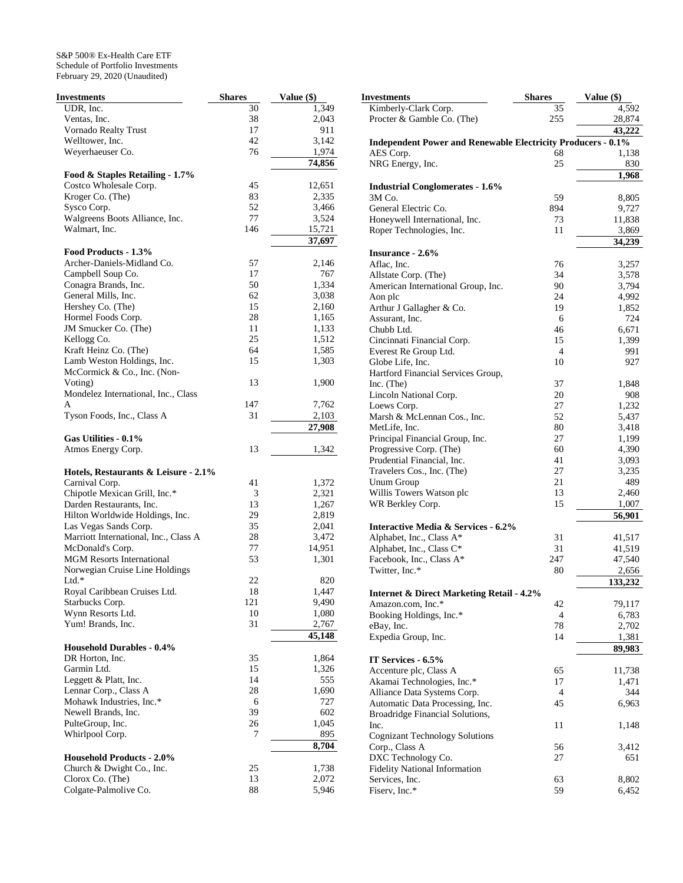S&P 500® Ex-Health Care ETF
Schedule of Portfolio Investments
February 29, 2020 (Unaudited)

| Investments | Shares | Value ($) |
|---|---|---|
| UDR, Inc. | 30 | 1,349 |
| Ventas, Inc. | 38 | 2,043 |
| Vornado Realty Trust | 17 | 911 |
| Welltower, Inc. | 42 | 3,142 |
| Weyerhaeuser Co. | 76 | 1,974 |
| | | **74,856** |
| **Food & Staples Retailing - 1.7%** | | |
| Costco Wholesale Corp. | 45 | 12,651 |
| Kroger Co. (The) | 83 | 2,335 |
| Sysco Corp. | 52 | 3,466 |
| Walgreens Boots Alliance, Inc. | 77 | 3,524 |
| Walmart, Inc. | 146 | 15,721 |
| | | **37,697** |
| **Food Products - 1.3%** | | |
| Archer-Daniels-Midland Co. | 57 | 2,146 |
| Campbell Soup Co. | 17 | 767 |
| Conagra Brands, Inc. | 50 | 1,334 |
| General Mills, Inc. | 62 | 3,038 |
| Hershey Co. (The) | 15 | 2,160 |
| Hormel Foods Corp. | 28 | 1,165 |
| JM Smucker Co. (The) | 11 | 1,133 |
| Kellogg Co. | 25 | 1,512 |
| Kraft Heinz Co. (The) | 64 | 1,585 |
| Lamb Weston Holdings, Inc. | 15 | 1,303 |
| McCormick & Co., Inc. (Non-Voting) | 13 | 1,900 |
| Mondelez International, Inc., Class A | 147 | 7,762 |
| Tyson Foods, Inc., Class A | 31 | 2,103 |
| | | **27,908** |
| **Gas Utilities - 0.1%** | | |
| Atmos Energy Corp. | 13 | 1,342 |
| **Hotels, Restaurants & Leisure - 2.1%** | | |
| Carnival Corp. | 41 | 1,372 |
| Chipotle Mexican Grill, Inc.* | 3 | 2,321 |
| Darden Restaurants, Inc. | 13 | 1,267 |
| Hilton Worldwide Holdings, Inc. | 29 | 2,819 |
| Las Vegas Sands Corp. | 35 | 2,041 |
| Marriott International, Inc., Class A | 28 | 3,472 |
| McDonald's Corp. | 77 | 14,951 |
| MGM Resorts International | 53 | 1,301 |
| Norwegian Cruise Line Holdings Ltd.* | 22 | 820 |
| Royal Caribbean Cruises Ltd. | 18 | 1,447 |
| Starbucks Corp. | 121 | 9,490 |
| Wynn Resorts Ltd. | 10 | 1,080 |
| Yum! Brands, Inc. | 31 | 2,767 |
| | | **45,148** |
| **Household Durables - 0.4%** | | |
| DR Horton, Inc. | 35 | 1,864 |
| Garmin Ltd. | 15 | 1,326 |
| Leggett & Platt, Inc. | 14 | 555 |
| Lennar Corp., Class A | 28 | 1,690 |
| Mohawk Industries, Inc.* | 6 | 727 |
| Newell Brands, Inc. | 39 | 602 |
| PulteGroup, Inc. | 26 | 1,045 |
| Whirlpool Corp. | 7 | 895 |
| | | **8,704** |
| **Household Products - 2.0%** | | |
| Church & Dwight Co., Inc. | 25 | 1,738 |
| Clorox Co. (The) | 13 | 2,072 |
| Colgate-Palmolive Co. | 88 | 5,946 |
| Kimberly-Clark Corp. | 35 | 4,592 |
| Procter & Gamble Co. (The) | 255 | 28,874 |
| | | **43,222** |
| **Independent Power and Renewable Electricity Producers - 0.1%** | | |
| AES Corp. | 68 | 1,138 |
| NRG Energy, Inc. | 25 | 830 |
| | | **1,968** |
| **Industrial Conglomerates - 1.6%** | | |
| 3M Co. | 59 | 8,805 |
| General Electric Co. | 894 | 9,727 |
| Honeywell International, Inc. | 73 | 11,838 |
| Roper Technologies, Inc. | 11 | 3,869 |
| | | **34,239** |
| **Insurance - 2.6%** | | |
| Aflac, Inc. | 76 | 3,257 |
| Allstate Corp. (The) | 34 | 3,578 |
| American International Group, Inc. | 90 | 3,794 |
| Aon plc | 24 | 4,992 |
| Arthur J Gallagher & Co. | 19 | 1,852 |
| Assurant, Inc. | 6 | 724 |
| Chubb Ltd. | 46 | 6,671 |
| Cincinnati Financial Corp. | 15 | 1,399 |
| Everest Re Group Ltd. | 4 | 991 |
| Globe Life, Inc. | 10 | 927 |
| Hartford Financial Services Group, Inc. (The) | 37 | 1,848 |
| Lincoln National Corp. | 20 | 908 |
| Loews Corp. | 27 | 1,232 |
| Marsh & McLennan Cos., Inc. | 52 | 5,437 |
| MetLife, Inc. | 80 | 3,418 |
| Principal Financial Group, Inc. | 27 | 1,199 |
| Progressive Corp. (The) | 60 | 4,390 |
| Prudential Financial, Inc. | 41 | 3,093 |
| Travelers Cos., Inc. (The) | 27 | 3,235 |
| Unum Group | 21 | 489 |
| Willis Towers Watson plc | 13 | 2,460 |
| WR Berkley Corp. | 15 | 1,007 |
| | | **56,901** |
| **Interactive Media & Services - 6.2%** | | |
| Alphabet, Inc., Class A* | 31 | 41,517 |
| Alphabet, Inc., Class C* | 31 | 41,519 |
| Facebook, Inc., Class A* | 247 | 47,540 |
| Twitter, Inc.* | 80 | 2,656 |
| | | **133,232** |
| **Internet & Direct Marketing Retail - 4.2%** | | |
| Amazon.com, Inc.* | 42 | 79,117 |
| Booking Holdings, Inc.* | 4 | 6,783 |
| eBay, Inc. | 78 | 2,702 |
| Expedia Group, Inc. | 14 | 1,381 |
| | | **89,983** |
| **IT Services - 6.5%** | | |
| Accenture plc, Class A | 65 | 11,738 |
| Akamai Technologies, Inc.* | 17 | 1,471 |
| Alliance Data Systems Corp. | 4 | 344 |
| Automatic Data Processing, Inc. | 45 | 6,963 |
| Broadridge Financial Solutions, Inc. | 11 | 1,148 |
| Cognizant Technology Solutions Corp., Class A | 56 | 3,412 |
| DXC Technology Co. | 27 | 651 |
| Fidelity National Information Services, Inc. | 63 | 8,802 |
| Fiserv, Inc.* | 59 | 6,452 |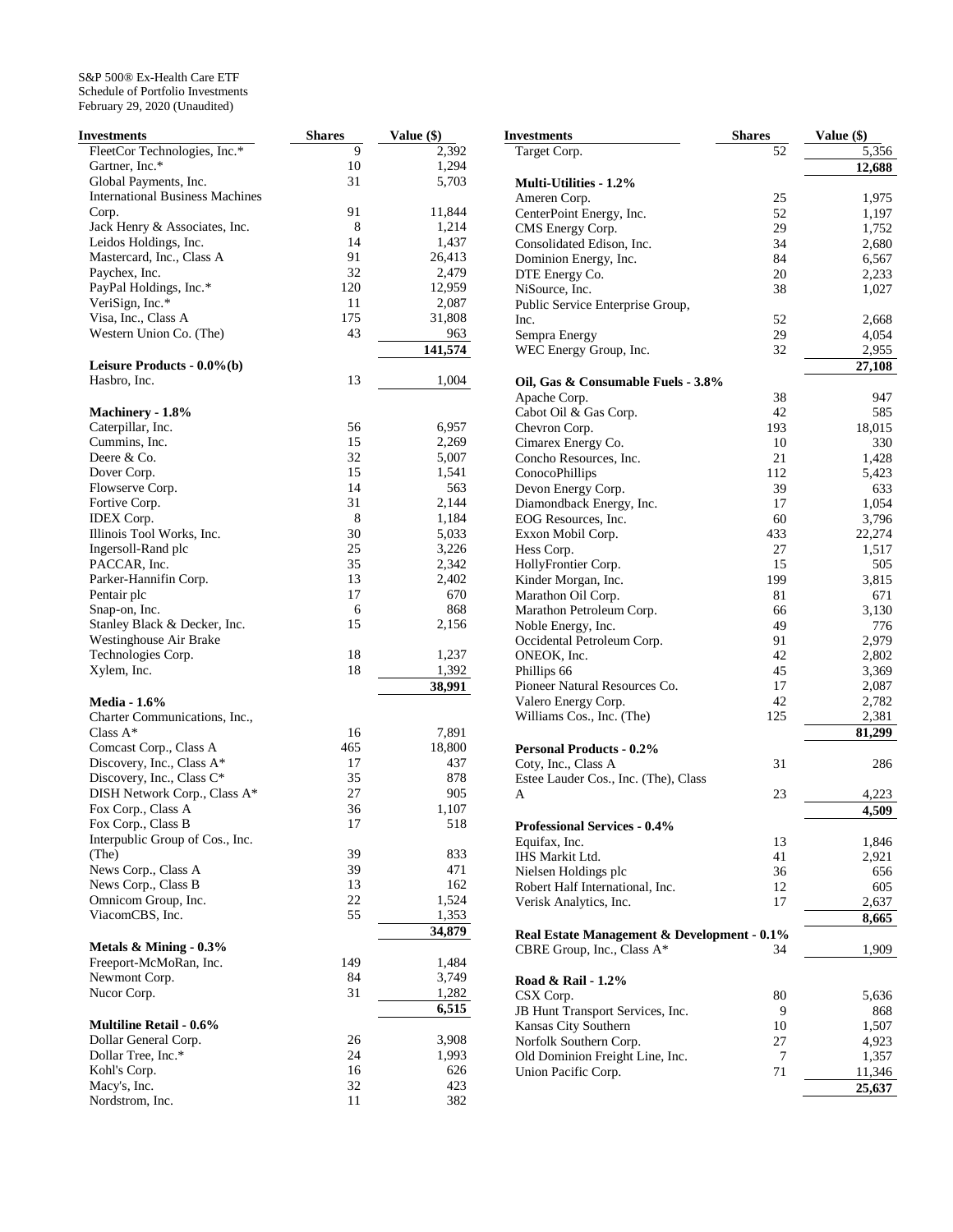S&P 500® Ex-Health Care ETF
Schedule of Portfolio Investments
February 29, 2020 (Unaudited)

| Investments | Shares | Value ($) |
|---|---|---|
| FleetCor Technologies, Inc.* | 9 | 2,392 |
| Gartner, Inc.* | 10 | 1,294 |
| Global Payments, Inc. | 31 | 5,703 |
| International Business Machines Corp. | 91 | 11,844 |
| Jack Henry & Associates, Inc. | 8 | 1,214 |
| Leidos Holdings, Inc. | 14 | 1,437 |
| Mastercard, Inc., Class A | 91 | 26,413 |
| Paychex, Inc. | 32 | 2,479 |
| PayPal Holdings, Inc.* | 120 | 12,959 |
| VeriSign, Inc.* | 11 | 2,087 |
| Visa, Inc., Class A | 175 | 31,808 |
| Western Union Co. (The) | 43 | 963 |
| | | **141,574** |
| **Leisure Products - 0.0%(b)** | | |
| Hasbro, Inc. | 13 | 1,004 |
| **Machinery - 1.8%** | | |
| Caterpillar, Inc. | 56 | 6,957 |
| Cummins, Inc. | 15 | 2,269 |
| Deere & Co. | 32 | 5,007 |
| Dover Corp. | 15 | 1,541 |
| Flowserve Corp. | 14 | 563 |
| Fortive Corp. | 31 | 2,144 |
| IDEX Corp. | 8 | 1,184 |
| Illinois Tool Works, Inc. | 30 | 5,033 |
| Ingersoll-Rand plc | 25 | 3,226 |
| PACCAR, Inc. | 35 | 2,342 |
| Parker-Hannifin Corp. | 13 | 2,402 |
| Pentair plc | 17 | 670 |
| Snap-on, Inc. | 6 | 868 |
| Stanley Black & Decker, Inc. | 15 | 2,156 |
| Westinghouse Air Brake Technologies Corp. | 18 | 1,237 |
| Xylem, Inc. | 18 | 1,392 |
| | | **38,991** |
| **Media - 1.6%** | | |
| Charter Communications, Inc., Class A* | 16 | 7,891 |
| Comcast Corp., Class A | 465 | 18,800 |
| Discovery, Inc., Class A* | 17 | 437 |
| Discovery, Inc., Class C* | 35 | 878 |
| DISH Network Corp., Class A* | 27 | 905 |
| Fox Corp., Class A | 36 | 1,107 |
| Fox Corp., Class B | 17 | 518 |
| Interpublic Group of Cos., Inc. (The) | 39 | 833 |
| News Corp., Class A | 39 | 471 |
| News Corp., Class B | 13 | 162 |
| Omnicom Group, Inc. | 22 | 1,524 |
| ViacomCBS, Inc. | 55 | 1,353 |
| | | **34,879** |
| **Metals & Mining - 0.3%** | | |
| Freeport-McMoRan, Inc. | 149 | 1,484 |
| Newmont Corp. | 84 | 3,749 |
| Nucor Corp. | 31 | 1,282 |
| | | **6,515** |
| **Multiline Retail - 0.6%** | | |
| Dollar General Corp. | 26 | 3,908 |
| Dollar Tree, Inc.* | 24 | 1,993 |
| Kohl's Corp. | 16 | 626 |
| Macy's, Inc. | 32 | 423 |
| Nordstrom, Inc. | 11 | 382 |
| Target Corp. | 52 | 5,356 |
| | | **12,688** |
| **Multi-Utilities - 1.2%** | | |
| Ameren Corp. | 25 | 1,975 |
| CenterPoint Energy, Inc. | 52 | 1,197 |
| CMS Energy Corp. | 29 | 1,752 |
| Consolidated Edison, Inc. | 34 | 2,680 |
| Dominion Energy, Inc. | 84 | 6,567 |
| DTE Energy Co. | 20 | 2,233 |
| NiSource, Inc. | 38 | 1,027 |
| Public Service Enterprise Group, Inc. | 52 | 2,668 |
| Sempra Energy | 29 | 4,054 |
| WEC Energy Group, Inc. | 32 | 2,955 |
| | | **27,108** |
| **Oil, Gas & Consumable Fuels - 3.8%** | | |
| Apache Corp. | 38 | 947 |
| Cabot Oil & Gas Corp. | 42 | 585 |
| Chevron Corp. | 193 | 18,015 |
| Cimarex Energy Co. | 10 | 330 |
| Concho Resources, Inc. | 21 | 1,428 |
| ConocoPhillips | 112 | 5,423 |
| Devon Energy Corp. | 39 | 633 |
| Diamondback Energy, Inc. | 17 | 1,054 |
| EOG Resources, Inc. | 60 | 3,796 |
| Exxon Mobil Corp. | 433 | 22,274 |
| Hess Corp. | 27 | 1,517 |
| HollyFrontier Corp. | 15 | 505 |
| Kinder Morgan, Inc. | 199 | 3,815 |
| Marathon Oil Corp. | 81 | 671 |
| Marathon Petroleum Corp. | 66 | 3,130 |
| Noble Energy, Inc. | 49 | 776 |
| Occidental Petroleum Corp. | 91 | 2,979 |
| ONEOK, Inc. | 42 | 2,802 |
| Phillips 66 | 45 | 3,369 |
| Pioneer Natural Resources Co. | 17 | 2,087 |
| Valero Energy Corp. | 42 | 2,782 |
| Williams Cos., Inc. (The) | 125 | 2,381 |
| | | **81,299** |
| **Personal Products - 0.2%** | | |
| Coty, Inc., Class A | 31 | 286 |
| Estee Lauder Cos., Inc. (The), Class A | 23 | 4,223 |
| | | **4,509** |
| **Professional Services - 0.4%** | | |
| Equifax, Inc. | 13 | 1,846 |
| IHS Markit Ltd. | 41 | 2,921 |
| Nielsen Holdings plc | 36 | 656 |
| Robert Half International, Inc. | 12 | 605 |
| Verisk Analytics, Inc. | 17 | 2,637 |
| | | **8,665** |
| **Real Estate Management & Development - 0.1%** | | |
| CBRE Group, Inc., Class A* | 34 | 1,909 |
| **Road & Rail - 1.2%** | | |
| CSX Corp. | 80 | 5,636 |
| JB Hunt Transport Services, Inc. | 9 | 868 |
| Kansas City Southern | 10 | 1,507 |
| Norfolk Southern Corp. | 27 | 4,923 |
| Old Dominion Freight Line, Inc. | 7 | 1,357 |
| Union Pacific Corp. | 71 | 11,346 |
| | | **25,637** |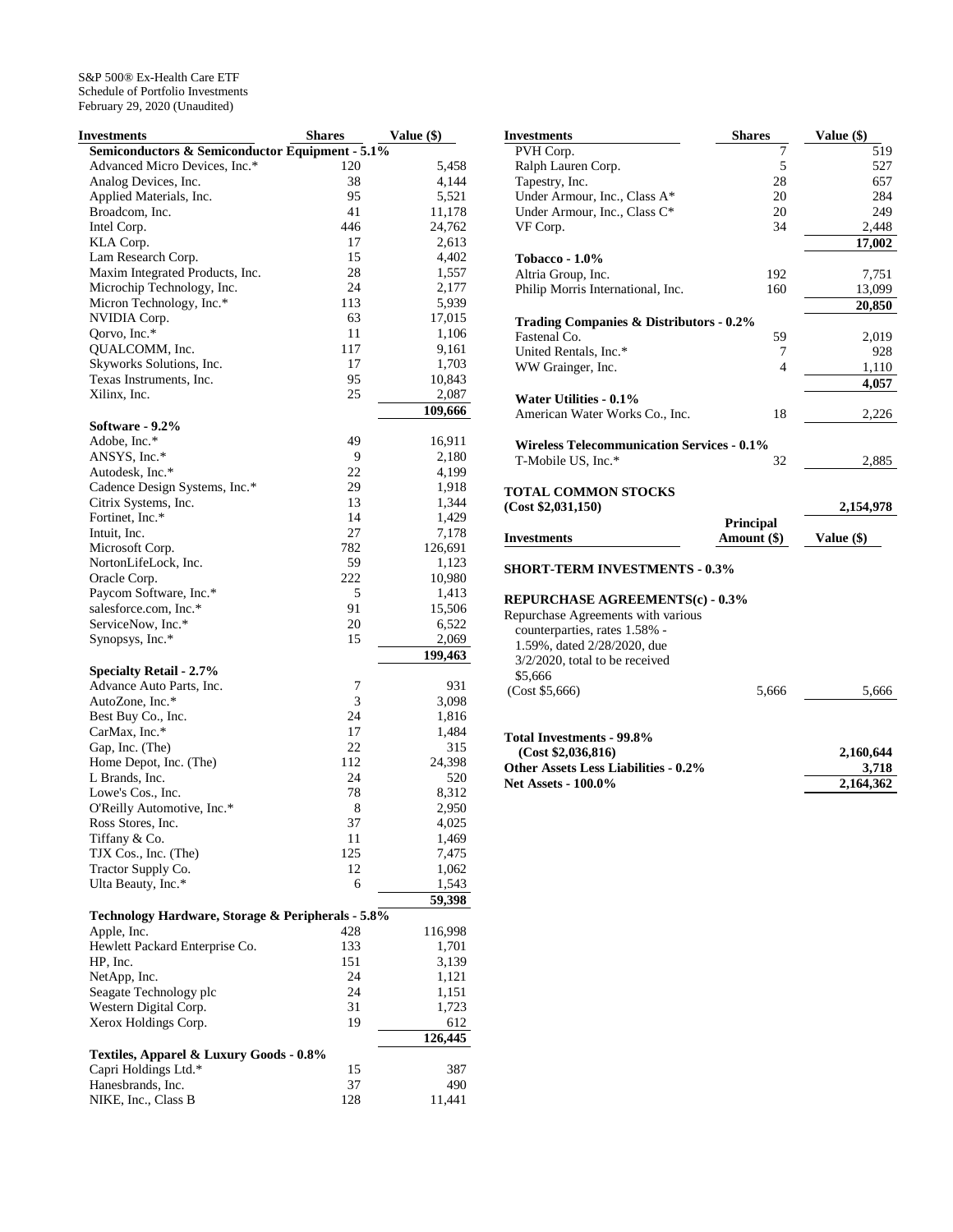S&P 500® Ex-Health Care ETF
Schedule of Portfolio Investments
February 29, 2020 (Unaudited)

| Investments | Shares | Value ($) |
|---|---|---|
| **Semiconductors & Semiconductor Equipment - 5.1%** | | |
| Advanced Micro Devices, Inc.* | 120 | 5,458 |
| Analog Devices, Inc. | 38 | 4,144 |
| Applied Materials, Inc. | 95 | 5,521 |
| Broadcom, Inc. | 41 | 11,178 |
| Intel Corp. | 446 | 24,762 |
| KLA Corp. | 17 | 2,613 |
| Lam Research Corp. | 15 | 4,402 |
| Maxim Integrated Products, Inc. | 28 | 1,557 |
| Microchip Technology, Inc. | 24 | 2,177 |
| Micron Technology, Inc.* | 113 | 5,939 |
| NVIDIA Corp. | 63 | 17,015 |
| Qorvo, Inc.* | 11 | 1,106 |
| QUALCOMM, Inc. | 117 | 9,161 |
| Skyworks Solutions, Inc. | 17 | 1,703 |
| Texas Instruments, Inc. | 95 | 10,843 |
| Xilinx, Inc. | 25 | 2,087 |
| | | **109,666** |
| **Software - 9.2%** | | |
| Adobe, Inc.* | 49 | 16,911 |
| ANSYS, Inc.* | 9 | 2,180 |
| Autodesk, Inc.* | 22 | 4,199 |
| Cadence Design Systems, Inc.* | 29 | 1,918 |
| Citrix Systems, Inc. | 13 | 1,344 |
| Fortinet, Inc.* | 14 | 1,429 |
| Intuit, Inc. | 27 | 7,178 |
| Microsoft Corp. | 782 | 126,691 |
| NortonLifeLock, Inc. | 59 | 1,123 |
| Oracle Corp. | 222 | 10,980 |
| Paycom Software, Inc.* | 5 | 1,413 |
| salesforce.com, Inc.* | 91 | 15,506 |
| ServiceNow, Inc.* | 20 | 6,522 |
| Synopsys, Inc.* | 15 | 2,069 |
| | | **199,463** |
| **Specialty Retail - 2.7%** | | |
| Advance Auto Parts, Inc. | 7 | 931 |
| AutoZone, Inc.* | 3 | 3,098 |
| Best Buy Co., Inc. | 24 | 1,816 |
| CarMax, Inc.* | 17 | 1,484 |
| Gap, Inc. (The) | 22 | 315 |
| Home Depot, Inc. (The) | 112 | 24,398 |
| L Brands, Inc. | 24 | 520 |
| Lowe's Cos., Inc. | 78 | 8,312 |
| O'Reilly Automotive, Inc.* | 8 | 2,950 |
| Ross Stores, Inc. | 37 | 4,025 |
| Tiffany & Co. | 11 | 1,469 |
| TJX Cos., Inc. (The) | 125 | 7,475 |
| Tractor Supply Co. | 12 | 1,062 |
| Ulta Beauty, Inc.* | 6 | 1,543 |
| | | **59,398** |
| **Technology Hardware, Storage & Peripherals - 5.8%** | | |
| Apple, Inc. | 428 | 116,998 |
| Hewlett Packard Enterprise Co. | 133 | 1,701 |
| HP, Inc. | 151 | 3,139 |
| NetApp, Inc. | 24 | 1,121 |
| Seagate Technology plc | 24 | 1,151 |
| Western Digital Corp. | 31 | 1,723 |
| Xerox Holdings Corp. | 19 | 612 |
| | | **126,445** |
| **Textiles, Apparel & Luxury Goods - 0.8%** | | |
| Capri Holdings Ltd.* | 15 | 387 |
| Hanesbrands, Inc. | 37 | 490 |
| NIKE, Inc., Class B | 128 | 11,441 |
| PVH Corp. | 7 | 519 |
| Ralph Lauren Corp. | 5 | 527 |
| Tapestry, Inc. | 28 | 657 |
| Under Armour, Inc., Class A* | 20 | 284 |
| Under Armour, Inc., Class C* | 20 | 249 |
| VF Corp. | 34 | 2,448 |
| | | **17,002** |
| **Tobacco - 1.0%** | | |
| Altria Group, Inc. | 192 | 7,751 |
| Philip Morris International, Inc. | 160 | 13,099 |
| | | **20,850** |
| **Trading Companies & Distributors - 0.2%** | | |
| Fastenal Co. | 59 | 2,019 |
| United Rentals, Inc.* | 7 | 928 |
| WW Grainger, Inc. | 4 | 1,110 |
| | | **4,057** |
| **Water Utilities - 0.1%** | | |
| American Water Works Co., Inc. | 18 | 2,226 |
| **Wireless Telecommunication Services - 0.1%** | | |
| T-Mobile US, Inc.* | 32 | 2,885 |
| **TOTAL COMMON STOCKS (Cost $2,031,150)** | | **2,154,978** |

| Investments | Principal Amount ($) | Value ($) |
|---|---|---|
| **SHORT-TERM INVESTMENTS - 0.3%** | | |
| **REPURCHASE AGREEMENTS(c) - 0.3%** | | |
| Repurchase Agreements with various counterparties, rates 1.58% - 1.59%, dated 2/28/2020, due 3/2/2020, total to be received $5,666 (Cost $5,666) | 5,666 | 5,666 |
| **Total Investments - 99.8% (Cost $2,036,816)** | | **2,160,644** |
| **Other Assets Less Liabilities - 0.2%** | | **3,718** |
| **Net Assets - 100.0%** | | **2,164,362** |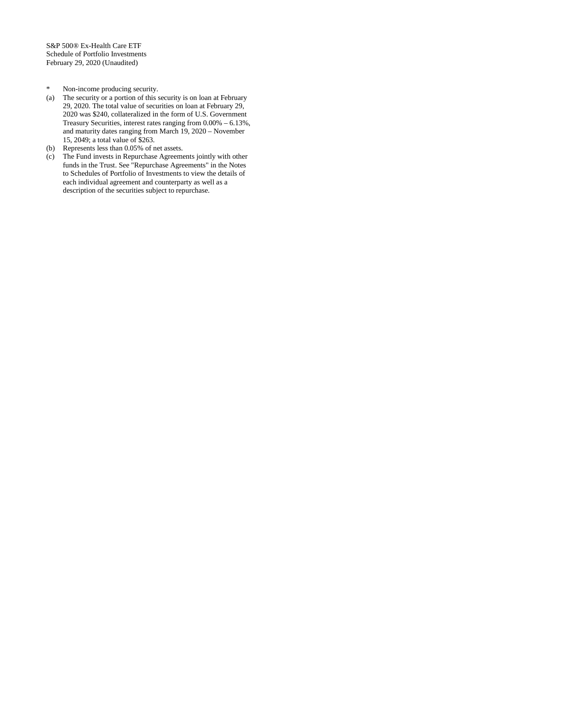S&P 500® Ex-Health Care ETF
Schedule of Portfolio Investments
February 29, 2020 (Unaudited)

\* Non-income producing security.

(a) The security or a portion of this security is on loan at February 29, 2020. The total value of securities on loan at February 29, 2020 was $240, collateralized in the form of U.S. Government Treasury Securities, interest rates ranging from 0.00% – 6.13%, and maturity dates ranging from March 19, 2020 – November 15, 2049; a total value of $263.

(b) Represents less than 0.05% of net assets.

(c) The Fund invests in Repurchase Agreements jointly with other funds in the Trust. See "Repurchase Agreements" in the Notes to Schedules of Portfolio of Investments to view the details of each individual agreement and counterparty as well as a description of the securities subject to repurchase.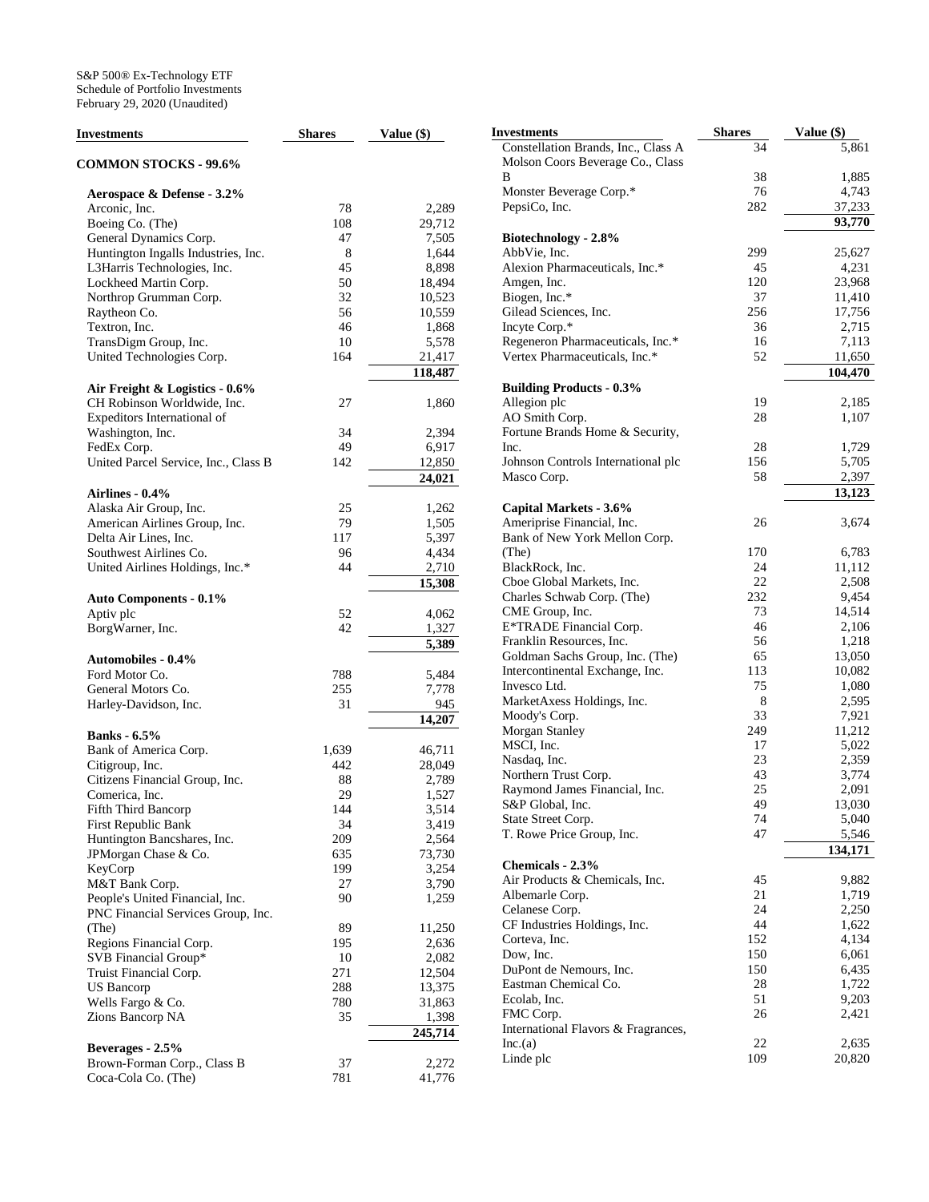S&P 500® Ex-Technology ETF
Schedule of Portfolio Investments
February 29, 2020 (Unaudited)

| Investments | Shares | Value ($) |
|---|---|---|
| **COMMON STOCKS - 99.6%** | | |
| **Aerospace & Defense - 3.2%** | | |
| Arconic, Inc. | 78 | 2,289 |
| Boeing Co. (The) | 108 | 29,712 |
| General Dynamics Corp. | 47 | 7,505 |
| Huntington Ingalls Industries, Inc. | 8 | 1,644 |
| L3Harris Technologies, Inc. | 45 | 8,898 |
| Lockheed Martin Corp. | 50 | 18,494 |
| Northrop Grumman Corp. | 32 | 10,523 |
| Raytheon Co. | 56 | 10,559 |
| Textron, Inc. | 46 | 1,868 |
| TransDigm Group, Inc. | 10 | 5,578 |
| United Technologies Corp. | 164 | 21,417 |
| | | **118,487** |
| **Air Freight & Logistics - 0.6%** | | |
| CH Robinson Worldwide, Inc. | 27 | 1,860 |
| Expeditors International of Washington, Inc. | 34 | 2,394 |
| FedEx Corp. | 49 | 6,917 |
| United Parcel Service, Inc., Class B | 142 | 12,850 |
| | | **24,021** |
| **Airlines - 0.4%** | | |
| Alaska Air Group, Inc. | 25 | 1,262 |
| American Airlines Group, Inc. | 79 | 1,505 |
| Delta Air Lines, Inc. | 117 | 5,397 |
| Southwest Airlines Co. | 96 | 4,434 |
| United Airlines Holdings, Inc.* | 44 | 2,710 |
| | | **15,308** |
| **Auto Components - 0.1%** | | |
| Aptiv plc | 52 | 4,062 |
| BorgWarner, Inc. | 42 | 1,327 |
| | | **5,389** |
| **Automobiles - 0.4%** | | |
| Ford Motor Co. | 788 | 5,484 |
| General Motors Co. | 255 | 7,778 |
| Harley-Davidson, Inc. | 31 | 945 |
| | | **14,207** |
| **Banks - 6.5%** | | |
| Bank of America Corp. | 1,639 | 46,711 |
| Citigroup, Inc. | 442 | 28,049 |
| Citizens Financial Group, Inc. | 88 | 2,789 |
| Comerica, Inc. | 29 | 1,527 |
| Fifth Third Bancorp | 144 | 3,514 |
| First Republic Bank | 34 | 3,419 |
| Huntington Bancshares, Inc. | 209 | 2,564 |
| JPMorgan Chase & Co. | 635 | 73,730 |
| KeyCorp | 199 | 3,254 |
| M&T Bank Corp. | 27 | 3,790 |
| People's United Financial, Inc. | 90 | 1,259 |
| PNC Financial Services Group, Inc. (The) | 89 | 11,250 |
| Regions Financial Corp. | 195 | 2,636 |
| SVB Financial Group* | 10 | 2,082 |
| Truist Financial Corp. | 271 | 12,504 |
| US Bancorp | 288 | 13,375 |
| Wells Fargo & Co. | 780 | 31,863 |
| Zions Bancorp NA | 35 | 1,398 |
| | | **245,714** |
| **Beverages - 2.5%** | | |
| Brown-Forman Corp., Class B | 37 | 2,272 |
| Coca-Cola Co. (The) | 781 | 41,776 |
| Constellation Brands, Inc., Class A | 34 | 5,861 |
| Molson Coors Beverage Co., Class B | 38 | 1,885 |
| Monster Beverage Corp.* | 76 | 4,743 |
| PepsiCo, Inc. | 282 | 37,233 |
| | | **93,770** |
| **Biotechnology - 2.8%** | | |
| AbbVie, Inc. | 299 | 25,627 |
| Alexion Pharmaceuticals, Inc.* | 45 | 4,231 |
| Amgen, Inc. | 120 | 23,968 |
| Biogen, Inc.* | 37 | 11,410 |
| Gilead Sciences, Inc. | 256 | 17,756 |
| Incyte Corp.* | 36 | 2,715 |
| Regeneron Pharmaceuticals, Inc.* | 16 | 7,113 |
| Vertex Pharmaceuticals, Inc.* | 52 | 11,650 |
| | | **104,470** |
| **Building Products - 0.3%** | | |
| Allegion plc | 19 | 2,185 |
| AO Smith Corp. | 28 | 1,107 |
| Fortune Brands Home & Security, Inc. | 28 | 1,729 |
| Johnson Controls International plc | 156 | 5,705 |
| Masco Corp. | 58 | 2,397 |
| | | **13,123** |
| **Capital Markets - 3.6%** | | |
| Ameriprise Financial, Inc. | 26 | 3,674 |
| Bank of New York Mellon Corp. (The) | 170 | 6,783 |
| BlackRock, Inc. | 24 | 11,112 |
| Cboe Global Markets, Inc. | 22 | 2,508 |
| Charles Schwab Corp. (The) | 232 | 9,454 |
| CME Group, Inc. | 73 | 14,514 |
| E*TRADE Financial Corp. | 46 | 2,106 |
| Franklin Resources, Inc. | 56 | 1,218 |
| Goldman Sachs Group, Inc. (The) | 65 | 13,050 |
| Intercontinental Exchange, Inc. | 113 | 10,082 |
| Invesco Ltd. | 75 | 1,080 |
| MarketAxess Holdings, Inc. | 8 | 2,595 |
| Moody's Corp. | 33 | 7,921 |
| Morgan Stanley | 249 | 11,212 |
| MSCI, Inc. | 17 | 5,022 |
| Nasdaq, Inc. | 23 | 2,359 |
| Northern Trust Corp. | 43 | 3,774 |
| Raymond James Financial, Inc. | 25 | 2,091 |
| S&P Global, Inc. | 49 | 13,030 |
| State Street Corp. | 74 | 5,040 |
| T. Rowe Price Group, Inc. | 47 | 5,546 |
| | | **134,171** |
| **Chemicals - 2.3%** | | |
| Air Products & Chemicals, Inc. | 45 | 9,882 |
| Albemarle Corp. | 21 | 1,719 |
| Celanese Corp. | 24 | 2,250 |
| CF Industries Holdings, Inc. | 44 | 1,622 |
| Corteva, Inc. | 152 | 4,134 |
| Dow, Inc. | 150 | 6,061 |
| DuPont de Nemours, Inc. | 150 | 6,435 |
| Eastman Chemical Co. | 28 | 1,722 |
| Ecolab, Inc. | 51 | 9,203 |
| FMC Corp. | 26 | 2,421 |
| International Flavors & Fragrances, Inc.(a) | 22 | 2,635 |
| Linde plc | 109 | 20,820 |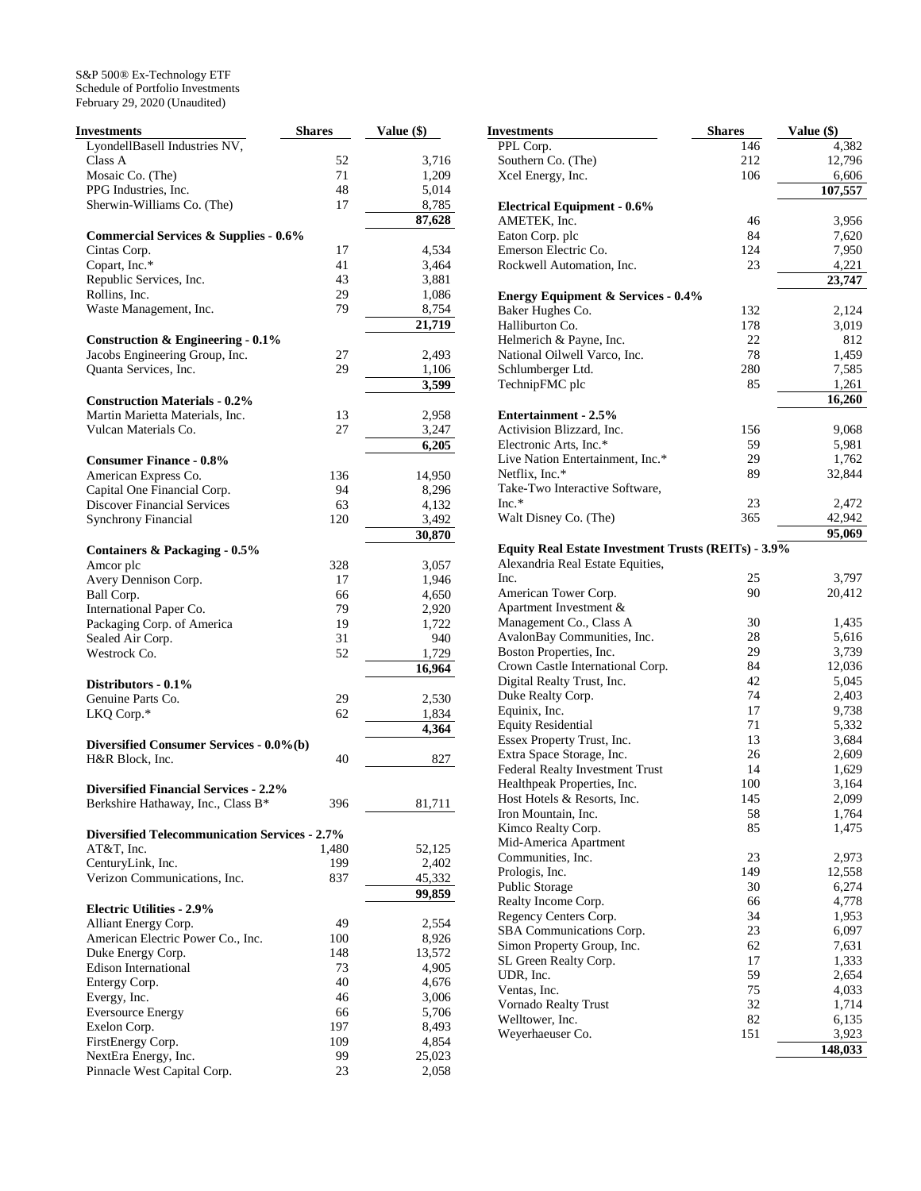S&P 500® Ex-Technology ETF
Schedule of Portfolio Investments
February 29, 2020 (Unaudited)

| Investments | Shares | Value ($) |
|---|---|---|
| LyondellBasell Industries NV, Class A | 52 | 3,716 |
| Mosaic Co. (The) | 71 | 1,209 |
| PPG Industries, Inc. | 48 | 5,014 |
| Sherwin-Williams Co. (The) | 17 | 8,785 |
| | | 87,628 |
| **Commercial Services & Supplies - 0.6%** | | |
| Cintas Corp. | 17 | 4,534 |
| Copart, Inc.* | 41 | 3,464 |
| Republic Services, Inc. | 43 | 3,881 |
| Rollins, Inc. | 29 | 1,086 |
| Waste Management, Inc. | 79 | 8,754 |
| | | 21,719 |
| **Construction & Engineering - 0.1%** | | |
| Jacobs Engineering Group, Inc. | 27 | 2,493 |
| Quanta Services, Inc. | 29 | 1,106 |
| | | 3,599 |
| **Construction Materials - 0.2%** | | |
| Martin Marietta Materials, Inc. | 13 | 2,958 |
| Vulcan Materials Co. | 27 | 3,247 |
| | | 6,205 |
| **Consumer Finance - 0.8%** | | |
| American Express Co. | 136 | 14,950 |
| Capital One Financial Corp. | 94 | 8,296 |
| Discover Financial Services | 63 | 4,132 |
| Synchrony Financial | 120 | 3,492 |
| | | 30,870 |
| **Containers & Packaging - 0.5%** | | |
| Amcor plc | 328 | 3,057 |
| Avery Dennison Corp. | 17 | 1,946 |
| Ball Corp. | 66 | 4,650 |
| International Paper Co. | 79 | 2,920 |
| Packaging Corp. of America | 19 | 1,722 |
| Sealed Air Corp. | 31 | 940 |
| Westrock Co. | 52 | 1,729 |
| | | 16,964 |
| **Distributors - 0.1%** | | |
| Genuine Parts Co. | 29 | 2,530 |
| LKQ Corp.* | 62 | 1,834 |
| | | 4,364 |
| **Diversified Consumer Services - 0.0%(b)** | | |
| H&R Block, Inc. | 40 | 827 |
| **Diversified Financial Services - 2.2%** | | |
| Berkshire Hathaway, Inc., Class B* | 396 | 81,711 |
| **Diversified Telecommunication Services - 2.7%** | | |
| AT&T, Inc. | 1,480 | 52,125 |
| CenturyLink, Inc. | 199 | 2,402 |
| Verizon Communications, Inc. | 837 | 45,332 |
| | | 99,859 |
| **Electric Utilities - 2.9%** | | |
| Alliant Energy Corp. | 49 | 2,554 |
| American Electric Power Co., Inc. | 100 | 8,926 |
| Duke Energy Corp. | 148 | 13,572 |
| Edison International | 73 | 4,905 |
| Entergy Corp. | 40 | 4,676 |
| Evergy, Inc. | 46 | 3,006 |
| Eversource Energy | 66 | 5,706 |
| Exelon Corp. | 197 | 8,493 |
| FirstEnergy Corp. | 109 | 4,854 |
| NextEra Energy, Inc. | 99 | 25,023 |
| Pinnacle West Capital Corp. | 23 | 2,058 |
| PPL Corp. | 146 | 4,382 |
| Southern Co. (The) | 212 | 12,796 |
| Xcel Energy, Inc. | 106 | 6,606 |
| | | 107,557 |
| **Electrical Equipment - 0.6%** | | |
| AMETEK, Inc. | 46 | 3,956 |
| Eaton Corp. plc | 84 | 7,620 |
| Emerson Electric Co. | 124 | 7,950 |
| Rockwell Automation, Inc. | 23 | 4,221 |
| | | 23,747 |
| **Energy Equipment & Services - 0.4%** | | |
| Baker Hughes Co. | 132 | 2,124 |
| Halliburton Co. | 178 | 3,019 |
| Helmerich & Payne, Inc. | 22 | 812 |
| National Oilwell Varco, Inc. | 78 | 1,459 |
| Schlumberger Ltd. | 280 | 7,585 |
| TechnipFMC plc | 85 | 1,261 |
| | | 16,260 |
| **Entertainment - 2.5%** | | |
| Activision Blizzard, Inc. | 156 | 9,068 |
| Electronic Arts, Inc.* | 59 | 5,981 |
| Live Nation Entertainment, Inc.* | 29 | 1,762 |
| Netflix, Inc.* | 89 | 32,844 |
| Take-Two Interactive Software, Inc.* | 23 | 2,472 |
| Walt Disney Co. (The) | 365 | 42,942 |
| | | 95,069 |
| **Equity Real Estate Investment Trusts (REITs) - 3.9%** | | |
| Alexandria Real Estate Equities, Inc. | 25 | 3,797 |
| American Tower Corp. | 90 | 20,412 |
| Apartment Investment & Management Co., Class A | 30 | 1,435 |
| AvalonBay Communities, Inc. | 28 | 5,616 |
| Boston Properties, Inc. | 29 | 3,739 |
| Crown Castle International Corp. | 84 | 12,036 |
| Digital Realty Trust, Inc. | 42 | 5,045 |
| Duke Realty Corp. | 74 | 2,403 |
| Equinix, Inc. | 17 | 9,738 |
| Equity Residential | 71 | 5,332 |
| Essex Property Trust, Inc. | 13 | 3,684 |
| Extra Space Storage, Inc. | 26 | 2,609 |
| Federal Realty Investment Trust | 14 | 1,629 |
| Healthpeak Properties, Inc. | 100 | 3,164 |
| Host Hotels & Resorts, Inc. | 145 | 2,099 |
| Iron Mountain, Inc. | 58 | 1,764 |
| Kimco Realty Corp. | 85 | 1,475 |
| Mid-America Apartment Communities, Inc. | 23 | 2,973 |
| Prologis, Inc. | 149 | 12,558 |
| Public Storage | 30 | 6,274 |
| Realty Income Corp. | 66 | 4,778 |
| Regency Centers Corp. | 34 | 1,953 |
| SBA Communications Corp. | 23 | 6,097 |
| Simon Property Group, Inc. | 62 | 7,631 |
| SL Green Realty Corp. | 17 | 1,333 |
| UDR, Inc. | 59 | 2,654 |
| Ventas, Inc. | 75 | 4,033 |
| Vornado Realty Trust | 32 | 1,714 |
| Welltower, Inc. | 82 | 6,135 |
| Weyerhaeuser Co. | 151 | 3,923 |
| | | 148,033 |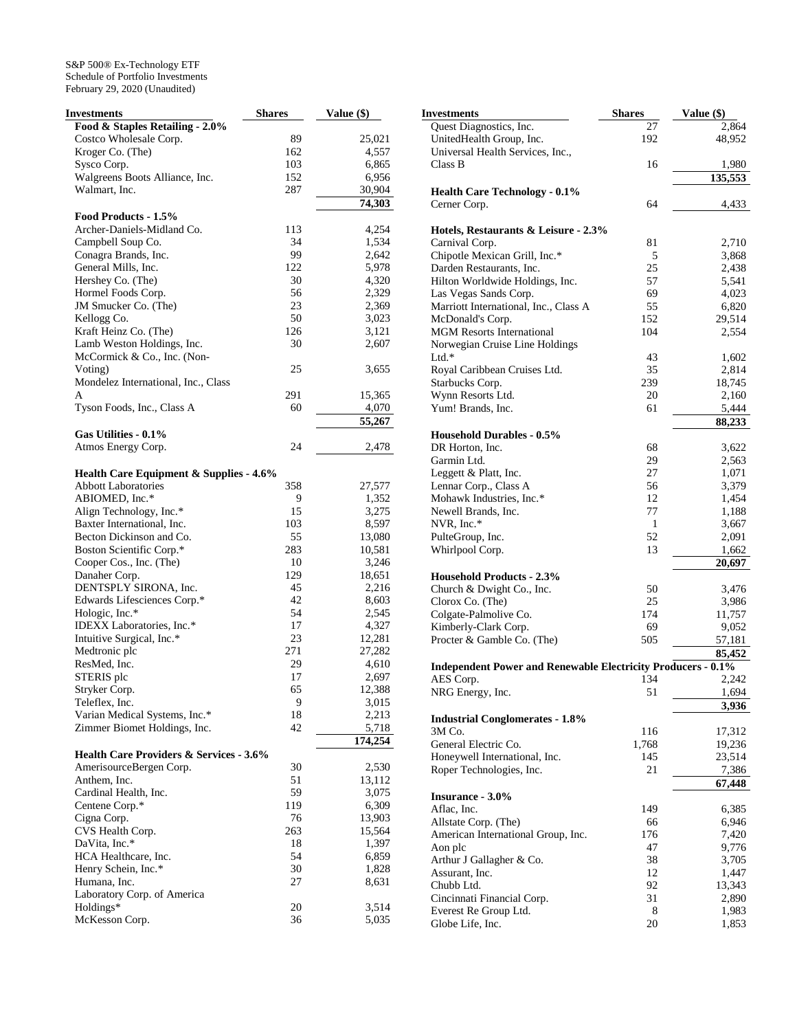S&P 500® Ex-Technology ETF
Schedule of Portfolio Investments
February 29, 2020 (Unaudited)

| Investments | Shares | Value ($) |
|---|---|---|
| **Food & Staples Retailing - 2.0%** | | |
| Costco Wholesale Corp. | 89 | 25,021 |
| Kroger Co. (The) | 162 | 4,557 |
| Sysco Corp. | 103 | 6,865 |
| Walgreens Boots Alliance, Inc. | 152 | 6,956 |
| Walmart, Inc. | 287 | 30,904 |
| | | **74,303** |
| **Food Products - 1.5%** | | |
| Archer-Daniels-Midland Co. | 113 | 4,254 |
| Campbell Soup Co. | 34 | 1,534 |
| Conagra Brands, Inc. | 99 | 2,642 |
| General Mills, Inc. | 122 | 5,978 |
| Hershey Co. (The) | 30 | 4,320 |
| Hormel Foods Corp. | 56 | 2,329 |
| JM Smucker Co. (The) | 23 | 2,369 |
| Kellogg Co. | 50 | 3,023 |
| Kraft Heinz Co. (The) | 126 | 3,121 |
| Lamb Weston Holdings, Inc. | 30 | 2,607 |
| McCormick & Co., Inc. (Non-Voting) | 25 | 3,655 |
| Mondelez International, Inc., Class A | 291 | 15,365 |
| Tyson Foods, Inc., Class A | 60 | 4,070 |
| | | **55,267** |
| **Gas Utilities - 0.1%** | | |
| Atmos Energy Corp. | 24 | 2,478 |
| **Health Care Equipment & Supplies - 4.6%** | | |
| Abbott Laboratories | 358 | 27,577 |
| ABIOMED, Inc.* | 9 | 1,352 |
| Align Technology, Inc.* | 15 | 3,275 |
| Baxter International, Inc. | 103 | 8,597 |
| Becton Dickinson and Co. | 55 | 13,080 |
| Boston Scientific Corp.* | 283 | 10,581 |
| Cooper Cos., Inc. (The) | 10 | 3,246 |
| Danaher Corp. | 129 | 18,651 |
| DENTSPLY SIRONA, Inc. | 45 | 2,216 |
| Edwards Lifesciences Corp.* | 42 | 8,603 |
| Hologic, Inc.* | 54 | 2,545 |
| IDEXX Laboratories, Inc.* | 17 | 4,327 |
| Intuitive Surgical, Inc.* | 23 | 12,281 |
| Medtronic plc | 271 | 27,282 |
| ResMed, Inc. | 29 | 4,610 |
| STERIS plc | 17 | 2,697 |
| Stryker Corp. | 65 | 12,388 |
| Teleflex, Inc. | 9 | 3,015 |
| Varian Medical Systems, Inc.* | 18 | 2,213 |
| Zimmer Biomet Holdings, Inc. | 42 | 5,718 |
| | | **174,254** |
| **Health Care Providers & Services - 3.6%** | | |
| AmerisourceBergen Corp. | 30 | 2,530 |
| Anthem, Inc. | 51 | 13,112 |
| Cardinal Health, Inc. | 59 | 3,075 |
| Centene Corp.* | 119 | 6,309 |
| Cigna Corp. | 76 | 13,903 |
| CVS Health Corp. | 263 | 15,564 |
| DaVita, Inc.* | 18 | 1,397 |
| HCA Healthcare, Inc. | 54 | 6,859 |
| Henry Schein, Inc.* | 30 | 1,828 |
| Humana, Inc. | 27 | 8,631 |
| Laboratory Corp. of America Holdings* | 20 | 3,514 |
| McKesson Corp. | 36 | 5,035 |
| Quest Diagnostics, Inc. | 27 | 2,864 |
| UnitedHealth Group, Inc. | 192 | 48,952 |
| Universal Health Services, Inc., Class B | 16 | 1,980 |
| | | **135,553** |
| **Health Care Technology - 0.1%** | | |
| Cerner Corp. | 64 | 4,433 |
| **Hotels, Restaurants & Leisure - 2.3%** | | |
| Carnival Corp. | 81 | 2,710 |
| Chipotle Mexican Grill, Inc.* | 5 | 3,868 |
| Darden Restaurants, Inc. | 25 | 2,438 |
| Hilton Worldwide Holdings, Inc. | 57 | 5,541 |
| Las Vegas Sands Corp. | 69 | 4,023 |
| Marriott International, Inc., Class A | 55 | 6,820 |
| McDonald's Corp. | 152 | 29,514 |
| MGM Resorts International | 104 | 2,554 |
| Norwegian Cruise Line Holdings Ltd.* | 43 | 1,602 |
| Royal Caribbean Cruises Ltd. | 35 | 2,814 |
| Starbucks Corp. | 239 | 18,745 |
| Wynn Resorts Ltd. | 20 | 2,160 |
| Yum! Brands, Inc. | 61 | 5,444 |
| | | **88,233** |
| **Household Durables - 0.5%** | | |
| DR Horton, Inc. | 68 | 3,622 |
| Garmin Ltd. | 29 | 2,563 |
| Leggett & Platt, Inc. | 27 | 1,071 |
| Lennar Corp., Class A | 56 | 3,379 |
| Mohawk Industries, Inc.* | 12 | 1,454 |
| Newell Brands, Inc. | 77 | 1,188 |
| NVR, Inc.* | 1 | 3,667 |
| PulteGroup, Inc. | 52 | 2,091 |
| Whirlpool Corp. | 13 | 1,662 |
| | | **20,697** |
| **Household Products - 2.3%** | | |
| Church & Dwight Co., Inc. | 50 | 3,476 |
| Clorox Co. (The) | 25 | 3,986 |
| Colgate-Palmolive Co. | 174 | 11,757 |
| Kimberly-Clark Corp. | 69 | 9,052 |
| Procter & Gamble Co. (The) | 505 | 57,181 |
| | | **85,452** |
| **Independent Power and Renewable Electricity Producers - 0.1%** | | |
| AES Corp. | 134 | 2,242 |
| NRG Energy, Inc. | 51 | 1,694 |
| | | **3,936** |
| **Industrial Conglomerates - 1.8%** | | |
| 3M Co. | 116 | 17,312 |
| General Electric Co. | 1,768 | 19,236 |
| Honeywell International, Inc. | 145 | 23,514 |
| Roper Technologies, Inc. | 21 | 7,386 |
| | | **67,448** |
| **Insurance - 3.0%** | | |
| Aflac, Inc. | 149 | 6,385 |
| Allstate Corp. (The) | 66 | 6,946 |
| American International Group, Inc. | 176 | 7,420 |
| Aon plc | 47 | 9,776 |
| Arthur J Gallagher & Co. | 38 | 3,705 |
| Assurant, Inc. | 12 | 1,447 |
| Chubb Ltd. | 92 | 13,343 |
| Cincinnati Financial Corp. | 31 | 2,890 |
| Everest Re Group Ltd. | 8 | 1,983 |
| Globe Life, Inc. | 20 | 1,853 |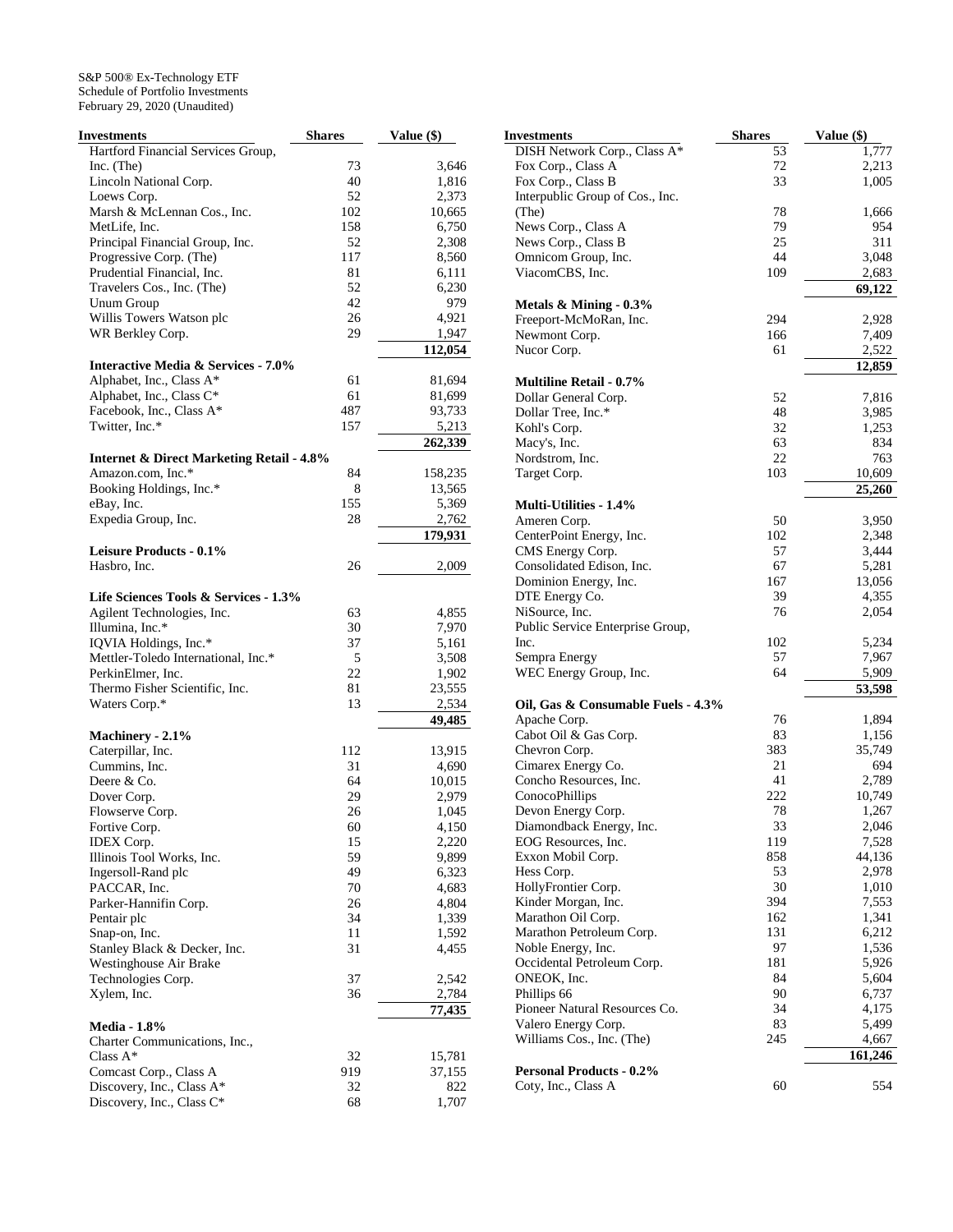S&P 500® Ex-Technology ETF
Schedule of Portfolio Investments
February 29, 2020 (Unaudited)

| Investments | Shares | Value ($) |
|---|---|---|
| Hartford Financial Services Group, Inc. (The) | 73 | 3,646 |
| Lincoln National Corp. | 40 | 1,816 |
| Loews Corp. | 52 | 2,373 |
| Marsh & McLennan Cos., Inc. | 102 | 10,665 |
| MetLife, Inc. | 158 | 6,750 |
| Principal Financial Group, Inc. | 52 | 2,308 |
| Progressive Corp. (The) | 117 | 8,560 |
| Prudential Financial, Inc. | 81 | 6,111 |
| Travelers Cos., Inc. (The) | 52 | 6,230 |
| Unum Group | 42 | 979 |
| Willis Towers Watson plc | 26 | 4,921 |
| WR Berkley Corp. | 29 | 1,947 |
| | | **112,054** |
| **Interactive Media & Services - 7.0%** | | |
| Alphabet, Inc., Class A* | 61 | 81,694 |
| Alphabet, Inc., Class C* | 61 | 81,699 |
| Facebook, Inc., Class A* | 487 | 93,733 |
| Twitter, Inc.* | 157 | 5,213 |
| | | **262,339** |
| **Internet & Direct Marketing Retail - 4.8%** | | |
| Amazon.com, Inc.* | 84 | 158,235 |
| Booking Holdings, Inc.* | 8 | 13,565 |
| eBay, Inc. | 155 | 5,369 |
| Expedia Group, Inc. | 28 | 2,762 |
| | | **179,931** |
| **Leisure Products - 0.1%** | | |
| Hasbro, Inc. | 26 | 2,009 |
| **Life Sciences Tools & Services - 1.3%** | | |
| Agilent Technologies, Inc. | 63 | 4,855 |
| Illumina, Inc.* | 30 | 7,970 |
| IQVIA Holdings, Inc.* | 37 | 5,161 |
| Mettler-Toledo International, Inc.* | 5 | 3,508 |
| PerkinElmer, Inc. | 22 | 1,902 |
| Thermo Fisher Scientific, Inc. | 81 | 23,555 |
| Waters Corp.* | 13 | 2,534 |
| | | **49,485** |
| **Machinery - 2.1%** | | |
| Caterpillar, Inc. | 112 | 13,915 |
| Cummins, Inc. | 31 | 4,690 |
| Deere & Co. | 64 | 10,015 |
| Dover Corp. | 29 | 2,979 |
| Flowserve Corp. | 26 | 1,045 |
| Fortive Corp. | 60 | 4,150 |
| IDEX Corp. | 15 | 2,220 |
| Illinois Tool Works, Inc. | 59 | 9,899 |
| Ingersoll-Rand plc | 49 | 6,323 |
| PACCAR, Inc. | 70 | 4,683 |
| Parker-Hannifin Corp. | 26 | 4,804 |
| Pentair plc | 34 | 1,339 |
| Snap-on, Inc. | 11 | 1,592 |
| Stanley Black & Decker, Inc. | 31 | 4,455 |
| Westinghouse Air Brake Technologies Corp. | 37 | 2,542 |
| Xylem, Inc. | 36 | 2,784 |
| | | **77,435** |
| **Media - 1.8%** | | |
| Charter Communications, Inc., Class A* | 32 | 15,781 |
| Comcast Corp., Class A | 919 | 37,155 |
| Discovery, Inc., Class A* | 32 | 822 |
| Discovery, Inc., Class C* | 68 | 1,707 |
| DISH Network Corp., Class A* | 53 | 1,777 |
| Fox Corp., Class A | 72 | 2,213 |
| Fox Corp., Class B | 33 | 1,005 |
| Interpublic Group of Cos., Inc. (The) | 78 | 1,666 |
| News Corp., Class A | 79 | 954 |
| News Corp., Class B | 25 | 311 |
| Omnicom Group, Inc. | 44 | 3,048 |
| ViacomCBS, Inc. | 109 | 2,683 |
| | | **69,122** |
| **Metals & Mining - 0.3%** | | |
| Freeport-McMoRan, Inc. | 294 | 2,928 |
| Newmont Corp. | 166 | 7,409 |
| Nucor Corp. | 61 | 2,522 |
| | | **12,859** |
| **Multiline Retail - 0.7%** | | |
| Dollar General Corp. | 52 | 7,816 |
| Dollar Tree, Inc.* | 48 | 3,985 |
| Kohl's Corp. | 32 | 1,253 |
| Macy's, Inc. | 63 | 834 |
| Nordstrom, Inc. | 22 | 763 |
| Target Corp. | 103 | 10,609 |
| | | **25,260** |
| **Multi-Utilities - 1.4%** | | |
| Ameren Corp. | 50 | 3,950 |
| CenterPoint Energy, Inc. | 102 | 2,348 |
| CMS Energy Corp. | 57 | 3,444 |
| Consolidated Edison, Inc. | 67 | 5,281 |
| Dominion Energy, Inc. | 167 | 13,056 |
| DTE Energy Co. | 39 | 4,355 |
| NiSource, Inc. | 76 | 2,054 |
| Public Service Enterprise Group, Inc. | 102 | 5,234 |
| Sempra Energy | 57 | 7,967 |
| WEC Energy Group, Inc. | 64 | 5,909 |
| | | **53,598** |
| **Oil, Gas & Consumable Fuels - 4.3%** | | |
| Apache Corp. | 76 | 1,894 |
| Cabot Oil & Gas Corp. | 83 | 1,156 |
| Chevron Corp. | 383 | 35,749 |
| Cimarex Energy Co. | 21 | 694 |
| Concho Resources, Inc. | 41 | 2,789 |
| ConocoPhillips | 222 | 10,749 |
| Devon Energy Corp. | 78 | 1,267 |
| Diamondback Energy, Inc. | 33 | 2,046 |
| EOG Resources, Inc. | 119 | 7,528 |
| Exxon Mobil Corp. | 858 | 44,136 |
| Hess Corp. | 53 | 2,978 |
| HollyFrontier Corp. | 30 | 1,010 |
| Kinder Morgan, Inc. | 394 | 7,553 |
| Marathon Oil Corp. | 162 | 1,341 |
| Marathon Petroleum Corp. | 131 | 6,212 |
| Noble Energy, Inc. | 97 | 1,536 |
| Occidental Petroleum Corp. | 181 | 5,926 |
| ONEOK, Inc. | 84 | 5,604 |
| Phillips 66 | 90 | 6,737 |
| Pioneer Natural Resources Co. | 34 | 4,175 |
| Valero Energy Corp. | 83 | 5,499 |
| Williams Cos., Inc. (The) | 245 | 4,667 |
| | | **161,246** |
| **Personal Products - 0.2%** | | |
| Coty, Inc., Class A | 60 | 554 |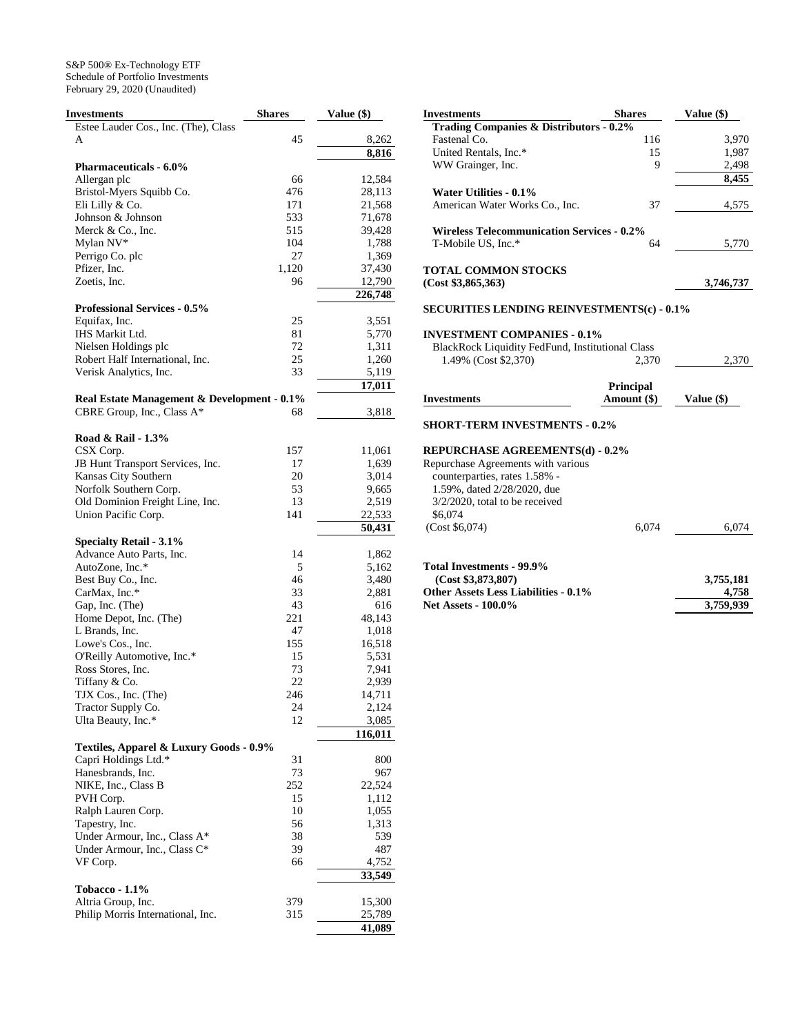S&P 500® Ex-Technology ETF
Schedule of Portfolio Investments
February 29, 2020 (Unaudited)

| Investments | Shares | Value ($) |
|---|---|---|
| Estee Lauder Cos., Inc. (The), Class A | 45 | 8,262 |
| | | **8,816** |
| **Pharmaceuticals - 6.0%** | | |
| Allergan plc | 66 | 12,584 |
| Bristol-Myers Squibb Co. | 476 | 28,113 |
| Eli Lilly & Co. | 171 | 21,568 |
| Johnson & Johnson | 533 | 71,678 |
| Merck & Co., Inc. | 515 | 39,428 |
| Mylan NV* | 104 | 1,788 |
| Perrigo Co. plc | 27 | 1,369 |
| Pfizer, Inc. | 1,120 | 37,430 |
| Zoetis, Inc. | 96 | 12,790 |
| | | **226,748** |
| **Professional Services - 0.5%** | | |
| Equifax, Inc. | 25 | 3,551 |
| IHS Markit Ltd. | 81 | 5,770 |
| Nielsen Holdings plc | 72 | 1,311 |
| Robert Half International, Inc. | 25 | 1,260 |
| Verisk Analytics, Inc. | 33 | 5,119 |
| | | **17,011** |
| **Real Estate Management & Development - 0.1%** | | |
| CBRE Group, Inc., Class A* | 68 | 3,818 |
| **Road & Rail - 1.3%** | | |
| CSX Corp. | 157 | 11,061 |
| JB Hunt Transport Services, Inc. | 17 | 1,639 |
| Kansas City Southern | 20 | 3,014 |
| Norfolk Southern Corp. | 53 | 9,665 |
| Old Dominion Freight Line, Inc. | 13 | 2,519 |
| Union Pacific Corp. | 141 | 22,533 |
| | | **50,431** |
| **Specialty Retail - 3.1%** | | |
| Advance Auto Parts, Inc. | 14 | 1,862 |
| AutoZone, Inc.* | 5 | 5,162 |
| Best Buy Co., Inc. | 46 | 3,480 |
| CarMax, Inc.* | 33 | 2,881 |
| Gap, Inc. (The) | 43 | 616 |
| Home Depot, Inc. (The) | 221 | 48,143 |
| L Brands, Inc. | 47 | 1,018 |
| Lowe's Cos., Inc. | 155 | 16,518 |
| O'Reilly Automotive, Inc.* | 15 | 5,531 |
| Ross Stores, Inc. | 73 | 7,941 |
| Tiffany & Co. | 22 | 2,939 |
| TJX Cos., Inc. (The) | 246 | 14,711 |
| Tractor Supply Co. | 24 | 2,124 |
| Ulta Beauty, Inc.* | 12 | 3,085 |
| | | **116,011** |
| **Textiles, Apparel & Luxury Goods - 0.9%** | | |
| Capri Holdings Ltd.* | 31 | 800 |
| Hanesbrands, Inc. | 73 | 967 |
| NIKE, Inc., Class B | 252 | 22,524 |
| PVH Corp. | 15 | 1,112 |
| Ralph Lauren Corp. | 10 | 1,055 |
| Tapestry, Inc. | 56 | 1,313 |
| Under Armour, Inc., Class A* | 38 | 539 |
| Under Armour, Inc., Class C* | 39 | 487 |
| VF Corp. | 66 | 4,752 |
| | | **33,549** |
| **Tobacco - 1.1%** | | |
| Altria Group, Inc. | 379 | 15,300 |
| Philip Morris International, Inc. | 315 | 25,789 |
| | | **41,089** |
| **Trading Companies & Distributors - 0.2%** | | |
| Fastenal Co. | 116 | 3,970 |
| United Rentals, Inc.* | 15 | 1,987 |
| WW Grainger, Inc. | 9 | 2,498 |
| | | **8,455** |
| **Water Utilities - 0.1%** | | |
| American Water Works Co., Inc. | 37 | 4,575 |
| **Wireless Telecommunication Services - 0.2%** | | |
| T-Mobile US, Inc.* | 64 | 5,770 |
| **TOTAL COMMON STOCKS (Cost $3,865,363)** | | **3,746,737** |
| **SECURITIES LENDING REINVESTMENTS(c) - 0.1%** | | |
| **INVESTMENT COMPANIES - 0.1%** | | |
| BlackRock Liquidity FedFund, Institutional Class 1.49% (Cost $2,370) | 2,370 | 2,370 |

| Investments | Principal Amount ($) | Value ($) |
|---|---|---|
| **SHORT-TERM INVESTMENTS - 0.2%** | | |
| **REPURCHASE AGREEMENTS(d) - 0.2%** | | |
| Repurchase Agreements with various counterparties, rates 1.58% - 1.59%, dated 2/28/2020, due 3/2/2020, total to be received $6,074 (Cost $6,074) | 6,074 | 6,074 |
| **Total Investments - 99.9% (Cost $3,873,807)** | | **3,755,181** |
| **Other Assets Less Liabilities - 0.1%** | | **4,758** |
| **Net Assets - 100.0%** | | **3,759,939** |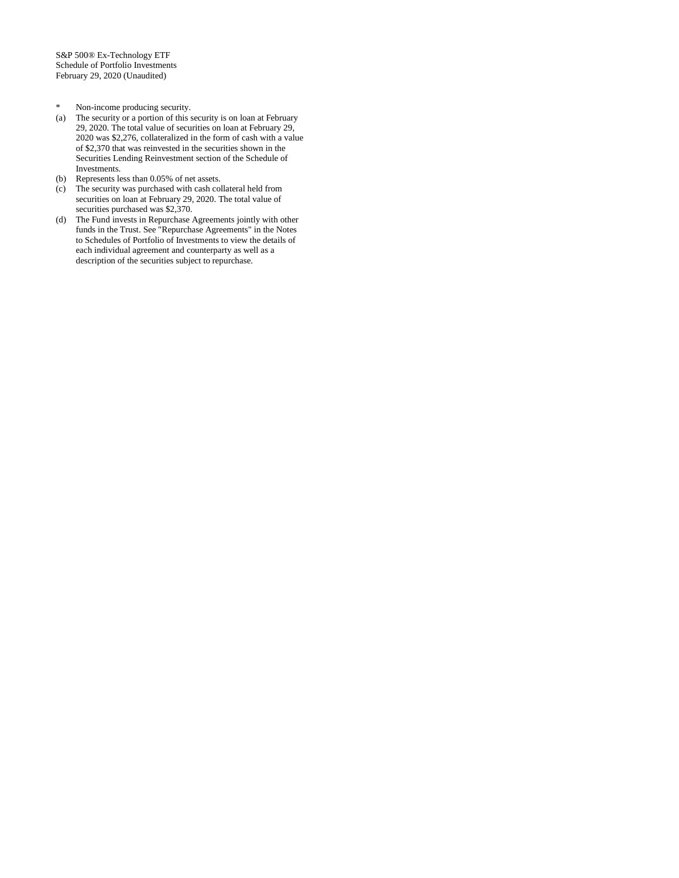S&P 500® Ex-Technology ETF
Schedule of Portfolio Investments
February 29, 2020 (Unaudited)

- \* Non-income producing security.
- (a) The security or a portion of this security is on loan at February 29, 2020. The total value of securities on loan at February 29, 2020 was $2,276, collateralized in the form of cash with a value of $2,370 that was reinvested in the securities shown in the Securities Lending Reinvestment section of the Schedule of Investments.
- (b) Represents less than 0.05% of net assets.
- (c) The security was purchased with cash collateral held from securities on loan at February 29, 2020. The total value of securities purchased was $2,370.
- (d) The Fund invests in Repurchase Agreements jointly with other funds in the Trust. See "Repurchase Agreements" in the Notes to Schedules of Portfolio of Investments to view the details of each individual agreement and counterparty as well as a description of the securities subject to repurchase.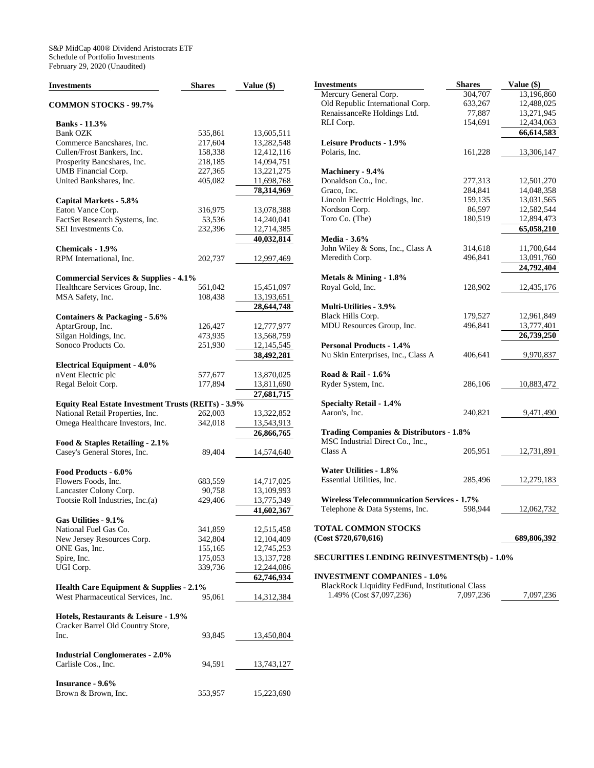S&P MidCap 400® Dividend Aristocrats ETF
Schedule of Portfolio Investments
February 29, 2020 (Unaudited)

| Investments | Shares | Value ($) |
|---|---|---|
| **COMMON STOCKS - 99.7%** | | |
| **Banks - 11.3%** | | |
| Bank OZK | 535,861 | 13,605,511 |
| Commerce Bancshares, Inc. | 217,604 | 13,282,548 |
| Cullen/Frost Bankers, Inc. | 158,338 | 12,412,116 |
| Prosperity Bancshares, Inc. | 218,185 | 14,094,751 |
| UMB Financial Corp. | 227,365 | 13,221,275 |
| United Bankshares, Inc. | 405,082 | 11,698,768 |
| | | **78,314,969** |
| **Capital Markets - 5.8%** | | |
| Eaton Vance Corp. | 316,975 | 13,078,388 |
| FactSet Research Systems, Inc. | 53,536 | 14,240,041 |
| SEI Investments Co. | 232,396 | 12,714,385 |
| | | **40,032,814** |
| **Chemicals - 1.9%** | | |
| RPM International, Inc. | 202,737 | 12,997,469 |
| **Commercial Services & Supplies - 4.1%** | | |
| Healthcare Services Group, Inc. | 561,042 | 15,451,097 |
| MSA Safety, Inc. | 108,438 | 13,193,651 |
| | | **28,644,748** |
| **Containers & Packaging - 5.6%** | | |
| AptarGroup, Inc. | 126,427 | 12,777,977 |
| Silgan Holdings, Inc. | 473,935 | 13,568,759 |
| Sonoco Products Co. | 251,930 | 12,145,545 |
| | | **38,492,281** |
| **Electrical Equipment - 4.0%** | | |
| nVent Electric plc | 577,677 | 13,870,025 |
| Regal Beloit Corp. | 177,894 | 13,811,690 |
| | | **27,681,715** |
| **Equity Real Estate Investment Trusts (REITs) - 3.9%** | | |
| National Retail Properties, Inc. | 262,003 | 13,322,852 |
| Omega Healthcare Investors, Inc. | 342,018 | 13,543,913 |
| | | **26,866,765** |
| **Food & Staples Retailing - 2.1%** | | |
| Casey's General Stores, Inc. | 89,404 | 14,574,640 |
| **Food Products - 6.0%** | | |
| Flowers Foods, Inc. | 683,559 | 14,717,025 |
| Lancaster Colony Corp. | 90,758 | 13,109,993 |
| Tootsie Roll Industries, Inc.(a) | 429,406 | 13,775,349 |
| | | **41,602,367** |
| **Gas Utilities - 9.1%** | | |
| National Fuel Gas Co. | 341,859 | 12,515,458 |
| New Jersey Resources Corp. | 342,804 | 12,104,409 |
| ONE Gas, Inc. | 155,165 | 12,745,253 |
| Spire, Inc. | 175,053 | 13,137,728 |
| UGI Corp. | 339,736 | 12,244,086 |
| | | **62,746,934** |
| **Health Care Equipment & Supplies - 2.1%** | | |
| West Pharmaceutical Services, Inc. | 95,061 | 14,312,384 |
| **Hotels, Restaurants & Leisure - 1.9%** | | |
| Cracker Barrel Old Country Store, Inc. | 93,845 | 13,450,804 |
| **Industrial Conglomerates - 2.0%** | | |
| Carlisle Cos., Inc. | 94,591 | 13,743,127 |
| **Insurance - 9.6%** | | |
| Brown & Brown, Inc. | 353,957 | 15,223,690 |
| Mercury General Corp. | 304,707 | 13,196,860 |
| Old Republic International Corp. | 633,267 | 12,488,025 |
| RenaissanceRe Holdings Ltd. | 77,887 | 13,271,945 |
| RLI Corp. | 154,691 | 12,434,063 |
| | | **66,614,583** |
| **Leisure Products - 1.9%** | | |
| Polaris, Inc. | 161,228 | 13,306,147 |
| **Machinery - 9.4%** | | |
| Donaldson Co., Inc. | 277,313 | 12,501,270 |
| Graco, Inc. | 284,841 | 14,048,358 |
| Lincoln Electric Holdings, Inc. | 159,135 | 13,031,565 |
| Nordson Corp. | 86,597 | 12,582,544 |
| Toro Co. (The) | 180,519 | 12,894,473 |
| | | **65,058,210** |
| **Media - 3.6%** | | |
| John Wiley & Sons, Inc., Class A | 314,618 | 11,700,644 |
| Meredith Corp. | 496,841 | 13,091,760 |
| | | **24,792,404** |
| **Metals & Mining - 1.8%** | | |
| Royal Gold, Inc. | 128,902 | 12,435,176 |
| **Multi-Utilities - 3.9%** | | |
| Black Hills Corp. | 179,527 | 12,961,849 |
| MDU Resources Group, Inc. | 496,841 | 13,777,401 |
| | | **26,739,250** |
| **Personal Products - 1.4%** | | |
| Nu Skin Enterprises, Inc., Class A | 406,641 | 9,970,837 |
| **Road & Rail - 1.6%** | | |
| Ryder System, Inc. | 286,106 | 10,883,472 |
| **Specialty Retail - 1.4%** | | |
| Aaron's, Inc. | 240,821 | 9,471,490 |
| **Trading Companies & Distributors - 1.8%** | | |
| MSC Industrial Direct Co., Inc., Class A | 205,951 | 12,731,891 |
| **Water Utilities - 1.8%** | | |
| Essential Utilities, Inc. | 285,496 | 12,279,183 |
| **Wireless Telecommunication Services - 1.7%** | | |
| Telephone & Data Systems, Inc. | 598,944 | 12,062,732 |
| **TOTAL COMMON STOCKS (Cost $720,670,616)** | | **689,806,392** |
| **SECURITIES LENDING REINVESTMENTS(b) - 1.0%** | | |
| **INVESTMENT COMPANIES - 1.0%** | | |
| BlackRock Liquidity FedFund, Institutional Class 1.49% (Cost $7,097,236) | 7,097,236 | 7,097,236 |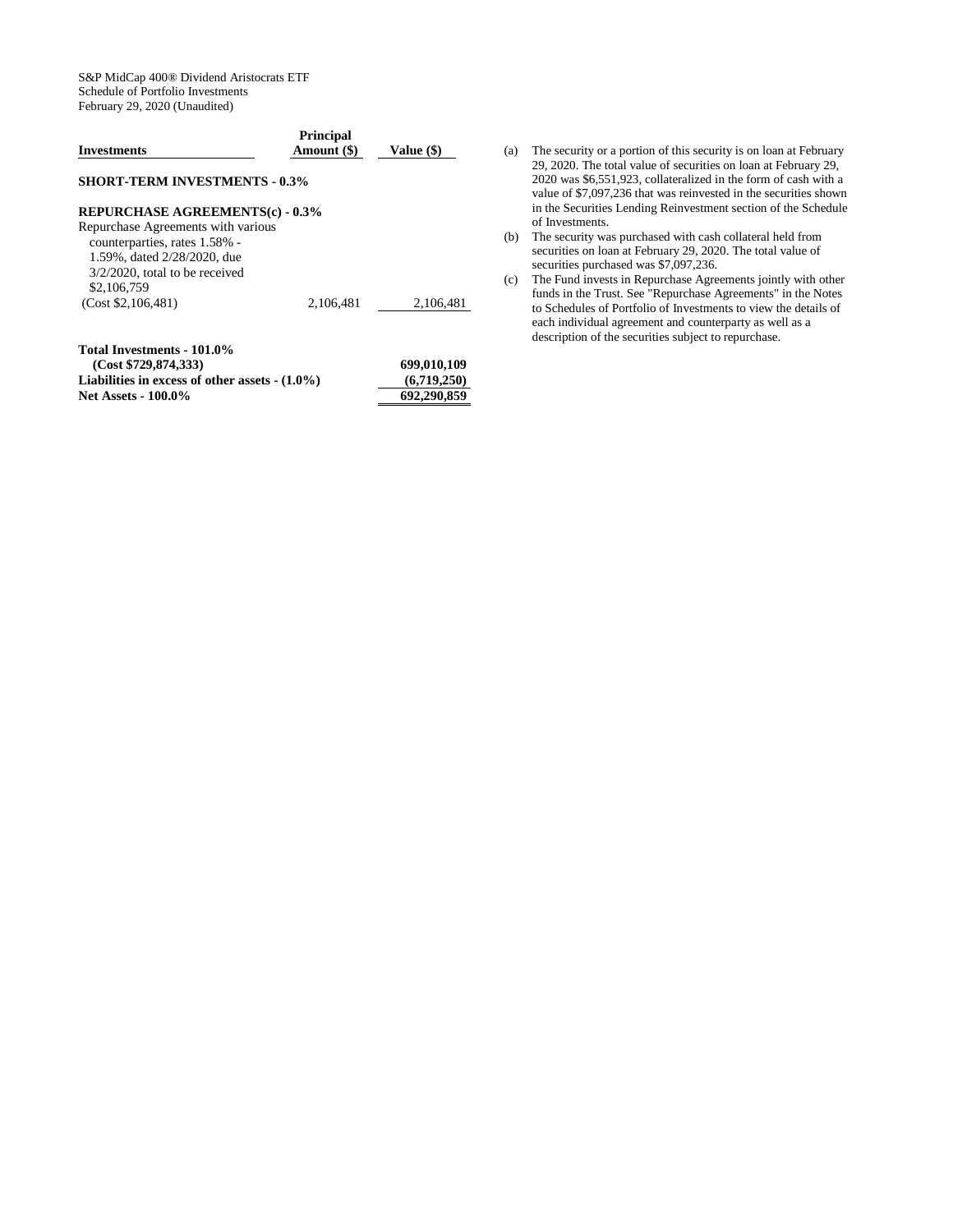S&P MidCap 400® Dividend Aristocrats ETF
Schedule of Portfolio Investments
February 29, 2020 (Unaudited)

| Investments | Principal Amount ($) | Value ($) |
|---|---|---|
| **SHORT-TERM INVESTMENTS - 0.3%** | | |
| **REPURCHASE AGREEMENTS(c) - 0.3%** | | |
| Repurchase Agreements with various counterparties, rates 1.58% - 1.59%, dated 2/28/2020, due 3/2/2020, total to be received $2,106,759 (Cost $2,106,481) | 2,106,481 | 2,106,481 |
| **Total Investments - 101.0% (Cost $729,874,333)** | | **699,010,109** |
| **Liabilities in excess of other assets - (1.0%)** | | **(6,719,250)** |
| **Net Assets - 100.0%** | | **692,290,859** |

(a) The security or a portion of this security is on loan at February 29, 2020. The total value of securities on loan at February 29, 2020 was $6,551,923, collateralized in the form of cash with a value of $7,097,236 that was reinvested in the securities shown in the Securities Lending Reinvestment section of the Schedule of Investments.

(b) The security was purchased with cash collateral held from securities on loan at February 29, 2020. The total value of securities purchased was $7,097,236.

(c) The Fund invests in Repurchase Agreements jointly with other funds in the Trust. See "Repurchase Agreements" in the Notes to Schedules of Portfolio of Investments to view the details of each individual agreement and counterparty as well as a description of the securities subject to repurchase.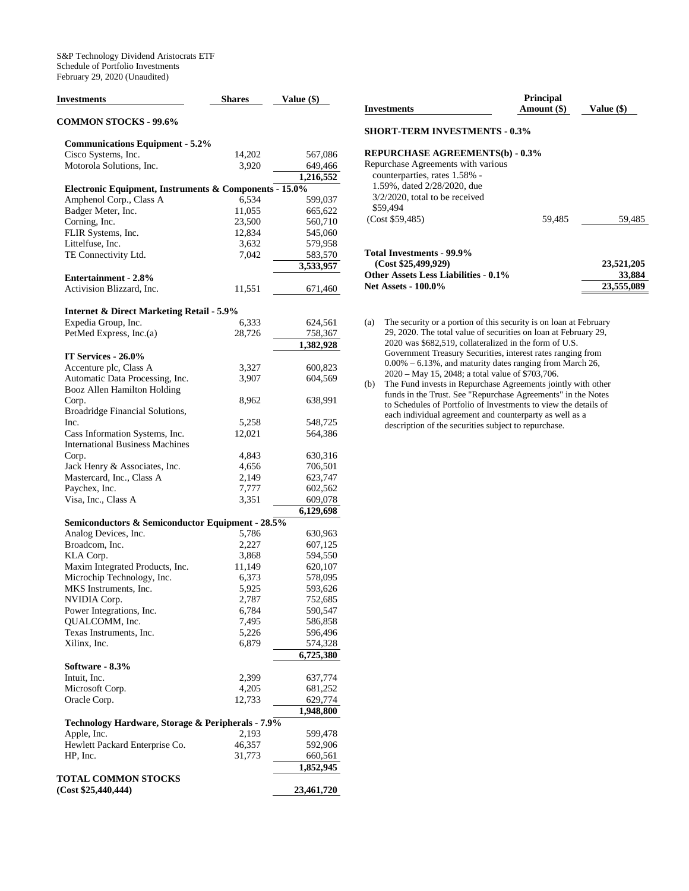S&P Technology Dividend Aristocrats ETF
Schedule of Portfolio Investments
February 29, 2020 (Unaudited)

| Investments | Shares | Value ($) |
|---|---|---|
| **COMMON STOCKS - 99.6%** | | |
| **Communications Equipment - 5.2%** | | |
| Cisco Systems, Inc. | 14,202 | 567,086 |
| Motorola Solutions, Inc. | 3,920 | 649,466 |
| | | **1,216,552** |
| **Electronic Equipment, Instruments & Components - 15.0%** | | |
| Amphenol Corp., Class A | 6,534 | 599,037 |
| Badger Meter, Inc. | 11,055 | 665,622 |
| Corning, Inc. | 23,500 | 560,710 |
| FLIR Systems, Inc. | 12,834 | 545,060 |
| Littelfuse, Inc. | 3,632 | 579,958 |
| TE Connectivity Ltd. | 7,042 | 583,570 |
| | | **3,533,957** |
| **Entertainment - 2.8%** | | |
| Activision Blizzard, Inc. | 11,551 | 671,460 |
| **Internet & Direct Marketing Retail - 5.9%** | | |
| Expedia Group, Inc. | 6,333 | 624,561 |
| PetMed Express, Inc.(a) | 28,726 | 758,367 |
| | | **1,382,928** |
| **IT Services - 26.0%** | | |
| Accenture plc, Class A | 3,327 | 600,823 |
| Automatic Data Processing, Inc. | 3,907 | 604,569 |
| Booz Allen Hamilton Holding Corp. | 8,962 | 638,991 |
| Broadridge Financial Solutions, Inc. | 5,258 | 548,725 |
| Cass Information Systems, Inc. | 12,021 | 564,386 |
| International Business Machines Corp. | 4,843 | 630,316 |
| Jack Henry & Associates, Inc. | 4,656 | 706,501 |
| Mastercard, Inc., Class A | 2,149 | 623,747 |
| Paychex, Inc. | 7,777 | 602,562 |
| Visa, Inc., Class A | 3,351 | 609,078 |
| | | **6,129,698** |
| **Semiconductors & Semiconductor Equipment - 28.5%** | | |
| Analog Devices, Inc. | 5,786 | 630,963 |
| Broadcom, Inc. | 2,227 | 607,125 |
| KLA Corp. | 3,868 | 594,550 |
| Maxim Integrated Products, Inc. | 11,149 | 620,107 |
| Microchip Technology, Inc. | 6,373 | 578,095 |
| MKS Instruments, Inc. | 5,925 | 593,626 |
| NVIDIA Corp. | 2,787 | 752,685 |
| Power Integrations, Inc. | 6,784 | 590,547 |
| QUALCOMM, Inc. | 7,495 | 586,858 |
| Texas Instruments, Inc. | 5,226 | 596,496 |
| Xilinx, Inc. | 6,879 | 574,328 |
| | | **6,725,380** |
| **Software - 8.3%** | | |
| Intuit, Inc. | 2,399 | 637,774 |
| Microsoft Corp. | 4,205 | 681,252 |
| Oracle Corp. | 12,733 | 629,774 |
| | | **1,948,800** |
| **Technology Hardware, Storage & Peripherals - 7.9%** | | |
| Apple, Inc. | 2,193 | 599,478 |
| Hewlett Packard Enterprise Co. | 46,357 | 592,906 |
| HP, Inc. | 31,773 | 660,561 |
| | | **1,852,945** |
| **TOTAL COMMON STOCKS (Cost $25,440,444)** | | **23,461,720** |

| Investments | Principal Amount ($) | Value ($) |
|---|---|---|
| **SHORT-TERM INVESTMENTS - 0.3%** | | |
| **REPURCHASE AGREEMENTS(b) - 0.3%** | | |
| Repurchase Agreements with various counterparties, rates 1.58% - 1.59%, dated 2/28/2020, due 3/2/2020, total to be received $59,494 (Cost $59,485) | 59,485 | 59,485 |
| **Total Investments - 99.9% (Cost $25,499,929)** | | **23,521,205** |
| **Other Assets Less Liabilities - 0.1%** | | **33,884** |
| **Net Assets - 100.0%** | | **23,555,089** |

(a) The security or a portion of this security is on loan at February 29, 2020. The total value of securities on loan at February 29, 2020 was $682,519, collateralized in the form of U.S. Government Treasury Securities, interest rates ranging from 0.00% – 6.13%, and maturity dates ranging from March 26, 2020 – May 15, 2048; a total value of $703,706.

(b) The Fund invests in Repurchase Agreements jointly with other funds in the Trust. See "Repurchase Agreements" in the Notes to Schedules of Portfolio of Investments to view the details of each individual agreement and counterparty as well as a description of the securities subject to repurchase.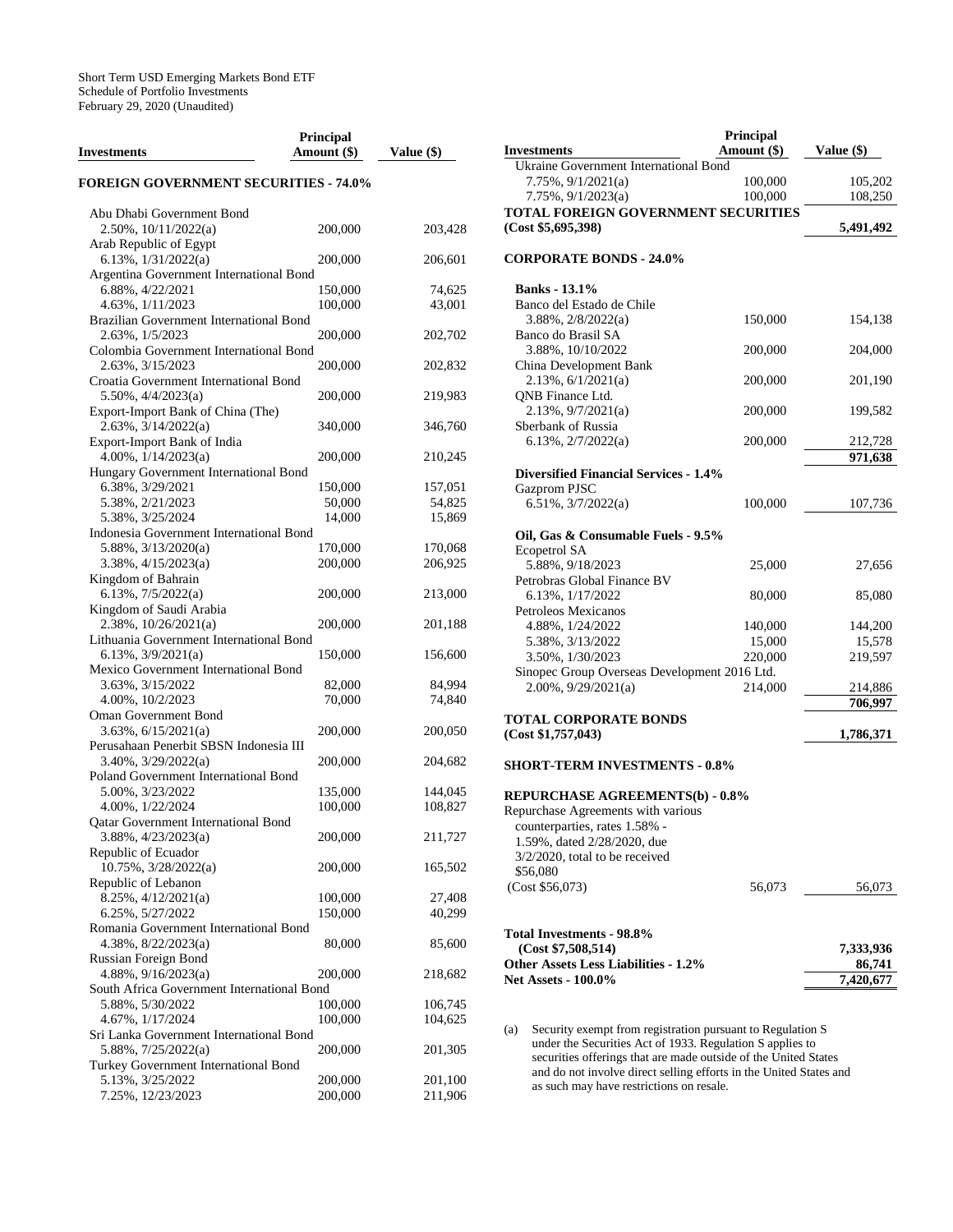Short Term USD Emerging Markets Bond ETF
Schedule of Portfolio Investments
February 29, 2020 (Unaudited)

| Investments | Principal Amount ($) | Value ($) |
|---|---|---|
| **FOREIGN GOVERNMENT SECURITIES - 74.0%** | | |
| Abu Dhabi Government Bond | | |
| 2.50%, 10/11/2022(a) | 200,000 | 203,428 |
| Arab Republic of Egypt | | |
| 6.13%, 1/31/2022(a) | 200,000 | 206,601 |
| Argentina Government International Bond | | |
| 6.88%, 4/22/2021 | 150,000 | 74,625 |
| 4.63%, 1/11/2023 | 100,000 | 43,001 |
| Brazilian Government International Bond | | |
| 2.63%, 1/5/2023 | 200,000 | 202,702 |
| Colombia Government International Bond | | |
| 2.63%, 3/15/2023 | 200,000 | 202,832 |
| Croatia Government International Bond | | |
| 5.50%, 4/4/2023(a) | 200,000 | 219,983 |
| Export-Import Bank of China (The) | | |
| 2.63%, 3/14/2022(a) | 340,000 | 346,760 |
| Export-Import Bank of India | | |
| 4.00%, 1/14/2023(a) | 200,000 | 210,245 |
| Hungary Government International Bond | | |
| 6.38%, 3/29/2021 | 150,000 | 157,051 |
| 5.38%, 2/21/2023 | 50,000 | 54,825 |
| 5.38%, 3/25/2024 | 14,000 | 15,869 |
| Indonesia Government International Bond | | |
| 5.88%, 3/13/2020(a) | 170,000 | 170,068 |
| 3.38%, 4/15/2023(a) | 200,000 | 206,925 |
| Kingdom of Bahrain | | |
| 6.13%, 7/5/2022(a) | 200,000 | 213,000 |
| Kingdom of Saudi Arabia | | |
| 2.38%, 10/26/2021(a) | 200,000 | 201,188 |
| Lithuania Government International Bond | | |
| 6.13%, 3/9/2021(a) | 150,000 | 156,600 |
| Mexico Government International Bond | | |
| 3.63%, 3/15/2022 | 82,000 | 84,994 |
| 4.00%, 10/2/2023 | 70,000 | 74,840 |
| Oman Government Bond | | |
| 3.63%, 6/15/2021(a) | 200,000 | 200,050 |
| Perusahaan Penerbit SBSN Indonesia III | | |
| 3.40%, 3/29/2022(a) | 200,000 | 204,682 |
| Poland Government International Bond | | |
| 5.00%, 3/23/2022 | 135,000 | 144,045 |
| 4.00%, 1/22/2024 | 100,000 | 108,827 |
| Qatar Government International Bond | | |
| 3.88%, 4/23/2023(a) | 200,000 | 211,727 |
| Republic of Ecuador | | |
| 10.75%, 3/28/2022(a) | 200,000 | 165,502 |
| Republic of Lebanon | | |
| 8.25%, 4/12/2021(a) | 100,000 | 27,408 |
| 6.25%, 5/27/2022 | 150,000 | 40,299 |
| Romania Government International Bond | | |
| 4.38%, 8/22/2023(a) | 80,000 | 85,600 |
| Russian Foreign Bond | | |
| 4.88%, 9/16/2023(a) | 200,000 | 218,682 |
| South Africa Government International Bond | | |
| 5.88%, 5/30/2022 | 100,000 | 106,745 |
| 4.67%, 1/17/2024 | 100,000 | 104,625 |
| Sri Lanka Government International Bond | | |
| 5.88%, 7/25/2022(a) | 200,000 | 201,305 |
| Turkey Government International Bond | | |
| 5.13%, 3/25/2022 | 200,000 | 201,100 |
| 7.25%, 12/23/2023 | 200,000 | 211,906 |
| Ukraine Government International Bond | | |
| 7.75%, 9/1/2021(a) | 100,000 | 105,202 |
| 7.75%, 9/1/2023(a) | 100,000 | 108,250 |
| **TOTAL FOREIGN GOVERNMENT SECURITIES (Cost $5,695,398)** | | **5,491,492** |
| **CORPORATE BONDS - 24.0%** | | |
| **Banks - 13.1%** | | |
| Banco del Estado de Chile | | |
| 3.88%, 2/8/2022(a) | 150,000 | 154,138 |
| Banco do Brasil SA | | |
| 3.88%, 10/10/2022 | 200,000 | 204,000 |
| China Development Bank | | |
| 2.13%, 6/1/2021(a) | 200,000 | 201,190 |
| QNB Finance Ltd. | | |
| 2.13%, 9/7/2021(a) | 200,000 | 199,582 |
| Sberbank of Russia | | |
| 6.13%, 2/7/2022(a) | 200,000 | 212,728 |
| | | **971,638** |
| **Diversified Financial Services - 1.4%** | | |
| Gazprom PJSC | | |
| 6.51%, 3/7/2022(a) | 100,000 | 107,736 |
| **Oil, Gas & Consumable Fuels - 9.5%** | | |
| Ecopetrol SA | | |
| 5.88%, 9/18/2023 | 25,000 | 27,656 |
| Petrobras Global Finance BV | | |
| 6.13%, 1/17/2022 | 80,000 | 85,080 |
| Petroleos Mexicanos | | |
| 4.88%, 1/24/2022 | 140,000 | 144,200 |
| 5.38%, 3/13/2022 | 15,000 | 15,578 |
| 3.50%, 1/30/2023 | 220,000 | 219,597 |
| Sinopec Group Overseas Development 2016 Ltd. | | |
| 2.00%, 9/29/2021(a) | 214,000 | 214,886 |
| | | **706,997** |
| **TOTAL CORPORATE BONDS (Cost $1,757,043)** | | **1,786,371** |
| **SHORT-TERM INVESTMENTS - 0.8%** | | |
| **REPURCHASE AGREEMENTS(b) - 0.8%** | | |
| Repurchase Agreements with various counterparties, rates 1.58% - 1.59%, dated 2/28/2020, due 3/2/2020, total to be received $56,080 (Cost $56,073) | 56,073 | 56,073 |
| **Total Investments - 98.8% (Cost $7,508,514)** | | **7,333,936** |
| **Other Assets Less Liabilities - 1.2%** | | **86,741** |
| **Net Assets - 100.0%** | | **7,420,677** |

(a) Security exempt from registration pursuant to Regulation S under the Securities Act of 1933. Regulation S applies to securities offerings that are made outside of the United States and do not involve direct selling efforts in the United States and as such may have restrictions on resale.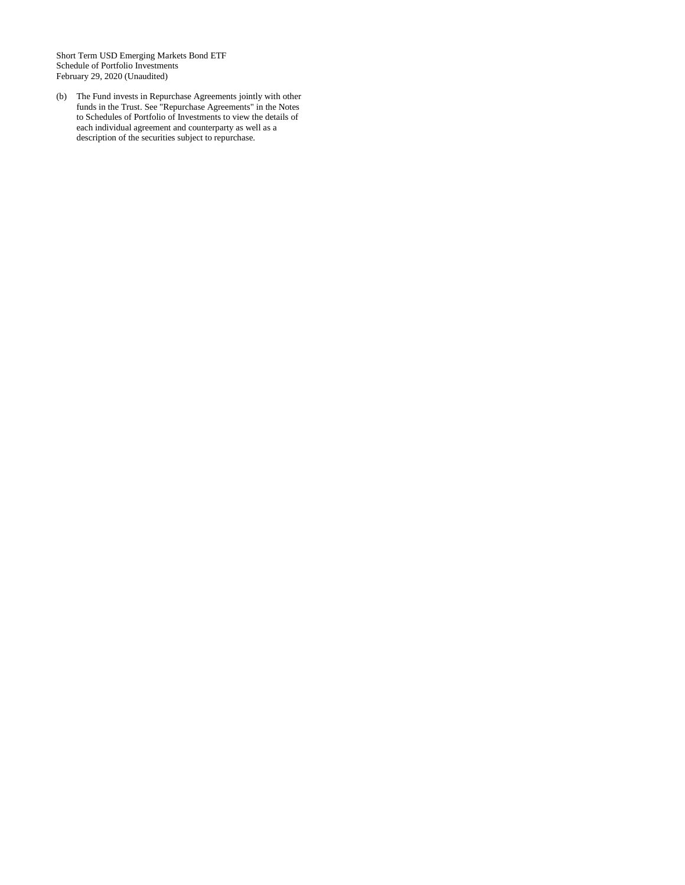Short Term USD Emerging Markets Bond ETF
Schedule of Portfolio Investments
February 29, 2020 (Unaudited)

(b) The Fund invests in Repurchase Agreements jointly with other funds in the Trust. See "Repurchase Agreements" in the Notes to Schedules of Portfolio of Investments to view the details of each individual agreement and counterparty as well as a description of the securities subject to repurchase.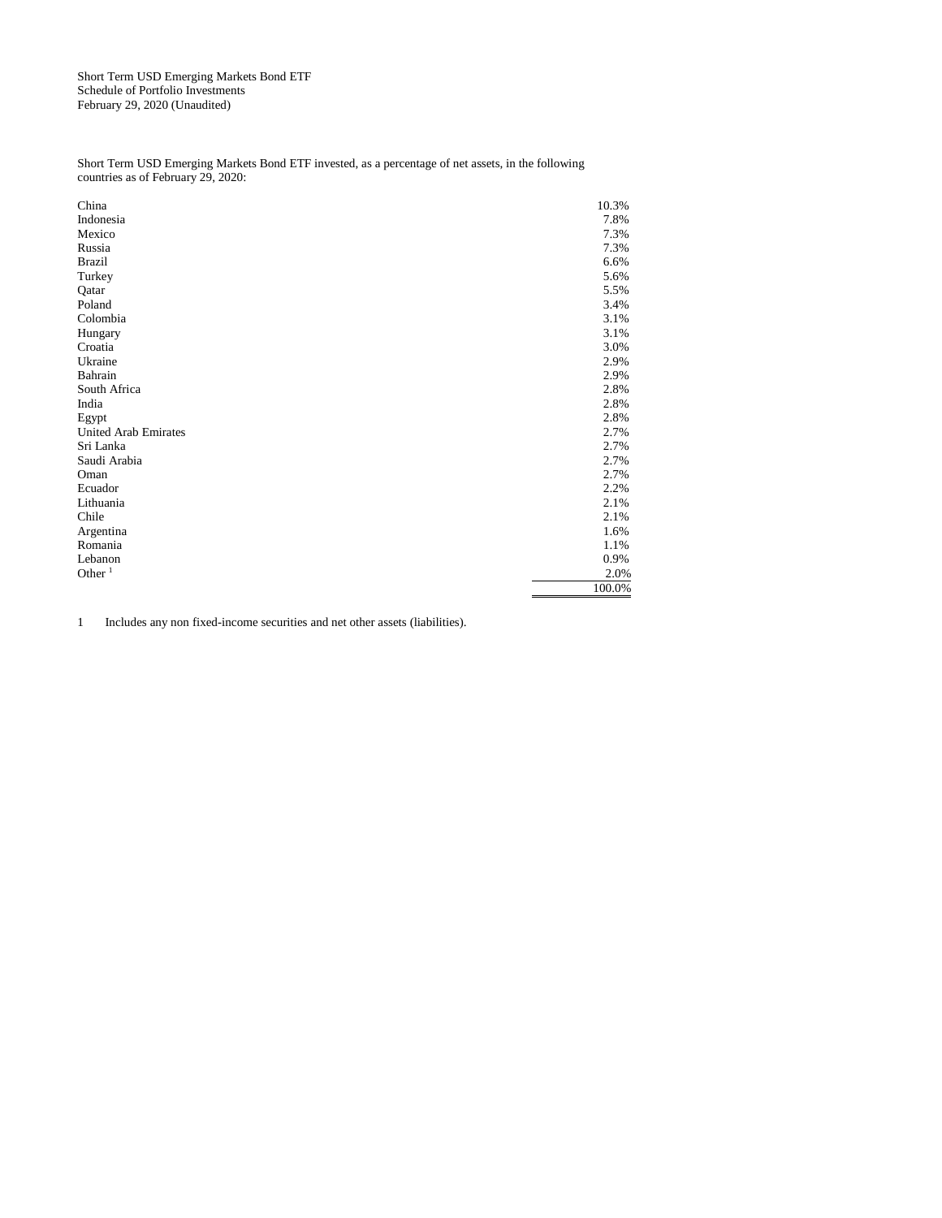Short Term USD Emerging Markets Bond ETF
Schedule of Portfolio Investments
February 29, 2020 (Unaudited)

Short Term USD Emerging Markets Bond ETF invested, as a percentage of net assets, in the following countries as of February 29, 2020:

| Country | % of Net Assets |
|---|---|
| China | 10.3% |
| Indonesia | 7.8% |
| Mexico | 7.3% |
| Russia | 7.3% |
| Brazil | 6.6% |
| Turkey | 5.6% |
| Qatar | 5.5% |
| Poland | 3.4% |
| Colombia | 3.1% |
| Hungary | 3.1% |
| Croatia | 3.0% |
| Ukraine | 2.9% |
| Bahrain | 2.9% |
| South Africa | 2.8% |
| India | 2.8% |
| Egypt | 2.8% |
| United Arab Emirates | 2.7% |
| Sri Lanka | 2.7% |
| Saudi Arabia | 2.7% |
| Oman | 2.7% |
| Ecuador | 2.2% |
| Lithuania | 2.1% |
| Chile | 2.1% |
| Argentina | 1.6% |
| Romania | 1.1% |
| Lebanon | 0.9% |
| Other [1] | 2.0% |
| | 100.0% |

1 Includes any non fixed-income securities and net other assets (liabilities).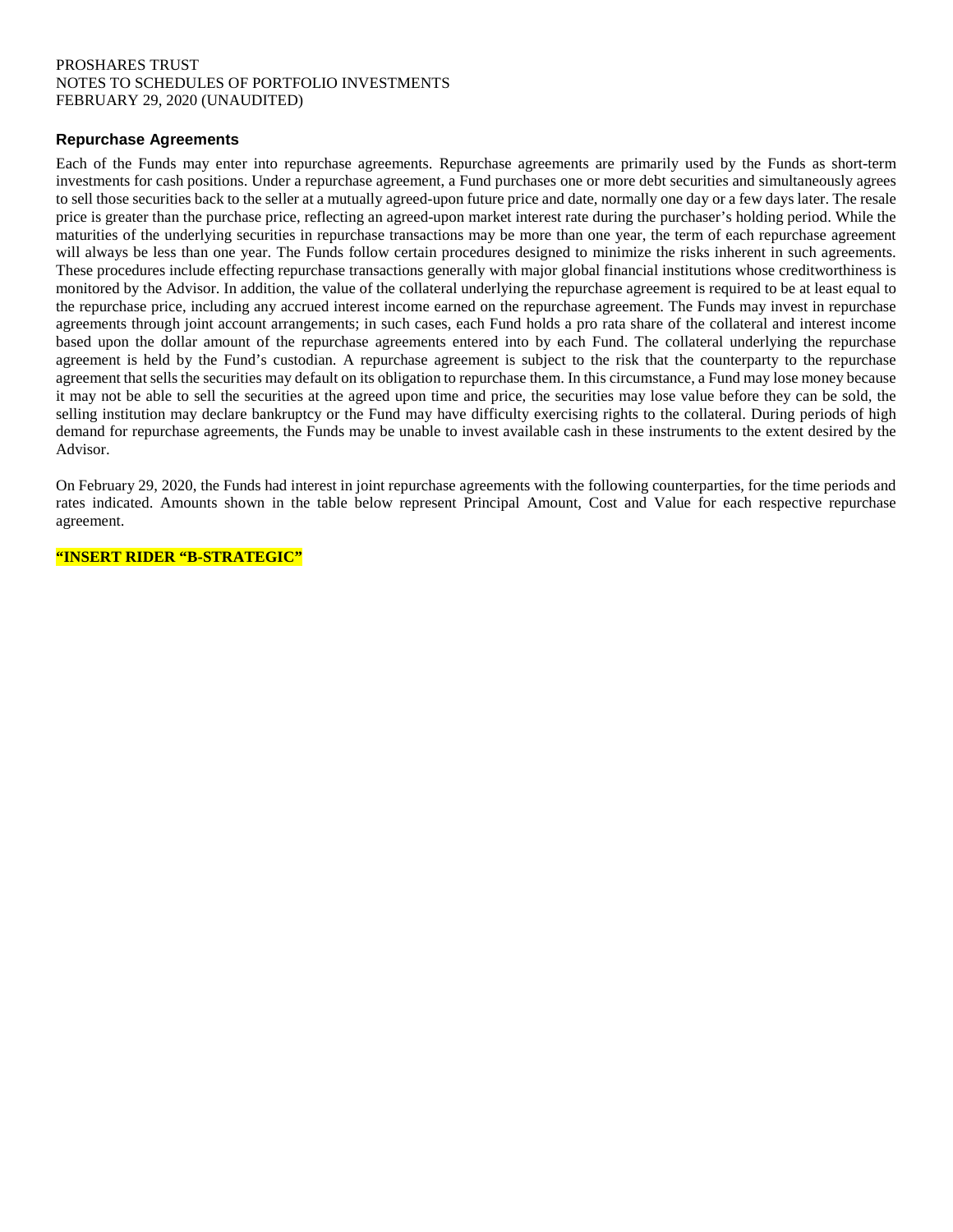PROSHARES TRUST
NOTES TO SCHEDULES OF PORTFOLIO INVESTMENTS
FEBRUARY 29, 2020 (UNAUDITED)

## Repurchase Agreements

Each of the Funds may enter into repurchase agreements. Repurchase agreements are primarily used by the Funds as short-term investments for cash positions. Under a repurchase agreement, a Fund purchases one or more debt securities and simultaneously agrees to sell those securities back to the seller at a mutually agreed-upon future price and date, normally one day or a few days later. The resale price is greater than the purchase price, reflecting an agreed-upon market interest rate during the purchaser's holding period. While the maturities of the underlying securities in repurchase transactions may be more than one year, the term of each repurchase agreement will always be less than one year. The Funds follow certain procedures designed to minimize the risks inherent in such agreements. These procedures include effecting repurchase transactions generally with major global financial institutions whose creditworthiness is monitored by the Advisor. In addition, the value of the collateral underlying the repurchase agreement is required to be at least equal to the repurchase price, including any accrued interest income earned on the repurchase agreement. The Funds may invest in repurchase agreements through joint account arrangements; in such cases, each Fund holds a pro rata share of the collateral and interest income based upon the dollar amount of the repurchase agreements entered into by each Fund. The collateral underlying the repurchase agreement is held by the Fund's custodian. A repurchase agreement is subject to the risk that the counterparty to the repurchase agreement that sells the securities may default on its obligation to repurchase them. In this circumstance, a Fund may lose money because it may not be able to sell the securities at the agreed upon time and price, the securities may lose value before they can be sold, the selling institution may declare bankruptcy or the Fund may have difficulty exercising rights to the collateral. During periods of high demand for repurchase agreements, the Funds may be unable to invest available cash in these instruments to the extent desired by the Advisor.

On February 29, 2020, the Funds had interest in joint repurchase agreements with the following counterparties, for the time periods and rates indicated. Amounts shown in the table below represent Principal Amount, Cost and Value for each respective repurchase agreement.

**"INSERT RIDER "B-STRATEGIC"**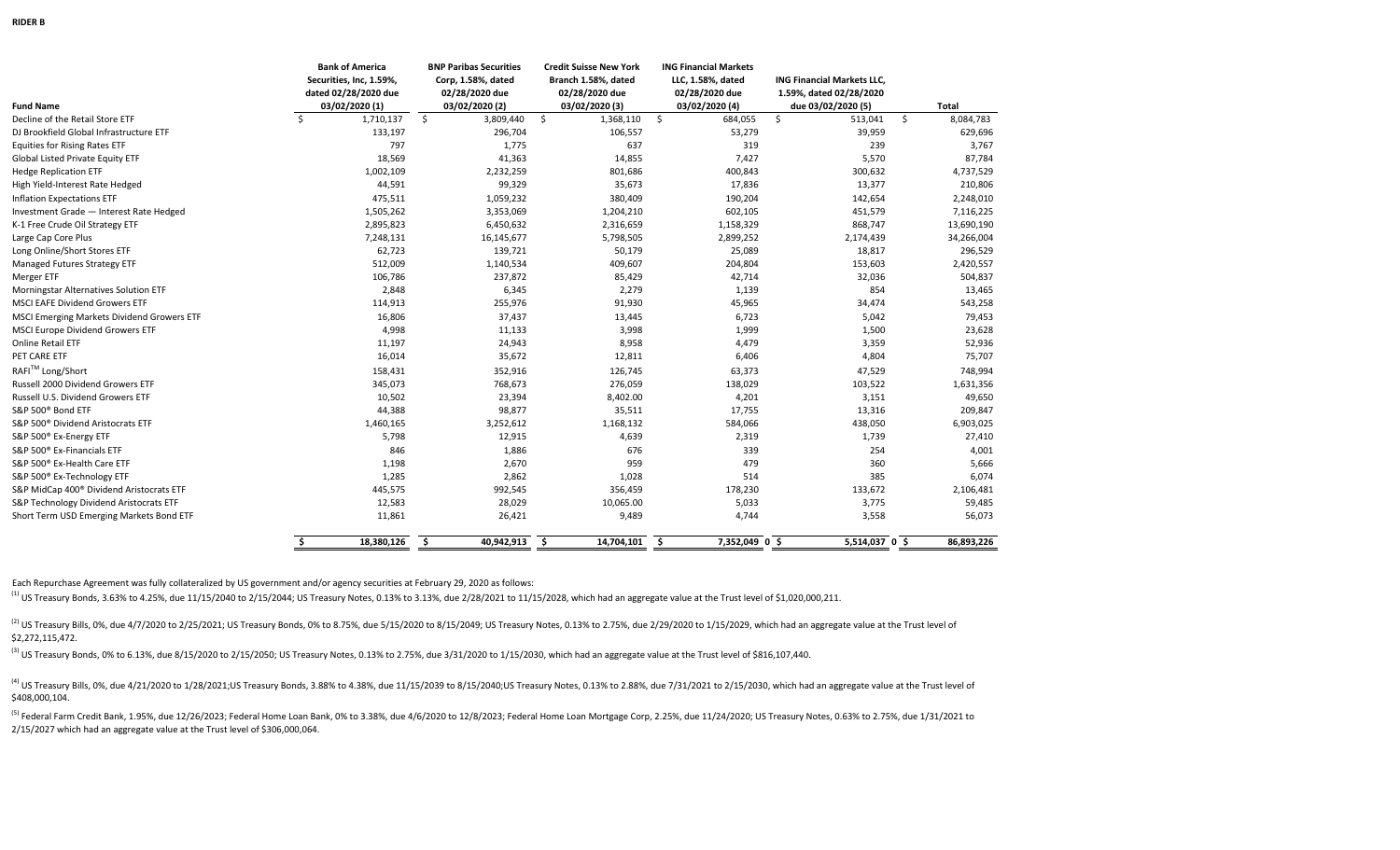**RIDER B**

| Fund Name | Bank of America Securities, Inc, 1.59%, dated 02/28/2020 due 03/02/2020 (1) | BNP Paribas Securities Corp, 1.58%, dated 02/28/2020 due 03/02/2020 (2) | Credit Suisse New York Branch 1.58%, dated 02/28/2020 due 03/02/2020 (3) | ING Financial Markets LLC, 1.58%, dated 02/28/2020 due 03/02/2020 (4) | ING Financial Markets LLC, 1.59%, dated 02/28/2020 due 03/02/2020 (5) | Total |
|---|---|---|---|---|---|---|
| Decline of the Retail Store ETF | $ 1,710,137 | $ 3,809,440 | $ 1,368,110 | $ 684,055 | $ 513,041 | $ 8,084,783 |
| DJ Brookfield Global Infrastructure ETF | 133,197 | 296,704 | 106,557 | 53,279 | 39,959 | 629,696 |
| Equities for Rising Rates ETF | 797 | 1,775 | 637 | 319 | 239 | 3,767 |
| Global Listed Private Equity ETF | 18,569 | 41,363 | 14,855 | 7,427 | 5,570 | 87,784 |
| Hedge Replication ETF | 1,002,109 | 2,232,259 | 801,686 | 400,843 | 300,632 | 4,737,529 |
| High Yield-Interest Rate Hedged | 44,591 | 99,329 | 35,673 | 17,836 | 13,377 | 210,806 |
| Inflation Expectations ETF | 475,511 | 1,059,232 | 380,409 | 190,204 | 142,654 | 2,248,010 |
| Investment Grade — Interest Rate Hedged | 1,505,262 | 3,353,069 | 1,204,210 | 602,105 | 451,579 | 7,116,225 |
| K-1 Free Crude Oil Strategy ETF | 2,895,823 | 6,450,632 | 2,316,659 | 1,158,329 | 868,747 | 13,690,190 |
| Large Cap Core Plus | 7,248,131 | 16,145,677 | 5,798,505 | 2,899,252 | 2,174,439 | 34,266,004 |
| Long Online/Short Stores ETF | 62,723 | 139,721 | 50,179 | 25,089 | 18,817 | 296,529 |
| Managed Futures Strategy ETF | 512,009 | 1,140,534 | 409,607 | 204,804 | 153,603 | 2,420,557 |
| Merger ETF | 106,786 | 237,872 | 85,429 | 42,714 | 32,036 | 504,837 |
| Morningstar Alternatives Solution ETF | 2,848 | 6,345 | 2,279 | 1,139 | 854 | 13,465 |
| MSCI EAFE Dividend Growers ETF | 114,913 | 255,976 | 91,930 | 45,965 | 34,474 | 543,258 |
| MSCI Emerging Markets Dividend Growers ETF | 16,806 | 37,437 | 13,445 | 6,723 | 5,042 | 79,453 |
| MSCI Europe Dividend Growers ETF | 4,998 | 11,133 | 3,998 | 1,999 | 1,500 | 23,628 |
| Online Retail ETF | 11,197 | 24,943 | 8,958 | 4,479 | 3,359 | 52,936 |
| PET CARE ETF | 16,014 | 35,672 | 12,811 | 6,406 | 4,804 | 75,707 |
| RAFI™ Long/Short | 158,431 | 352,916 | 126,745 | 63,373 | 47,529 | 748,994 |
| Russell 2000 Dividend Growers ETF | 345,073 | 768,673 | 276,059 | 138,029 | 103,522 | 1,631,356 |
| Russell U.S. Dividend Growers ETF | 10,502 | 23,394 | 8,402.00 | 4,201 | 3,151 | 49,650 |
| S&P 500® Bond ETF | 44,388 | 98,877 | 35,511 | 17,755 | 13,316 | 209,847 |
| S&P 500® Dividend Aristocrats ETF | 1,460,165 | 3,252,612 | 1,168,132 | 584,066 | 438,050 | 6,903,025 |
| S&P 500® Ex-Energy ETF | 5,798 | 12,915 | 4,639 | 2,319 | 1,739 | 27,410 |
| S&P 500® Ex-Financials ETF | 846 | 1,886 | 676 | 339 | 254 | 4,001 |
| S&P 500® Ex-Health Care ETF | 1,198 | 2,670 | 959 | 479 | 360 | 5,666 |
| S&P 500® Ex-Technology ETF | 1,285 | 2,862 | 1,028 | 514 | 385 | 6,074 |
| S&P MidCap 400® Dividend Aristocrats ETF | 445,575 | 992,545 | 356,459 | 178,230 | 133,672 | 2,106,481 |
| S&P Technology Dividend Aristocrats ETF | 12,583 | 28,029 | 10,065.00 | 5,033 | 3,775 | 59,485 |
| Short Term USD Emerging Markets Bond ETF | 11,861 | 26,421 | 9,489 | 4,744 | 3,558 | 56,073 |
| | $ 18,380,126 | $ 40,942,913 | $ 14,704,101 | $ 7,352,049 0 | $ 5,514,037 0 | $ 86,893,226 |

Each Repurchase Agreement was fully collateralized by US government and/or agency securities at February 29, 2020 as follows:

(1) US Treasury Bonds, 3.63% to 4.25%, due 11/15/2040 to 2/15/2044; US Treasury Notes, 0.13% to 3.13%, due 2/28/2021 to 11/15/2028, which had an aggregate value at the Trust level of $1,020,000,211.

(2) US Treasury Bills, 0%, due 4/7/2020 to 2/25/2021; US Treasury Bonds, 0% to 8.75%, due 5/15/2020 to 8/15/2049; US Treasury Notes, 0.13% to 2.75%, due 2/29/2020 to 1/15/2029, which had an aggregate value at the Trust level of $2,272,115,472.

(3) US Treasury Bonds, 0% to 6.13%, due 8/15/2020 to 2/15/2050; US Treasury Notes, 0.13% to 2.75%, due 3/31/2020 to 1/15/2030, which had an aggregate value at the Trust level of $816,107,440.

(4) US Treasury Bills, 0%, due 4/21/2020 to 1/28/2021;US Treasury Bonds, 3.88% to 4.38%, due 11/15/2039 to 8/15/2040;US Treasury Notes, 0.13% to 2.88%, due 7/31/2021 to 2/15/2030, which had an aggregate value at the Trust level of $408,000,104.

(5) Federal Farm Credit Bank, 1.95%, due 12/26/2023; Federal Home Loan Bank, 0% to 3.38%, due 4/6/2020 to 12/8/2023; Federal Home Loan Mortgage Corp, 2.25%, due 11/24/2020; US Treasury Notes, 0.63% to 2.75%, due 1/31/2021 to 2/15/2027 which had an aggregate value at the Trust level of $306,000,064.